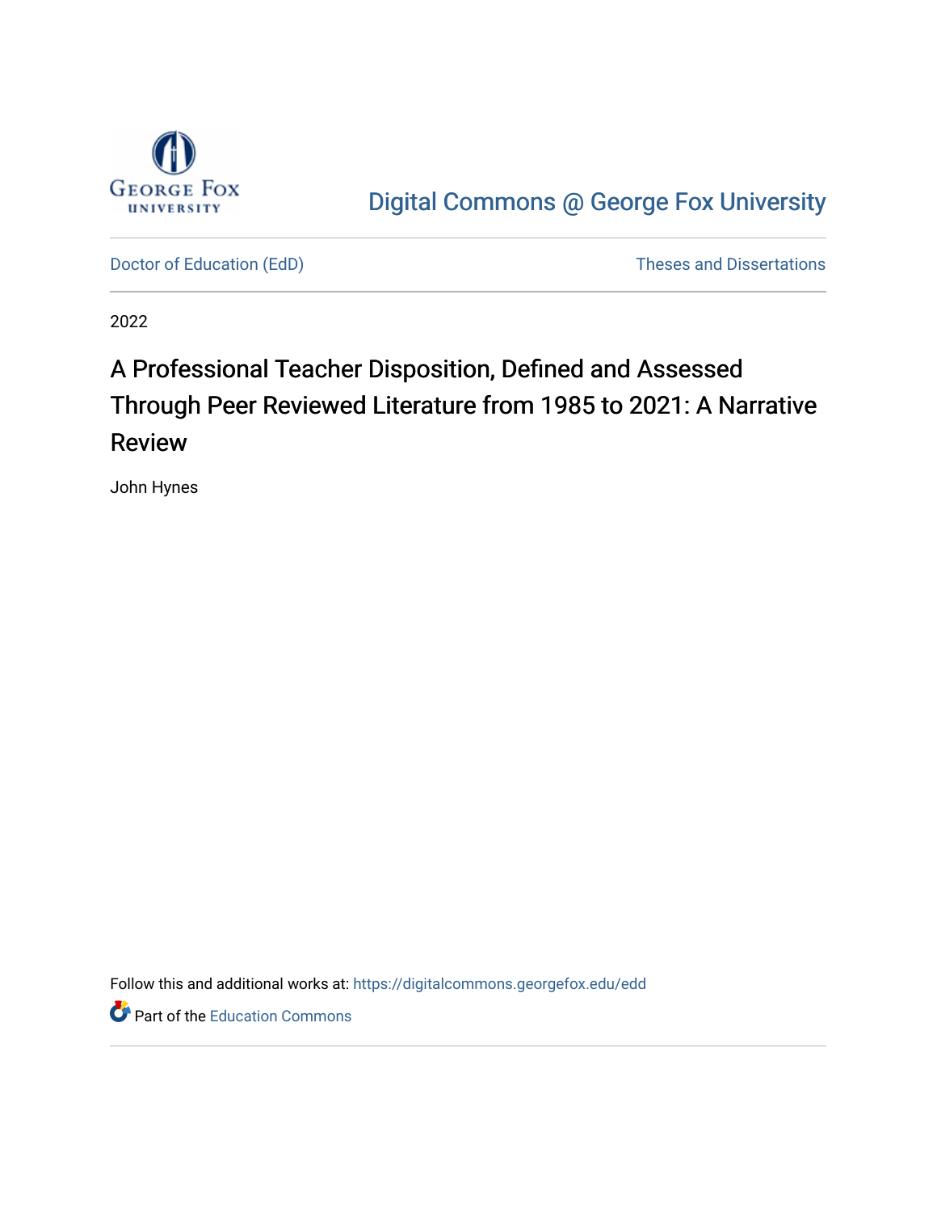Digital Commons @ George Fox University

Doctor of Education (EdD)

Theses and Dissertations

2022

# A Professional Teacher Disposition, Defined and Assessed Through Peer Reviewed Literature from 1985 to 2021: A Narrative Review

John Hynes

Follow this and additional works at: https://digitalcommons.georgefox.edu/edd

Part of the Education Commons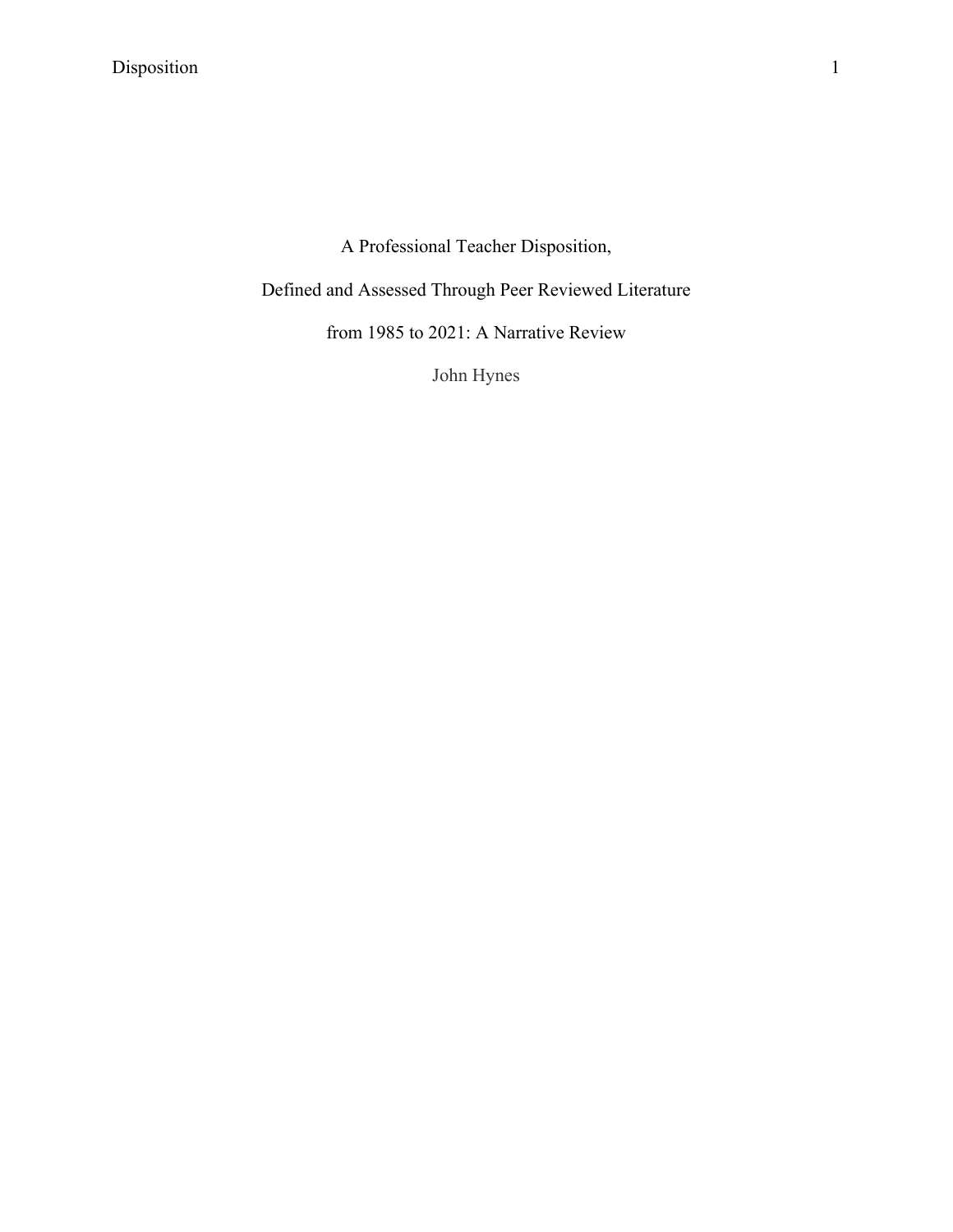# A Professional Teacher Disposition,

# Defined and Assessed Through Peer Reviewed Literature

# from 1985 to 2021: A Narrative Review

John Hynes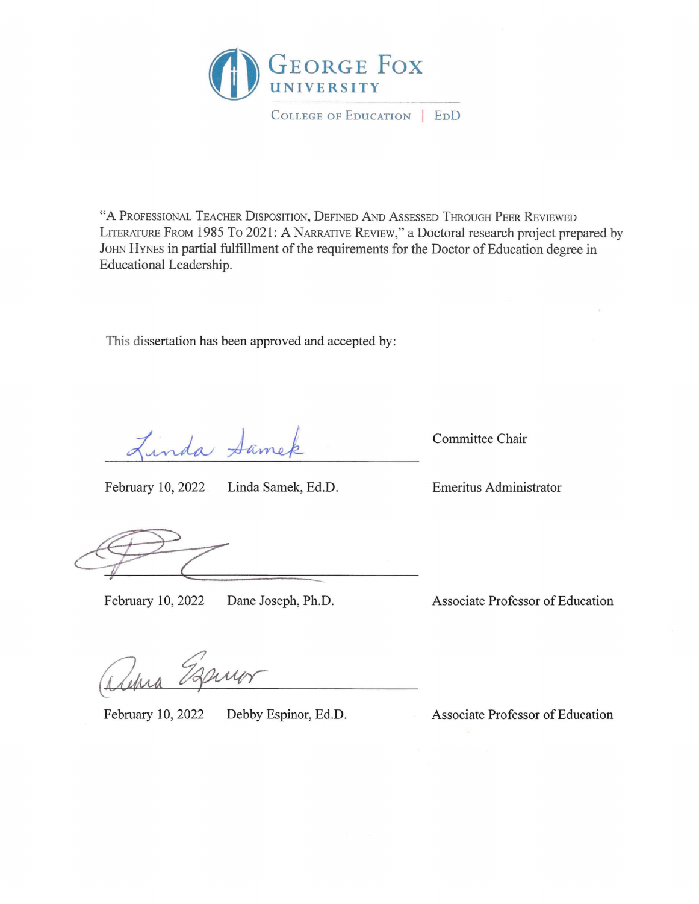GEORGE FOX UNIVERSITY

COLLEGE OF EDUCATION | EDD

"A PROFESSIONAL TEACHER DISPOSITION, DEFINED AND ASSESSED THROUGH PEER REVIEWED LITERATURE FROM 1985 TO 2021: A NARRATIVE REVIEW," a Doctoral research project prepared by JOHN HYNES in partial fulfillment of the requirements for the Doctor of Education degree in Educational Leadership.

This dissertation has been approved and accepted by:

| | | |
|---|---|---|
| February 10, 2022 | Linda Samek, Ed.D. | Committee Chair<br>Emeritus Administrator |
| February 10, 2022 | Dane Joseph, Ph.D. | Associate Professor of Education |
| February 10, 2022 | Debby Espinor, Ed.D. | Associate Professor of Education |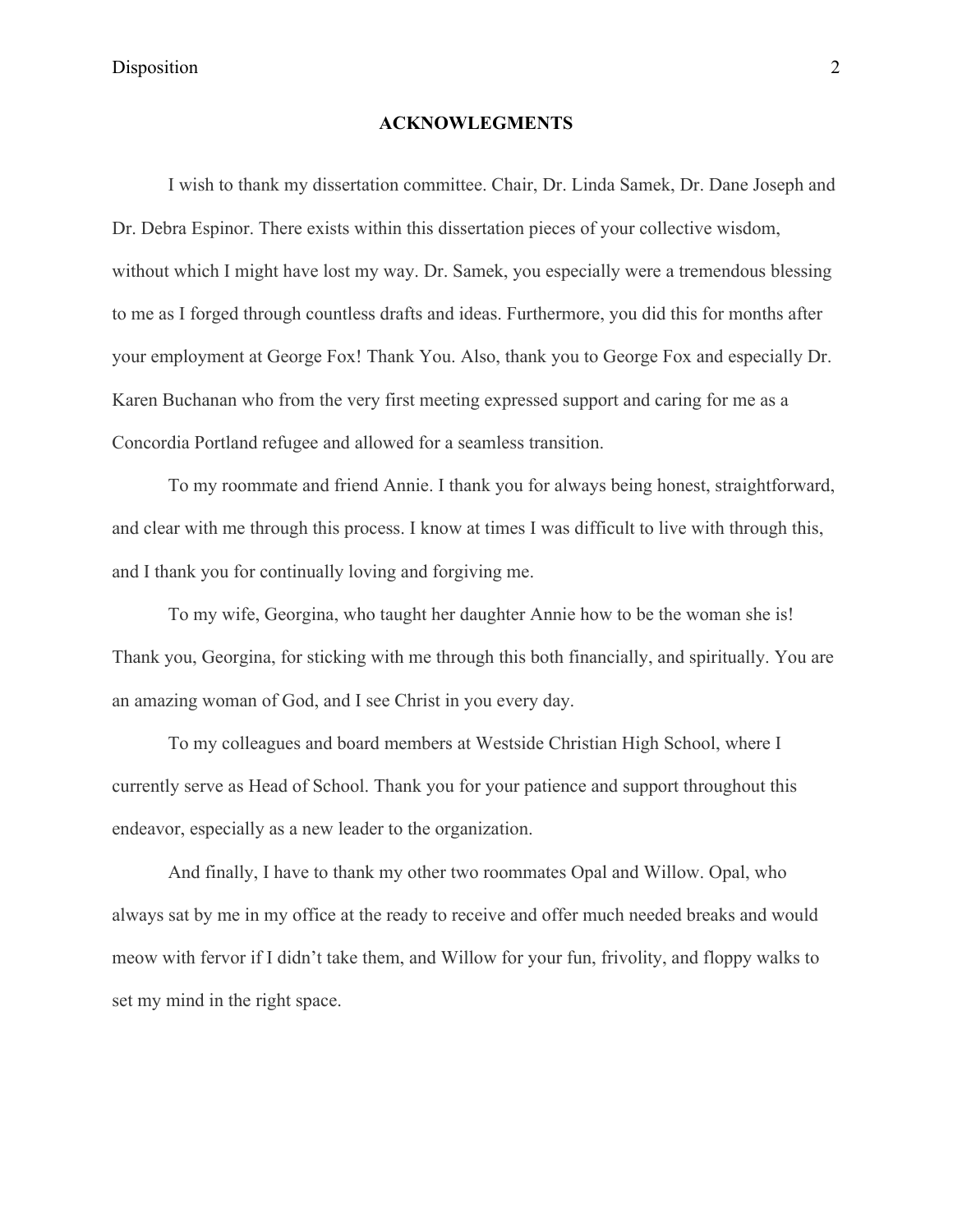## ACKNOWLEGMENTS

I wish to thank my dissertation committee. Chair, Dr. Linda Samek, Dr. Dane Joseph and Dr. Debra Espinor. There exists within this dissertation pieces of your collective wisdom, without which I might have lost my way. Dr. Samek, you especially were a tremendous blessing to me as I forged through countless drafts and ideas. Furthermore, you did this for months after your employment at George Fox! Thank You. Also, thank you to George Fox and especially Dr. Karen Buchanan who from the very first meeting expressed support and caring for me as a Concordia Portland refugee and allowed for a seamless transition.

To my roommate and friend Annie. I thank you for always being honest, straightforward, and clear with me through this process. I know at times I was difficult to live with through this, and I thank you for continually loving and forgiving me.

To my wife, Georgina, who taught her daughter Annie how to be the woman she is! Thank you, Georgina, for sticking with me through this both financially, and spiritually. You are an amazing woman of God, and I see Christ in you every day.

To my colleagues and board members at Westside Christian High School, where I currently serve as Head of School. Thank you for your patience and support throughout this endeavor, especially as a new leader to the organization.

And finally, I have to thank my other two roommates Opal and Willow. Opal, who always sat by me in my office at the ready to receive and offer much needed breaks and would meow with fervor if I didn't take them, and Willow for your fun, frivolity, and floppy walks to set my mind in the right space.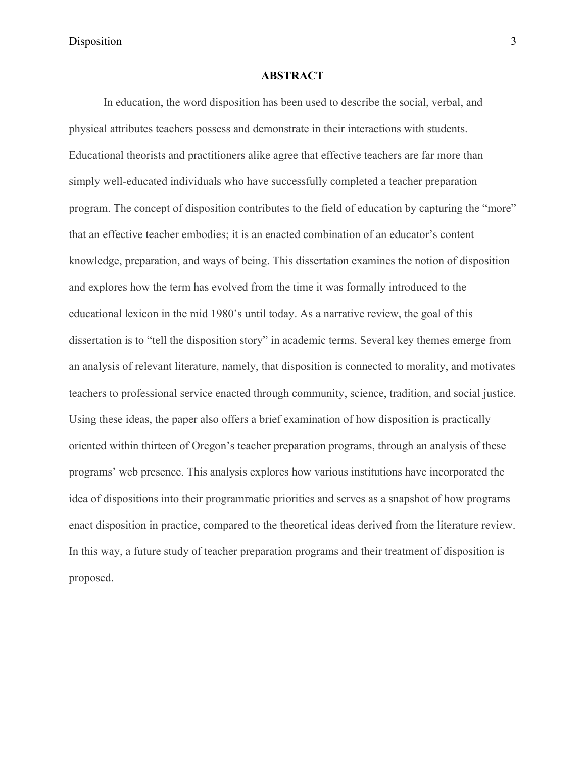## ABSTRACT

In education, the word disposition has been used to describe the social, verbal, and physical attributes teachers possess and demonstrate in their interactions with students. Educational theorists and practitioners alike agree that effective teachers are far more than simply well-educated individuals who have successfully completed a teacher preparation program. The concept of disposition contributes to the field of education by capturing the "more" that an effective teacher embodies; it is an enacted combination of an educator's content knowledge, preparation, and ways of being. This dissertation examines the notion of disposition and explores how the term has evolved from the time it was formally introduced to the educational lexicon in the mid 1980's until today. As a narrative review, the goal of this dissertation is to "tell the disposition story" in academic terms. Several key themes emerge from an analysis of relevant literature, namely, that disposition is connected to morality, and motivates teachers to professional service enacted through community, science, tradition, and social justice. Using these ideas, the paper also offers a brief examination of how disposition is practically oriented within thirteen of Oregon's teacher preparation programs, through an analysis of these programs' web presence. This analysis explores how various institutions have incorporated the idea of dispositions into their programmatic priorities and serves as a snapshot of how programs enact disposition in practice, compared to the theoretical ideas derived from the literature review. In this way, a future study of teacher preparation programs and their treatment of disposition is proposed.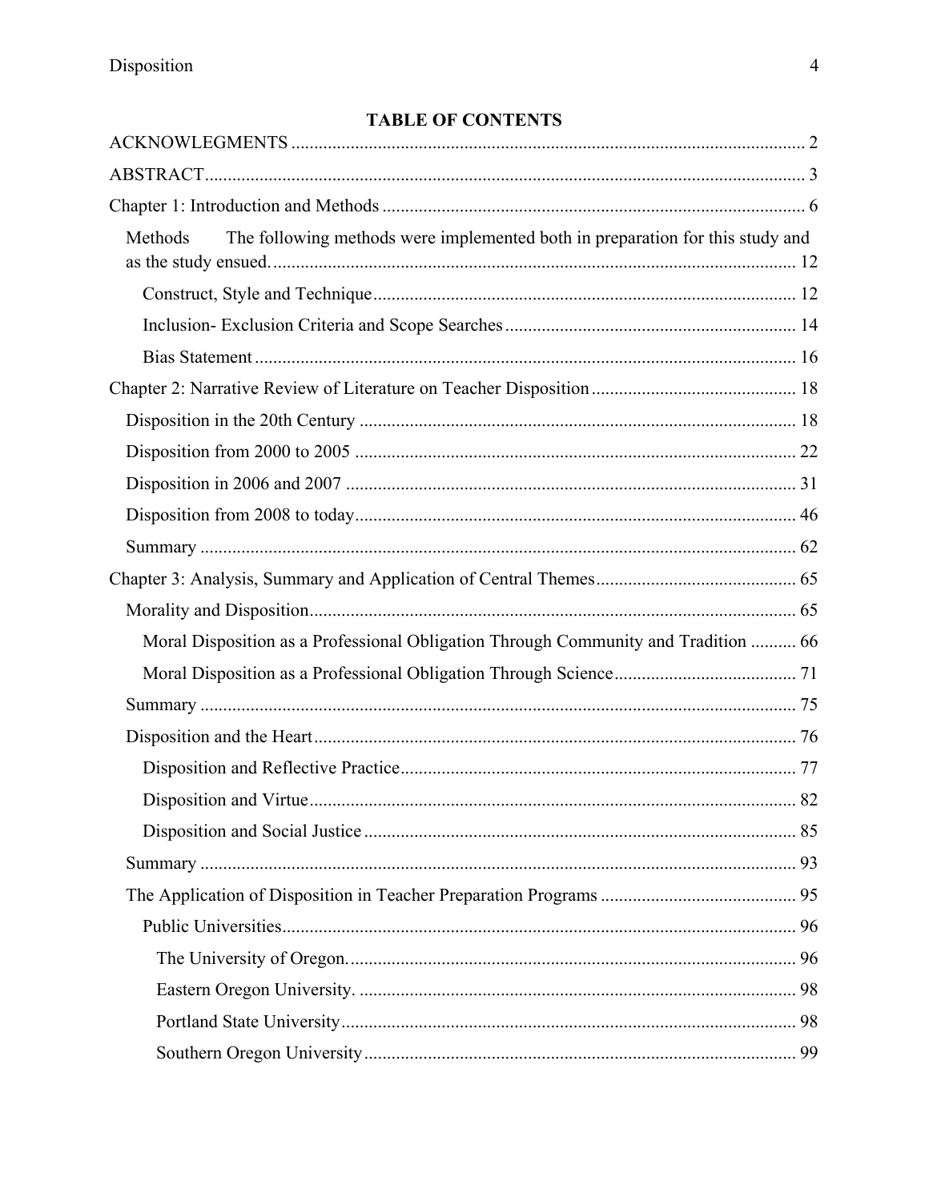**TABLE OF CONTENTS**

ACKNOWLEGMENTS ........................................................................................................... 2

ABSTRACT ........................................................................................................................... 3

Chapter 1: Introduction and Methods .................................................................................. 6

  Methods   The following methods were implemented both in preparation for this study and as the study ensued. ................................................................................................ 12

    Construct, Style and Technique ................................................................................ 12

    Inclusion- Exclusion Criteria and Scope Searches .................................................. 14

    Bias Statement .......................................................................................................... 16

Chapter 2: Narrative Review of Literature on Teacher Disposition ................................... 18

  Disposition in the 20th Century ....................................................................................... 18

  Disposition from 2000 to 2005 ........................................................................................ 22

  Disposition in 2006 and 2007 .......................................................................................... 31

  Disposition from 2008 to today ........................................................................................ 46

  Summary .......................................................................................................................... 62

Chapter 3: Analysis, Summary and Application of Central Themes .................................. 65

  Morality and Disposition .................................................................................................. 65

    Moral Disposition as a Professional Obligation Through Community and Tradition .......... 66

    Moral Disposition as a Professional Obligation Through Science ................................ 71

  Summary .......................................................................................................................... 75

  Disposition and the Heart ................................................................................................. 76

    Disposition and Reflective Practice .......................................................................... 77

    Disposition and Virtue .............................................................................................. 82

    Disposition and Social Justice ................................................................................... 85

  Summary .......................................................................................................................... 93

  The Application of Disposition in Teacher Preparation Programs .................................. 95

    Public Universities ..................................................................................................... 96

      The University of Oregon. ..................................................................................... 96

      Eastern Oregon University. .................................................................................... 98

      Portland State University ....................................................................................... 98

      Southern Oregon University .................................................................................. 99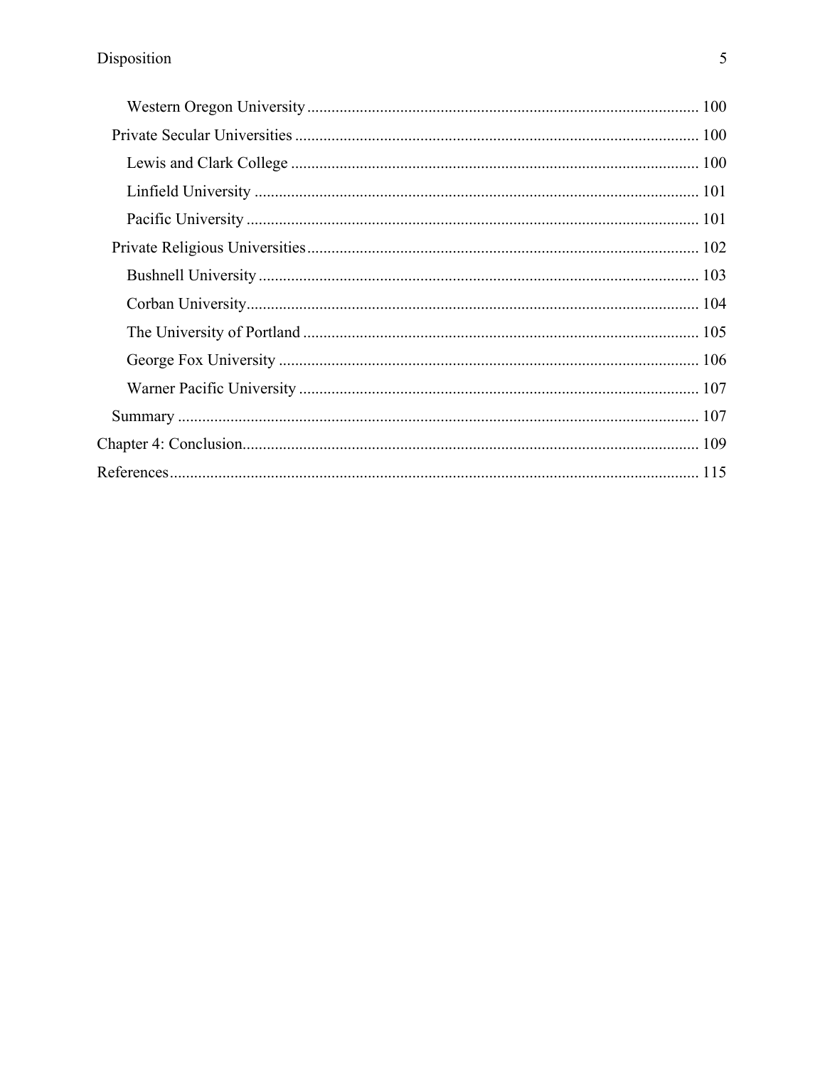Western Oregon University ........ 100

Private Secular Universities ........ 100

Lewis and Clark College ........ 100

Linfield University ........ 101

Pacific University ........ 101

Private Religious Universities ........ 102

Bushnell University ........ 103

Corban University ........ 104

The University of Portland ........ 105

George Fox University ........ 106

Warner Pacific University ........ 107

Summary ........ 107

Chapter 4: Conclusion ........ 109

References ........ 115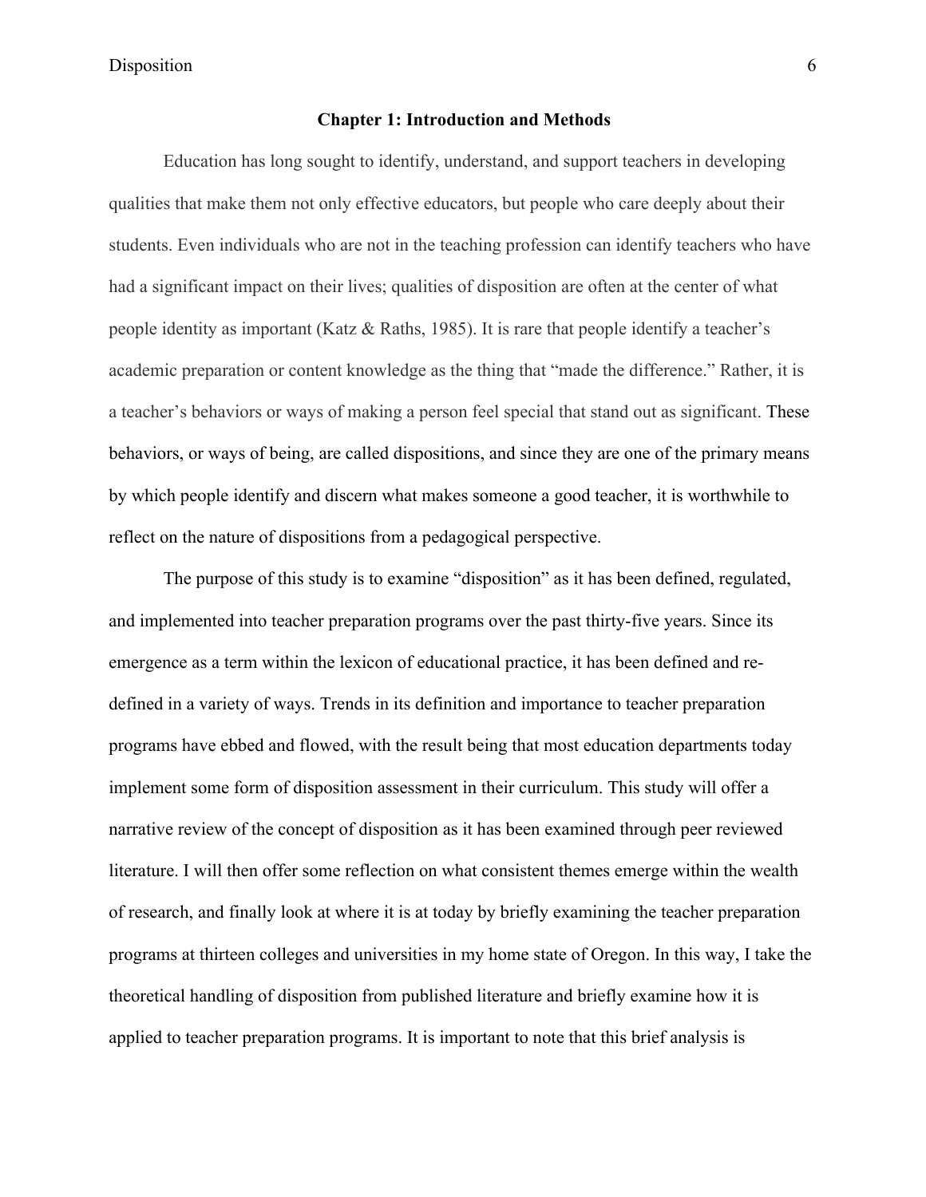# Chapter 1: Introduction and Methods

Education has long sought to identify, understand, and support teachers in developing qualities that make them not only effective educators, but people who care deeply about their students. Even individuals who are not in the teaching profession can identify teachers who have had a significant impact on their lives; qualities of disposition are often at the center of what people identity as important (Katz & Raths, 1985). It is rare that people identify a teacher's academic preparation or content knowledge as the thing that "made the difference." Rather, it is a teacher's behaviors or ways of making a person feel special that stand out as significant. These behaviors, or ways of being, are called dispositions, and since they are one of the primary means by which people identify and discern what makes someone a good teacher, it is worthwhile to reflect on the nature of dispositions from a pedagogical perspective.

The purpose of this study is to examine "disposition" as it has been defined, regulated, and implemented into teacher preparation programs over the past thirty-five years. Since its emergence as a term within the lexicon of educational practice, it has been defined and re-defined in a variety of ways. Trends in its definition and importance to teacher preparation programs have ebbed and flowed, with the result being that most education departments today implement some form of disposition assessment in their curriculum. This study will offer a narrative review of the concept of disposition as it has been examined through peer reviewed literature. I will then offer some reflection on what consistent themes emerge within the wealth of research, and finally look at where it is at today by briefly examining the teacher preparation programs at thirteen colleges and universities in my home state of Oregon. In this way, I take the theoretical handling of disposition from published literature and briefly examine how it is applied to teacher preparation programs. It is important to note that this brief analysis is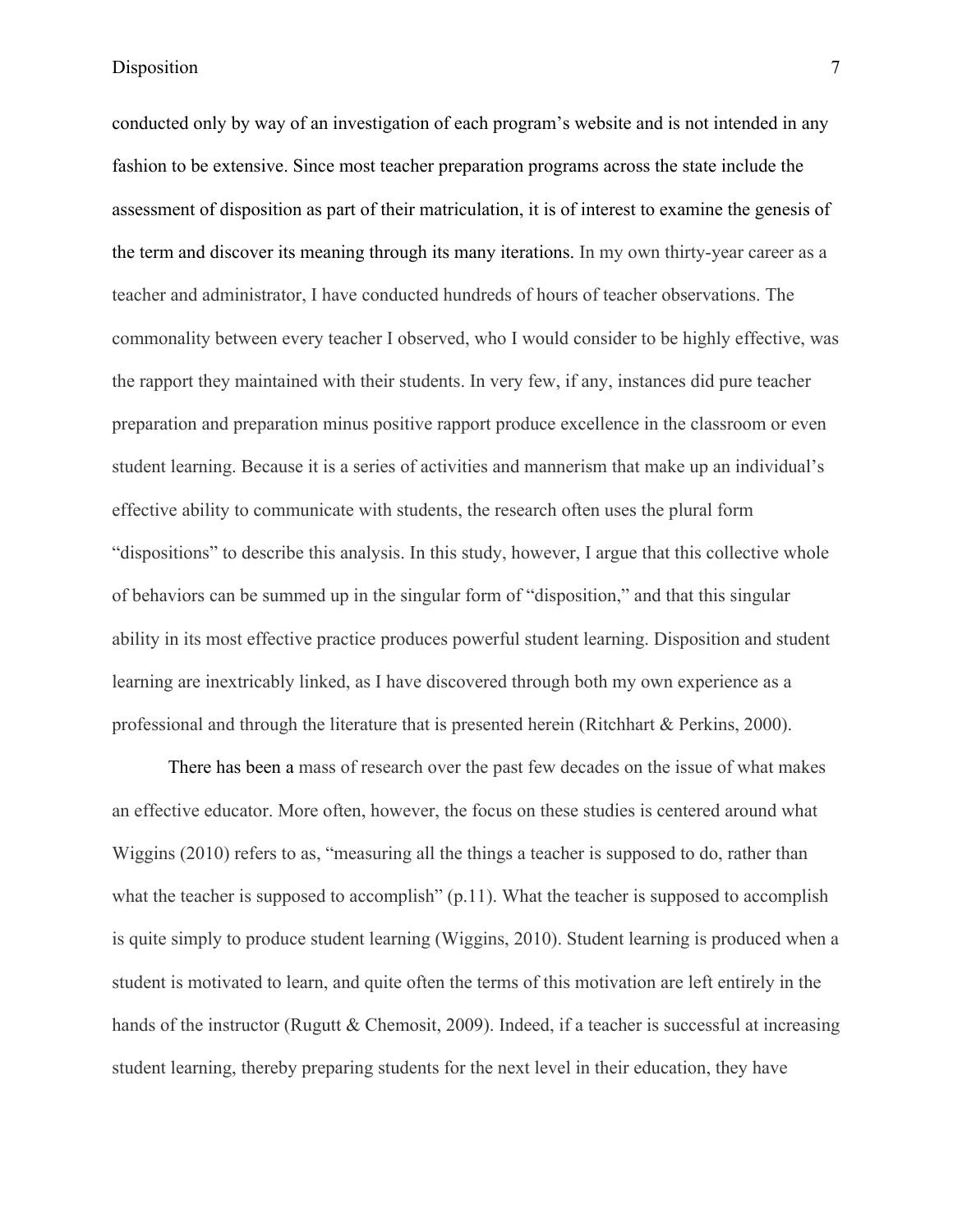conducted only by way of an investigation of each program's website and is not intended in any fashion to be extensive. Since most teacher preparation programs across the state include the assessment of disposition as part of their matriculation, it is of interest to examine the genesis of the term and discover its meaning through its many iterations. In my own thirty-year career as a teacher and administrator, I have conducted hundreds of hours of teacher observations. The commonality between every teacher I observed, who I would consider to be highly effective, was the rapport they maintained with their students. In very few, if any, instances did pure teacher preparation and preparation minus positive rapport produce excellence in the classroom or even student learning. Because it is a series of activities and mannerism that make up an individual's effective ability to communicate with students, the research often uses the plural form "dispositions" to describe this analysis. In this study, however, I argue that this collective whole of behaviors can be summed up in the singular form of "disposition," and that this singular ability in its most effective practice produces powerful student learning. Disposition and student learning are inextricably linked, as I have discovered through both my own experience as a professional and through the literature that is presented herein (Ritchhart & Perkins, 2000).

There has been a mass of research over the past few decades on the issue of what makes an effective educator. More often, however, the focus on these studies is centered around what Wiggins (2010) refers to as, "measuring all the things a teacher is supposed to do, rather than what the teacher is supposed to accomplish" (p.11). What the teacher is supposed to accomplish is quite simply to produce student learning (Wiggins, 2010). Student learning is produced when a student is motivated to learn, and quite often the terms of this motivation are left entirely in the hands of the instructor (Rugutt & Chemosit, 2009). Indeed, if a teacher is successful at increasing student learning, thereby preparing students for the next level in their education, they have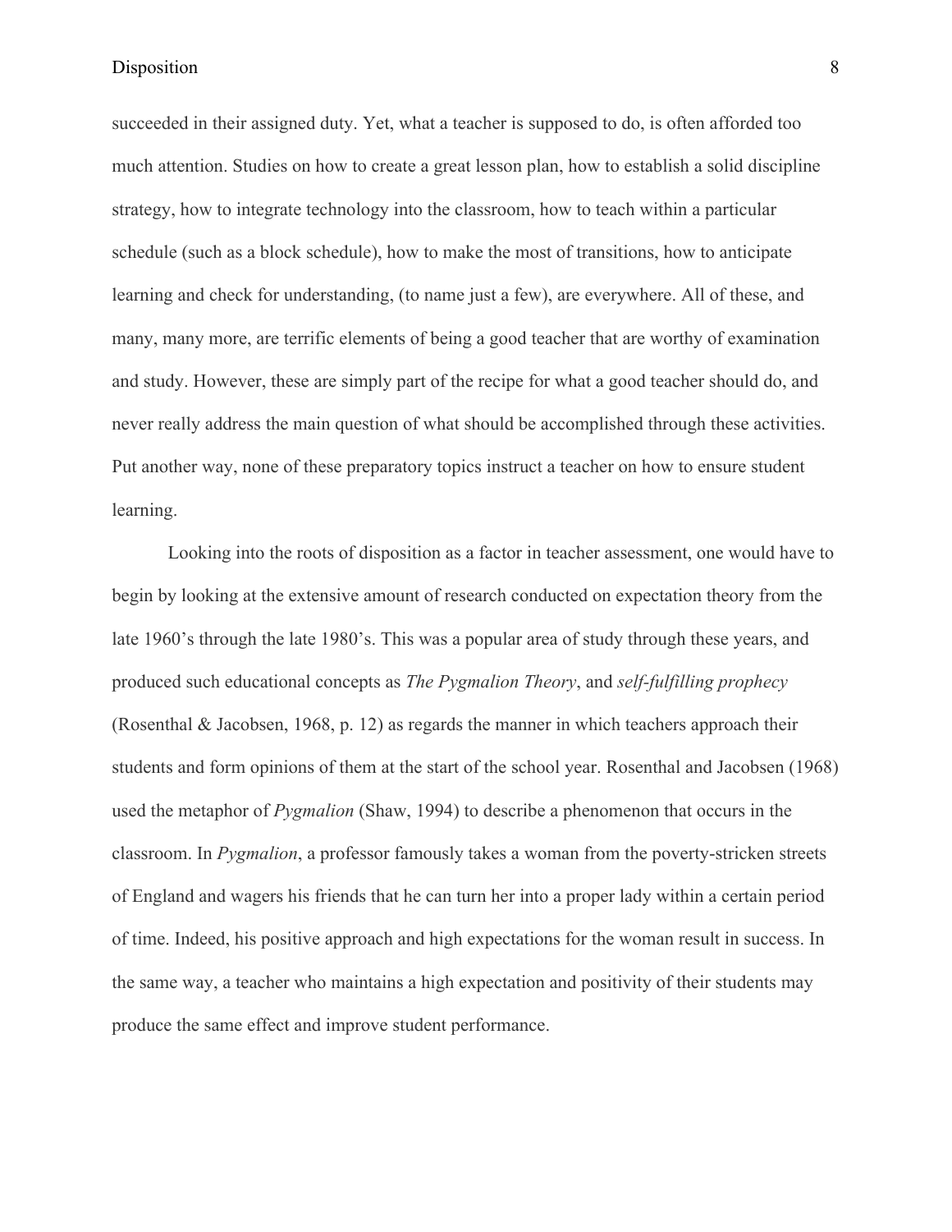succeeded in their assigned duty. Yet, what a teacher is supposed to do, is often afforded too much attention. Studies on how to create a great lesson plan, how to establish a solid discipline strategy, how to integrate technology into the classroom, how to teach within a particular schedule (such as a block schedule), how to make the most of transitions, how to anticipate learning and check for understanding, (to name just a few), are everywhere. All of these, and many, many more, are terrific elements of being a good teacher that are worthy of examination and study. However, these are simply part of the recipe for what a good teacher should do, and never really address the main question of what should be accomplished through these activities. Put another way, none of these preparatory topics instruct a teacher on how to ensure student learning.

Looking into the roots of disposition as a factor in teacher assessment, one would have to begin by looking at the extensive amount of research conducted on expectation theory from the late 1960's through the late 1980's. This was a popular area of study through these years, and produced such educational concepts as *The Pygmalion Theory*, and *self-fulfilling prophecy* (Rosenthal & Jacobsen, 1968, p. 12) as regards the manner in which teachers approach their students and form opinions of them at the start of the school year. Rosenthal and Jacobsen (1968) used the metaphor of *Pygmalion* (Shaw, 1994) to describe a phenomenon that occurs in the classroom. In *Pygmalion*, a professor famously takes a woman from the poverty-stricken streets of England and wagers his friends that he can turn her into a proper lady within a certain period of time. Indeed, his positive approach and high expectations for the woman result in success. In the same way, a teacher who maintains a high expectation and positivity of their students may produce the same effect and improve student performance.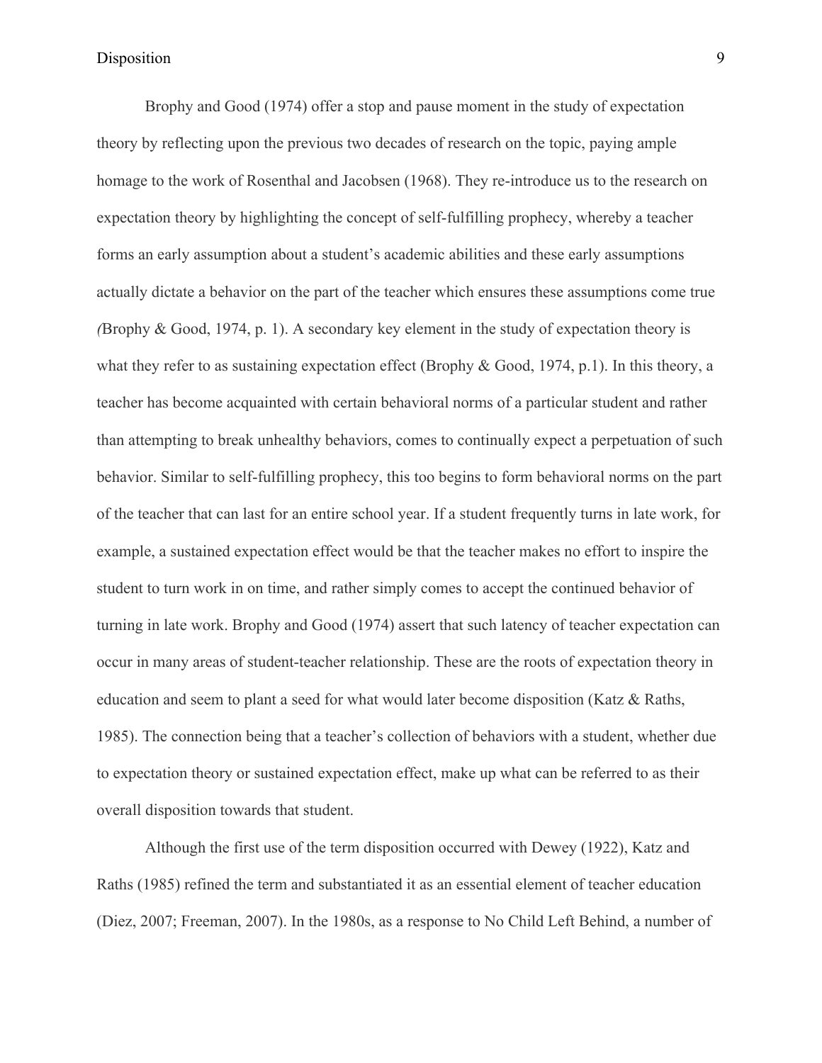Brophy and Good (1974) offer a stop and pause moment in the study of expectation theory by reflecting upon the previous two decades of research on the topic, paying ample homage to the work of Rosenthal and Jacobsen (1968). They re-introduce us to the research on expectation theory by highlighting the concept of self-fulfilling prophecy, whereby a teacher forms an early assumption about a student's academic abilities and these early assumptions actually dictate a behavior on the part of the teacher which ensures these assumptions come true (Brophy & Good, 1974, p. 1). A secondary key element in the study of expectation theory is what they refer to as sustaining expectation effect (Brophy & Good, 1974, p.1). In this theory, a teacher has become acquainted with certain behavioral norms of a particular student and rather than attempting to break unhealthy behaviors, comes to continually expect a perpetuation of such behavior. Similar to self-fulfilling prophecy, this too begins to form behavioral norms on the part of the teacher that can last for an entire school year. If a student frequently turns in late work, for example, a sustained expectation effect would be that the teacher makes no effort to inspire the student to turn work in on time, and rather simply comes to accept the continued behavior of turning in late work. Brophy and Good (1974) assert that such latency of teacher expectation can occur in many areas of student-teacher relationship. These are the roots of expectation theory in education and seem to plant a seed for what would later become disposition (Katz & Raths, 1985). The connection being that a teacher's collection of behaviors with a student, whether due to expectation theory or sustained expectation effect, make up what can be referred to as their overall disposition towards that student.

Although the first use of the term disposition occurred with Dewey (1922), Katz and Raths (1985) refined the term and substantiated it as an essential element of teacher education (Diez, 2007; Freeman, 2007). In the 1980s, as a response to No Child Left Behind, a number of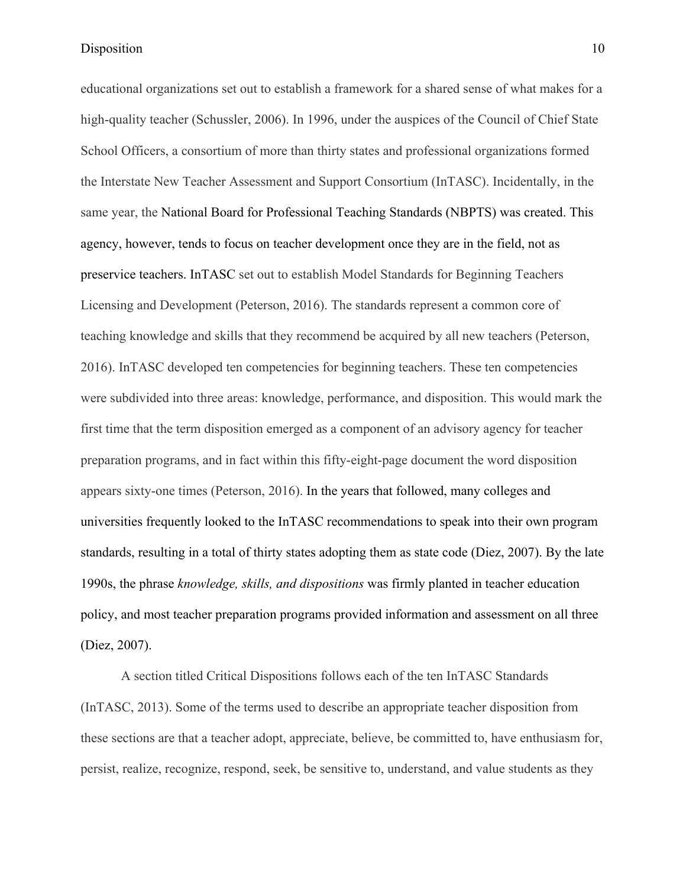educational organizations set out to establish a framework for a shared sense of what makes for a high-quality teacher (Schussler, 2006). In 1996, under the auspices of the Council of Chief State School Officers, a consortium of more than thirty states and professional organizations formed the Interstate New Teacher Assessment and Support Consortium (InTASC). Incidentally, in the same year, the National Board for Professional Teaching Standards (NBPTS) was created. This agency, however, tends to focus on teacher development once they are in the field, not as preservice teachers. InTASC set out to establish Model Standards for Beginning Teachers Licensing and Development (Peterson, 2016). The standards represent a common core of teaching knowledge and skills that they recommend be acquired by all new teachers (Peterson, 2016). InTASC developed ten competencies for beginning teachers. These ten competencies were subdivided into three areas: knowledge, performance, and disposition. This would mark the first time that the term disposition emerged as a component of an advisory agency for teacher preparation programs, and in fact within this fifty-eight-page document the word disposition appears sixty-one times (Peterson, 2016). In the years that followed, many colleges and universities frequently looked to the InTASC recommendations to speak into their own program standards, resulting in a total of thirty states adopting them as state code (Diez, 2007). By the late 1990s, the phrase *knowledge, skills, and dispositions* was firmly planted in teacher education policy, and most teacher preparation programs provided information and assessment on all three (Diez, 2007).

A section titled Critical Dispositions follows each of the ten InTASC Standards (InTASC, 2013). Some of the terms used to describe an appropriate teacher disposition from these sections are that a teacher adopt, appreciate, believe, be committed to, have enthusiasm for, persist, realize, recognize, respond, seek, be sensitive to, understand, and value students as they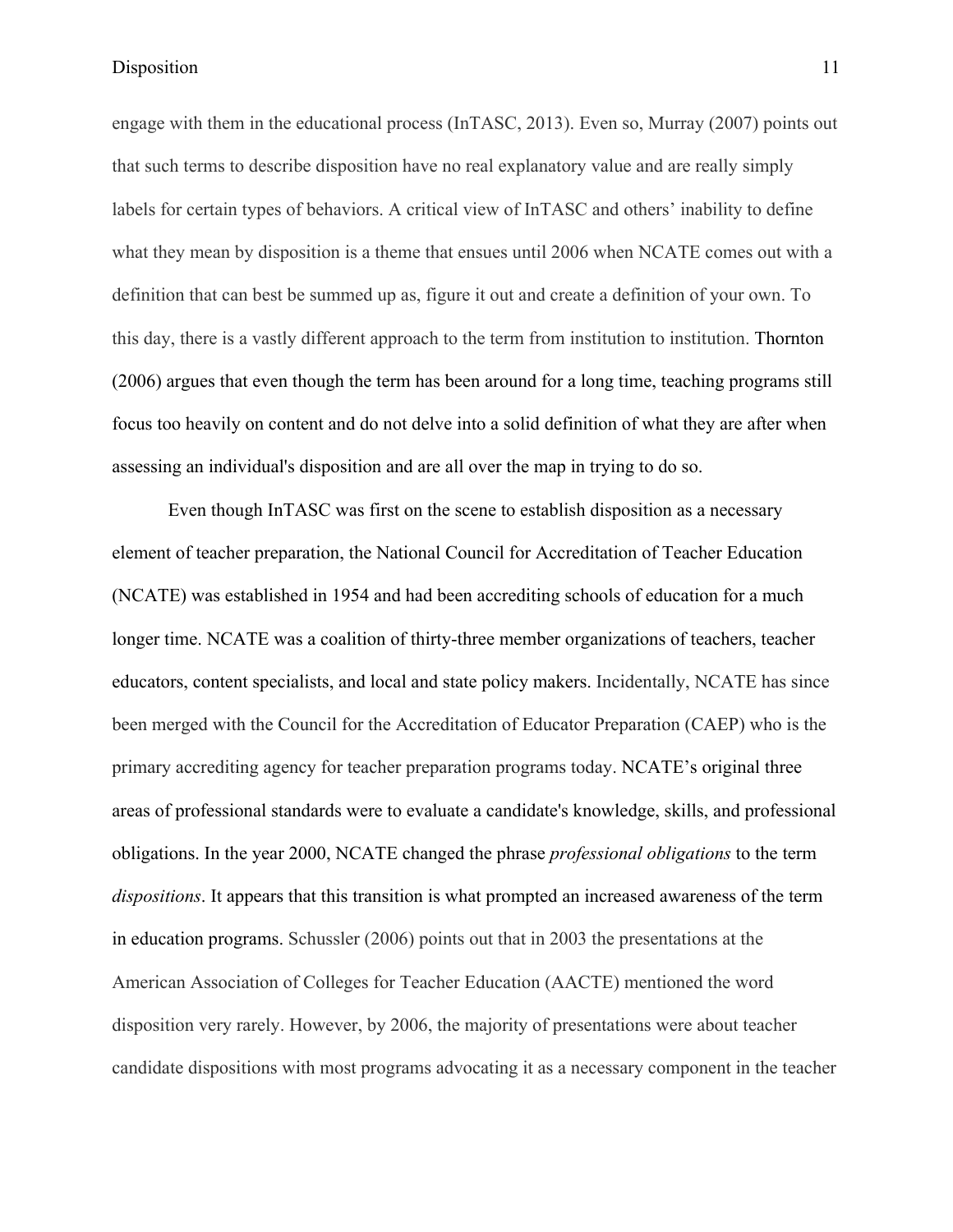engage with them in the educational process (InTASC, 2013). Even so, Murray (2007) points out that such terms to describe disposition have no real explanatory value and are really simply labels for certain types of behaviors. A critical view of InTASC and others' inability to define what they mean by disposition is a theme that ensues until 2006 when NCATE comes out with a definition that can best be summed up as, figure it out and create a definition of your own. To this day, there is a vastly different approach to the term from institution to institution. Thornton (2006) argues that even though the term has been around for a long time, teaching programs still focus too heavily on content and do not delve into a solid definition of what they are after when assessing an individual's disposition and are all over the map in trying to do so.

Even though InTASC was first on the scene to establish disposition as a necessary element of teacher preparation, the National Council for Accreditation of Teacher Education (NCATE) was established in 1954 and had been accrediting schools of education for a much longer time. NCATE was a coalition of thirty-three member organizations of teachers, teacher educators, content specialists, and local and state policy makers. Incidentally, NCATE has since been merged with the Council for the Accreditation of Educator Preparation (CAEP) who is the primary accrediting agency for teacher preparation programs today. NCATE's original three areas of professional standards were to evaluate a candidate's knowledge, skills, and professional obligations. In the year 2000, NCATE changed the phrase *professional obligations* to the term *dispositions*. It appears that this transition is what prompted an increased awareness of the term in education programs. Schussler (2006) points out that in 2003 the presentations at the American Association of Colleges for Teacher Education (AACTE) mentioned the word disposition very rarely. However, by 2006, the majority of presentations were about teacher candidate dispositions with most programs advocating it as a necessary component in the teacher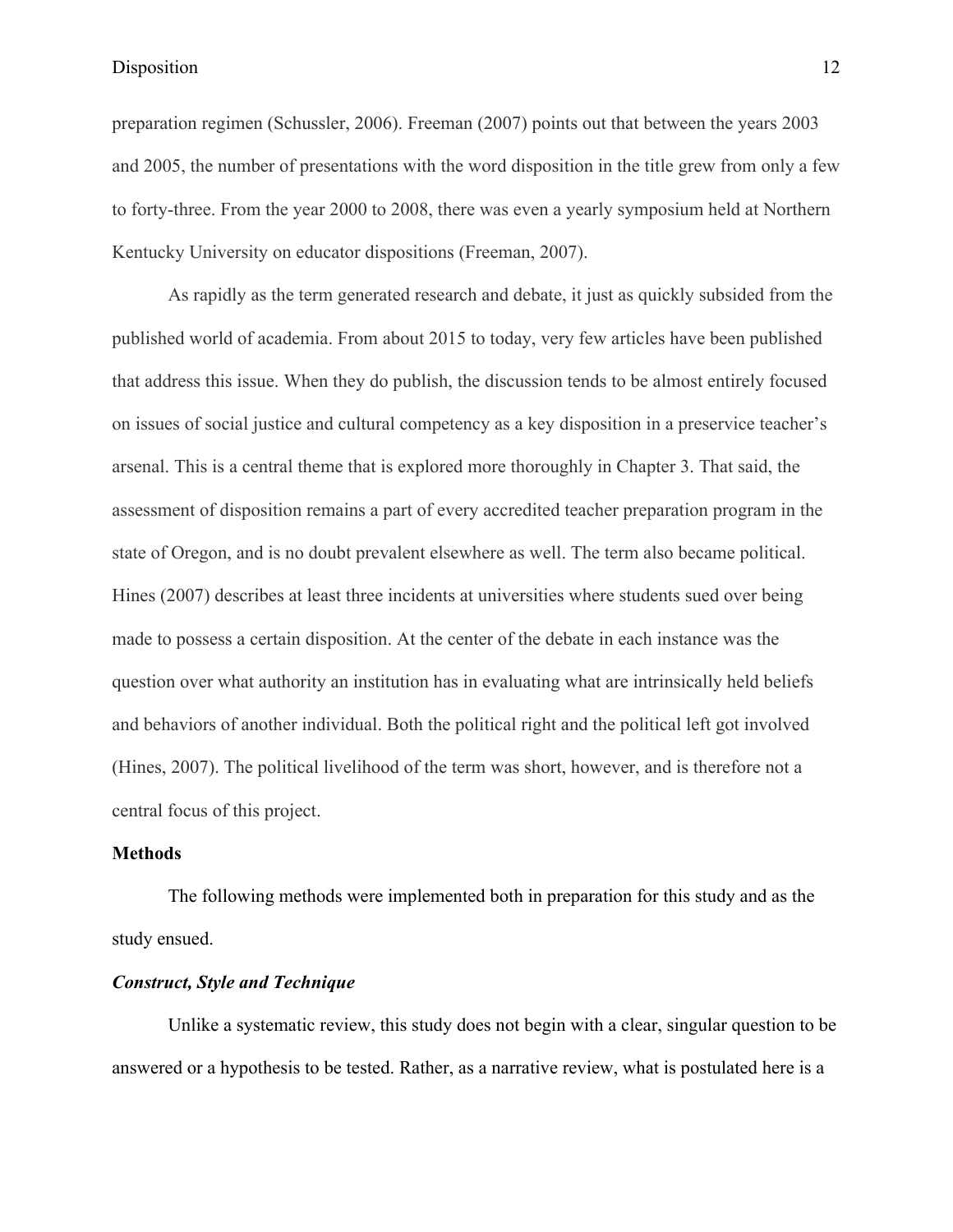preparation regimen (Schussler, 2006). Freeman (2007) points out that between the years 2003 and 2005, the number of presentations with the word disposition in the title grew from only a few to forty-three. From the year 2000 to 2008, there was even a yearly symposium held at Northern Kentucky University on educator dispositions (Freeman, 2007).

As rapidly as the term generated research and debate, it just as quickly subsided from the published world of academia. From about 2015 to today, very few articles have been published that address this issue. When they do publish, the discussion tends to be almost entirely focused on issues of social justice and cultural competency as a key disposition in a preservice teacher's arsenal. This is a central theme that is explored more thoroughly in Chapter 3. That said, the assessment of disposition remains a part of every accredited teacher preparation program in the state of Oregon, and is no doubt prevalent elsewhere as well. The term also became political. Hines (2007) describes at least three incidents at universities where students sued over being made to possess a certain disposition. At the center of the debate in each instance was the question over what authority an institution has in evaluating what are intrinsically held beliefs and behaviors of another individual. Both the political right and the political left got involved (Hines, 2007). The political livelihood of the term was short, however, and is therefore not a central focus of this project.

## Methods

The following methods were implemented both in preparation for this study and as the study ensued.

### *Construct, Style and Technique*

Unlike a systematic review, this study does not begin with a clear, singular question to be answered or a hypothesis to be tested. Rather, as a narrative review, what is postulated here is a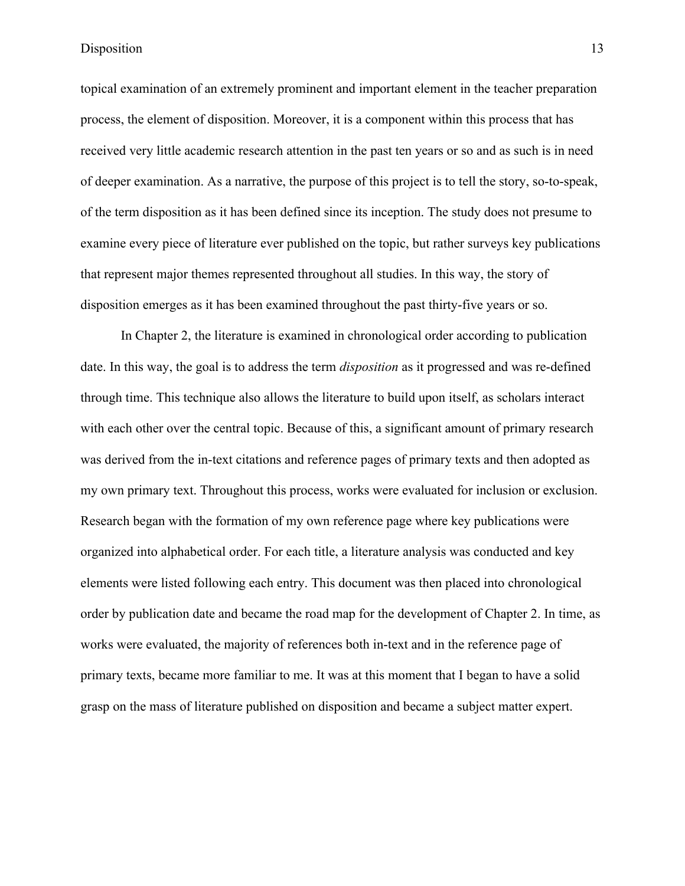topical examination of an extremely prominent and important element in the teacher preparation process, the element of disposition. Moreover, it is a component within this process that has received very little academic research attention in the past ten years or so and as such is in need of deeper examination. As a narrative, the purpose of this project is to tell the story, so-to-speak, of the term disposition as it has been defined since its inception. The study does not presume to examine every piece of literature ever published on the topic, but rather surveys key publications that represent major themes represented throughout all studies. In this way, the story of disposition emerges as it has been examined throughout the past thirty-five years or so.

In Chapter 2, the literature is examined in chronological order according to publication date. In this way, the goal is to address the term *disposition* as it progressed and was re-defined through time. This technique also allows the literature to build upon itself, as scholars interact with each other over the central topic. Because of this, a significant amount of primary research was derived from the in-text citations and reference pages of primary texts and then adopted as my own primary text. Throughout this process, works were evaluated for inclusion or exclusion. Research began with the formation of my own reference page where key publications were organized into alphabetical order. For each title, a literature analysis was conducted and key elements were listed following each entry. This document was then placed into chronological order by publication date and became the road map for the development of Chapter 2. In time, as works were evaluated, the majority of references both in-text and in the reference page of primary texts, became more familiar to me. It was at this moment that I began to have a solid grasp on the mass of literature published on disposition and became a subject matter expert.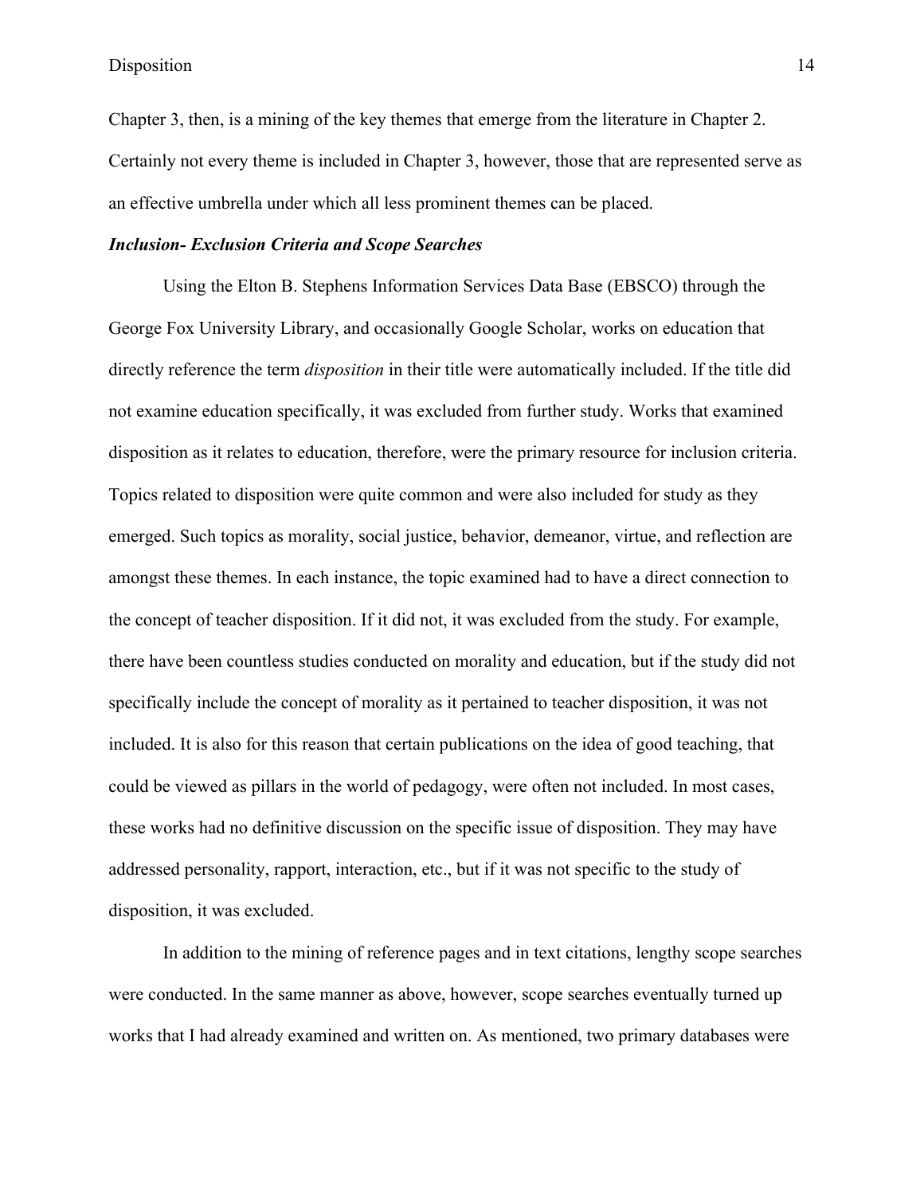Chapter 3, then, is a mining of the key themes that emerge from the literature in Chapter 2. Certainly not every theme is included in Chapter 3, however, those that are represented serve as an effective umbrella under which all less prominent themes can be placed.

### *Inclusion- Exclusion Criteria and Scope Searches*

Using the Elton B. Stephens Information Services Data Base (EBSCO) through the George Fox University Library, and occasionally Google Scholar, works on education that directly reference the term *disposition* in their title were automatically included. If the title did not examine education specifically, it was excluded from further study. Works that examined disposition as it relates to education, therefore, were the primary resource for inclusion criteria. Topics related to disposition were quite common and were also included for study as they emerged. Such topics as morality, social justice, behavior, demeanor, virtue, and reflection are amongst these themes. In each instance, the topic examined had to have a direct connection to the concept of teacher disposition. If it did not, it was excluded from the study. For example, there have been countless studies conducted on morality and education, but if the study did not specifically include the concept of morality as it pertained to teacher disposition, it was not included. It is also for this reason that certain publications on the idea of good teaching, that could be viewed as pillars in the world of pedagogy, were often not included. In most cases, these works had no definitive discussion on the specific issue of disposition. They may have addressed personality, rapport, interaction, etc., but if it was not specific to the study of disposition, it was excluded.

In addition to the mining of reference pages and in text citations, lengthy scope searches were conducted. In the same manner as above, however, scope searches eventually turned up works that I had already examined and written on. As mentioned, two primary databases were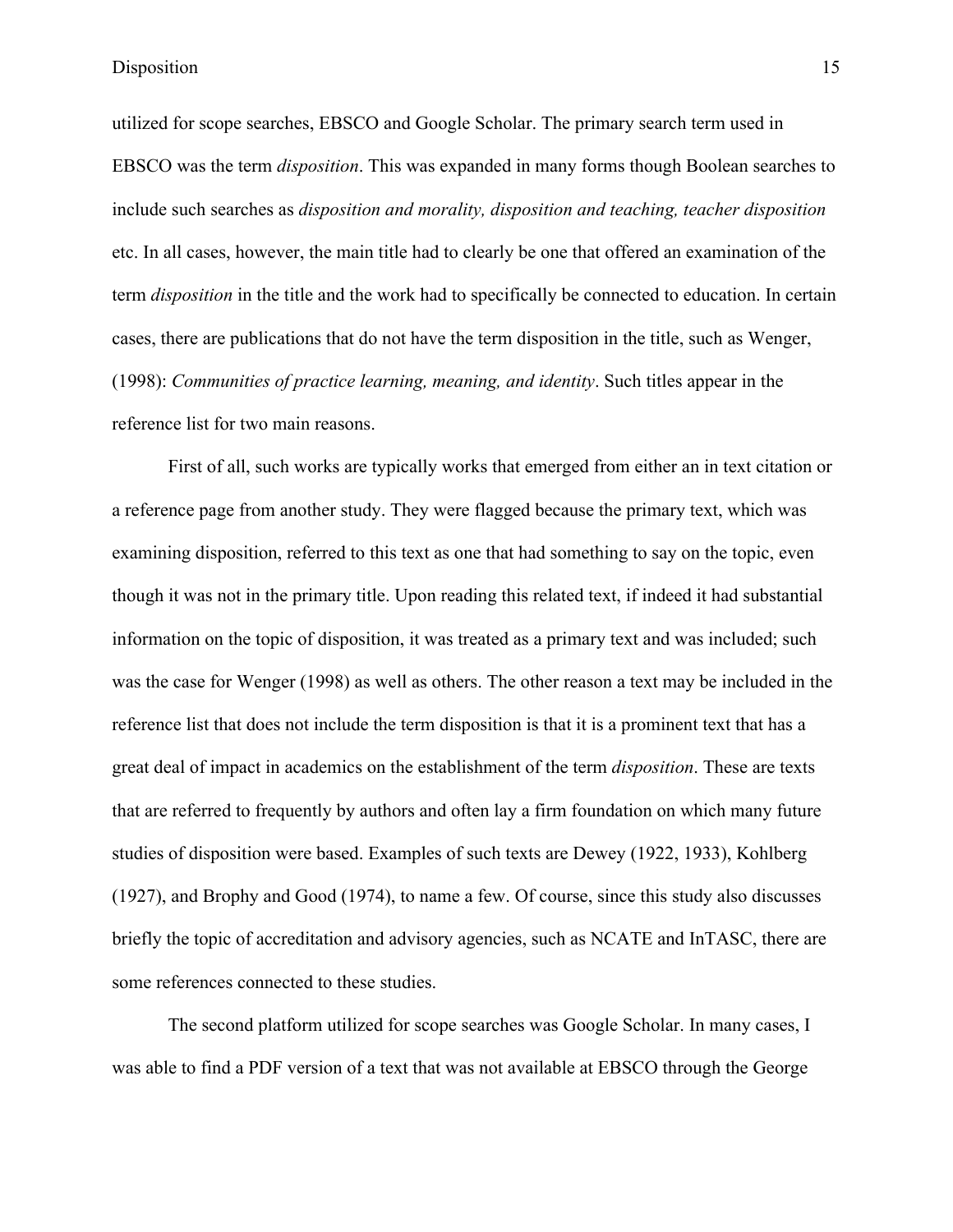utilized for scope searches, EBSCO and Google Scholar. The primary search term used in EBSCO was the term *disposition*. This was expanded in many forms though Boolean searches to include such searches as *disposition and morality, disposition and teaching, teacher disposition* etc. In all cases, however, the main title had to clearly be one that offered an examination of the term *disposition* in the title and the work had to specifically be connected to education. In certain cases, there are publications that do not have the term disposition in the title, such as Wenger, (1998): *Communities of practice learning, meaning, and identity*. Such titles appear in the reference list for two main reasons.

First of all, such works are typically works that emerged from either an in text citation or a reference page from another study. They were flagged because the primary text, which was examining disposition, referred to this text as one that had something to say on the topic, even though it was not in the primary title. Upon reading this related text, if indeed it had substantial information on the topic of disposition, it was treated as a primary text and was included; such was the case for Wenger (1998) as well as others. The other reason a text may be included in the reference list that does not include the term disposition is that it is a prominent text that has a great deal of impact in academics on the establishment of the term *disposition*. These are texts that are referred to frequently by authors and often lay a firm foundation on which many future studies of disposition were based. Examples of such texts are Dewey (1922, 1933), Kohlberg (1927), and Brophy and Good (1974), to name a few. Of course, since this study also discusses briefly the topic of accreditation and advisory agencies, such as NCATE and InTASC, there are some references connected to these studies.

The second platform utilized for scope searches was Google Scholar. In many cases, I was able to find a PDF version of a text that was not available at EBSCO through the George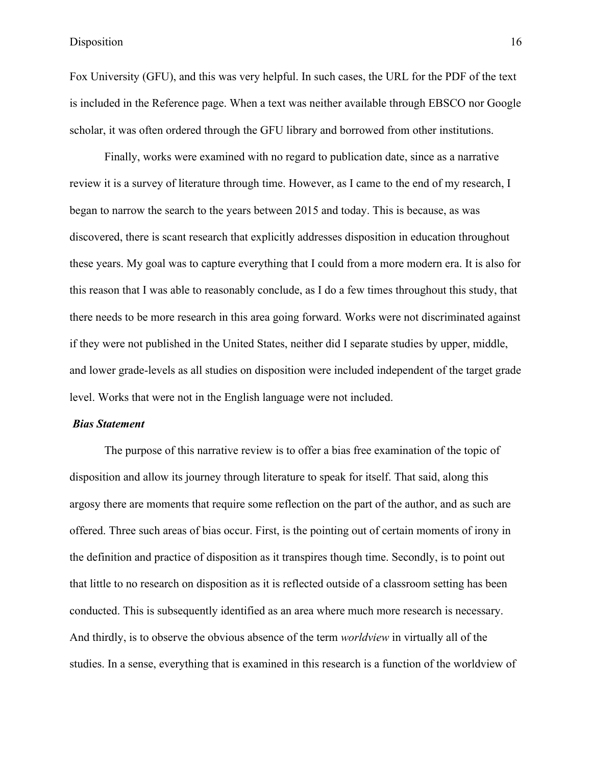Fox University (GFU), and this was very helpful. In such cases, the URL for the PDF of the text is included in the Reference page. When a text was neither available through EBSCO nor Google scholar, it was often ordered through the GFU library and borrowed from other institutions.

Finally, works were examined with no regard to publication date, since as a narrative review it is a survey of literature through time. However, as I came to the end of my research, I began to narrow the search to the years between 2015 and today. This is because, as was discovered, there is scant research that explicitly addresses disposition in education throughout these years. My goal was to capture everything that I could from a more modern era. It is also for this reason that I was able to reasonably conclude, as I do a few times throughout this study, that there needs to be more research in this area going forward. Works were not discriminated against if they were not published in the United States, neither did I separate studies by upper, middle, and lower grade-levels as all studies on disposition were included independent of the target grade level. Works that were not in the English language were not included.

### *Bias Statement*

The purpose of this narrative review is to offer a bias free examination of the topic of disposition and allow its journey through literature to speak for itself. That said, along this argosy there are moments that require some reflection on the part of the author, and as such are offered. Three such areas of bias occur. First, is the pointing out of certain moments of irony in the definition and practice of disposition as it transpires though time. Secondly, is to point out that little to no research on disposition as it is reflected outside of a classroom setting has been conducted. This is subsequently identified as an area where much more research is necessary. And thirdly, is to observe the obvious absence of the term *worldview* in virtually all of the studies. In a sense, everything that is examined in this research is a function of the worldview of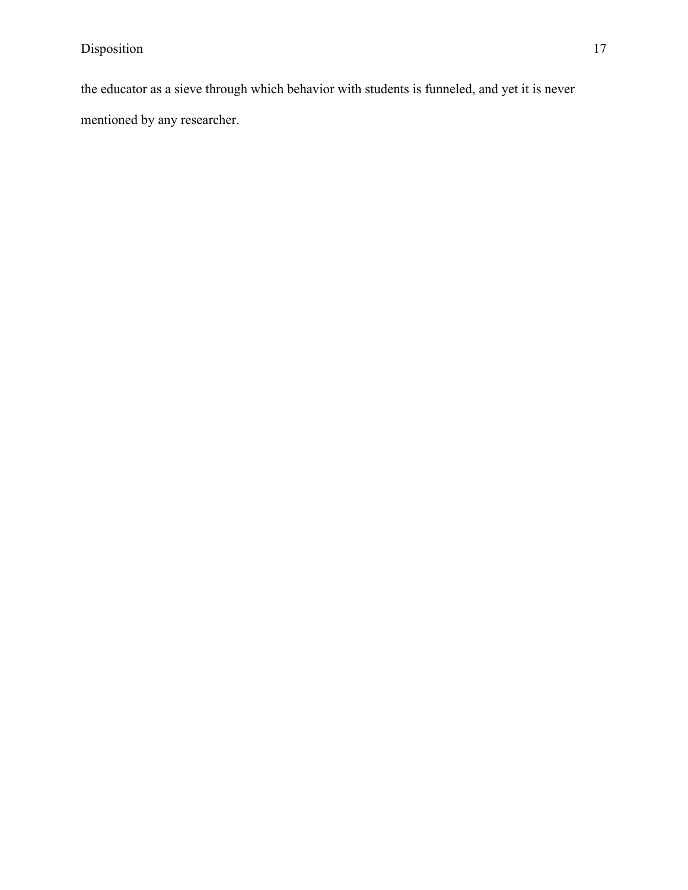the educator as a sieve through which behavior with students is funneled, and yet it is never mentioned by any researcher.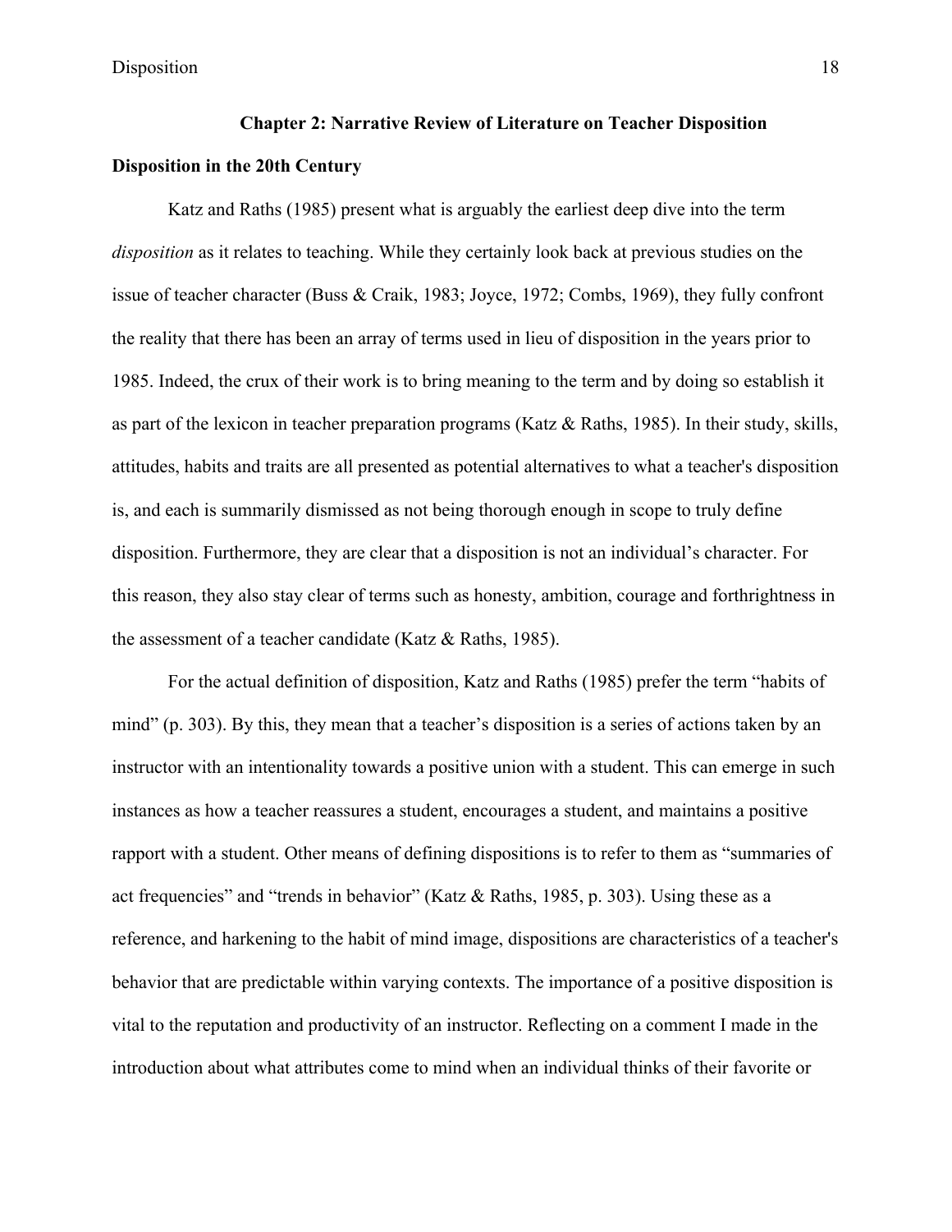## Chapter 2: Narrative Review of Literature on Teacher Disposition

### Disposition in the 20th Century

Katz and Raths (1985) present what is arguably the earliest deep dive into the term *disposition* as it relates to teaching. While they certainly look back at previous studies on the issue of teacher character (Buss & Craik, 1983; Joyce, 1972; Combs, 1969), they fully confront the reality that there has been an array of terms used in lieu of disposition in the years prior to 1985. Indeed, the crux of their work is to bring meaning to the term and by doing so establish it as part of the lexicon in teacher preparation programs (Katz & Raths, 1985). In their study, skills, attitudes, habits and traits are all presented as potential alternatives to what a teacher's disposition is, and each is summarily dismissed as not being thorough enough in scope to truly define disposition. Furthermore, they are clear that a disposition is not an individual's character. For this reason, they also stay clear of terms such as honesty, ambition, courage and forthrightness in the assessment of a teacher candidate (Katz & Raths, 1985).

For the actual definition of disposition, Katz and Raths (1985) prefer the term "habits of mind" (p. 303). By this, they mean that a teacher's disposition is a series of actions taken by an instructor with an intentionality towards a positive union with a student. This can emerge in such instances as how a teacher reassures a student, encourages a student, and maintains a positive rapport with a student. Other means of defining dispositions is to refer to them as "summaries of act frequencies" and "trends in behavior" (Katz & Raths, 1985, p. 303). Using these as a reference, and harkening to the habit of mind image, dispositions are characteristics of a teacher's behavior that are predictable within varying contexts. The importance of a positive disposition is vital to the reputation and productivity of an instructor. Reflecting on a comment I made in the introduction about what attributes come to mind when an individual thinks of their favorite or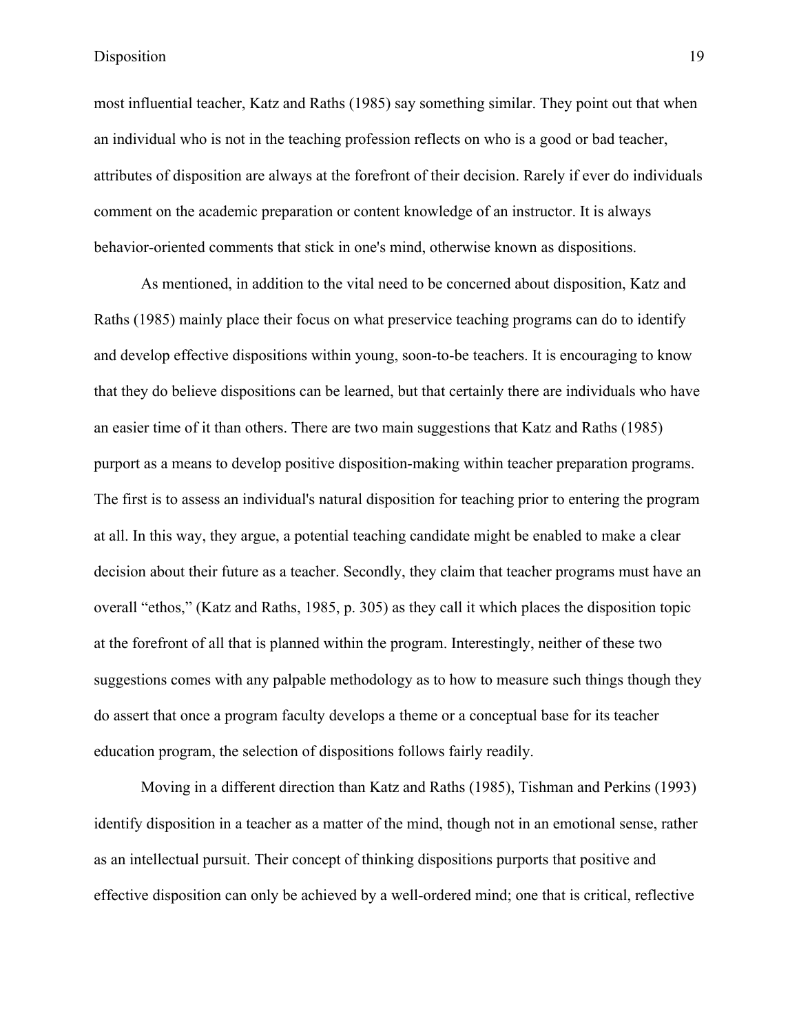most influential teacher, Katz and Raths (1985) say something similar. They point out that when an individual who is not in the teaching profession reflects on who is a good or bad teacher, attributes of disposition are always at the forefront of their decision. Rarely if ever do individuals comment on the academic preparation or content knowledge of an instructor. It is always behavior-oriented comments that stick in one's mind, otherwise known as dispositions.

As mentioned, in addition to the vital need to be concerned about disposition, Katz and Raths (1985) mainly place their focus on what preservice teaching programs can do to identify and develop effective dispositions within young, soon-to-be teachers. It is encouraging to know that they do believe dispositions can be learned, but that certainly there are individuals who have an easier time of it than others. There are two main suggestions that Katz and Raths (1985) purport as a means to develop positive disposition-making within teacher preparation programs. The first is to assess an individual's natural disposition for teaching prior to entering the program at all. In this way, they argue, a potential teaching candidate might be enabled to make a clear decision about their future as a teacher. Secondly, they claim that teacher programs must have an overall "ethos," (Katz and Raths, 1985, p. 305) as they call it which places the disposition topic at the forefront of all that is planned within the program. Interestingly, neither of these two suggestions comes with any palpable methodology as to how to measure such things though they do assert that once a program faculty develops a theme or a conceptual base for its teacher education program, the selection of dispositions follows fairly readily.

Moving in a different direction than Katz and Raths (1985), Tishman and Perkins (1993) identify disposition in a teacher as a matter of the mind, though not in an emotional sense, rather as an intellectual pursuit. Their concept of thinking dispositions purports that positive and effective disposition can only be achieved by a well-ordered mind; one that is critical, reflective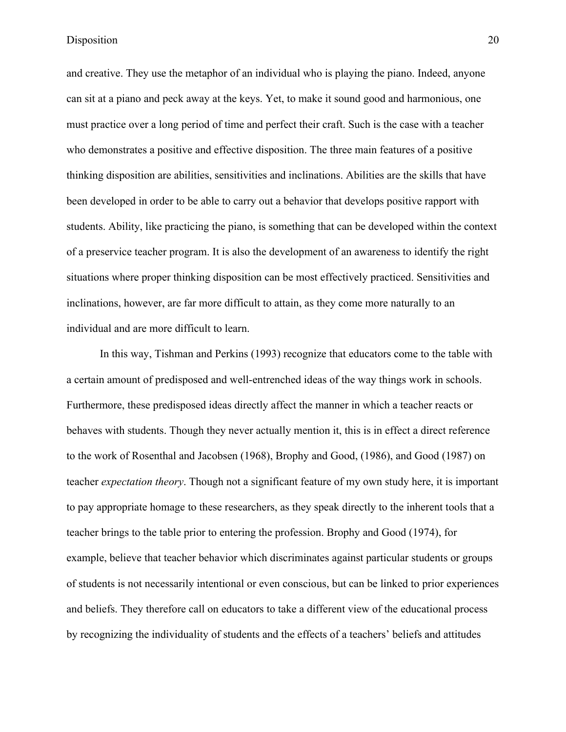and creative. They use the metaphor of an individual who is playing the piano. Indeed, anyone can sit at a piano and peck away at the keys. Yet, to make it sound good and harmonious, one must practice over a long period of time and perfect their craft. Such is the case with a teacher who demonstrates a positive and effective disposition. The three main features of a positive thinking disposition are abilities, sensitivities and inclinations. Abilities are the skills that have been developed in order to be able to carry out a behavior that develops positive rapport with students. Ability, like practicing the piano, is something that can be developed within the context of a preservice teacher program. It is also the development of an awareness to identify the right situations where proper thinking disposition can be most effectively practiced. Sensitivities and inclinations, however, are far more difficult to attain, as they come more naturally to an individual and are more difficult to learn.

In this way, Tishman and Perkins (1993) recognize that educators come to the table with a certain amount of predisposed and well-entrenched ideas of the way things work in schools. Furthermore, these predisposed ideas directly affect the manner in which a teacher reacts or behaves with students. Though they never actually mention it, this is in effect a direct reference to the work of Rosenthal and Jacobsen (1968), Brophy and Good, (1986), and Good (1987) on teacher *expectation theory*. Though not a significant feature of my own study here, it is important to pay appropriate homage to these researchers, as they speak directly to the inherent tools that a teacher brings to the table prior to entering the profession. Brophy and Good (1974), for example, believe that teacher behavior which discriminates against particular students or groups of students is not necessarily intentional or even conscious, but can be linked to prior experiences and beliefs. They therefore call on educators to take a different view of the educational process by recognizing the individuality of students and the effects of a teachers' beliefs and attitudes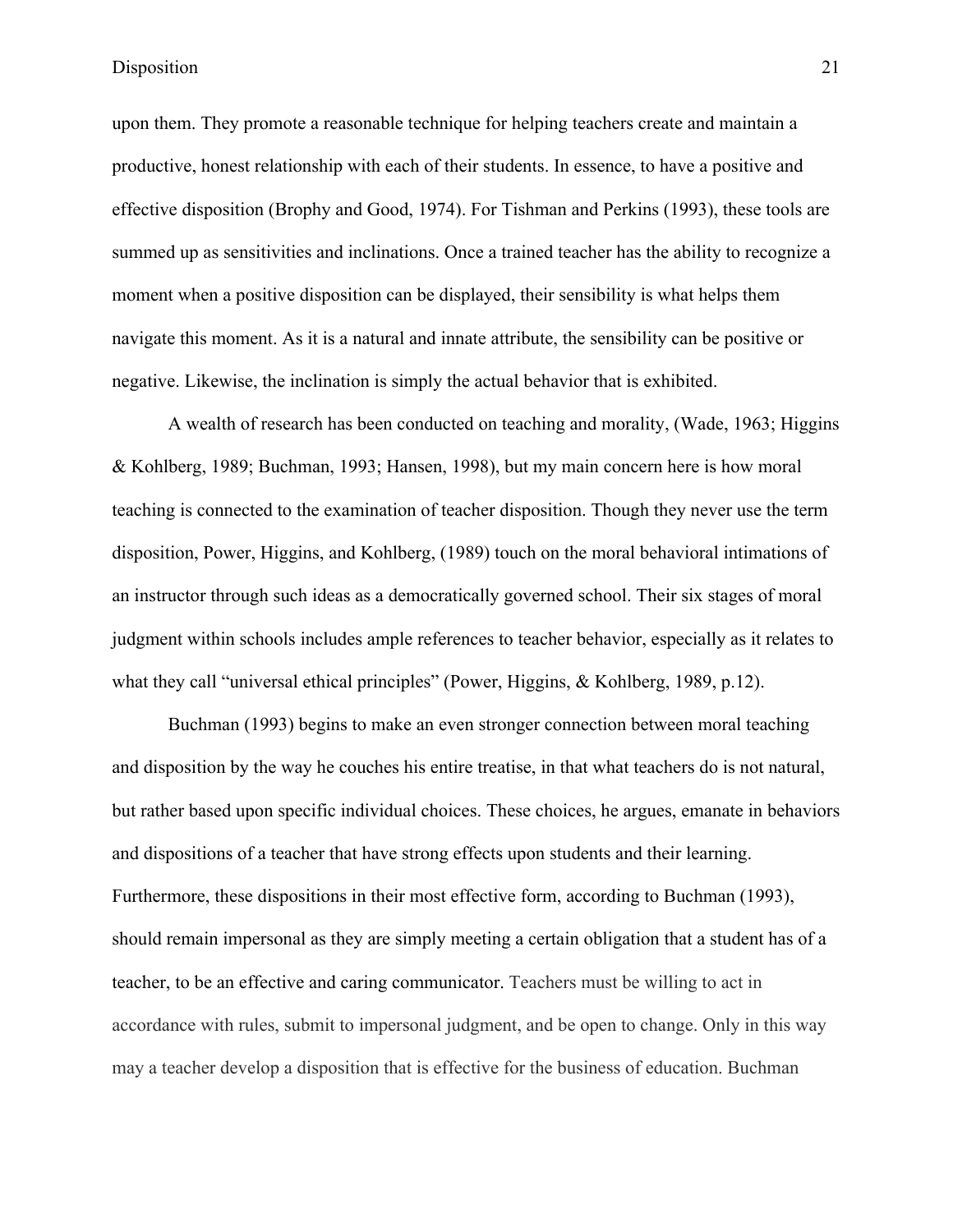upon them. They promote a reasonable technique for helping teachers create and maintain a productive, honest relationship with each of their students. In essence, to have a positive and effective disposition (Brophy and Good, 1974). For Tishman and Perkins (1993), these tools are summed up as sensitivities and inclinations. Once a trained teacher has the ability to recognize a moment when a positive disposition can be displayed, their sensibility is what helps them navigate this moment. As it is a natural and innate attribute, the sensibility can be positive or negative. Likewise, the inclination is simply the actual behavior that is exhibited.

A wealth of research has been conducted on teaching and morality, (Wade, 1963; Higgins & Kohlberg, 1989; Buchman, 1993; Hansen, 1998), but my main concern here is how moral teaching is connected to the examination of teacher disposition. Though they never use the term disposition, Power, Higgins, and Kohlberg, (1989) touch on the moral behavioral intimations of an instructor through such ideas as a democratically governed school. Their six stages of moral judgment within schools includes ample references to teacher behavior, especially as it relates to what they call "universal ethical principles" (Power, Higgins, & Kohlberg, 1989, p.12).

Buchman (1993) begins to make an even stronger connection between moral teaching and disposition by the way he couches his entire treatise, in that what teachers do is not natural, but rather based upon specific individual choices. These choices, he argues, emanate in behaviors and dispositions of a teacher that have strong effects upon students and their learning. Furthermore, these dispositions in their most effective form, according to Buchman (1993), should remain impersonal as they are simply meeting a certain obligation that a student has of a teacher, to be an effective and caring communicator. Teachers must be willing to act in accordance with rules, submit to impersonal judgment, and be open to change. Only in this way may a teacher develop a disposition that is effective for the business of education. Buchman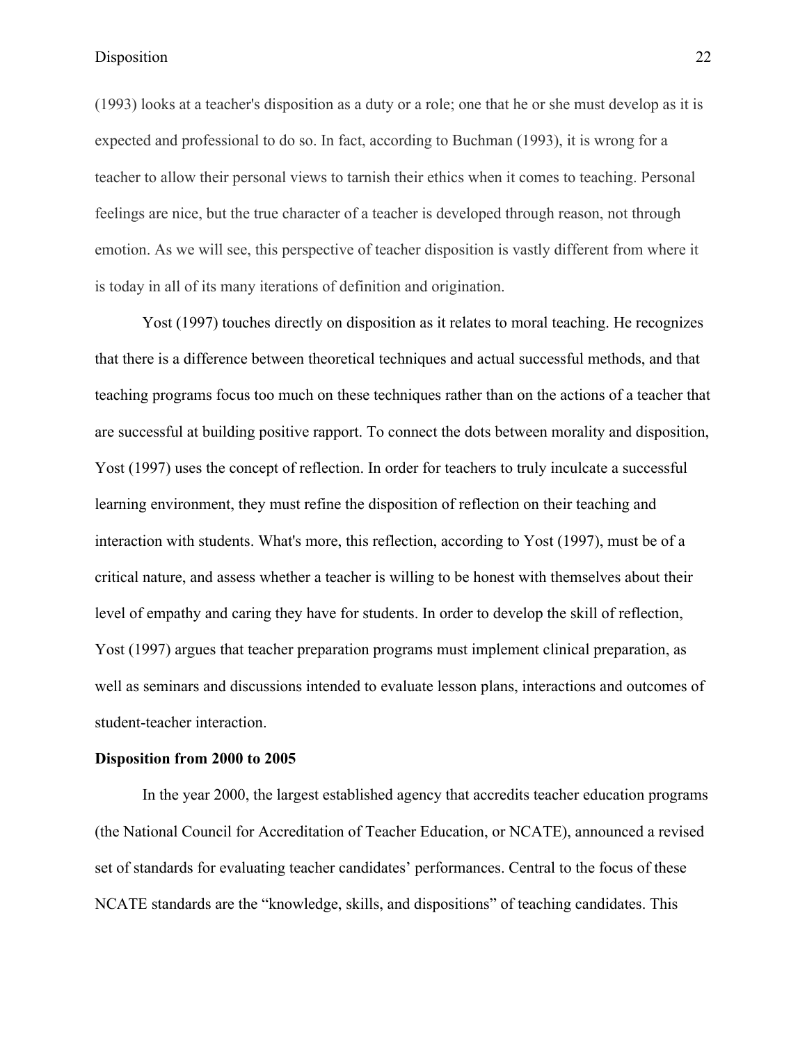(1993) looks at a teacher's disposition as a duty or a role; one that he or she must develop as it is expected and professional to do so. In fact, according to Buchman (1993), it is wrong for a teacher to allow their personal views to tarnish their ethics when it comes to teaching. Personal feelings are nice, but the true character of a teacher is developed through reason, not through emotion. As we will see, this perspective of teacher disposition is vastly different from where it is today in all of its many iterations of definition and origination.

Yost (1997) touches directly on disposition as it relates to moral teaching. He recognizes that there is a difference between theoretical techniques and actual successful methods, and that teaching programs focus too much on these techniques rather than on the actions of a teacher that are successful at building positive rapport. To connect the dots between morality and disposition, Yost (1997) uses the concept of reflection. In order for teachers to truly inculcate a successful learning environment, they must refine the disposition of reflection on their teaching and interaction with students. What's more, this reflection, according to Yost (1997), must be of a critical nature, and assess whether a teacher is willing to be honest with themselves about their level of empathy and caring they have for students. In order to develop the skill of reflection, Yost (1997) argues that teacher preparation programs must implement clinical preparation, as well as seminars and discussions intended to evaluate lesson plans, interactions and outcomes of student-teacher interaction.

**Disposition from 2000 to 2005**

In the year 2000, the largest established agency that accredits teacher education programs (the National Council for Accreditation of Teacher Education, or NCATE), announced a revised set of standards for evaluating teacher candidates' performances. Central to the focus of these NCATE standards are the "knowledge, skills, and dispositions" of teaching candidates. This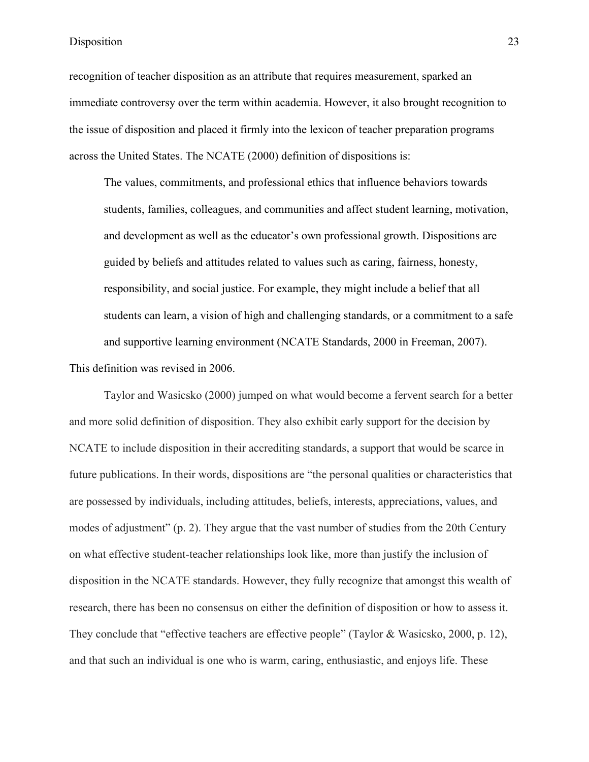recognition of teacher disposition as an attribute that requires measurement, sparked an immediate controversy over the term within academia. However, it also brought recognition to the issue of disposition and placed it firmly into the lexicon of teacher preparation programs across the United States. The NCATE (2000) definition of dispositions is:

> The values, commitments, and professional ethics that influence behaviors towards students, families, colleagues, and communities and affect student learning, motivation, and development as well as the educator's own professional growth. Dispositions are guided by beliefs and attitudes related to values such as caring, fairness, honesty, responsibility, and social justice. For example, they might include a belief that all students can learn, a vision of high and challenging standards, or a commitment to a safe and supportive learning environment (NCATE Standards, 2000 in Freeman, 2007).

This definition was revised in 2006.

Taylor and Wasicsko (2000) jumped on what would become a fervent search for a better and more solid definition of disposition. They also exhibit early support for the decision by NCATE to include disposition in their accrediting standards, a support that would be scarce in future publications. In their words, dispositions are "the personal qualities or characteristics that are possessed by individuals, including attitudes, beliefs, interests, appreciations, values, and modes of adjustment" (p. 2). They argue that the vast number of studies from the 20th Century on what effective student-teacher relationships look like, more than justify the inclusion of disposition in the NCATE standards. However, they fully recognize that amongst this wealth of research, there has been no consensus on either the definition of disposition or how to assess it. They conclude that "effective teachers are effective people" (Taylor & Wasicsko, 2000, p. 12), and that such an individual is one who is warm, caring, enthusiastic, and enjoys life. These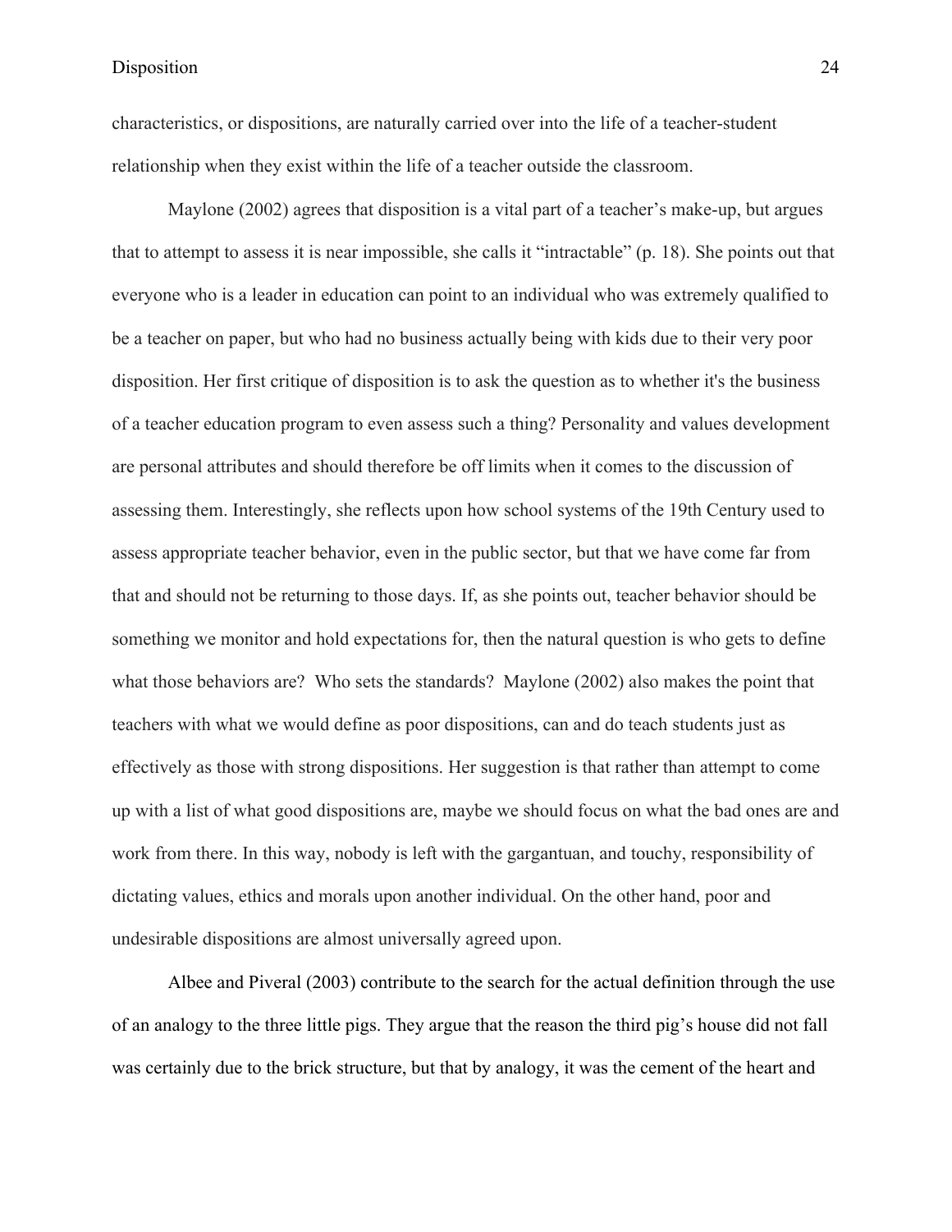characteristics, or dispositions, are naturally carried over into the life of a teacher-student relationship when they exist within the life of a teacher outside the classroom.

Maylone (2002) agrees that disposition is a vital part of a teacher's make-up, but argues that to attempt to assess it is near impossible, she calls it "intractable" (p. 18). She points out that everyone who is a leader in education can point to an individual who was extremely qualified to be a teacher on paper, but who had no business actually being with kids due to their very poor disposition. Her first critique of disposition is to ask the question as to whether it's the business of a teacher education program to even assess such a thing? Personality and values development are personal attributes and should therefore be off limits when it comes to the discussion of assessing them. Interestingly, she reflects upon how school systems of the 19th Century used to assess appropriate teacher behavior, even in the public sector, but that we have come far from that and should not be returning to those days. If, as she points out, teacher behavior should be something we monitor and hold expectations for, then the natural question is who gets to define what those behaviors are? Who sets the standards? Maylone (2002) also makes the point that teachers with what we would define as poor dispositions, can and do teach students just as effectively as those with strong dispositions. Her suggestion is that rather than attempt to come up with a list of what good dispositions are, maybe we should focus on what the bad ones are and work from there. In this way, nobody is left with the gargantuan, and touchy, responsibility of dictating values, ethics and morals upon another individual. On the other hand, poor and undesirable dispositions are almost universally agreed upon.

Albee and Piveral (2003) contribute to the search for the actual definition through the use of an analogy to the three little pigs. They argue that the reason the third pig's house did not fall was certainly due to the brick structure, but that by analogy, it was the cement of the heart and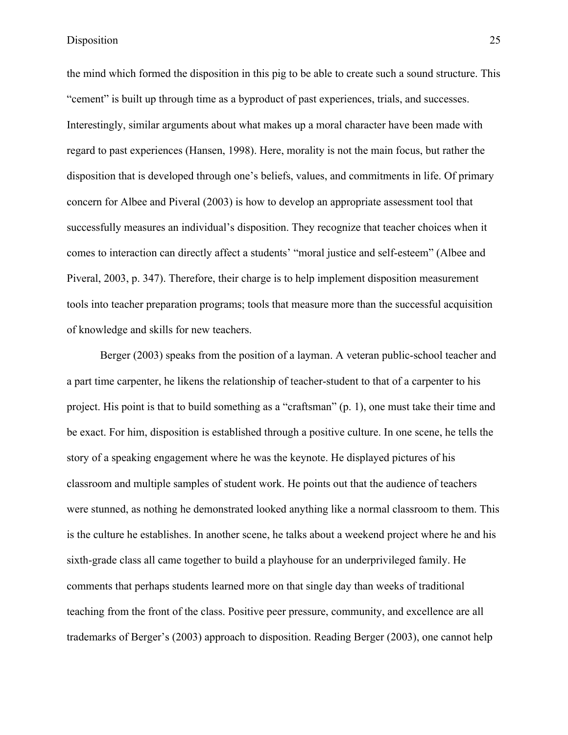the mind which formed the disposition in this pig to be able to create such a sound structure. This "cement" is built up through time as a byproduct of past experiences, trials, and successes. Interestingly, similar arguments about what makes up a moral character have been made with regard to past experiences (Hansen, 1998). Here, morality is not the main focus, but rather the disposition that is developed through one's beliefs, values, and commitments in life. Of primary concern for Albee and Piveral (2003) is how to develop an appropriate assessment tool that successfully measures an individual's disposition. They recognize that teacher choices when it comes to interaction can directly affect a students' "moral justice and self-esteem" (Albee and Piveral, 2003, p. 347). Therefore, their charge is to help implement disposition measurement tools into teacher preparation programs; tools that measure more than the successful acquisition of knowledge and skills for new teachers.

Berger (2003) speaks from the position of a layman. A veteran public-school teacher and a part time carpenter, he likens the relationship of teacher-student to that of a carpenter to his project. His point is that to build something as a "craftsman" (p. 1), one must take their time and be exact. For him, disposition is established through a positive culture. In one scene, he tells the story of a speaking engagement where he was the keynote. He displayed pictures of his classroom and multiple samples of student work. He points out that the audience of teachers were stunned, as nothing he demonstrated looked anything like a normal classroom to them. This is the culture he establishes. In another scene, he talks about a weekend project where he and his sixth-grade class all came together to build a playhouse for an underprivileged family. He comments that perhaps students learned more on that single day than weeks of traditional teaching from the front of the class. Positive peer pressure, community, and excellence are all trademarks of Berger's (2003) approach to disposition. Reading Berger (2003), one cannot help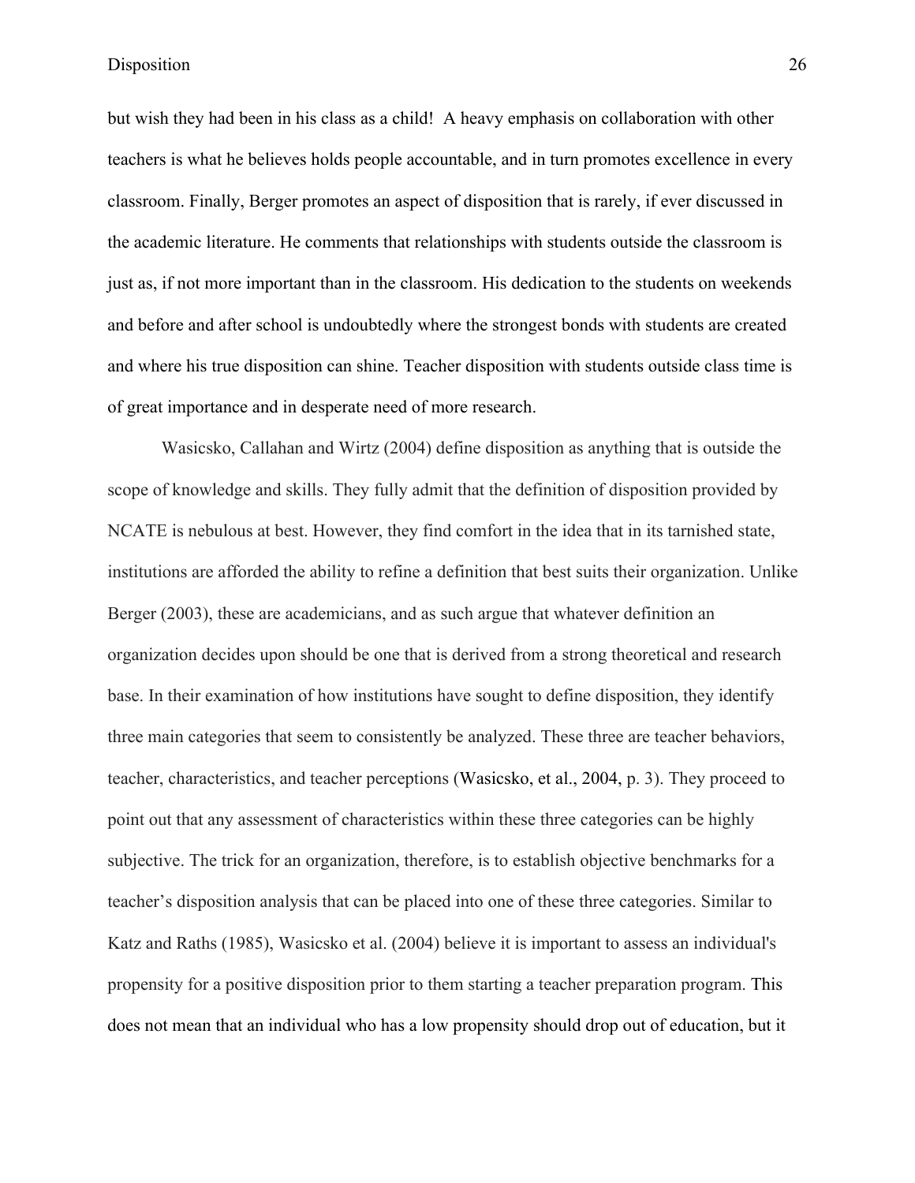but wish they had been in his class as a child! A heavy emphasis on collaboration with other teachers is what he believes holds people accountable, and in turn promotes excellence in every classroom. Finally, Berger promotes an aspect of disposition that is rarely, if ever discussed in the academic literature. He comments that relationships with students outside the classroom is just as, if not more important than in the classroom. His dedication to the students on weekends and before and after school is undoubtedly where the strongest bonds with students are created and where his true disposition can shine. Teacher disposition with students outside class time is of great importance and in desperate need of more research.

Wasicsko, Callahan and Wirtz (2004) define disposition as anything that is outside the scope of knowledge and skills. They fully admit that the definition of disposition provided by NCATE is nebulous at best. However, they find comfort in the idea that in its tarnished state, institutions are afforded the ability to refine a definition that best suits their organization. Unlike Berger (2003), these are academicians, and as such argue that whatever definition an organization decides upon should be one that is derived from a strong theoretical and research base. In their examination of how institutions have sought to define disposition, they identify three main categories that seem to consistently be analyzed. These three are teacher behaviors, teacher, characteristics, and teacher perceptions (Wasicsko, et al., 2004, p. 3). They proceed to point out that any assessment of characteristics within these three categories can be highly subjective. The trick for an organization, therefore, is to establish objective benchmarks for a teacher's disposition analysis that can be placed into one of these three categories. Similar to Katz and Raths (1985), Wasicsko et al. (2004) believe it is important to assess an individual's propensity for a positive disposition prior to them starting a teacher preparation program. This does not mean that an individual who has a low propensity should drop out of education, but it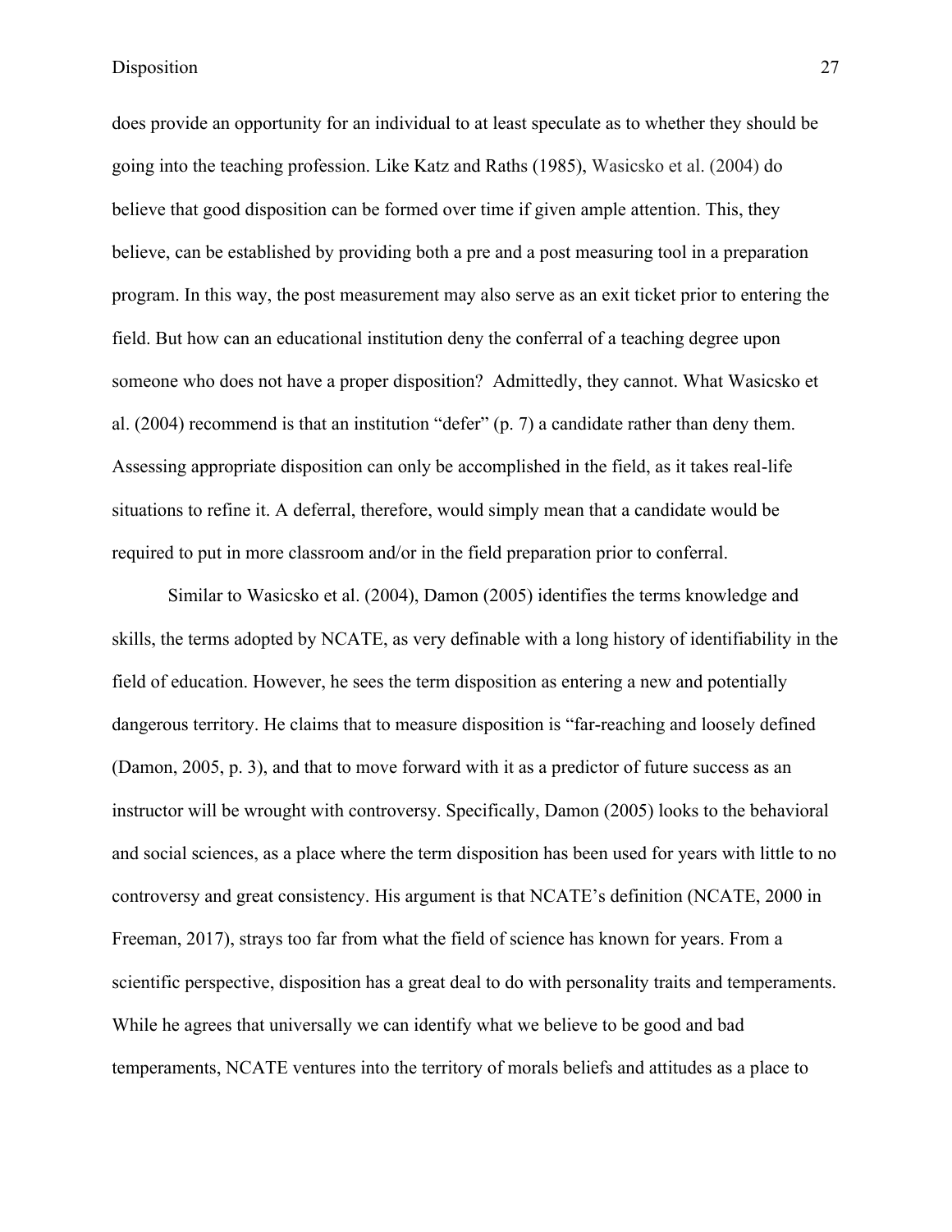does provide an opportunity for an individual to at least speculate as to whether they should be going into the teaching profession. Like Katz and Raths (1985), Wasicsko et al. (2004) do believe that good disposition can be formed over time if given ample attention. This, they believe, can be established by providing both a pre and a post measuring tool in a preparation program. In this way, the post measurement may also serve as an exit ticket prior to entering the field. But how can an educational institution deny the conferral of a teaching degree upon someone who does not have a proper disposition?  Admittedly, they cannot. What Wasicsko et al. (2004) recommend is that an institution "defer" (p. 7) a candidate rather than deny them. Assessing appropriate disposition can only be accomplished in the field, as it takes real-life situations to refine it. A deferral, therefore, would simply mean that a candidate would be required to put in more classroom and/or in the field preparation prior to conferral.

Similar to Wasicsko et al. (2004), Damon (2005) identifies the terms knowledge and skills, the terms adopted by NCATE, as very definable with a long history of identifiability in the field of education. However, he sees the term disposition as entering a new and potentially dangerous territory. He claims that to measure disposition is "far-reaching and loosely defined (Damon, 2005, p. 3), and that to move forward with it as a predictor of future success as an instructor will be wrought with controversy. Specifically, Damon (2005) looks to the behavioral and social sciences, as a place where the term disposition has been used for years with little to no controversy and great consistency. His argument is that NCATE's definition (NCATE, 2000 in Freeman, 2017), strays too far from what the field of science has known for years. From a scientific perspective, disposition has a great deal to do with personality traits and temperaments. While he agrees that universally we can identify what we believe to be good and bad temperaments, NCATE ventures into the territory of morals beliefs and attitudes as a place to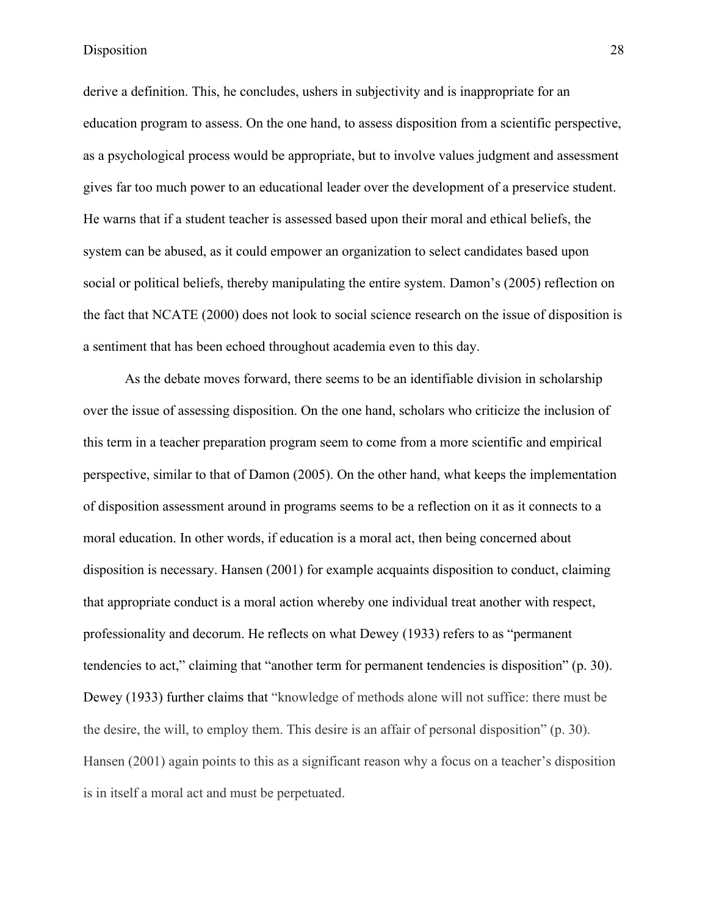derive a definition. This, he concludes, ushers in subjectivity and is inappropriate for an education program to assess. On the one hand, to assess disposition from a scientific perspective, as a psychological process would be appropriate, but to involve values judgment and assessment gives far too much power to an educational leader over the development of a preservice student. He warns that if a student teacher is assessed based upon their moral and ethical beliefs, the system can be abused, as it could empower an organization to select candidates based upon social or political beliefs, thereby manipulating the entire system. Damon's (2005) reflection on the fact that NCATE (2000) does not look to social science research on the issue of disposition is a sentiment that has been echoed throughout academia even to this day.

As the debate moves forward, there seems to be an identifiable division in scholarship over the issue of assessing disposition. On the one hand, scholars who criticize the inclusion of this term in a teacher preparation program seem to come from a more scientific and empirical perspective, similar to that of Damon (2005). On the other hand, what keeps the implementation of disposition assessment around in programs seems to be a reflection on it as it connects to a moral education. In other words, if education is a moral act, then being concerned about disposition is necessary. Hansen (2001) for example acquaints disposition to conduct, claiming that appropriate conduct is a moral action whereby one individual treat another with respect, professionality and decorum. He reflects on what Dewey (1933) refers to as "permanent tendencies to act," claiming that "another term for permanent tendencies is disposition" (p. 30). Dewey (1933) further claims that "knowledge of methods alone will not suffice: there must be the desire, the will, to employ them. This desire is an affair of personal disposition" (p. 30). Hansen (2001) again points to this as a significant reason why a focus on a teacher's disposition is in itself a moral act and must be perpetuated.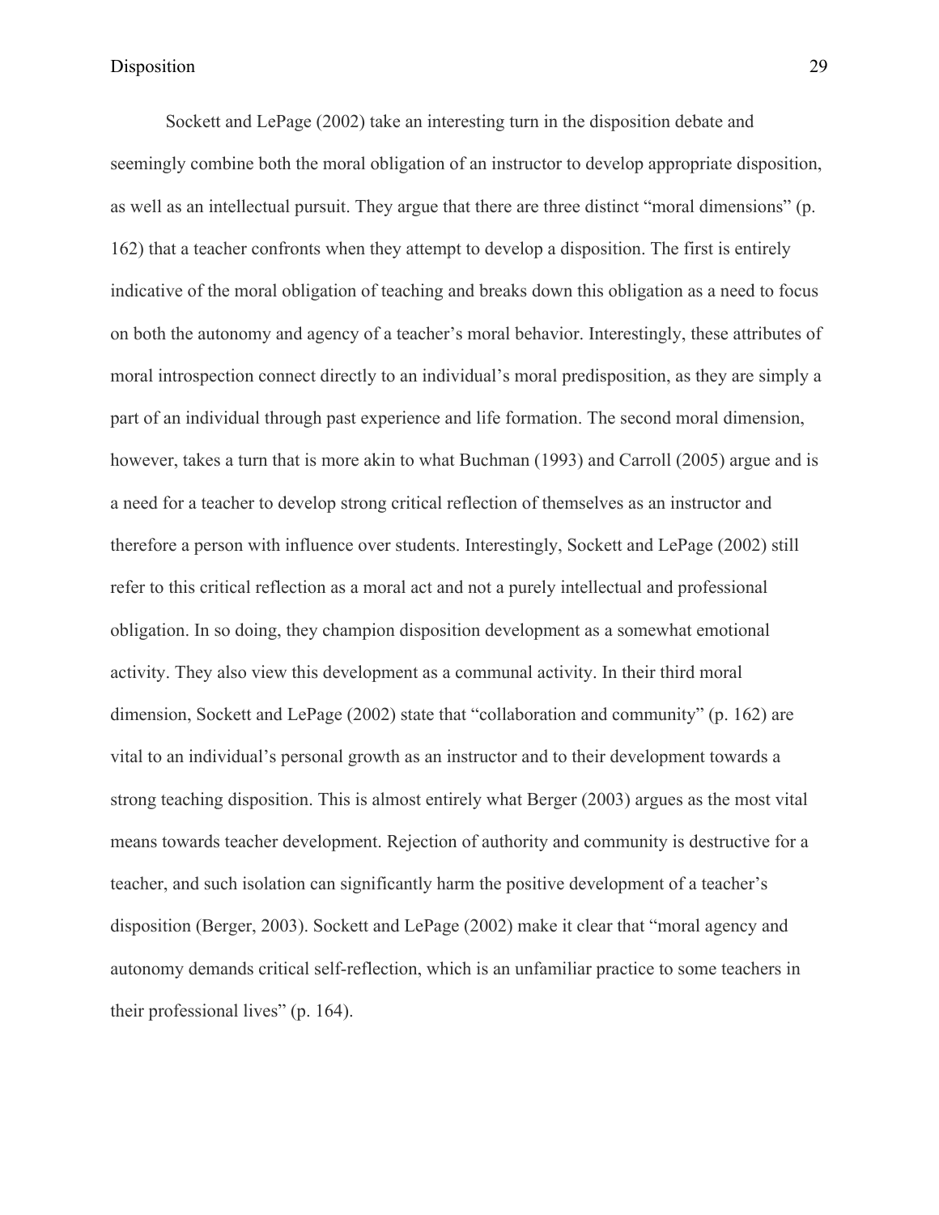Sockett and LePage (2002) take an interesting turn in the disposition debate and seemingly combine both the moral obligation of an instructor to develop appropriate disposition, as well as an intellectual pursuit. They argue that there are three distinct "moral dimensions" (p. 162) that a teacher confronts when they attempt to develop a disposition. The first is entirely indicative of the moral obligation of teaching and breaks down this obligation as a need to focus on both the autonomy and agency of a teacher's moral behavior. Interestingly, these attributes of moral introspection connect directly to an individual's moral predisposition, as they are simply a part of an individual through past experience and life formation. The second moral dimension, however, takes a turn that is more akin to what Buchman (1993) and Carroll (2005) argue and is a need for a teacher to develop strong critical reflection of themselves as an instructor and therefore a person with influence over students. Interestingly, Sockett and LePage (2002) still refer to this critical reflection as a moral act and not a purely intellectual and professional obligation. In so doing, they champion disposition development as a somewhat emotional activity. They also view this development as a communal activity. In their third moral dimension, Sockett and LePage (2002) state that "collaboration and community" (p. 162) are vital to an individual's personal growth as an instructor and to their development towards a strong teaching disposition. This is almost entirely what Berger (2003) argues as the most vital means towards teacher development. Rejection of authority and community is destructive for a teacher, and such isolation can significantly harm the positive development of a teacher's disposition (Berger, 2003). Sockett and LePage (2002) make it clear that "moral agency and autonomy demands critical self-reflection, which is an unfamiliar practice to some teachers in their professional lives" (p. 164).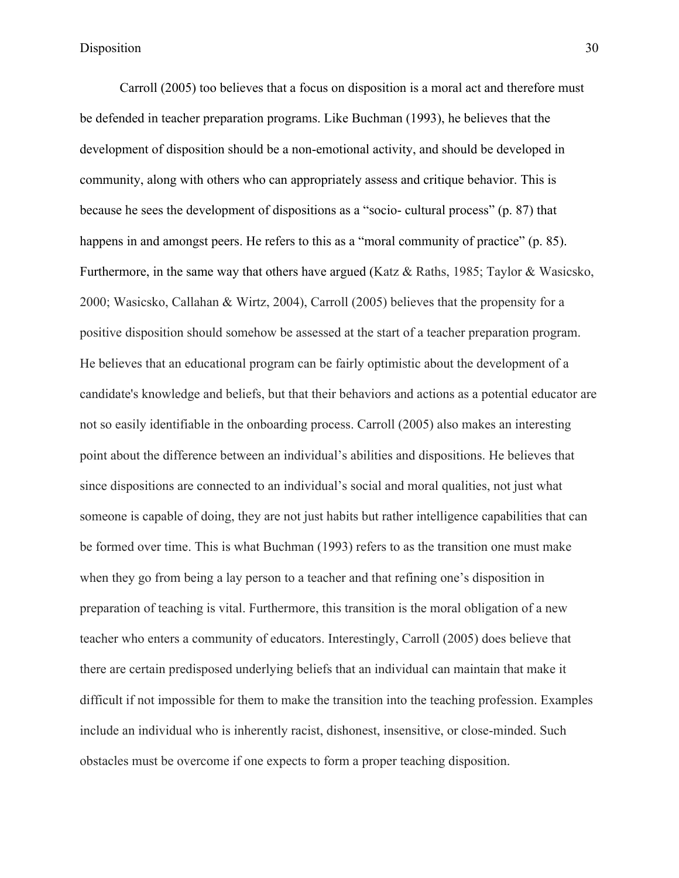Carroll (2005) too believes that a focus on disposition is a moral act and therefore must be defended in teacher preparation programs. Like Buchman (1993), he believes that the development of disposition should be a non-emotional activity, and should be developed in community, along with others who can appropriately assess and critique behavior. This is because he sees the development of dispositions as a "socio- cultural process" (p. 87) that happens in and amongst peers. He refers to this as a "moral community of practice" (p. 85). Furthermore, in the same way that others have argued (Katz & Raths, 1985; Taylor & Wasicsko, 2000; Wasicsko, Callahan & Wirtz, 2004), Carroll (2005) believes that the propensity for a positive disposition should somehow be assessed at the start of a teacher preparation program. He believes that an educational program can be fairly optimistic about the development of a candidate's knowledge and beliefs, but that their behaviors and actions as a potential educator are not so easily identifiable in the onboarding process. Carroll (2005) also makes an interesting point about the difference between an individual's abilities and dispositions. He believes that since dispositions are connected to an individual's social and moral qualities, not just what someone is capable of doing, they are not just habits but rather intelligence capabilities that can be formed over time. This is what Buchman (1993) refers to as the transition one must make when they go from being a lay person to a teacher and that refining one's disposition in preparation of teaching is vital. Furthermore, this transition is the moral obligation of a new teacher who enters a community of educators. Interestingly, Carroll (2005) does believe that there are certain predisposed underlying beliefs that an individual can maintain that make it difficult if not impossible for them to make the transition into the teaching profession. Examples include an individual who is inherently racist, dishonest, insensitive, or close-minded. Such obstacles must be overcome if one expects to form a proper teaching disposition.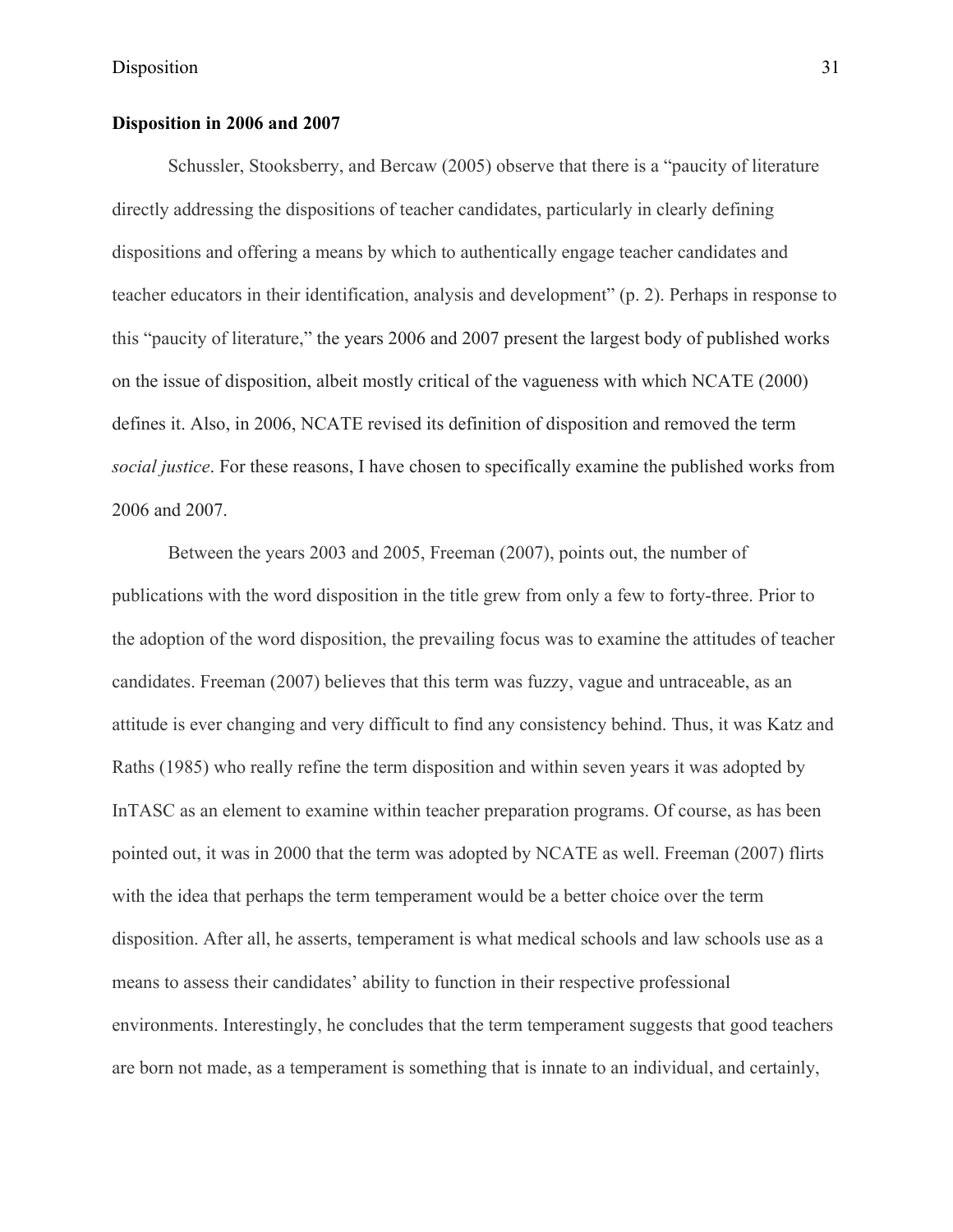**Disposition in 2006 and 2007**

Schussler, Stooksberry, and Bercaw (2005) observe that there is a "paucity of literature directly addressing the dispositions of teacher candidates, particularly in clearly defining dispositions and offering a means by which to authentically engage teacher candidates and teacher educators in their identification, analysis and development" (p. 2). Perhaps in response to this "paucity of literature," the years 2006 and 2007 present the largest body of published works on the issue of disposition, albeit mostly critical of the vagueness with which NCATE (2000) defines it. Also, in 2006, NCATE revised its definition of disposition and removed the term *social justice*. For these reasons, I have chosen to specifically examine the published works from 2006 and 2007.

Between the years 2003 and 2005, Freeman (2007), points out, the number of publications with the word disposition in the title grew from only a few to forty-three. Prior to the adoption of the word disposition, the prevailing focus was to examine the attitudes of teacher candidates. Freeman (2007) believes that this term was fuzzy, vague and untraceable, as an attitude is ever changing and very difficult to find any consistency behind. Thus, it was Katz and Raths (1985) who really refine the term disposition and within seven years it was adopted by InTASC as an element to examine within teacher preparation programs. Of course, as has been pointed out, it was in 2000 that the term was adopted by NCATE as well. Freeman (2007) flirts with the idea that perhaps the term temperament would be a better choice over the term disposition. After all, he asserts, temperament is what medical schools and law schools use as a means to assess their candidates' ability to function in their respective professional environments. Interestingly, he concludes that the term temperament suggests that good teachers are born not made, as a temperament is something that is innate to an individual, and certainly,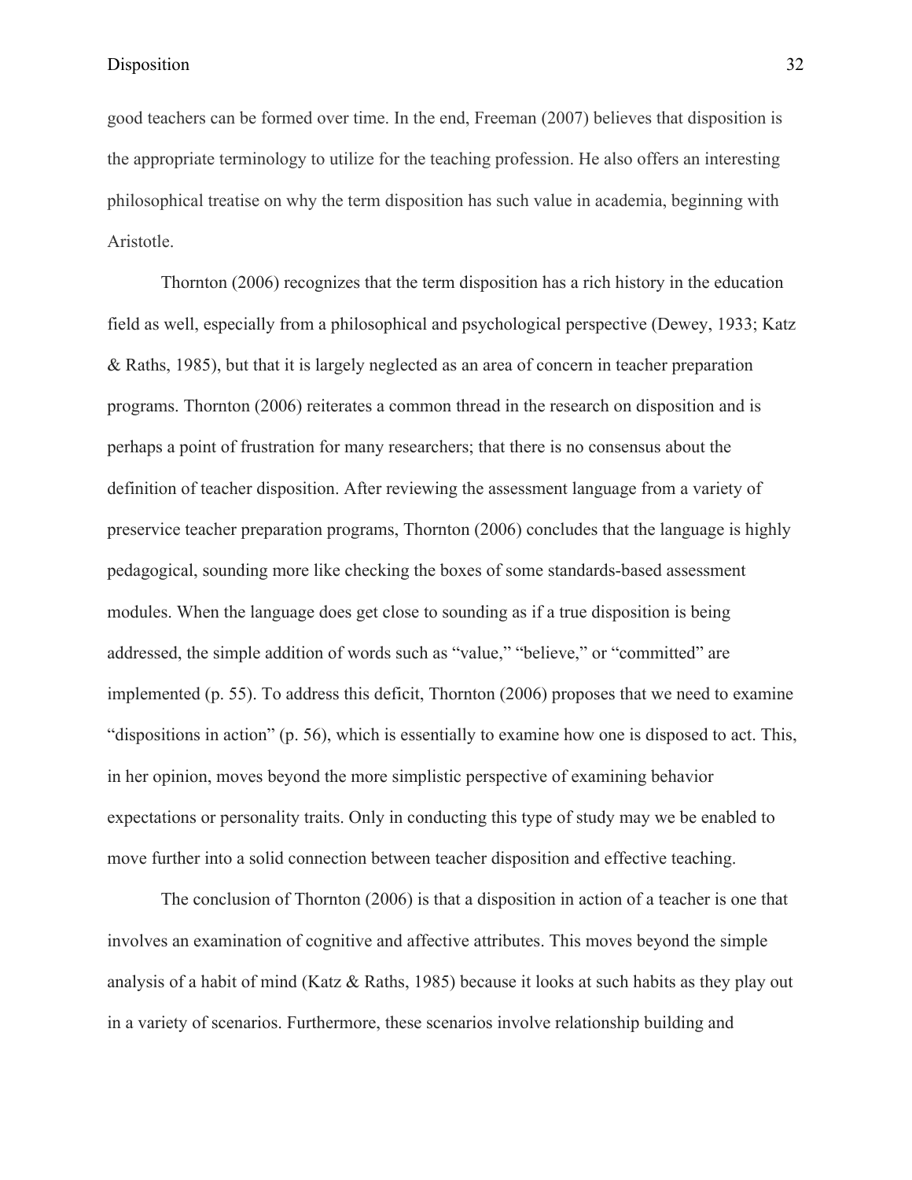good teachers can be formed over time. In the end, Freeman (2007) believes that disposition is the appropriate terminology to utilize for the teaching profession. He also offers an interesting philosophical treatise on why the term disposition has such value in academia, beginning with Aristotle.

Thornton (2006) recognizes that the term disposition has a rich history in the education field as well, especially from a philosophical and psychological perspective (Dewey, 1933; Katz & Raths, 1985), but that it is largely neglected as an area of concern in teacher preparation programs. Thornton (2006) reiterates a common thread in the research on disposition and is perhaps a point of frustration for many researchers; that there is no consensus about the definition of teacher disposition. After reviewing the assessment language from a variety of preservice teacher preparation programs, Thornton (2006) concludes that the language is highly pedagogical, sounding more like checking the boxes of some standards-based assessment modules. When the language does get close to sounding as if a true disposition is being addressed, the simple addition of words such as "value," "believe," or "committed" are implemented (p. 55). To address this deficit, Thornton (2006) proposes that we need to examine "dispositions in action" (p. 56), which is essentially to examine how one is disposed to act. This, in her opinion, moves beyond the more simplistic perspective of examining behavior expectations or personality traits. Only in conducting this type of study may we be enabled to move further into a solid connection between teacher disposition and effective teaching.

The conclusion of Thornton (2006) is that a disposition in action of a teacher is one that involves an examination of cognitive and affective attributes. This moves beyond the simple analysis of a habit of mind (Katz & Raths, 1985) because it looks at such habits as they play out in a variety of scenarios. Furthermore, these scenarios involve relationship building and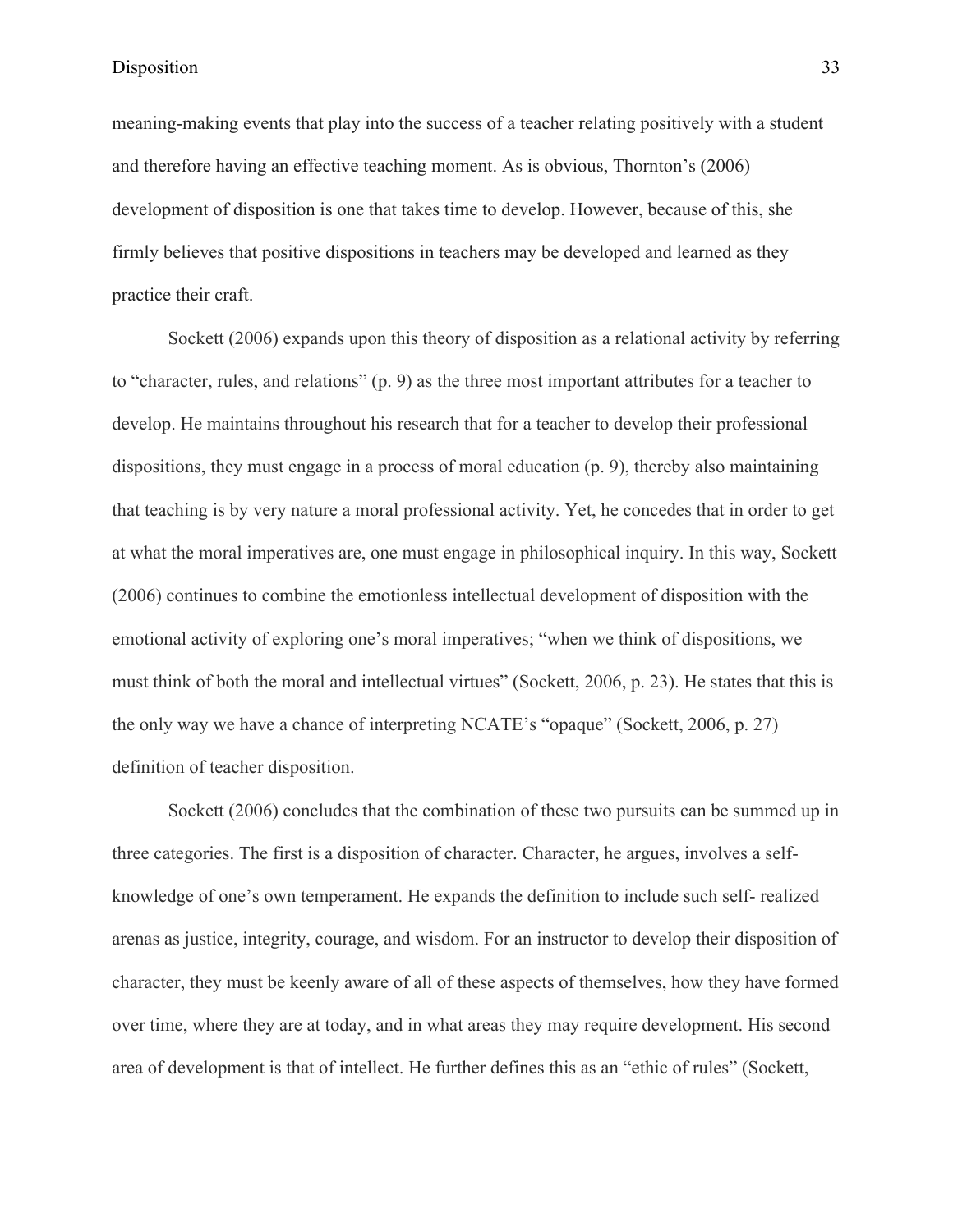meaning-making events that play into the success of a teacher relating positively with a student and therefore having an effective teaching moment. As is obvious, Thornton's (2006) development of disposition is one that takes time to develop. However, because of this, she firmly believes that positive dispositions in teachers may be developed and learned as they practice their craft.

Sockett (2006) expands upon this theory of disposition as a relational activity by referring to "character, rules, and relations" (p. 9) as the three most important attributes for a teacher to develop. He maintains throughout his research that for a teacher to develop their professional dispositions, they must engage in a process of moral education (p. 9), thereby also maintaining that teaching is by very nature a moral professional activity. Yet, he concedes that in order to get at what the moral imperatives are, one must engage in philosophical inquiry. In this way, Sockett (2006) continues to combine the emotionless intellectual development of disposition with the emotional activity of exploring one's moral imperatives; "when we think of dispositions, we must think of both the moral and intellectual virtues" (Sockett, 2006, p. 23). He states that this is the only way we have a chance of interpreting NCATE's "opaque" (Sockett, 2006, p. 27) definition of teacher disposition.

Sockett (2006) concludes that the combination of these two pursuits can be summed up in three categories. The first is a disposition of character. Character, he argues, involves a self-knowledge of one's own temperament. He expands the definition to include such self- realized arenas as justice, integrity, courage, and wisdom. For an instructor to develop their disposition of character, they must be keenly aware of all of these aspects of themselves, how they have formed over time, where they are at today, and in what areas they may require development. His second area of development is that of intellect. He further defines this as an "ethic of rules" (Sockett,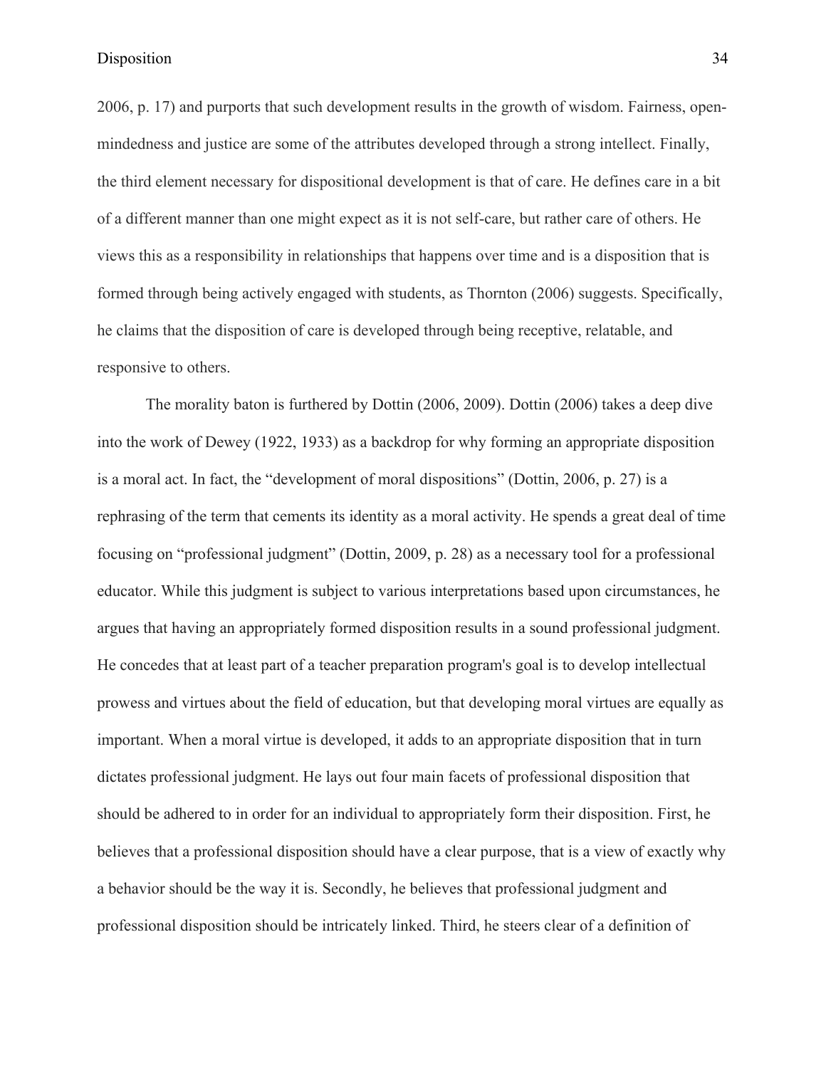2006, p. 17) and purports that such development results in the growth of wisdom. Fairness, open-mindedness and justice are some of the attributes developed through a strong intellect. Finally, the third element necessary for dispositional development is that of care. He defines care in a bit of a different manner than one might expect as it is not self-care, but rather care of others. He views this as a responsibility in relationships that happens over time and is a disposition that is formed through being actively engaged with students, as Thornton (2006) suggests. Specifically, he claims that the disposition of care is developed through being receptive, relatable, and responsive to others.

The morality baton is furthered by Dottin (2006, 2009). Dottin (2006) takes a deep dive into the work of Dewey (1922, 1933) as a backdrop for why forming an appropriate disposition is a moral act. In fact, the "development of moral dispositions" (Dottin, 2006, p. 27) is a rephrasing of the term that cements its identity as a moral activity. He spends a great deal of time focusing on "professional judgment" (Dottin, 2009, p. 28) as a necessary tool for a professional educator. While this judgment is subject to various interpretations based upon circumstances, he argues that having an appropriately formed disposition results in a sound professional judgment. He concedes that at least part of a teacher preparation program's goal is to develop intellectual prowess and virtues about the field of education, but that developing moral virtues are equally as important. When a moral virtue is developed, it adds to an appropriate disposition that in turn dictates professional judgment. He lays out four main facets of professional disposition that should be adhered to in order for an individual to appropriately form their disposition. First, he believes that a professional disposition should have a clear purpose, that is a view of exactly why a behavior should be the way it is. Secondly, he believes that professional judgment and professional disposition should be intricately linked. Third, he steers clear of a definition of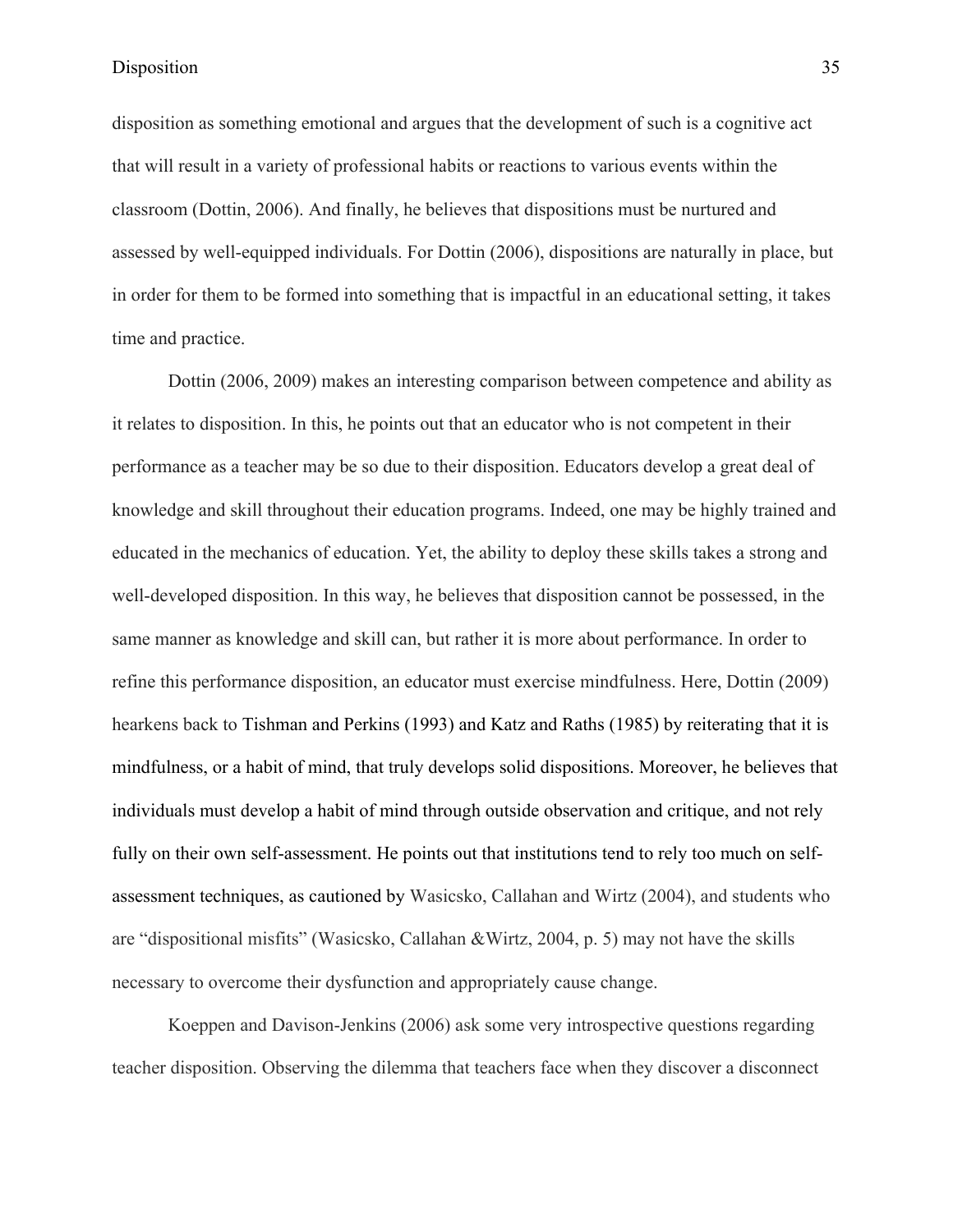disposition as something emotional and argues that the development of such is a cognitive act that will result in a variety of professional habits or reactions to various events within the classroom (Dottin, 2006). And finally, he believes that dispositions must be nurtured and assessed by well-equipped individuals. For Dottin (2006), dispositions are naturally in place, but in order for them to be formed into something that is impactful in an educational setting, it takes time and practice.

Dottin (2006, 2009) makes an interesting comparison between competence and ability as it relates to disposition. In this, he points out that an educator who is not competent in their performance as a teacher may be so due to their disposition. Educators develop a great deal of knowledge and skill throughout their education programs. Indeed, one may be highly trained and educated in the mechanics of education. Yet, the ability to deploy these skills takes a strong and well-developed disposition. In this way, he believes that disposition cannot be possessed, in the same manner as knowledge and skill can, but rather it is more about performance. In order to refine this performance disposition, an educator must exercise mindfulness. Here, Dottin (2009) hearkens back to Tishman and Perkins (1993) and Katz and Raths (1985) by reiterating that it is mindfulness, or a habit of mind, that truly develops solid dispositions. Moreover, he believes that individuals must develop a habit of mind through outside observation and critique, and not rely fully on their own self-assessment. He points out that institutions tend to rely too much on self-assessment techniques, as cautioned by Wasicsko, Callahan and Wirtz (2004), and students who are "dispositional misfits" (Wasicsko, Callahan &Wirtz, 2004, p. 5) may not have the skills necessary to overcome their dysfunction and appropriately cause change.

Koeppen and Davison-Jenkins (2006) ask some very introspective questions regarding teacher disposition. Observing the dilemma that teachers face when they discover a disconnect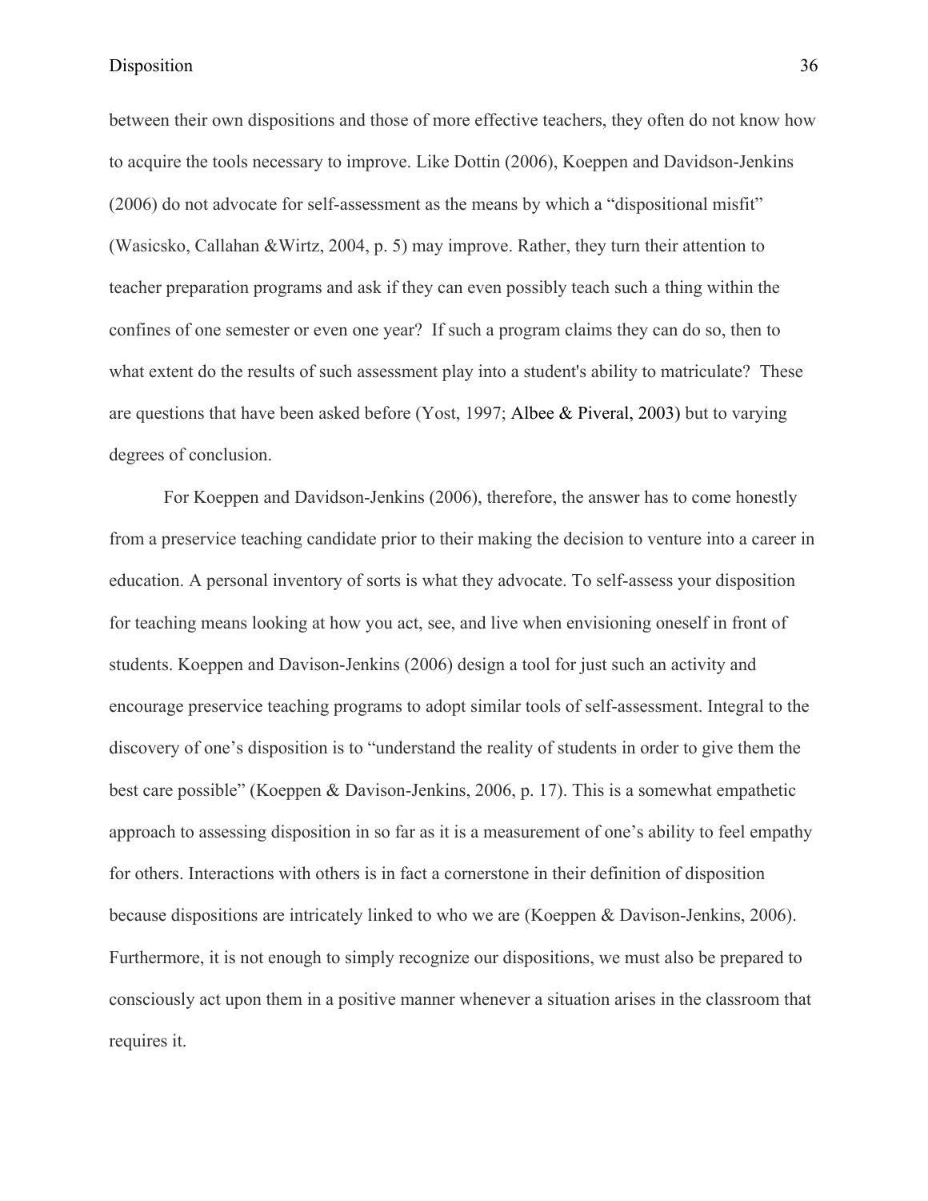between their own dispositions and those of more effective teachers, they often do not know how to acquire the tools necessary to improve. Like Dottin (2006), Koeppen and Davidson-Jenkins (2006) do not advocate for self-assessment as the means by which a "dispositional misfit" (Wasicsko, Callahan &Wirtz, 2004, p. 5) may improve. Rather, they turn their attention to teacher preparation programs and ask if they can even possibly teach such a thing within the confines of one semester or even one year? If such a program claims they can do so, then to what extent do the results of such assessment play into a student's ability to matriculate? These are questions that have been asked before (Yost, 1997; Albee & Piveral, 2003) but to varying degrees of conclusion.

For Koeppen and Davidson-Jenkins (2006), therefore, the answer has to come honestly from a preservice teaching candidate prior to their making the decision to venture into a career in education. A personal inventory of sorts is what they advocate. To self-assess your disposition for teaching means looking at how you act, see, and live when envisioning oneself in front of students. Koeppen and Davison-Jenkins (2006) design a tool for just such an activity and encourage preservice teaching programs to adopt similar tools of self-assessment. Integral to the discovery of one's disposition is to "understand the reality of students in order to give them the best care possible" (Koeppen & Davison-Jenkins, 2006, p. 17). This is a somewhat empathetic approach to assessing disposition in so far as it is a measurement of one's ability to feel empathy for others. Interactions with others is in fact a cornerstone in their definition of disposition because dispositions are intricately linked to who we are (Koeppen & Davison-Jenkins, 2006). Furthermore, it is not enough to simply recognize our dispositions, we must also be prepared to consciously act upon them in a positive manner whenever a situation arises in the classroom that requires it.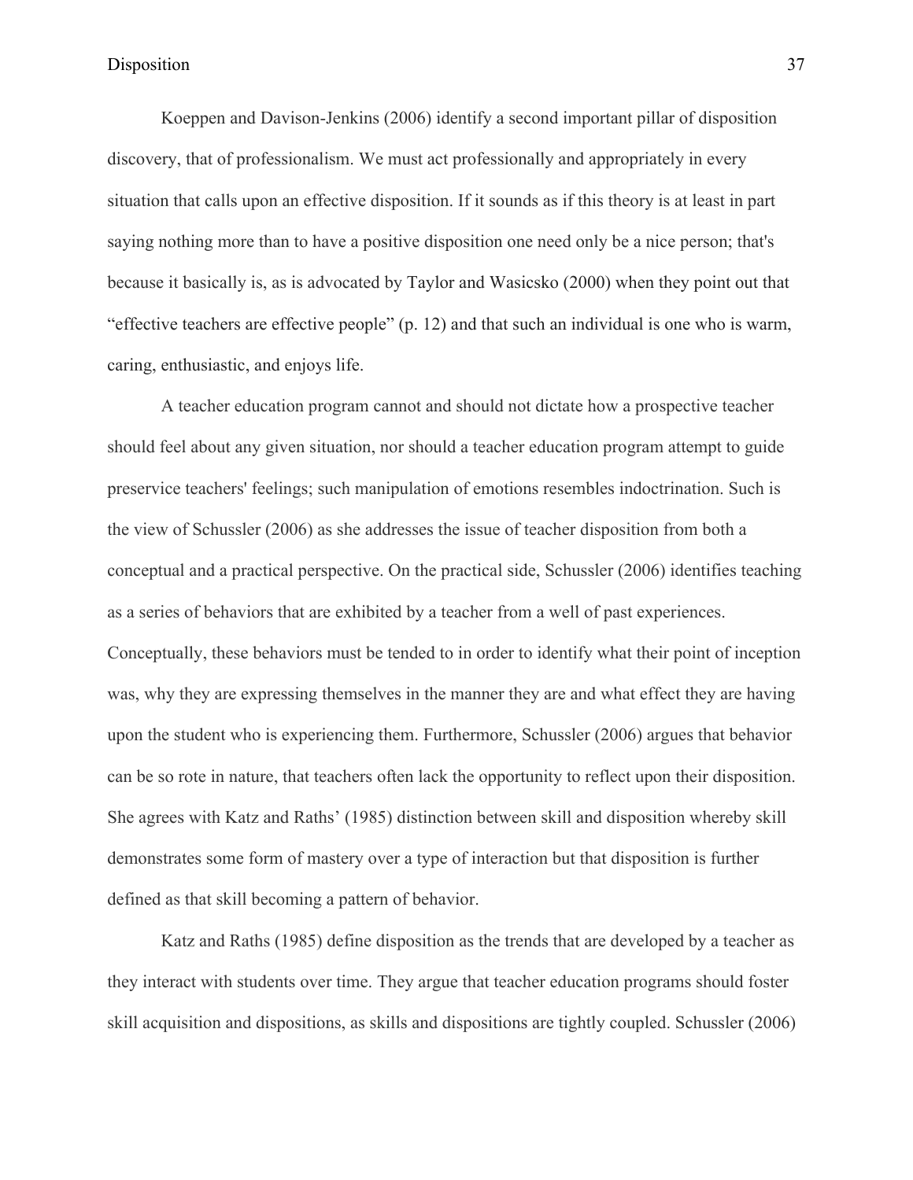Koeppen and Davison-Jenkins (2006) identify a second important pillar of disposition discovery, that of professionalism. We must act professionally and appropriately in every situation that calls upon an effective disposition. If it sounds as if this theory is at least in part saying nothing more than to have a positive disposition one need only be a nice person; that's because it basically is, as is advocated by Taylor and Wasicsko (2000) when they point out that "effective teachers are effective people" (p. 12) and that such an individual is one who is warm, caring, enthusiastic, and enjoys life.

A teacher education program cannot and should not dictate how a prospective teacher should feel about any given situation, nor should a teacher education program attempt to guide preservice teachers' feelings; such manipulation of emotions resembles indoctrination. Such is the view of Schussler (2006) as she addresses the issue of teacher disposition from both a conceptual and a practical perspective. On the practical side, Schussler (2006) identifies teaching as a series of behaviors that are exhibited by a teacher from a well of past experiences. Conceptually, these behaviors must be tended to in order to identify what their point of inception was, why they are expressing themselves in the manner they are and what effect they are having upon the student who is experiencing them. Furthermore, Schussler (2006) argues that behavior can be so rote in nature, that teachers often lack the opportunity to reflect upon their disposition. She agrees with Katz and Raths' (1985) distinction between skill and disposition whereby skill demonstrates some form of mastery over a type of interaction but that disposition is further defined as that skill becoming a pattern of behavior.

Katz and Raths (1985) define disposition as the trends that are developed by a teacher as they interact with students over time. They argue that teacher education programs should foster skill acquisition and dispositions, as skills and dispositions are tightly coupled. Schussler (2006)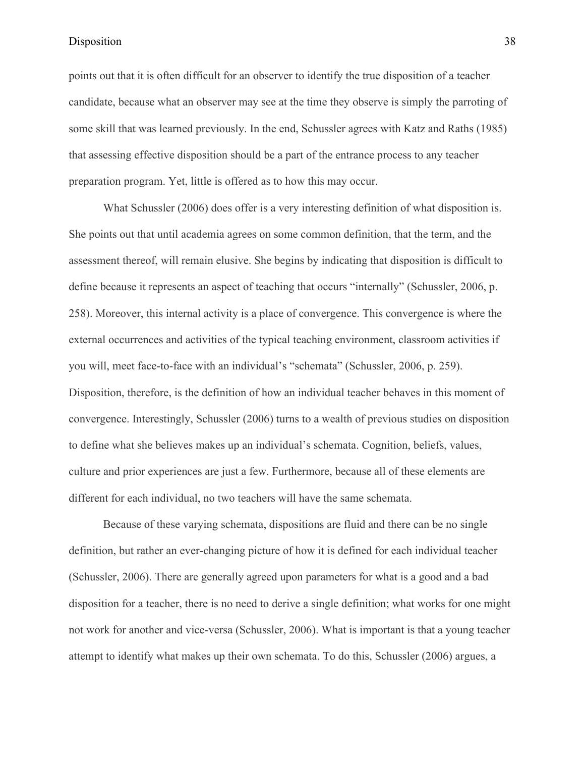points out that it is often difficult for an observer to identify the true disposition of a teacher candidate, because what an observer may see at the time they observe is simply the parroting of some skill that was learned previously. In the end, Schussler agrees with Katz and Raths (1985) that assessing effective disposition should be a part of the entrance process to any teacher preparation program. Yet, little is offered as to how this may occur.

What Schussler (2006) does offer is a very interesting definition of what disposition is. She points out that until academia agrees on some common definition, that the term, and the assessment thereof, will remain elusive. She begins by indicating that disposition is difficult to define because it represents an aspect of teaching that occurs "internally" (Schussler, 2006, p. 258). Moreover, this internal activity is a place of convergence. This convergence is where the external occurrences and activities of the typical teaching environment, classroom activities if you will, meet face-to-face with an individual's "schemata" (Schussler, 2006, p. 259). Disposition, therefore, is the definition of how an individual teacher behaves in this moment of convergence. Interestingly, Schussler (2006) turns to a wealth of previous studies on disposition to define what she believes makes up an individual's schemata. Cognition, beliefs, values, culture and prior experiences are just a few. Furthermore, because all of these elements are different for each individual, no two teachers will have the same schemata.

Because of these varying schemata, dispositions are fluid and there can be no single definition, but rather an ever-changing picture of how it is defined for each individual teacher (Schussler, 2006). There are generally agreed upon parameters for what is a good and a bad disposition for a teacher, there is no need to derive a single definition; what works for one might not work for another and vice-versa (Schussler, 2006). What is important is that a young teacher attempt to identify what makes up their own schemata. To do this, Schussler (2006) argues, a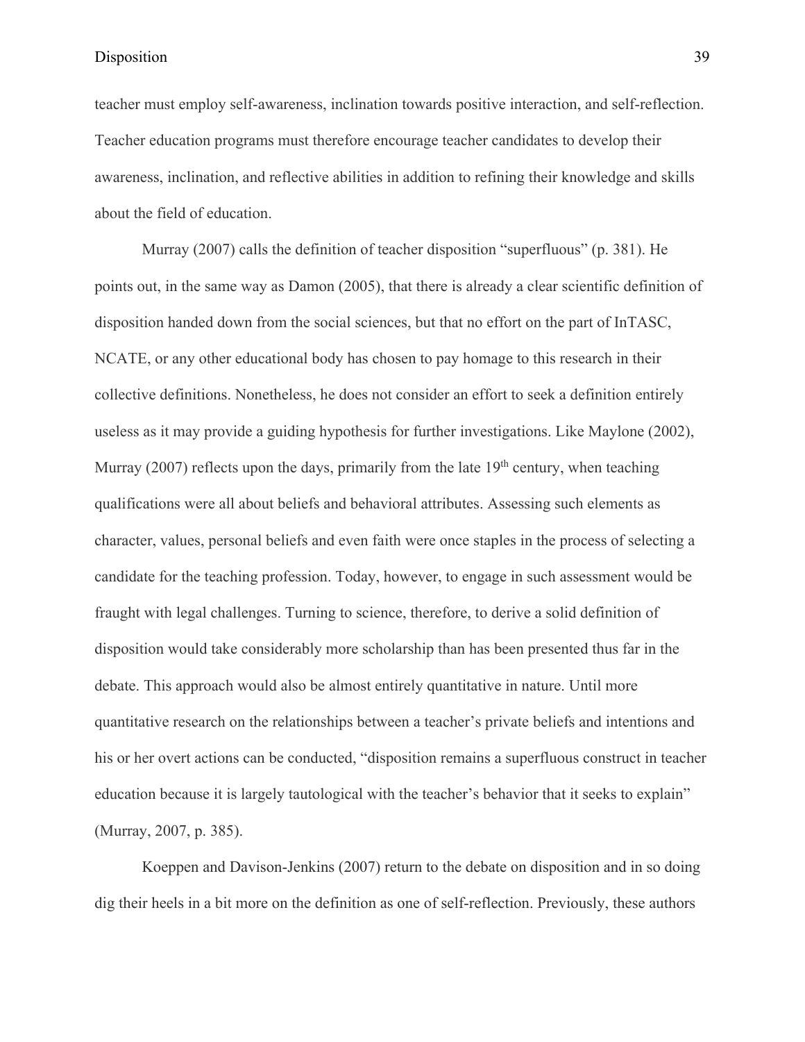teacher must employ self-awareness, inclination towards positive interaction, and self-reflection. Teacher education programs must therefore encourage teacher candidates to develop their awareness, inclination, and reflective abilities in addition to refining their knowledge and skills about the field of education.

Murray (2007) calls the definition of teacher disposition "superfluous" (p. 381). He points out, in the same way as Damon (2005), that there is already a clear scientific definition of disposition handed down from the social sciences, but that no effort on the part of InTASC, NCATE, or any other educational body has chosen to pay homage to this research in their collective definitions. Nonetheless, he does not consider an effort to seek a definition entirely useless as it may provide a guiding hypothesis for further investigations. Like Maylone (2002), Murray (2007) reflects upon the days, primarily from the late 19th century, when teaching qualifications were all about beliefs and behavioral attributes. Assessing such elements as character, values, personal beliefs and even faith were once staples in the process of selecting a candidate for the teaching profession. Today, however, to engage in such assessment would be fraught with legal challenges. Turning to science, therefore, to derive a solid definition of disposition would take considerably more scholarship than has been presented thus far in the debate. This approach would also be almost entirely quantitative in nature. Until more quantitative research on the relationships between a teacher's private beliefs and intentions and his or her overt actions can be conducted, "disposition remains a superfluous construct in teacher education because it is largely tautological with the teacher's behavior that it seeks to explain" (Murray, 2007, p. 385).

Koeppen and Davison-Jenkins (2007) return to the debate on disposition and in so doing dig their heels in a bit more on the definition as one of self-reflection. Previously, these authors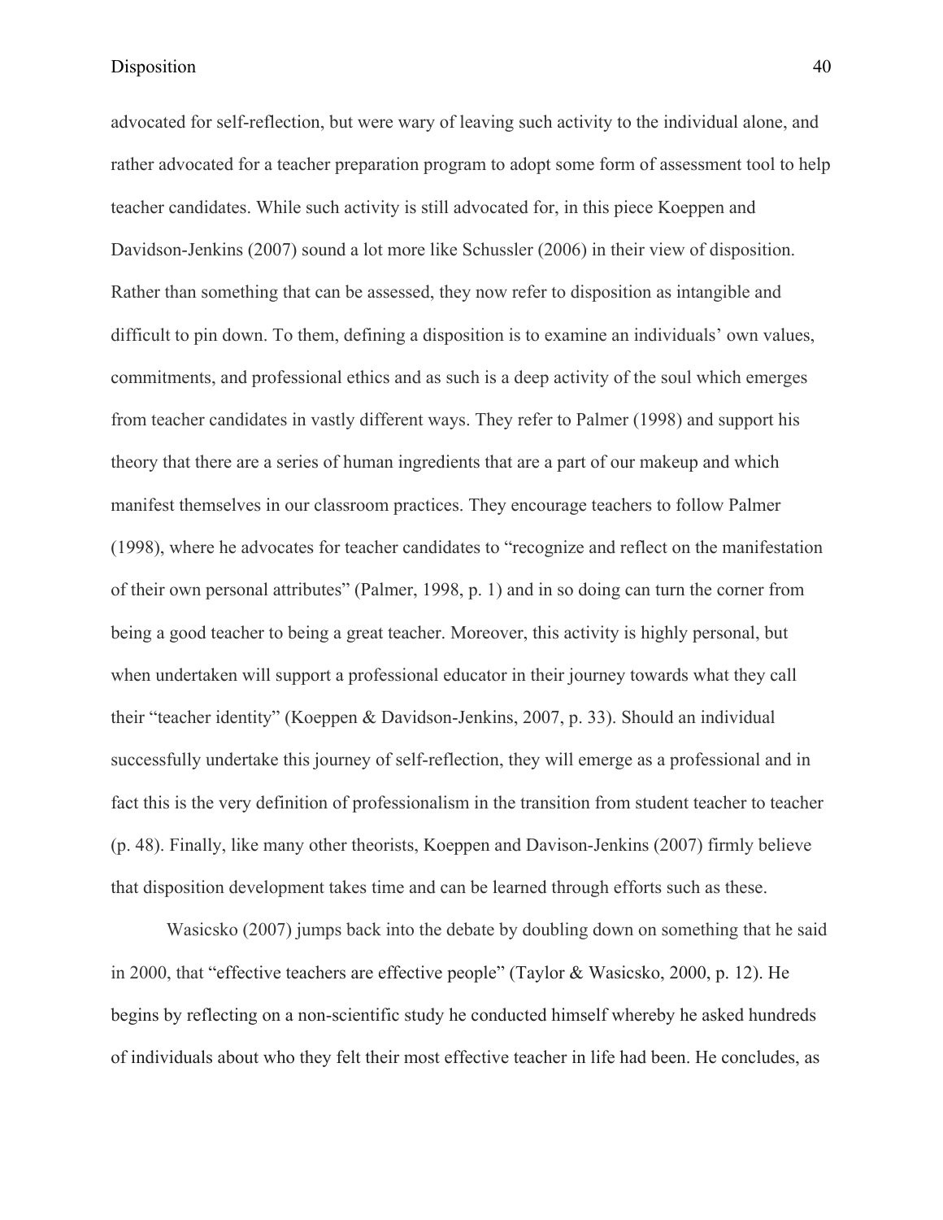advocated for self-reflection, but were wary of leaving such activity to the individual alone, and rather advocated for a teacher preparation program to adopt some form of assessment tool to help teacher candidates. While such activity is still advocated for, in this piece Koeppen and Davidson-Jenkins (2007) sound a lot more like Schussler (2006) in their view of disposition. Rather than something that can be assessed, they now refer to disposition as intangible and difficult to pin down. To them, defining a disposition is to examine an individuals' own values, commitments, and professional ethics and as such is a deep activity of the soul which emerges from teacher candidates in vastly different ways. They refer to Palmer (1998) and support his theory that there are a series of human ingredients that are a part of our makeup and which manifest themselves in our classroom practices. They encourage teachers to follow Palmer (1998), where he advocates for teacher candidates to "recognize and reflect on the manifestation of their own personal attributes" (Palmer, 1998, p. 1) and in so doing can turn the corner from being a good teacher to being a great teacher. Moreover, this activity is highly personal, but when undertaken will support a professional educator in their journey towards what they call their "teacher identity" (Koeppen & Davidson-Jenkins, 2007, p. 33). Should an individual successfully undertake this journey of self-reflection, they will emerge as a professional and in fact this is the very definition of professionalism in the transition from student teacher to teacher (p. 48). Finally, like many other theorists, Koeppen and Davison-Jenkins (2007) firmly believe that disposition development takes time and can be learned through efforts such as these.

Wasicsko (2007) jumps back into the debate by doubling down on something that he said in 2000, that "effective teachers are effective people" (Taylor & Wasicsko, 2000, p. 12). He begins by reflecting on a non-scientific study he conducted himself whereby he asked hundreds of individuals about who they felt their most effective teacher in life had been. He concludes, as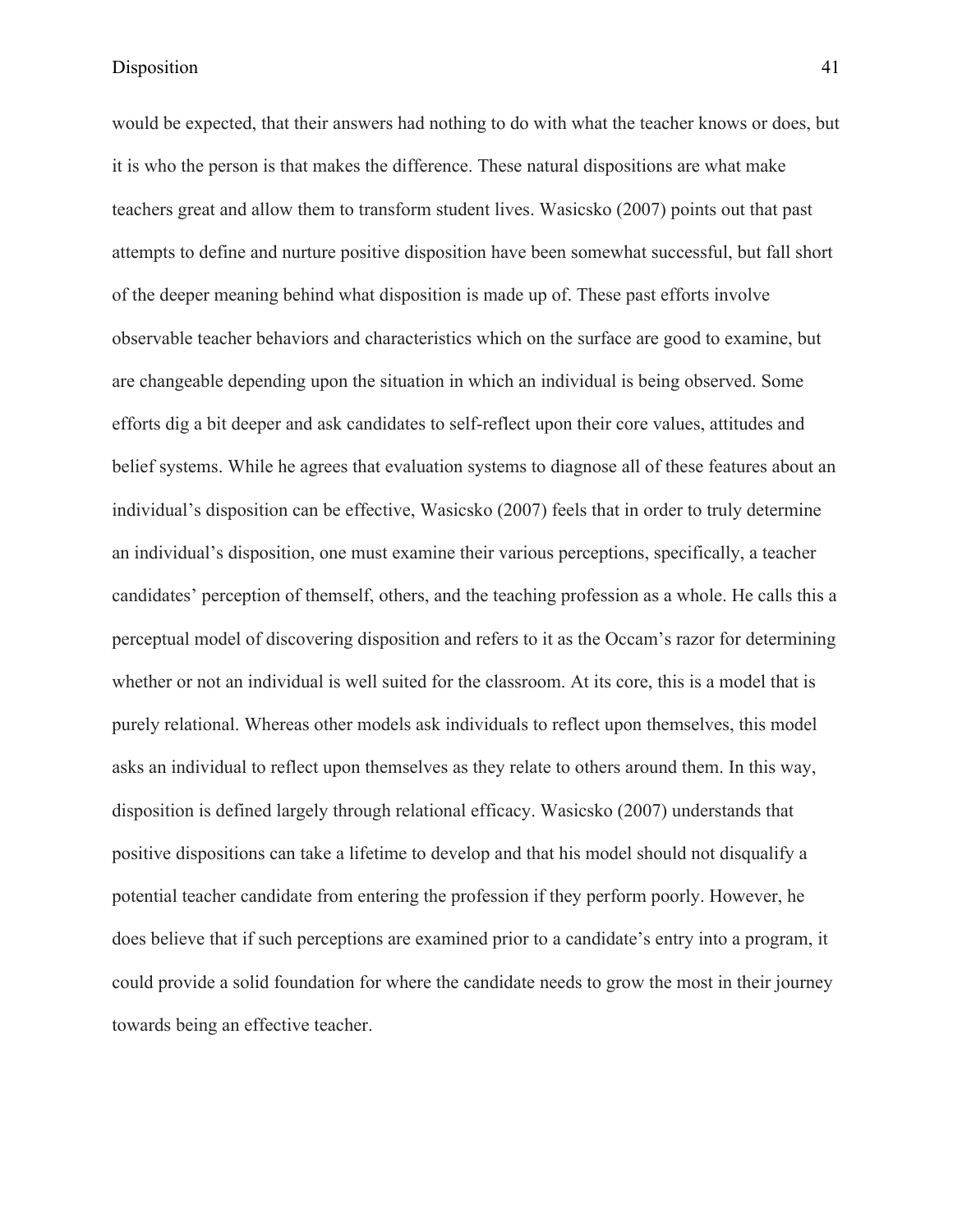would be expected, that their answers had nothing to do with what the teacher knows or does, but it is who the person is that makes the difference. These natural dispositions are what make teachers great and allow them to transform student lives. Wasicsko (2007) points out that past attempts to define and nurture positive disposition have been somewhat successful, but fall short of the deeper meaning behind what disposition is made up of. These past efforts involve observable teacher behaviors and characteristics which on the surface are good to examine, but are changeable depending upon the situation in which an individual is being observed. Some efforts dig a bit deeper and ask candidates to self-reflect upon their core values, attitudes and belief systems. While he agrees that evaluation systems to diagnose all of these features about an individual's disposition can be effective, Wasicsko (2007) feels that in order to truly determine an individual's disposition, one must examine their various perceptions, specifically, a teacher candidates' perception of themself, others, and the teaching profession as a whole. He calls this a perceptual model of discovering disposition and refers to it as the Occam's razor for determining whether or not an individual is well suited for the classroom. At its core, this is a model that is purely relational. Whereas other models ask individuals to reflect upon themselves, this model asks an individual to reflect upon themselves as they relate to others around them. In this way, disposition is defined largely through relational efficacy. Wasicsko (2007) understands that positive dispositions can take a lifetime to develop and that his model should not disqualify a potential teacher candidate from entering the profession if they perform poorly. However, he does believe that if such perceptions are examined prior to a candidate's entry into a program, it could provide a solid foundation for where the candidate needs to grow the most in their journey towards being an effective teacher.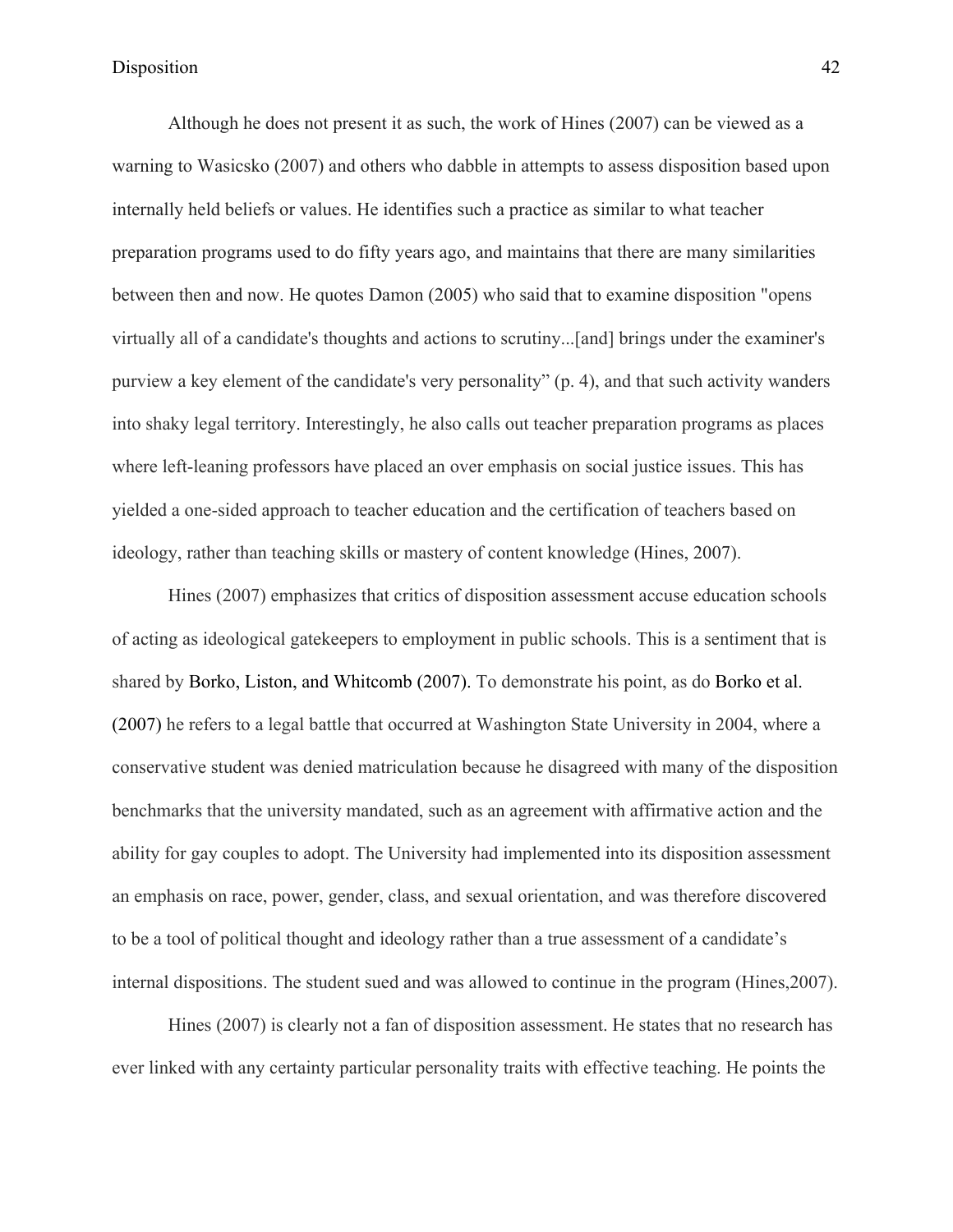Although he does not present it as such, the work of Hines (2007) can be viewed as a warning to Wasicsko (2007) and others who dabble in attempts to assess disposition based upon internally held beliefs or values. He identifies such a practice as similar to what teacher preparation programs used to do fifty years ago, and maintains that there are many similarities between then and now. He quotes Damon (2005) who said that to examine disposition "opens virtually all of a candidate's thoughts and actions to scrutiny...[and] brings under the examiner's purview a key element of the candidate's very personality" (p. 4), and that such activity wanders into shaky legal territory. Interestingly, he also calls out teacher preparation programs as places where left-leaning professors have placed an over emphasis on social justice issues. This has yielded a one-sided approach to teacher education and the certification of teachers based on ideology, rather than teaching skills or mastery of content knowledge (Hines, 2007).

Hines (2007) emphasizes that critics of disposition assessment accuse education schools of acting as ideological gatekeepers to employment in public schools. This is a sentiment that is shared by Borko, Liston, and Whitcomb (2007). To demonstrate his point, as do Borko et al. (2007) he refers to a legal battle that occurred at Washington State University in 2004, where a conservative student was denied matriculation because he disagreed with many of the disposition benchmarks that the university mandated, such as an agreement with affirmative action and the ability for gay couples to adopt. The University had implemented into its disposition assessment an emphasis on race, power, gender, class, and sexual orientation, and was therefore discovered to be a tool of political thought and ideology rather than a true assessment of a candidate's internal dispositions. The student sued and was allowed to continue in the program (Hines,2007).

Hines (2007) is clearly not a fan of disposition assessment. He states that no research has ever linked with any certainty particular personality traits with effective teaching. He points the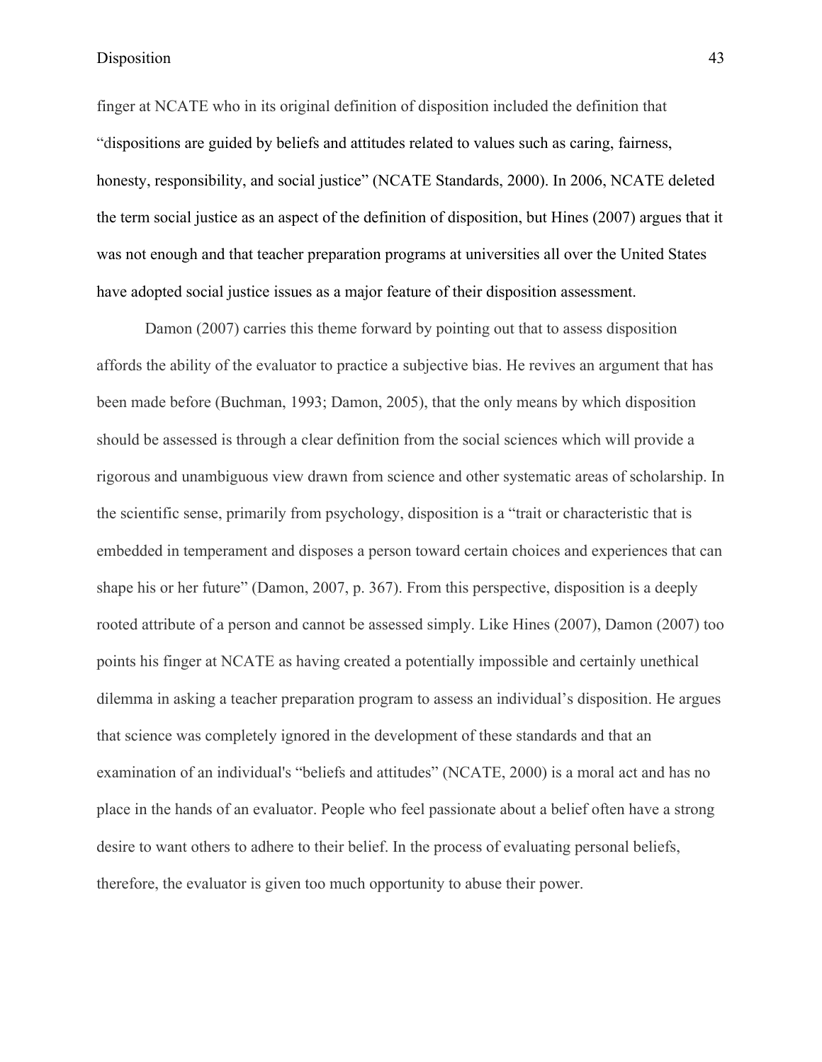finger at NCATE who in its original definition of disposition included the definition that "dispositions are guided by beliefs and attitudes related to values such as caring, fairness, honesty, responsibility, and social justice" (NCATE Standards, 2000). In 2006, NCATE deleted the term social justice as an aspect of the definition of disposition, but Hines (2007) argues that it was not enough and that teacher preparation programs at universities all over the United States have adopted social justice issues as a major feature of their disposition assessment.

Damon (2007) carries this theme forward by pointing out that to assess disposition affords the ability of the evaluator to practice a subjective bias. He revives an argument that has been made before (Buchman, 1993; Damon, 2005), that the only means by which disposition should be assessed is through a clear definition from the social sciences which will provide a rigorous and unambiguous view drawn from science and other systematic areas of scholarship. In the scientific sense, primarily from psychology, disposition is a "trait or characteristic that is embedded in temperament and disposes a person toward certain choices and experiences that can shape his or her future" (Damon, 2007, p. 367). From this perspective, disposition is a deeply rooted attribute of a person and cannot be assessed simply. Like Hines (2007), Damon (2007) too points his finger at NCATE as having created a potentially impossible and certainly unethical dilemma in asking a teacher preparation program to assess an individual's disposition. He argues that science was completely ignored in the development of these standards and that an examination of an individual's "beliefs and attitudes" (NCATE, 2000) is a moral act and has no place in the hands of an evaluator. People who feel passionate about a belief often have a strong desire to want others to adhere to their belief. In the process of evaluating personal beliefs, therefore, the evaluator is given too much opportunity to abuse their power.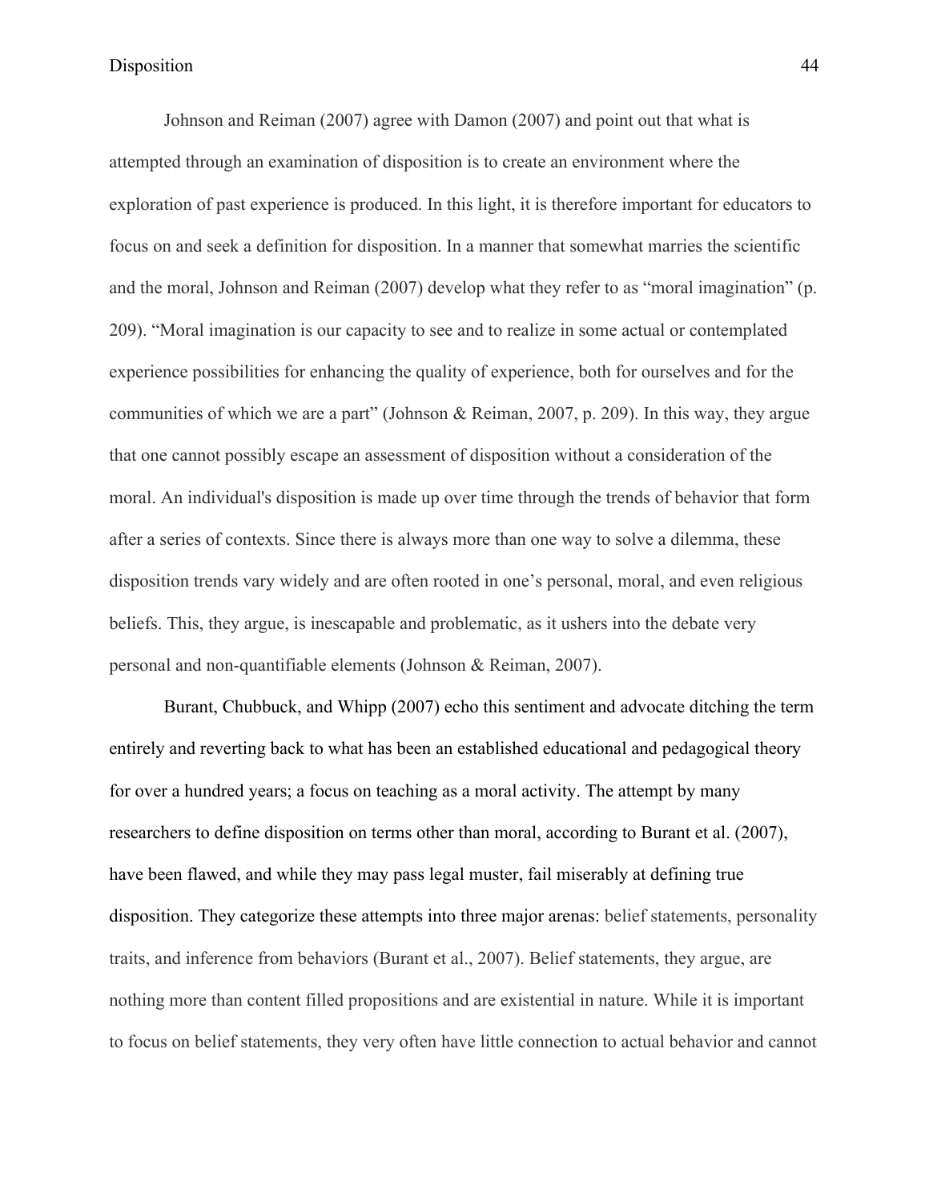Johnson and Reiman (2007) agree with Damon (2007) and point out that what is attempted through an examination of disposition is to create an environment where the exploration of past experience is produced. In this light, it is therefore important for educators to focus on and seek a definition for disposition. In a manner that somewhat marries the scientific and the moral, Johnson and Reiman (2007) develop what they refer to as "moral imagination" (p. 209). "Moral imagination is our capacity to see and to realize in some actual or contemplated experience possibilities for enhancing the quality of experience, both for ourselves and for the communities of which we are a part" (Johnson & Reiman, 2007, p. 209). In this way, they argue that one cannot possibly escape an assessment of disposition without a consideration of the moral. An individual's disposition is made up over time through the trends of behavior that form after a series of contexts. Since there is always more than one way to solve a dilemma, these disposition trends vary widely and are often rooted in one's personal, moral, and even religious beliefs. This, they argue, is inescapable and problematic, as it ushers into the debate very personal and non-quantifiable elements (Johnson & Reiman, 2007).

Burant, Chubbuck, and Whipp (2007) echo this sentiment and advocate ditching the term entirely and reverting back to what has been an established educational and pedagogical theory for over a hundred years; a focus on teaching as a moral activity. The attempt by many researchers to define disposition on terms other than moral, according to Burant et al. (2007), have been flawed, and while they may pass legal muster, fail miserably at defining true disposition. They categorize these attempts into three major arenas: belief statements, personality traits, and inference from behaviors (Burant et al., 2007). Belief statements, they argue, are nothing more than content filled propositions and are existential in nature. While it is important to focus on belief statements, they very often have little connection to actual behavior and cannot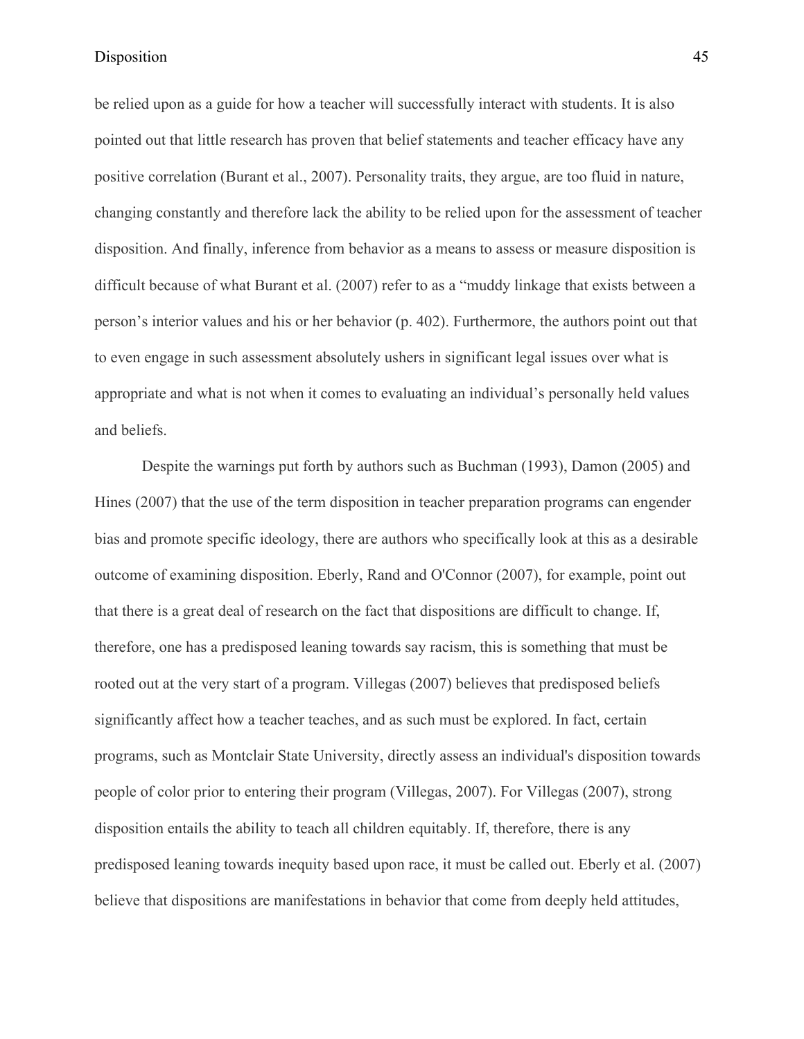be relied upon as a guide for how a teacher will successfully interact with students. It is also pointed out that little research has proven that belief statements and teacher efficacy have any positive correlation (Burant et al., 2007). Personality traits, they argue, are too fluid in nature, changing constantly and therefore lack the ability to be relied upon for the assessment of teacher disposition. And finally, inference from behavior as a means to assess or measure disposition is difficult because of what Burant et al. (2007) refer to as a "muddy linkage that exists between a person's interior values and his or her behavior (p. 402). Furthermore, the authors point out that to even engage in such assessment absolutely ushers in significant legal issues over what is appropriate and what is not when it comes to evaluating an individual's personally held values and beliefs.

Despite the warnings put forth by authors such as Buchman (1993), Damon (2005) and Hines (2007) that the use of the term disposition in teacher preparation programs can engender bias and promote specific ideology, there are authors who specifically look at this as a desirable outcome of examining disposition. Eberly, Rand and O'Connor (2007), for example, point out that there is a great deal of research on the fact that dispositions are difficult to change. If, therefore, one has a predisposed leaning towards say racism, this is something that must be rooted out at the very start of a program. Villegas (2007) believes that predisposed beliefs significantly affect how a teacher teaches, and as such must be explored. In fact, certain programs, such as Montclair State University, directly assess an individual's disposition towards people of color prior to entering their program (Villegas, 2007). For Villegas (2007), strong disposition entails the ability to teach all children equitably. If, therefore, there is any predisposed leaning towards inequity based upon race, it must be called out. Eberly et al. (2007) believe that dispositions are manifestations in behavior that come from deeply held attitudes,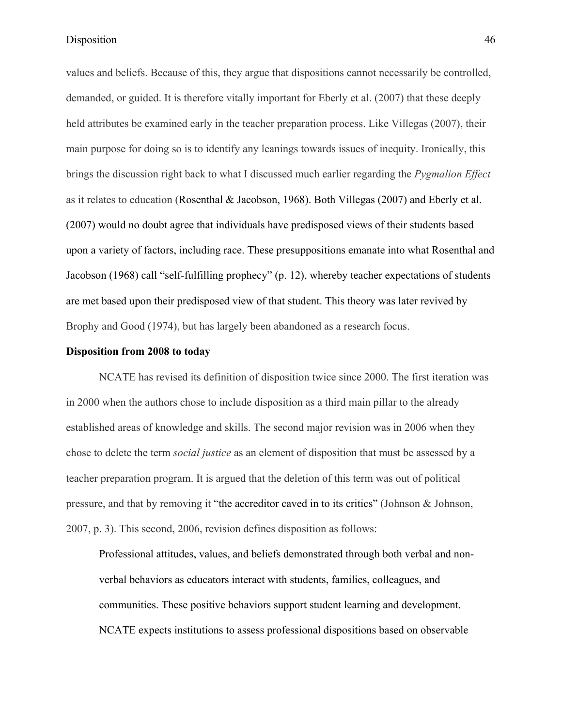values and beliefs. Because of this, they argue that dispositions cannot necessarily be controlled, demanded, or guided. It is therefore vitally important for Eberly et al. (2007) that these deeply held attributes be examined early in the teacher preparation process. Like Villegas (2007), their main purpose for doing so is to identify any leanings towards issues of inequity. Ironically, this brings the discussion right back to what I discussed much earlier regarding the *Pygmalion Effect* as it relates to education (Rosenthal & Jacobson, 1968). Both Villegas (2007) and Eberly et al. (2007) would no doubt agree that individuals have predisposed views of their students based upon a variety of factors, including race. These presuppositions emanate into what Rosenthal and Jacobson (1968) call "self-fulfilling prophecy" (p. 12), whereby teacher expectations of students are met based upon their predisposed view of that student. This theory was later revived by Brophy and Good (1974), but has largely been abandoned as a research focus.

**Disposition from 2008 to today**

NCATE has revised its definition of disposition twice since 2000. The first iteration was in 2000 when the authors chose to include disposition as a third main pillar to the already established areas of knowledge and skills. The second major revision was in 2006 when they chose to delete the term *social justice* as an element of disposition that must be assessed by a teacher preparation program. It is argued that the deletion of this term was out of political pressure, and that by removing it "the accreditor caved in to its critics" (Johnson & Johnson, 2007, p. 3). This second, 2006, revision defines disposition as follows:

> Professional attitudes, values, and beliefs demonstrated through both verbal and non-verbal behaviors as educators interact with students, families, colleagues, and communities. These positive behaviors support student learning and development. NCATE expects institutions to assess professional dispositions based on observable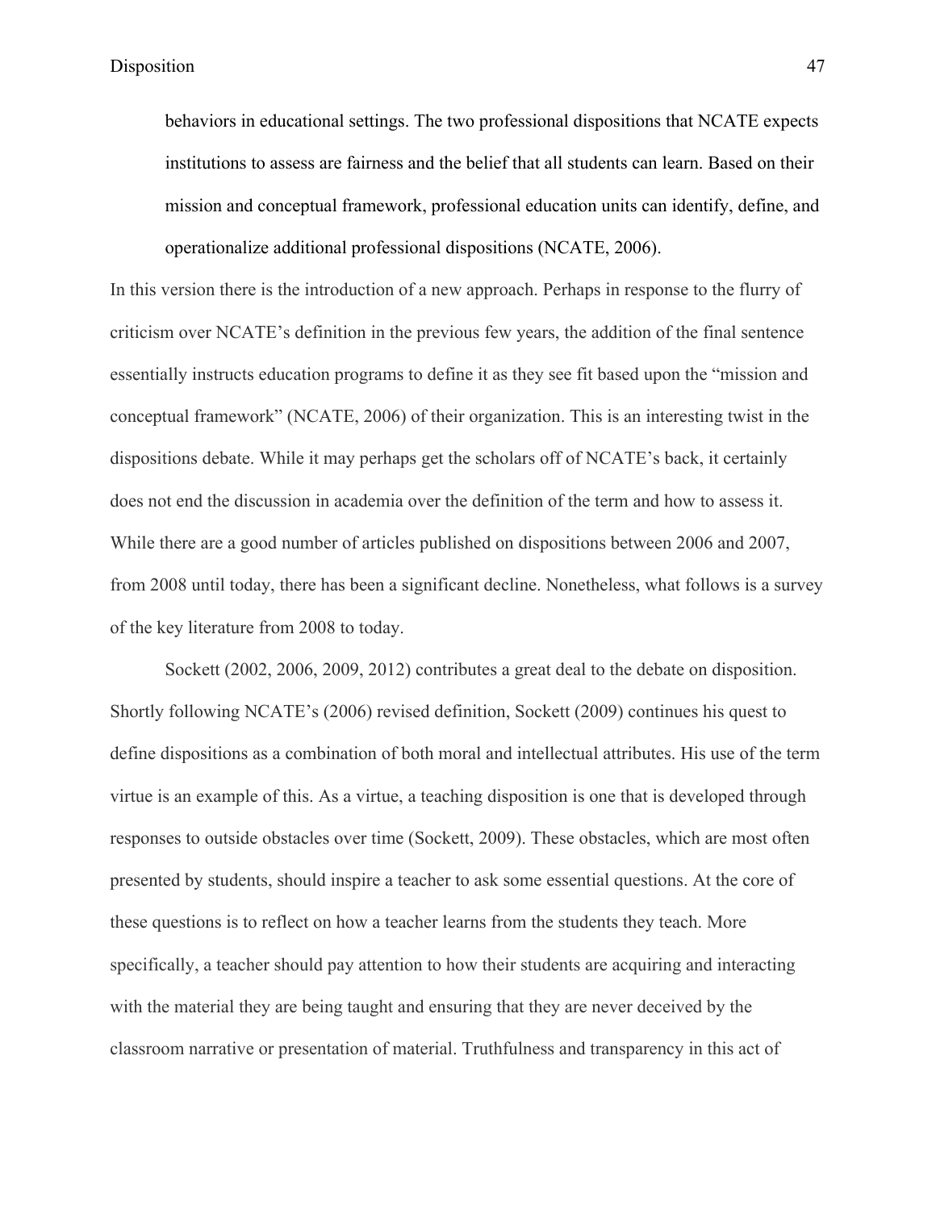> behaviors in educational settings. The two professional dispositions that NCATE expects institutions to assess are fairness and the belief that all students can learn. Based on their mission and conceptual framework, professional education units can identify, define, and operationalize additional professional dispositions (NCATE, 2006).

In this version there is the introduction of a new approach. Perhaps in response to the flurry of criticism over NCATE's definition in the previous few years, the addition of the final sentence essentially instructs education programs to define it as they see fit based upon the "mission and conceptual framework" (NCATE, 2006) of their organization. This is an interesting twist in the dispositions debate. While it may perhaps get the scholars off of NCATE's back, it certainly does not end the discussion in academia over the definition of the term and how to assess it. While there are a good number of articles published on dispositions between 2006 and 2007, from 2008 until today, there has been a significant decline. Nonetheless, what follows is a survey of the key literature from 2008 to today.

Sockett (2002, 2006, 2009, 2012) contributes a great deal to the debate on disposition. Shortly following NCATE's (2006) revised definition, Sockett (2009) continues his quest to define dispositions as a combination of both moral and intellectual attributes. His use of the term virtue is an example of this. As a virtue, a teaching disposition is one that is developed through responses to outside obstacles over time (Sockett, 2009). These obstacles, which are most often presented by students, should inspire a teacher to ask some essential questions. At the core of these questions is to reflect on how a teacher learns from the students they teach. More specifically, a teacher should pay attention to how their students are acquiring and interacting with the material they are being taught and ensuring that they are never deceived by the classroom narrative or presentation of material. Truthfulness and transparency in this act of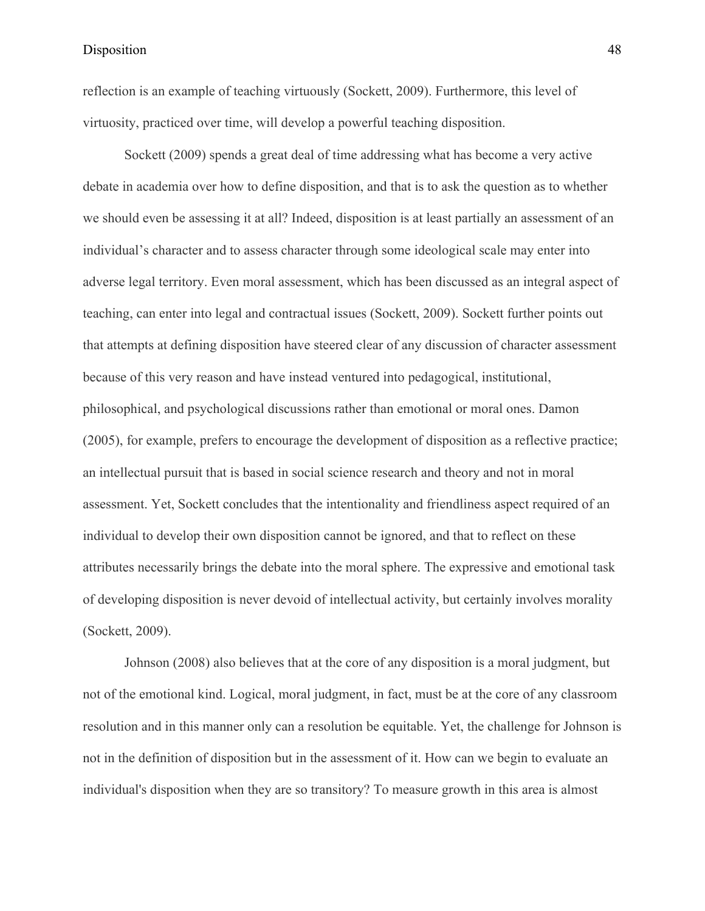reflection is an example of teaching virtuously (Sockett, 2009). Furthermore, this level of virtuosity, practiced over time, will develop a powerful teaching disposition.

Sockett (2009) spends a great deal of time addressing what has become a very active debate in academia over how to define disposition, and that is to ask the question as to whether we should even be assessing it at all? Indeed, disposition is at least partially an assessment of an individual's character and to assess character through some ideological scale may enter into adverse legal territory. Even moral assessment, which has been discussed as an integral aspect of teaching, can enter into legal and contractual issues (Sockett, 2009). Sockett further points out that attempts at defining disposition have steered clear of any discussion of character assessment because of this very reason and have instead ventured into pedagogical, institutional, philosophical, and psychological discussions rather than emotional or moral ones. Damon (2005), for example, prefers to encourage the development of disposition as a reflective practice; an intellectual pursuit that is based in social science research and theory and not in moral assessment. Yet, Sockett concludes that the intentionality and friendliness aspect required of an individual to develop their own disposition cannot be ignored, and that to reflect on these attributes necessarily brings the debate into the moral sphere. The expressive and emotional task of developing disposition is never devoid of intellectual activity, but certainly involves morality (Sockett, 2009).

Johnson (2008) also believes that at the core of any disposition is a moral judgment, but not of the emotional kind. Logical, moral judgment, in fact, must be at the core of any classroom resolution and in this manner only can a resolution be equitable. Yet, the challenge for Johnson is not in the definition of disposition but in the assessment of it. How can we begin to evaluate an individual's disposition when they are so transitory? To measure growth in this area is almost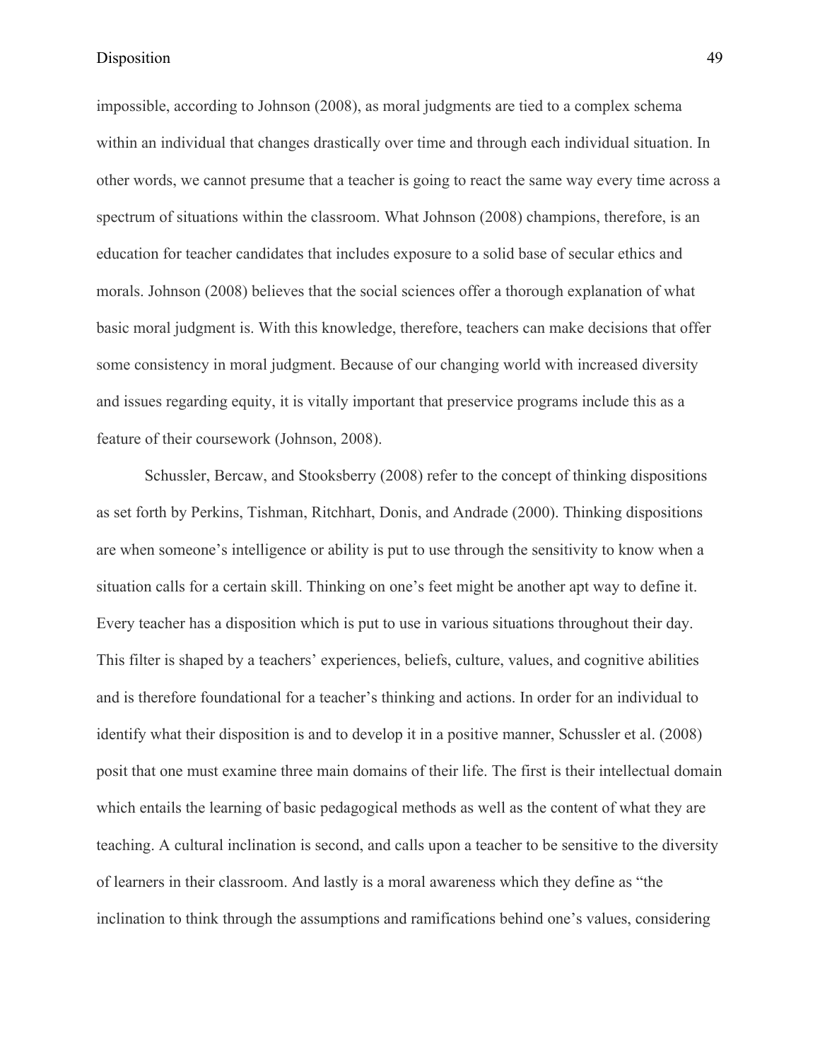impossible, according to Johnson (2008), as moral judgments are tied to a complex schema within an individual that changes drastically over time and through each individual situation. In other words, we cannot presume that a teacher is going to react the same way every time across a spectrum of situations within the classroom. What Johnson (2008) champions, therefore, is an education for teacher candidates that includes exposure to a solid base of secular ethics and morals. Johnson (2008) believes that the social sciences offer a thorough explanation of what basic moral judgment is. With this knowledge, therefore, teachers can make decisions that offer some consistency in moral judgment. Because of our changing world with increased diversity and issues regarding equity, it is vitally important that preservice programs include this as a feature of their coursework (Johnson, 2008).

Schussler, Bercaw, and Stooksberry (2008) refer to the concept of thinking dispositions as set forth by Perkins, Tishman, Ritchhart, Donis, and Andrade (2000). Thinking dispositions are when someone's intelligence or ability is put to use through the sensitivity to know when a situation calls for a certain skill. Thinking on one's feet might be another apt way to define it. Every teacher has a disposition which is put to use in various situations throughout their day. This filter is shaped by a teachers' experiences, beliefs, culture, values, and cognitive abilities and is therefore foundational for a teacher's thinking and actions. In order for an individual to identify what their disposition is and to develop it in a positive manner, Schussler et al. (2008) posit that one must examine three main domains of their life. The first is their intellectual domain which entails the learning of basic pedagogical methods as well as the content of what they are teaching. A cultural inclination is second, and calls upon a teacher to be sensitive to the diversity of learners in their classroom. And lastly is a moral awareness which they define as "the inclination to think through the assumptions and ramifications behind one's values, considering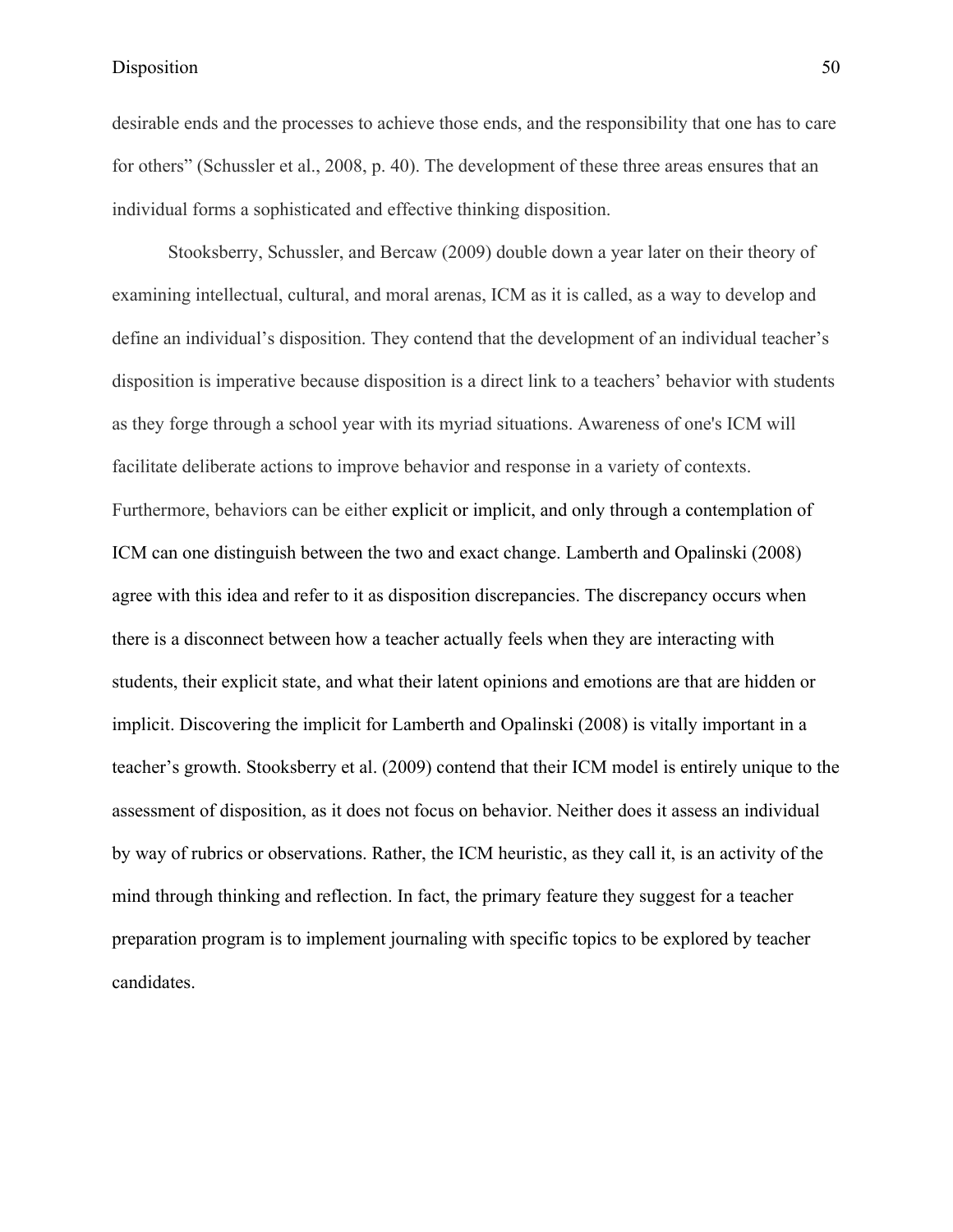desirable ends and the processes to achieve those ends, and the responsibility that one has to care for others" (Schussler et al., 2008, p. 40). The development of these three areas ensures that an individual forms a sophisticated and effective thinking disposition.

Stooksberry, Schussler, and Bercaw (2009) double down a year later on their theory of examining intellectual, cultural, and moral arenas, ICM as it is called, as a way to develop and define an individual's disposition. They contend that the development of an individual teacher's disposition is imperative because disposition is a direct link to a teachers' behavior with students as they forge through a school year with its myriad situations. Awareness of one's ICM will facilitate deliberate actions to improve behavior and response in a variety of contexts. Furthermore, behaviors can be either explicit or implicit, and only through a contemplation of ICM can one distinguish between the two and exact change. Lamberth and Opalinski (2008) agree with this idea and refer to it as disposition discrepancies. The discrepancy occurs when there is a disconnect between how a teacher actually feels when they are interacting with students, their explicit state, and what their latent opinions and emotions are that are hidden or implicit. Discovering the implicit for Lamberth and Opalinski (2008) is vitally important in a teacher's growth. Stooksberry et al. (2009) contend that their ICM model is entirely unique to the assessment of disposition, as it does not focus on behavior. Neither does it assess an individual by way of rubrics or observations. Rather, the ICM heuristic, as they call it, is an activity of the mind through thinking and reflection. In fact, the primary feature they suggest for a teacher preparation program is to implement journaling with specific topics to be explored by teacher candidates.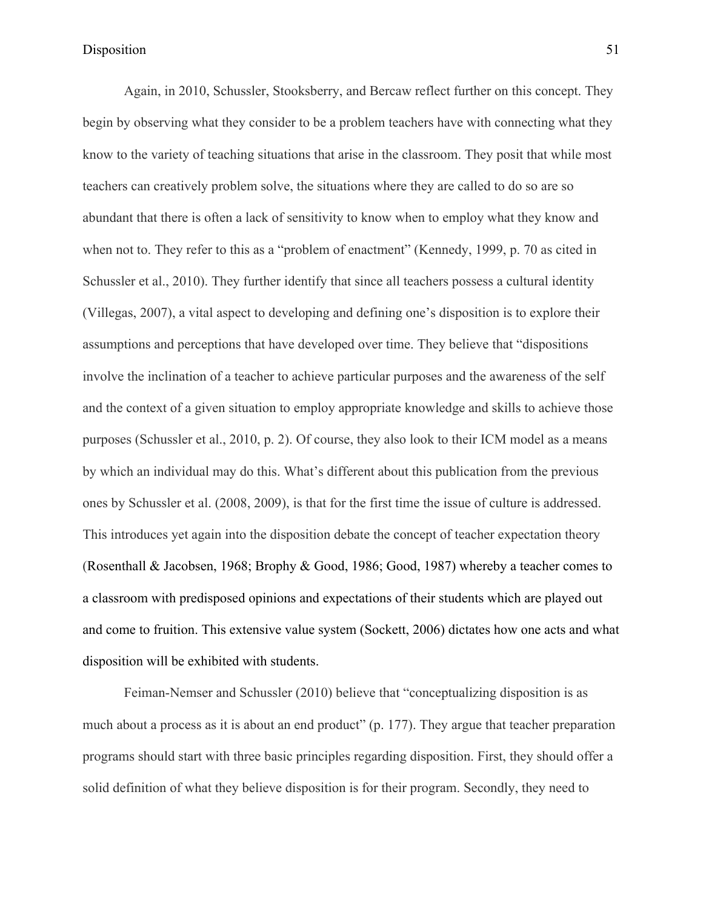Again, in 2010, Schussler, Stooksberry, and Bercaw reflect further on this concept. They begin by observing what they consider to be a problem teachers have with connecting what they know to the variety of teaching situations that arise in the classroom. They posit that while most teachers can creatively problem solve, the situations where they are called to do so are so abundant that there is often a lack of sensitivity to know when to employ what they know and when not to. They refer to this as a "problem of enactment" (Kennedy, 1999, p. 70 as cited in Schussler et al., 2010). They further identify that since all teachers possess a cultural identity (Villegas, 2007), a vital aspect to developing and defining one's disposition is to explore their assumptions and perceptions that have developed over time. They believe that "dispositions involve the inclination of a teacher to achieve particular purposes and the awareness of the self and the context of a given situation to employ appropriate knowledge and skills to achieve those purposes (Schussler et al., 2010, p. 2). Of course, they also look to their ICM model as a means by which an individual may do this. What's different about this publication from the previous ones by Schussler et al. (2008, 2009), is that for the first time the issue of culture is addressed. This introduces yet again into the disposition debate the concept of teacher expectation theory (Rosenthall & Jacobsen, 1968; Brophy & Good, 1986; Good, 1987) whereby a teacher comes to a classroom with predisposed opinions and expectations of their students which are played out and come to fruition. This extensive value system (Sockett, 2006) dictates how one acts and what disposition will be exhibited with students.

Feiman-Nemser and Schussler (2010) believe that "conceptualizing disposition is as much about a process as it is about an end product" (p. 177). They argue that teacher preparation programs should start with three basic principles regarding disposition. First, they should offer a solid definition of what they believe disposition is for their program. Secondly, they need to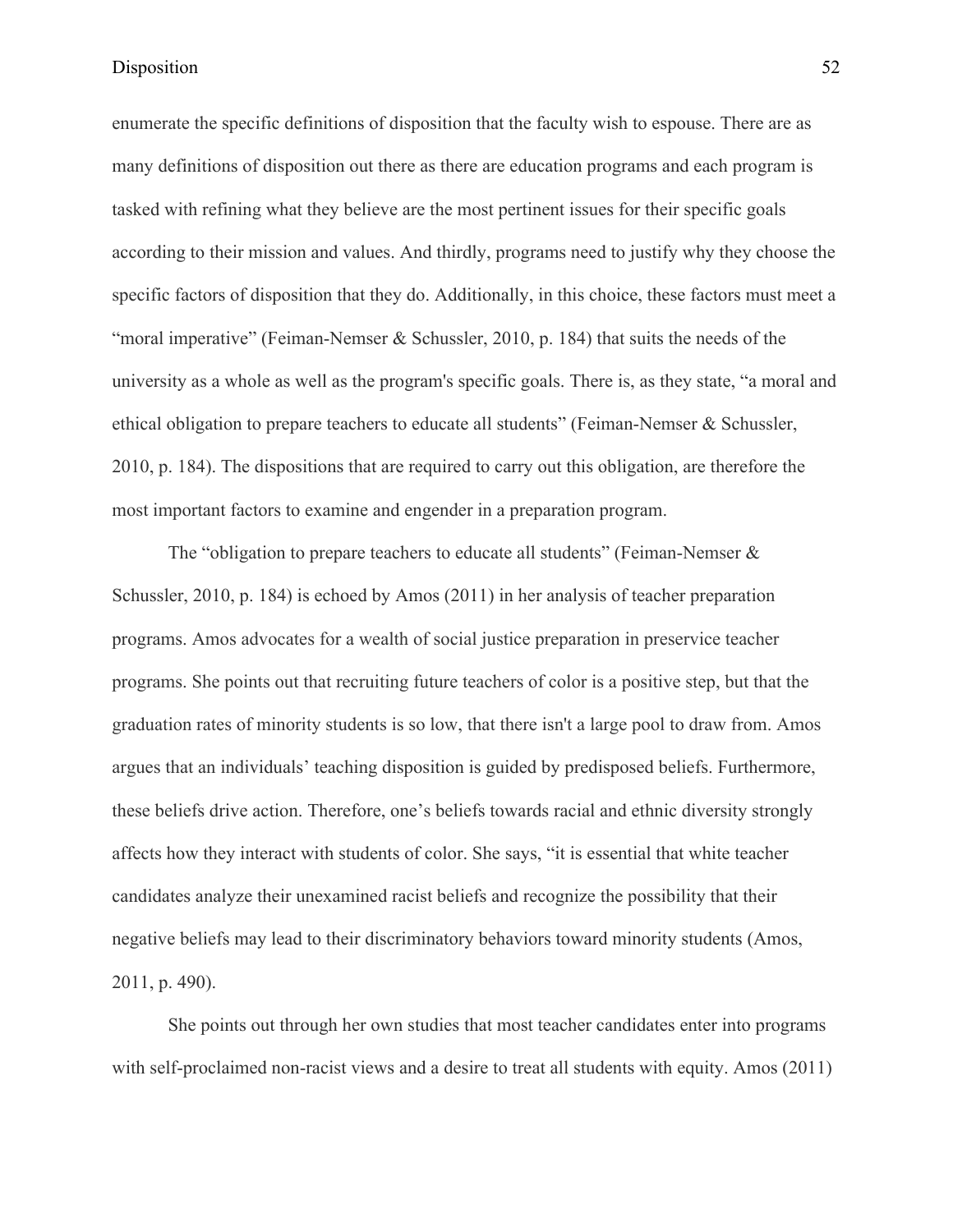enumerate the specific definitions of disposition that the faculty wish to espouse. There are as many definitions of disposition out there as there are education programs and each program is tasked with refining what they believe are the most pertinent issues for their specific goals according to their mission and values. And thirdly, programs need to justify why they choose the specific factors of disposition that they do. Additionally, in this choice, these factors must meet a "moral imperative" (Feiman-Nemser & Schussler, 2010, p. 184) that suits the needs of the university as a whole as well as the program's specific goals. There is, as they state, "a moral and ethical obligation to prepare teachers to educate all students" (Feiman-Nemser & Schussler, 2010, p. 184). The dispositions that are required to carry out this obligation, are therefore the most important factors to examine and engender in a preparation program.

The "obligation to prepare teachers to educate all students" (Feiman-Nemser & Schussler, 2010, p. 184) is echoed by Amos (2011) in her analysis of teacher preparation programs. Amos advocates for a wealth of social justice preparation in preservice teacher programs. She points out that recruiting future teachers of color is a positive step, but that the graduation rates of minority students is so low, that there isn't a large pool to draw from. Amos argues that an individuals' teaching disposition is guided by predisposed beliefs. Furthermore, these beliefs drive action. Therefore, one's beliefs towards racial and ethnic diversity strongly affects how they interact with students of color. She says, "it is essential that white teacher candidates analyze their unexamined racist beliefs and recognize the possibility that their negative beliefs may lead to their discriminatory behaviors toward minority students (Amos, 2011, p. 490).

She points out through her own studies that most teacher candidates enter into programs with self-proclaimed non-racist views and a desire to treat all students with equity. Amos (2011)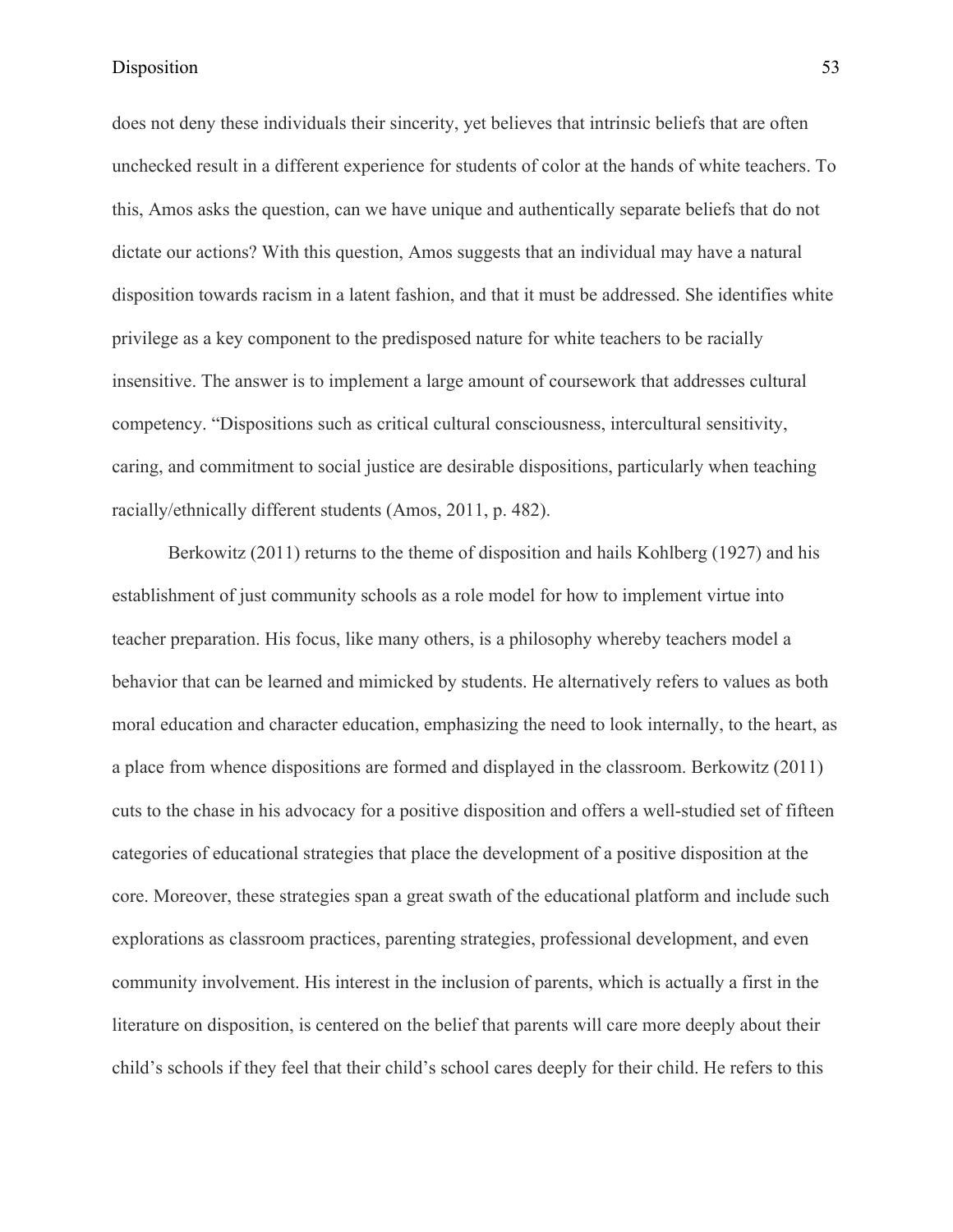does not deny these individuals their sincerity, yet believes that intrinsic beliefs that are often unchecked result in a different experience for students of color at the hands of white teachers. To this, Amos asks the question, can we have unique and authentically separate beliefs that do not dictate our actions? With this question, Amos suggests that an individual may have a natural disposition towards racism in a latent fashion, and that it must be addressed. She identifies white privilege as a key component to the predisposed nature for white teachers to be racially insensitive. The answer is to implement a large amount of coursework that addresses cultural competency. "Dispositions such as critical cultural consciousness, intercultural sensitivity, caring, and commitment to social justice are desirable dispositions, particularly when teaching racially/ethnically different students (Amos, 2011, p. 482).

Berkowitz (2011) returns to the theme of disposition and hails Kohlberg (1927) and his establishment of just community schools as a role model for how to implement virtue into teacher preparation. His focus, like many others, is a philosophy whereby teachers model a behavior that can be learned and mimicked by students. He alternatively refers to values as both moral education and character education, emphasizing the need to look internally, to the heart, as a place from whence dispositions are formed and displayed in the classroom. Berkowitz (2011) cuts to the chase in his advocacy for a positive disposition and offers a well-studied set of fifteen categories of educational strategies that place the development of a positive disposition at the core. Moreover, these strategies span a great swath of the educational platform and include such explorations as classroom practices, parenting strategies, professional development, and even community involvement. His interest in the inclusion of parents, which is actually a first in the literature on disposition, is centered on the belief that parents will care more deeply about their child's schools if they feel that their child's school cares deeply for their child. He refers to this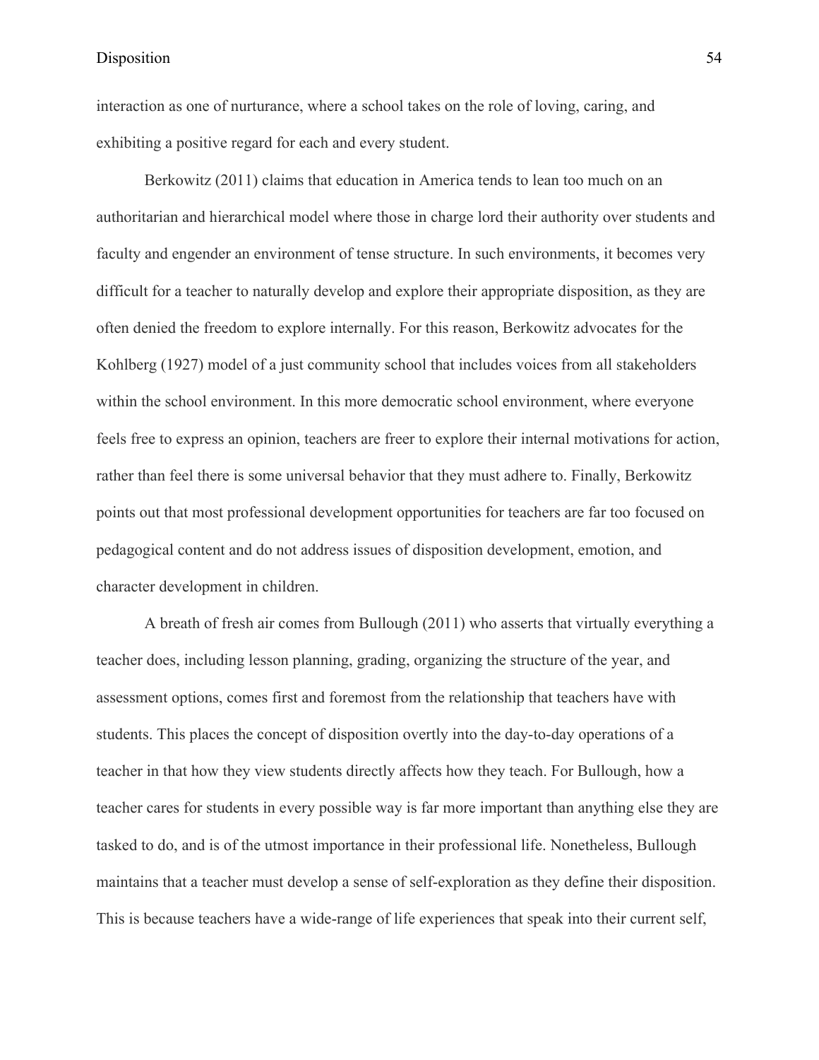interaction as one of nurturance, where a school takes on the role of loving, caring, and exhibiting a positive regard for each and every student.

Berkowitz (2011) claims that education in America tends to lean too much on an authoritarian and hierarchical model where those in charge lord their authority over students and faculty and engender an environment of tense structure. In such environments, it becomes very difficult for a teacher to naturally develop and explore their appropriate disposition, as they are often denied the freedom to explore internally. For this reason, Berkowitz advocates for the Kohlberg (1927) model of a just community school that includes voices from all stakeholders within the school environment. In this more democratic school environment, where everyone feels free to express an opinion, teachers are freer to explore their internal motivations for action, rather than feel there is some universal behavior that they must adhere to. Finally, Berkowitz points out that most professional development opportunities for teachers are far too focused on pedagogical content and do not address issues of disposition development, emotion, and character development in children.

A breath of fresh air comes from Bullough (2011) who asserts that virtually everything a teacher does, including lesson planning, grading, organizing the structure of the year, and assessment options, comes first and foremost from the relationship that teachers have with students. This places the concept of disposition overtly into the day-to-day operations of a teacher in that how they view students directly affects how they teach. For Bullough, how a teacher cares for students in every possible way is far more important than anything else they are tasked to do, and is of the utmost importance in their professional life. Nonetheless, Bullough maintains that a teacher must develop a sense of self-exploration as they define their disposition. This is because teachers have a wide-range of life experiences that speak into their current self,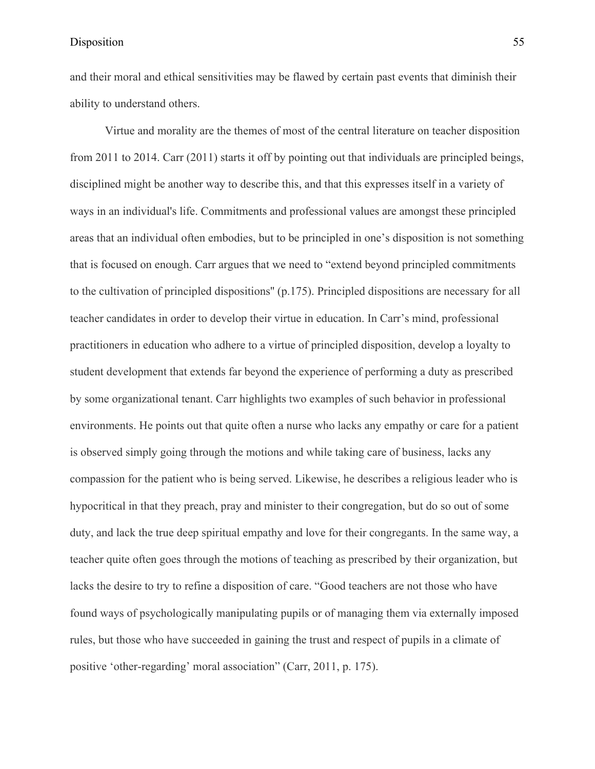and their moral and ethical sensitivities may be flawed by certain past events that diminish their ability to understand others.

Virtue and morality are the themes of most of the central literature on teacher disposition from 2011 to 2014. Carr (2011) starts it off by pointing out that individuals are principled beings, disciplined might be another way to describe this, and that this expresses itself in a variety of ways in an individual's life. Commitments and professional values are amongst these principled areas that an individual often embodies, but to be principled in one's disposition is not something that is focused on enough. Carr argues that we need to "extend beyond principled commitments to the cultivation of principled dispositions" (p.175). Principled dispositions are necessary for all teacher candidates in order to develop their virtue in education. In Carr's mind, professional practitioners in education who adhere to a virtue of principled disposition, develop a loyalty to student development that extends far beyond the experience of performing a duty as prescribed by some organizational tenant. Carr highlights two examples of such behavior in professional environments. He points out that quite often a nurse who lacks any empathy or care for a patient is observed simply going through the motions and while taking care of business, lacks any compassion for the patient who is being served. Likewise, he describes a religious leader who is hypocritical in that they preach, pray and minister to their congregation, but do so out of some duty, and lack the true deep spiritual empathy and love for their congregants. In the same way, a teacher quite often goes through the motions of teaching as prescribed by their organization, but lacks the desire to try to refine a disposition of care. "Good teachers are not those who have found ways of psychologically manipulating pupils or of managing them via externally imposed rules, but those who have succeeded in gaining the trust and respect of pupils in a climate of positive 'other-regarding' moral association" (Carr, 2011, p. 175).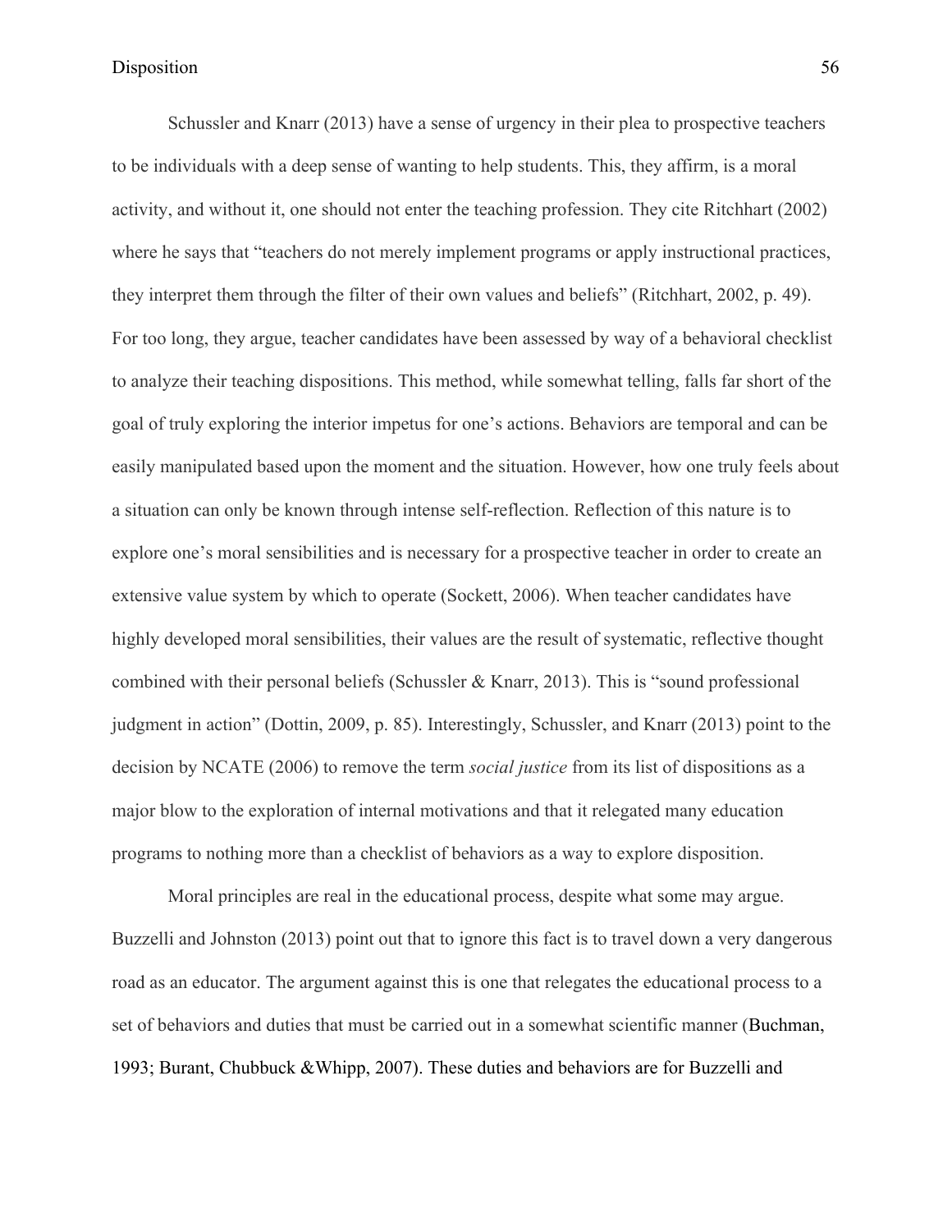Schussler and Knarr (2013) have a sense of urgency in their plea to prospective teachers to be individuals with a deep sense of wanting to help students. This, they affirm, is a moral activity, and without it, one should not enter the teaching profession. They cite Ritchhart (2002) where he says that "teachers do not merely implement programs or apply instructional practices, they interpret them through the filter of their own values and beliefs" (Ritchhart, 2002, p. 49). For too long, they argue, teacher candidates have been assessed by way of a behavioral checklist to analyze their teaching dispositions. This method, while somewhat telling, falls far short of the goal of truly exploring the interior impetus for one's actions. Behaviors are temporal and can be easily manipulated based upon the moment and the situation. However, how one truly feels about a situation can only be known through intense self-reflection. Reflection of this nature is to explore one's moral sensibilities and is necessary for a prospective teacher in order to create an extensive value system by which to operate (Sockett, 2006). When teacher candidates have highly developed moral sensibilities, their values are the result of systematic, reflective thought combined with their personal beliefs (Schussler & Knarr, 2013). This is "sound professional judgment in action" (Dottin, 2009, p. 85). Interestingly, Schussler, and Knarr (2013) point to the decision by NCATE (2006) to remove the term *social justice* from its list of dispositions as a major blow to the exploration of internal motivations and that it relegated many education programs to nothing more than a checklist of behaviors as a way to explore disposition.

Moral principles are real in the educational process, despite what some may argue. Buzzelli and Johnston (2013) point out that to ignore this fact is to travel down a very dangerous road as an educator. The argument against this is one that relegates the educational process to a set of behaviors and duties that must be carried out in a somewhat scientific manner (Buchman, 1993; Burant, Chubbuck &Whipp, 2007). These duties and behaviors are for Buzzelli and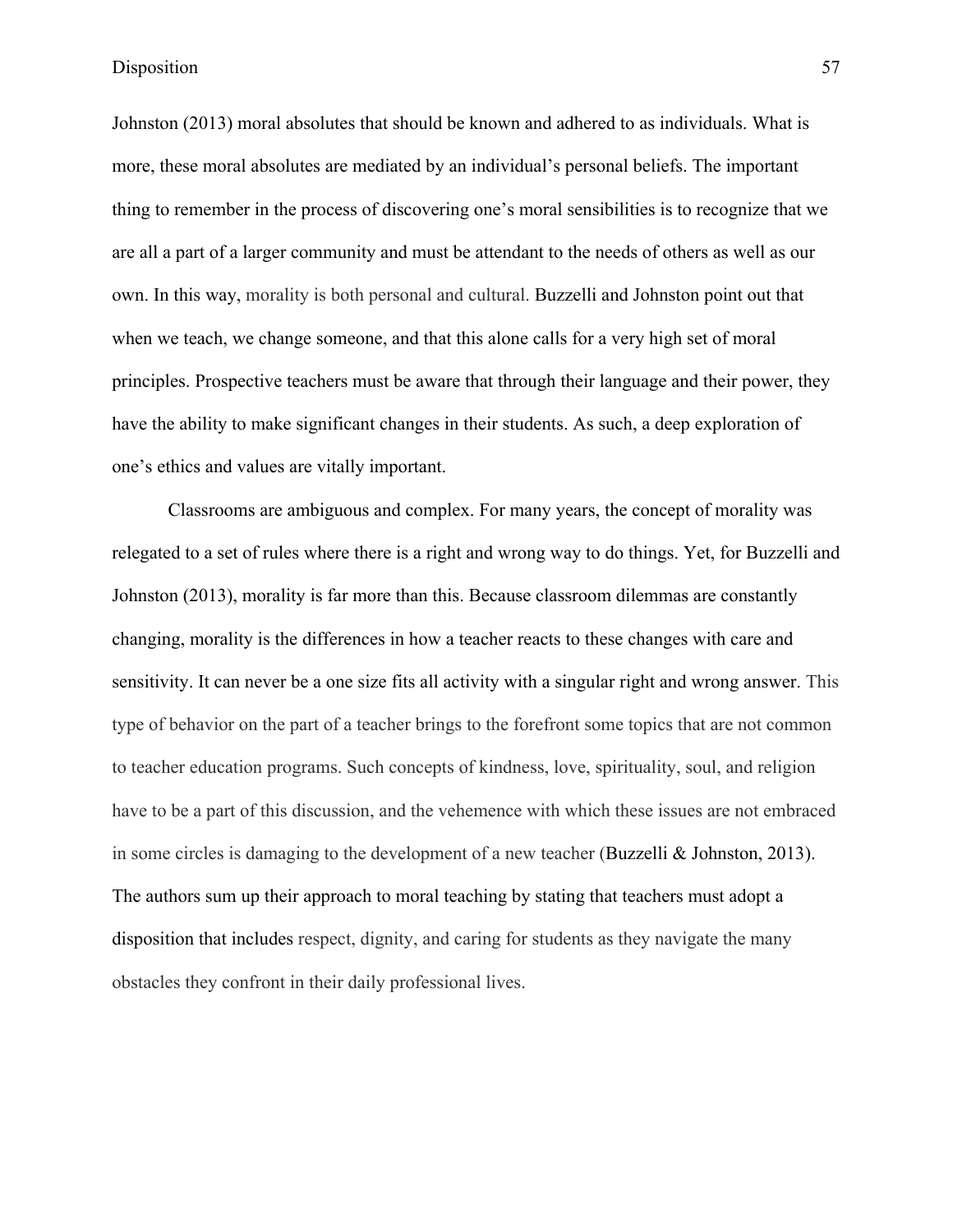Johnston (2013) moral absolutes that should be known and adhered to as individuals. What is more, these moral absolutes are mediated by an individual's personal beliefs. The important thing to remember in the process of discovering one's moral sensibilities is to recognize that we are all a part of a larger community and must be attendant to the needs of others as well as our own. In this way, morality is both personal and cultural. Buzzelli and Johnston point out that when we teach, we change someone, and that this alone calls for a very high set of moral principles. Prospective teachers must be aware that through their language and their power, they have the ability to make significant changes in their students. As such, a deep exploration of one's ethics and values are vitally important.

Classrooms are ambiguous and complex. For many years, the concept of morality was relegated to a set of rules where there is a right and wrong way to do things. Yet, for Buzzelli and Johnston (2013), morality is far more than this. Because classroom dilemmas are constantly changing, morality is the differences in how a teacher reacts to these changes with care and sensitivity. It can never be a one size fits all activity with a singular right and wrong answer. This type of behavior on the part of a teacher brings to the forefront some topics that are not common to teacher education programs. Such concepts of kindness, love, spirituality, soul, and religion have to be a part of this discussion, and the vehemence with which these issues are not embraced in some circles is damaging to the development of a new teacher (Buzzelli & Johnston, 2013). The authors sum up their approach to moral teaching by stating that teachers must adopt a disposition that includes respect, dignity, and caring for students as they navigate the many obstacles they confront in their daily professional lives.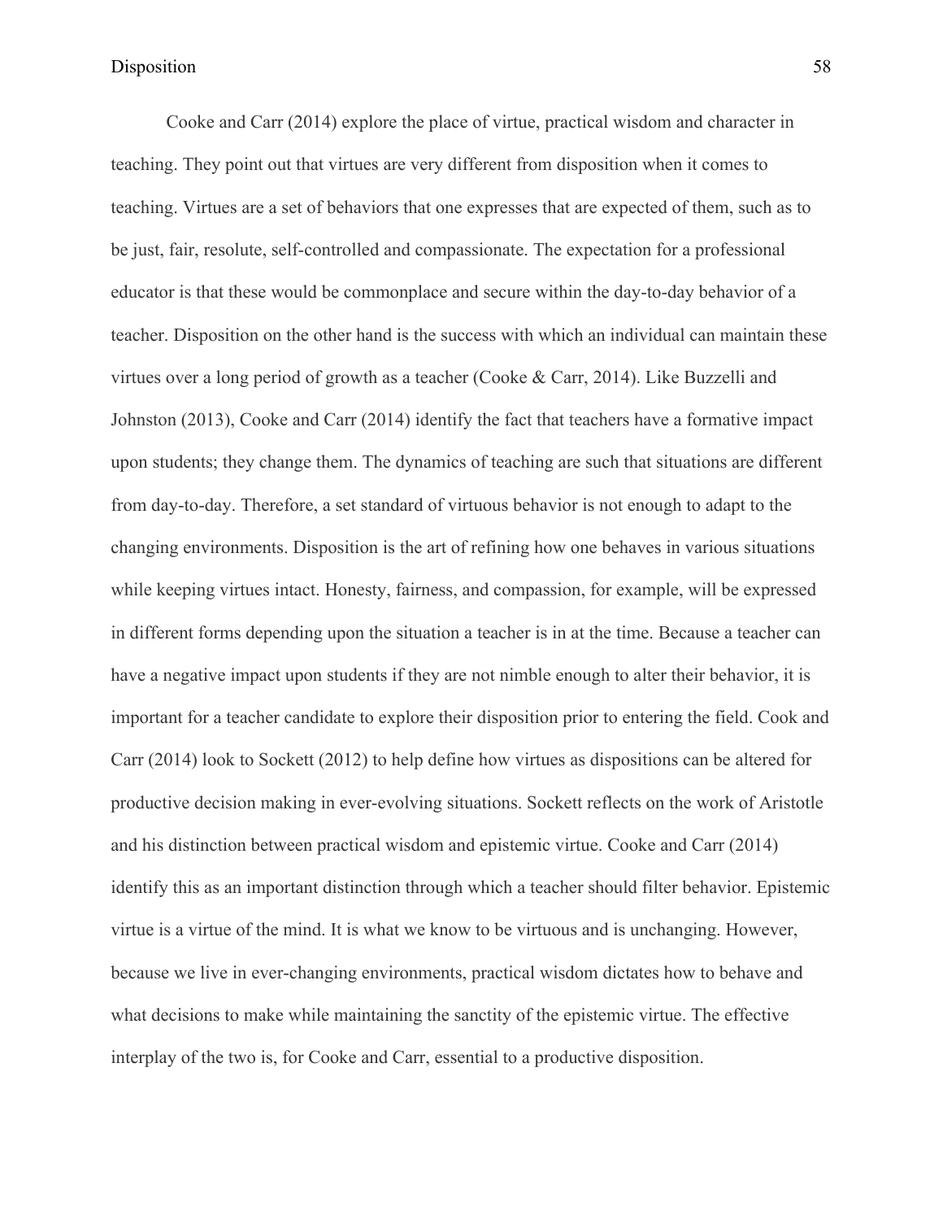Cooke and Carr (2014) explore the place of virtue, practical wisdom and character in teaching. They point out that virtues are very different from disposition when it comes to teaching. Virtues are a set of behaviors that one expresses that are expected of them, such as to be just, fair, resolute, self-controlled and compassionate. The expectation for a professional educator is that these would be commonplace and secure within the day-to-day behavior of a teacher. Disposition on the other hand is the success with which an individual can maintain these virtues over a long period of growth as a teacher (Cooke & Carr, 2014). Like Buzzelli and Johnston (2013), Cooke and Carr (2014) identify the fact that teachers have a formative impact upon students; they change them. The dynamics of teaching are such that situations are different from day-to-day. Therefore, a set standard of virtuous behavior is not enough to adapt to the changing environments. Disposition is the art of refining how one behaves in various situations while keeping virtues intact. Honesty, fairness, and compassion, for example, will be expressed in different forms depending upon the situation a teacher is in at the time. Because a teacher can have a negative impact upon students if they are not nimble enough to alter their behavior, it is important for a teacher candidate to explore their disposition prior to entering the field. Cook and Carr (2014) look to Sockett (2012) to help define how virtues as dispositions can be altered for productive decision making in ever-evolving situations. Sockett reflects on the work of Aristotle and his distinction between practical wisdom and epistemic virtue. Cooke and Carr (2014) identify this as an important distinction through which a teacher should filter behavior. Epistemic virtue is a virtue of the mind. It is what we know to be virtuous and is unchanging. However, because we live in ever-changing environments, practical wisdom dictates how to behave and what decisions to make while maintaining the sanctity of the epistemic virtue. The effective interplay of the two is, for Cooke and Carr, essential to a productive disposition.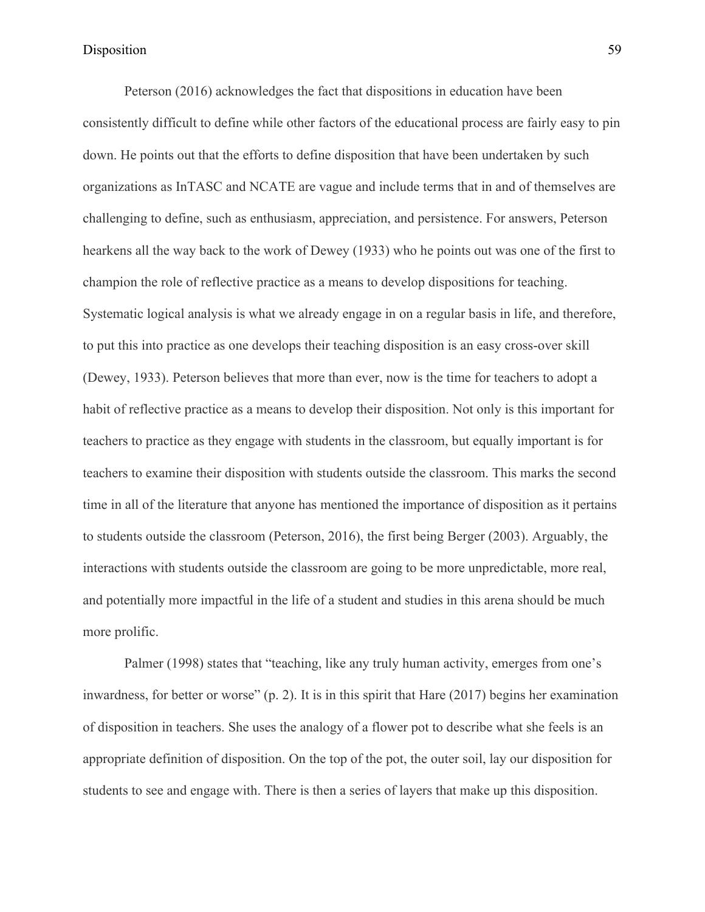Peterson (2016) acknowledges the fact that dispositions in education have been consistently difficult to define while other factors of the educational process are fairly easy to pin down. He points out that the efforts to define disposition that have been undertaken by such organizations as InTASC and NCATE are vague and include terms that in and of themselves are challenging to define, such as enthusiasm, appreciation, and persistence. For answers, Peterson hearkens all the way back to the work of Dewey (1933) who he points out was one of the first to champion the role of reflective practice as a means to develop dispositions for teaching. Systematic logical analysis is what we already engage in on a regular basis in life, and therefore, to put this into practice as one develops their teaching disposition is an easy cross-over skill (Dewey, 1933). Peterson believes that more than ever, now is the time for teachers to adopt a habit of reflective practice as a means to develop their disposition. Not only is this important for teachers to practice as they engage with students in the classroom, but equally important is for teachers to examine their disposition with students outside the classroom. This marks the second time in all of the literature that anyone has mentioned the importance of disposition as it pertains to students outside the classroom (Peterson, 2016), the first being Berger (2003). Arguably, the interactions with students outside the classroom are going to be more unpredictable, more real, and potentially more impactful in the life of a student and studies in this arena should be much more prolific.

Palmer (1998) states that "teaching, like any truly human activity, emerges from one's inwardness, for better or worse" (p. 2). It is in this spirit that Hare (2017) begins her examination of disposition in teachers. She uses the analogy of a flower pot to describe what she feels is an appropriate definition of disposition. On the top of the pot, the outer soil, lay our disposition for students to see and engage with. There is then a series of layers that make up this disposition.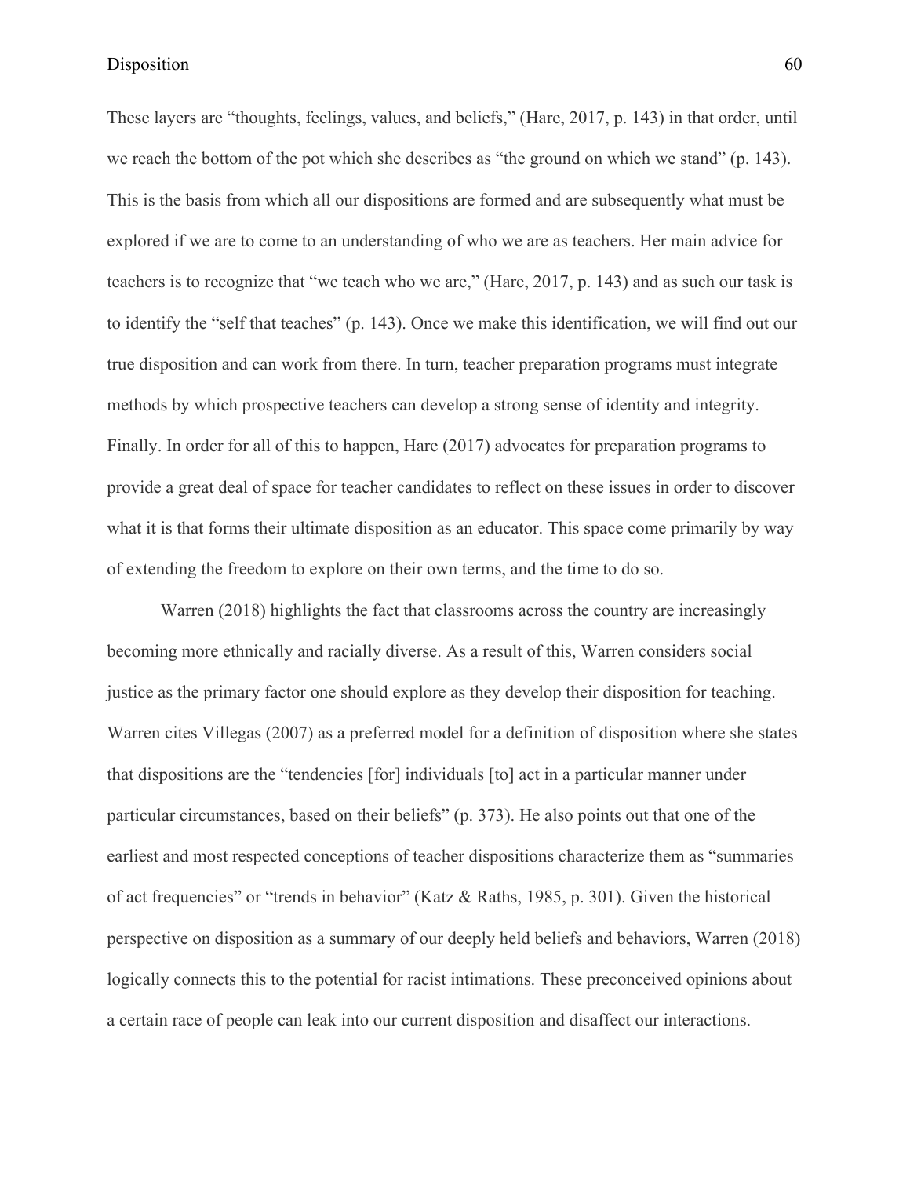These layers are "thoughts, feelings, values, and beliefs," (Hare, 2017, p. 143) in that order, until we reach the bottom of the pot which she describes as "the ground on which we stand" (p. 143). This is the basis from which all our dispositions are formed and are subsequently what must be explored if we are to come to an understanding of who we are as teachers. Her main advice for teachers is to recognize that "we teach who we are," (Hare, 2017, p. 143) and as such our task is to identify the "self that teaches" (p. 143). Once we make this identification, we will find out our true disposition and can work from there. In turn, teacher preparation programs must integrate methods by which prospective teachers can develop a strong sense of identity and integrity. Finally. In order for all of this to happen, Hare (2017) advocates for preparation programs to provide a great deal of space for teacher candidates to reflect on these issues in order to discover what it is that forms their ultimate disposition as an educator. This space come primarily by way of extending the freedom to explore on their own terms, and the time to do so.

Warren (2018) highlights the fact that classrooms across the country are increasingly becoming more ethnically and racially diverse. As a result of this, Warren considers social justice as the primary factor one should explore as they develop their disposition for teaching. Warren cites Villegas (2007) as a preferred model for a definition of disposition where she states that dispositions are the "tendencies [for] individuals [to] act in a particular manner under particular circumstances, based on their beliefs" (p. 373). He also points out that one of the earliest and most respected conceptions of teacher dispositions characterize them as "summaries of act frequencies" or "trends in behavior" (Katz & Raths, 1985, p. 301). Given the historical perspective on disposition as a summary of our deeply held beliefs and behaviors, Warren (2018) logically connects this to the potential for racist intimations. These preconceived opinions about a certain race of people can leak into our current disposition and disaffect our interactions.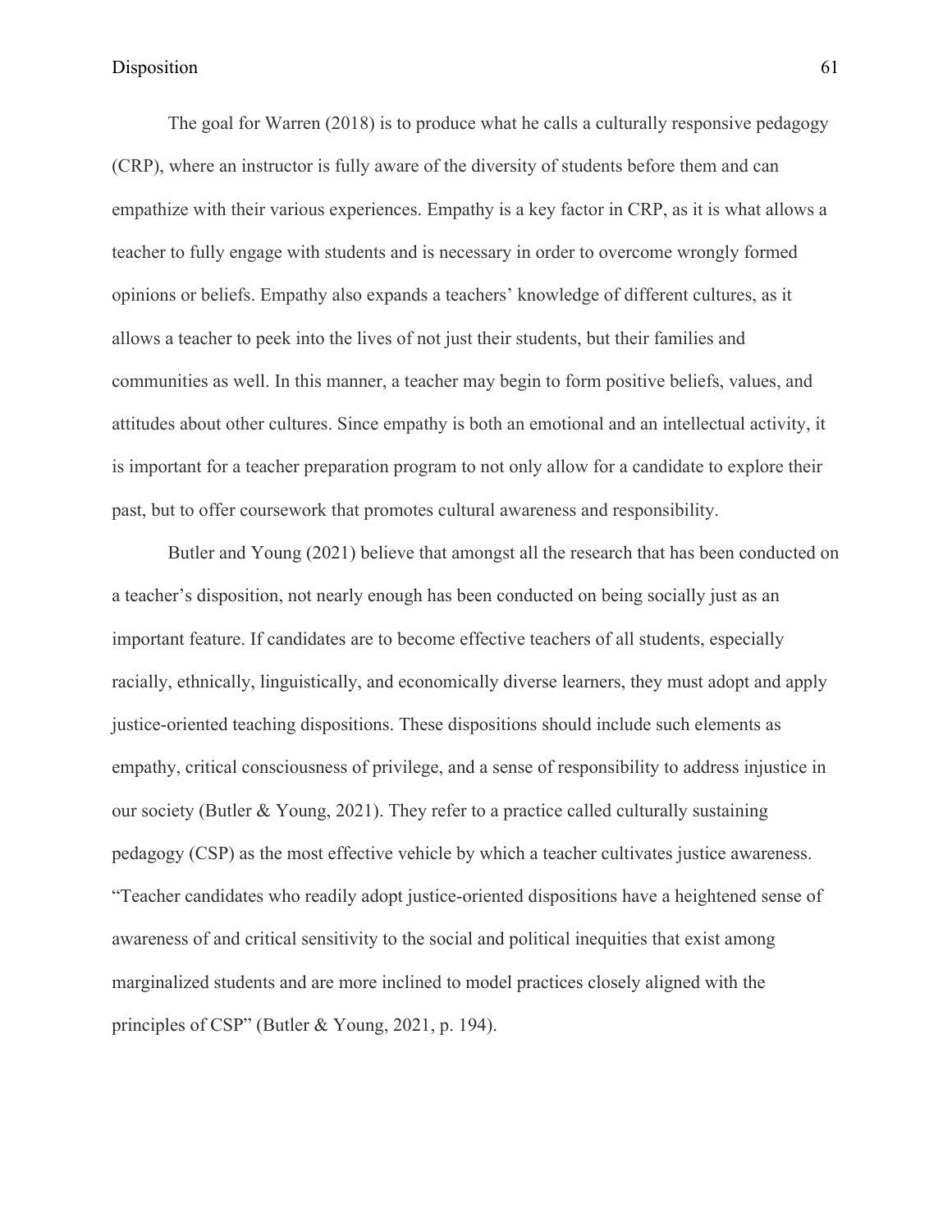The goal for Warren (2018) is to produce what he calls a culturally responsive pedagogy (CRP), where an instructor is fully aware of the diversity of students before them and can empathize with their various experiences. Empathy is a key factor in CRP, as it is what allows a teacher to fully engage with students and is necessary in order to overcome wrongly formed opinions or beliefs. Empathy also expands a teachers' knowledge of different cultures, as it allows a teacher to peek into the lives of not just their students, but their families and communities as well. In this manner, a teacher may begin to form positive beliefs, values, and attitudes about other cultures. Since empathy is both an emotional and an intellectual activity, it is important for a teacher preparation program to not only allow for a candidate to explore their past, but to offer coursework that promotes cultural awareness and responsibility.

Butler and Young (2021) believe that amongst all the research that has been conducted on a teacher's disposition, not nearly enough has been conducted on being socially just as an important feature. If candidates are to become effective teachers of all students, especially racially, ethnically, linguistically, and economically diverse learners, they must adopt and apply justice-oriented teaching dispositions. These dispositions should include such elements as empathy, critical consciousness of privilege, and a sense of responsibility to address injustice in our society (Butler & Young, 2021). They refer to a practice called culturally sustaining pedagogy (CSP) as the most effective vehicle by which a teacher cultivates justice awareness. "Teacher candidates who readily adopt justice-oriented dispositions have a heightened sense of awareness of and critical sensitivity to the social and political inequities that exist among marginalized students and are more inclined to model practices closely aligned with the principles of CSP" (Butler & Young, 2021, p. 194).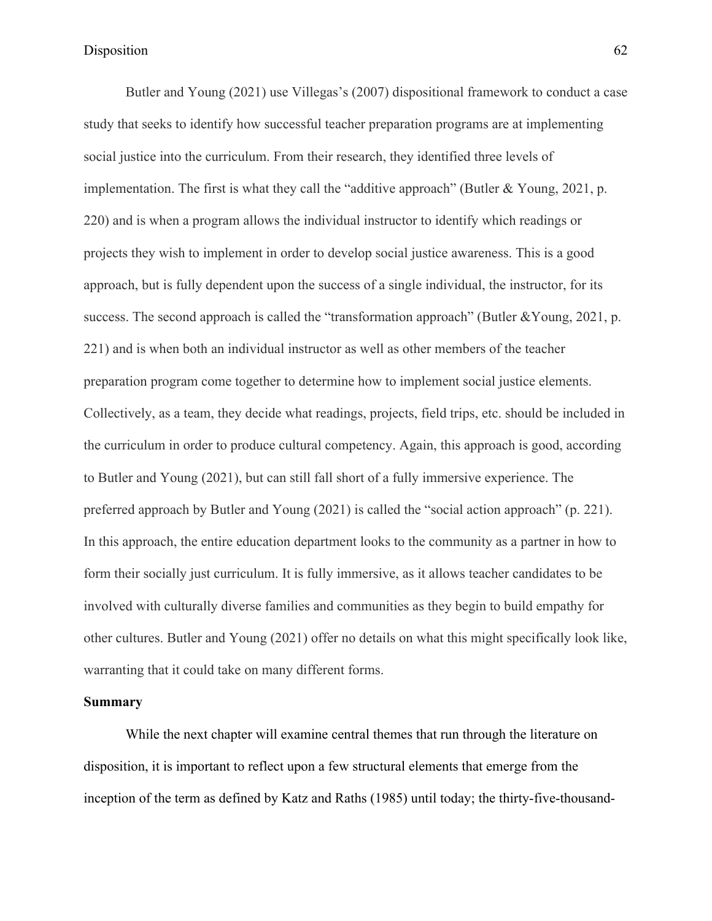Butler and Young (2021) use Villegas's (2007) dispositional framework to conduct a case study that seeks to identify how successful teacher preparation programs are at implementing social justice into the curriculum. From their research, they identified three levels of implementation. The first is what they call the "additive approach" (Butler & Young, 2021, p. 220) and is when a program allows the individual instructor to identify which readings or projects they wish to implement in order to develop social justice awareness. This is a good approach, but is fully dependent upon the success of a single individual, the instructor, for its success. The second approach is called the "transformation approach" (Butler &Young, 2021, p. 221) and is when both an individual instructor as well as other members of the teacher preparation program come together to determine how to implement social justice elements. Collectively, as a team, they decide what readings, projects, field trips, etc. should be included in the curriculum in order to produce cultural competency. Again, this approach is good, according to Butler and Young (2021), but can still fall short of a fully immersive experience. The preferred approach by Butler and Young (2021) is called the "social action approach" (p. 221). In this approach, the entire education department looks to the community as a partner in how to form their socially just curriculum. It is fully immersive, as it allows teacher candidates to be involved with culturally diverse families and communities as they begin to build empathy for other cultures. Butler and Young (2021) offer no details on what this might specifically look like, warranting that it could take on many different forms.

**Summary**

While the next chapter will examine central themes that run through the literature on disposition, it is important to reflect upon a few structural elements that emerge from the inception of the term as defined by Katz and Raths (1985) until today; the thirty-five-thousand-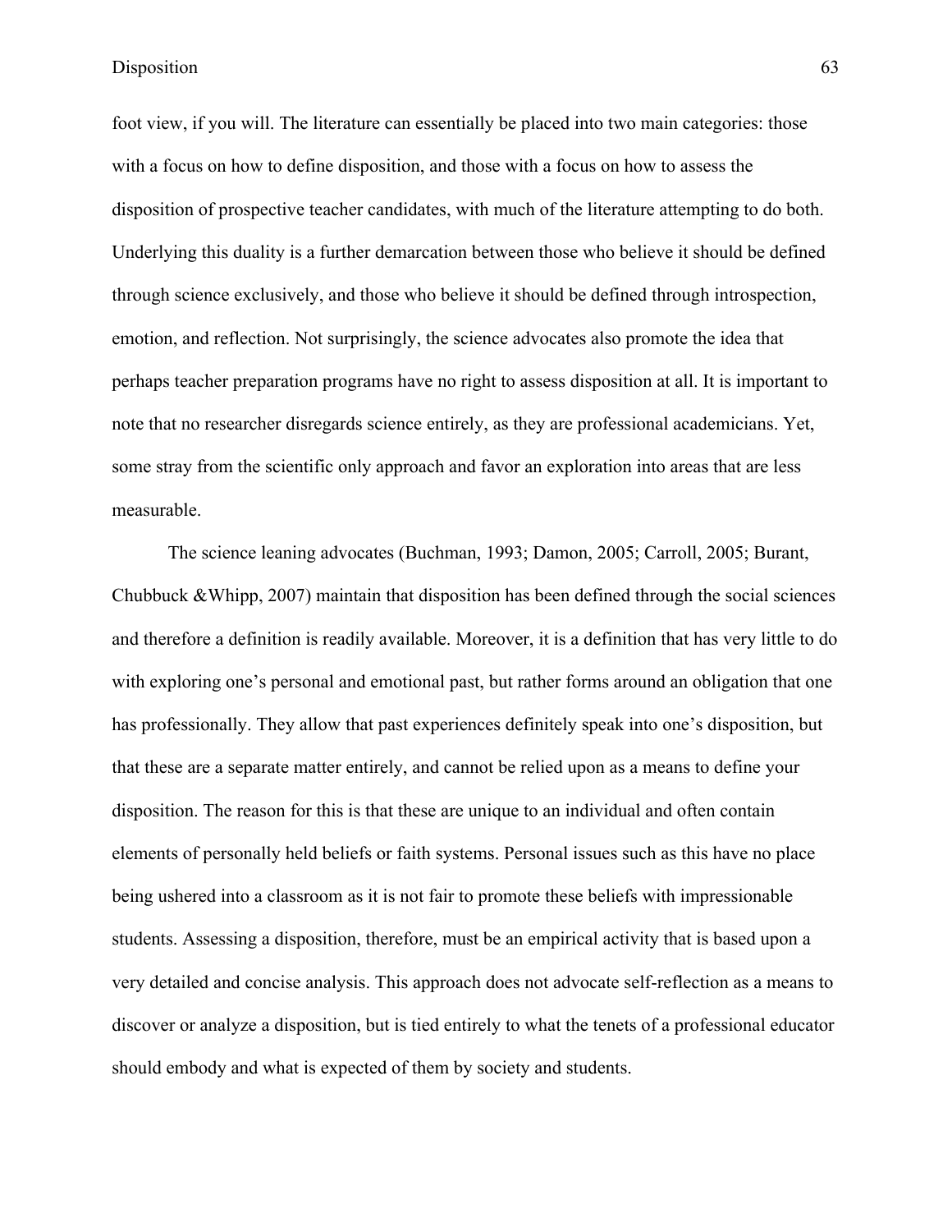foot view, if you will. The literature can essentially be placed into two main categories: those with a focus on how to define disposition, and those with a focus on how to assess the disposition of prospective teacher candidates, with much of the literature attempting to do both. Underlying this duality is a further demarcation between those who believe it should be defined through science exclusively, and those who believe it should be defined through introspection, emotion, and reflection. Not surprisingly, the science advocates also promote the idea that perhaps teacher preparation programs have no right to assess disposition at all. It is important to note that no researcher disregards science entirely, as they are professional academicians. Yet, some stray from the scientific only approach and favor an exploration into areas that are less measurable.

The science leaning advocates (Buchman, 1993; Damon, 2005; Carroll, 2005; Burant, Chubbuck &Whipp, 2007) maintain that disposition has been defined through the social sciences and therefore a definition is readily available. Moreover, it is a definition that has very little to do with exploring one's personal and emotional past, but rather forms around an obligation that one has professionally. They allow that past experiences definitely speak into one's disposition, but that these are a separate matter entirely, and cannot be relied upon as a means to define your disposition. The reason for this is that these are unique to an individual and often contain elements of personally held beliefs or faith systems. Personal issues such as this have no place being ushered into a classroom as it is not fair to promote these beliefs with impressionable students. Assessing a disposition, therefore, must be an empirical activity that is based upon a very detailed and concise analysis. This approach does not advocate self-reflection as a means to discover or analyze a disposition, but is tied entirely to what the tenets of a professional educator should embody and what is expected of them by society and students.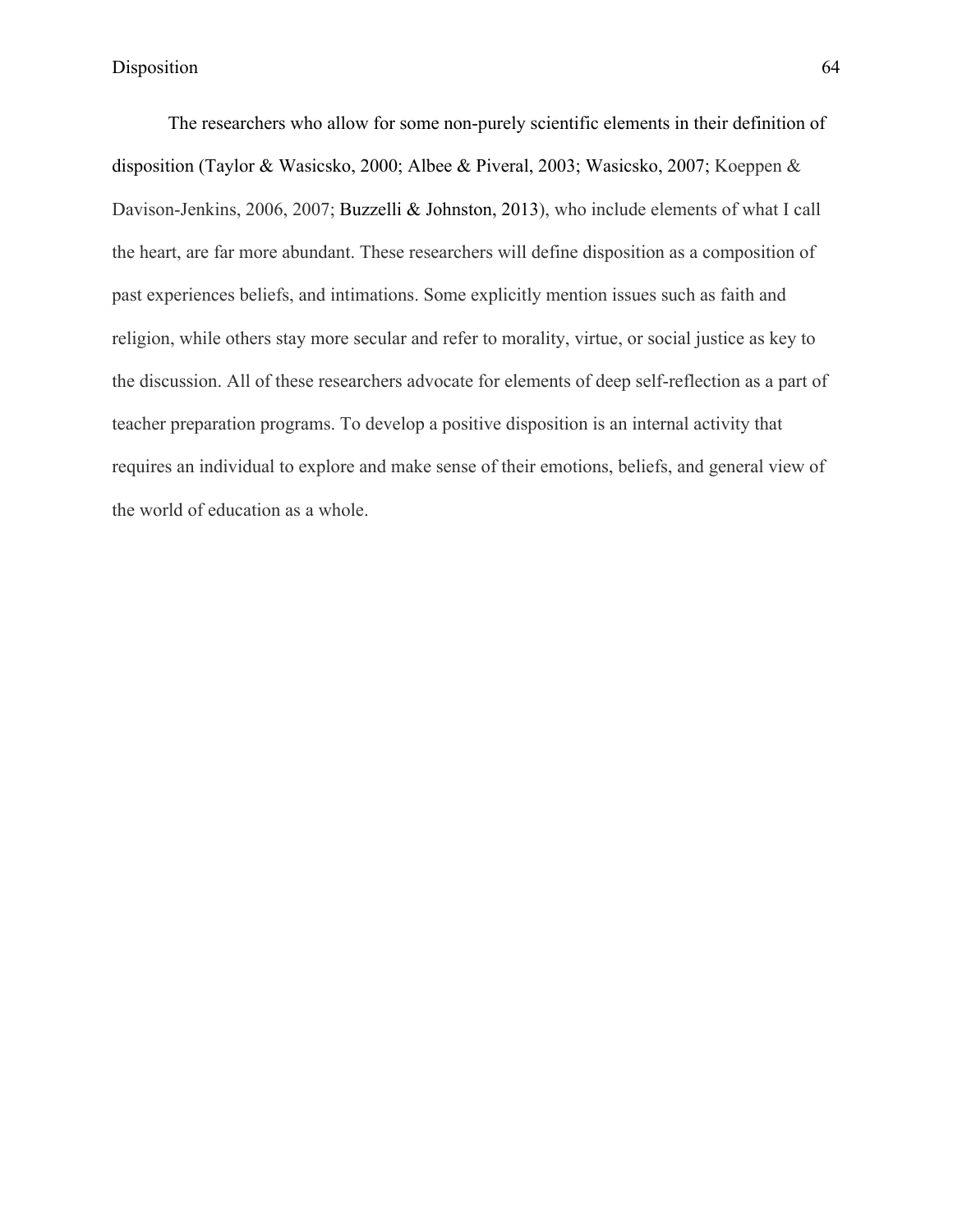The researchers who allow for some non-purely scientific elements in their definition of disposition (Taylor & Wasicsko, 2000; Albee & Piveral, 2003; Wasicsko, 2007; Koeppen & Davison-Jenkins, 2006, 2007; Buzzelli & Johnston, 2013), who include elements of what I call the heart, are far more abundant. These researchers will define disposition as a composition of past experiences beliefs, and intimations. Some explicitly mention issues such as faith and religion, while others stay more secular and refer to morality, virtue, or social justice as key to the discussion. All of these researchers advocate for elements of deep self-reflection as a part of teacher preparation programs. To develop a positive disposition is an internal activity that requires an individual to explore and make sense of their emotions, beliefs, and general view of the world of education as a whole.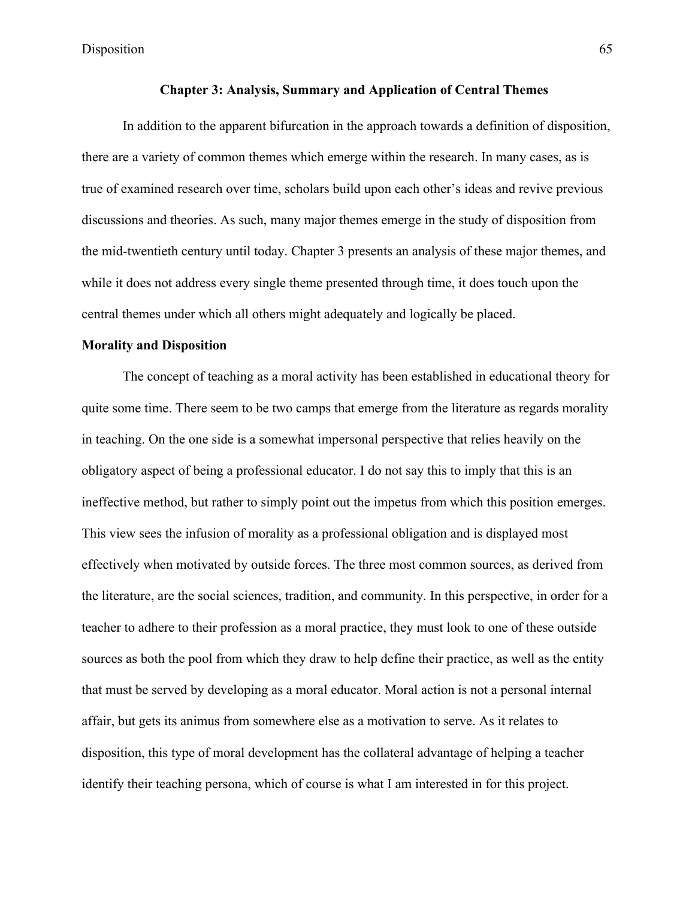## Chapter 3: Analysis, Summary and Application of Central Themes

In addition to the apparent bifurcation in the approach towards a definition of disposition, there are a variety of common themes which emerge within the research. In many cases, as is true of examined research over time, scholars build upon each other's ideas and revive previous discussions and theories. As such, many major themes emerge in the study of disposition from the mid-twentieth century until today. Chapter 3 presents an analysis of these major themes, and while it does not address every single theme presented through time, it does touch upon the central themes under which all others might adequately and logically be placed.

### Morality and Disposition

The concept of teaching as a moral activity has been established in educational theory for quite some time. There seem to be two camps that emerge from the literature as regards morality in teaching. On the one side is a somewhat impersonal perspective that relies heavily on the obligatory aspect of being a professional educator. I do not say this to imply that this is an ineffective method, but rather to simply point out the impetus from which this position emerges. This view sees the infusion of morality as a professional obligation and is displayed most effectively when motivated by outside forces. The three most common sources, as derived from the literature, are the social sciences, tradition, and community. In this perspective, in order for a teacher to adhere to their profession as a moral practice, they must look to one of these outside sources as both the pool from which they draw to help define their practice, as well as the entity that must be served by developing as a moral educator. Moral action is not a personal internal affair, but gets its animus from somewhere else as a motivation to serve. As it relates to disposition, this type of moral development has the collateral advantage of helping a teacher identify their teaching persona, which of course is what I am interested in for this project.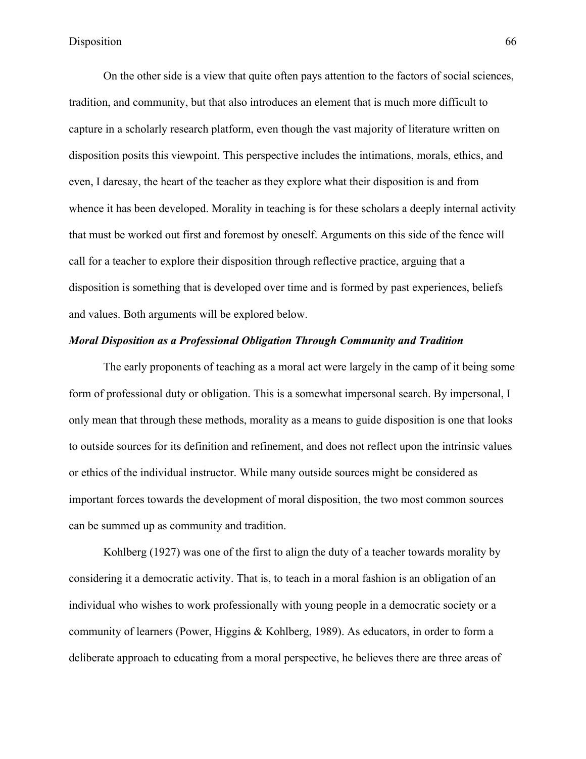On the other side is a view that quite often pays attention to the factors of social sciences, tradition, and community, but that also introduces an element that is much more difficult to capture in a scholarly research platform, even though the vast majority of literature written on disposition posits this viewpoint. This perspective includes the intimations, morals, ethics, and even, I daresay, the heart of the teacher as they explore what their disposition is and from whence it has been developed. Morality in teaching is for these scholars a deeply internal activity that must be worked out first and foremost by oneself. Arguments on this side of the fence will call for a teacher to explore their disposition through reflective practice, arguing that a disposition is something that is developed over time and is formed by past experiences, beliefs and values. Both arguments will be explored below.

### *Moral Disposition as a Professional Obligation Through Community and Tradition*

The early proponents of teaching as a moral act were largely in the camp of it being some form of professional duty or obligation. This is a somewhat impersonal search. By impersonal, I only mean that through these methods, morality as a means to guide disposition is one that looks to outside sources for its definition and refinement, and does not reflect upon the intrinsic values or ethics of the individual instructor. While many outside sources might be considered as important forces towards the development of moral disposition, the two most common sources can be summed up as community and tradition.

Kohlberg (1927) was one of the first to align the duty of a teacher towards morality by considering it a democratic activity. That is, to teach in a moral fashion is an obligation of an individual who wishes to work professionally with young people in a democratic society or a community of learners (Power, Higgins & Kohlberg, 1989). As educators, in order to form a deliberate approach to educating from a moral perspective, he believes there are three areas of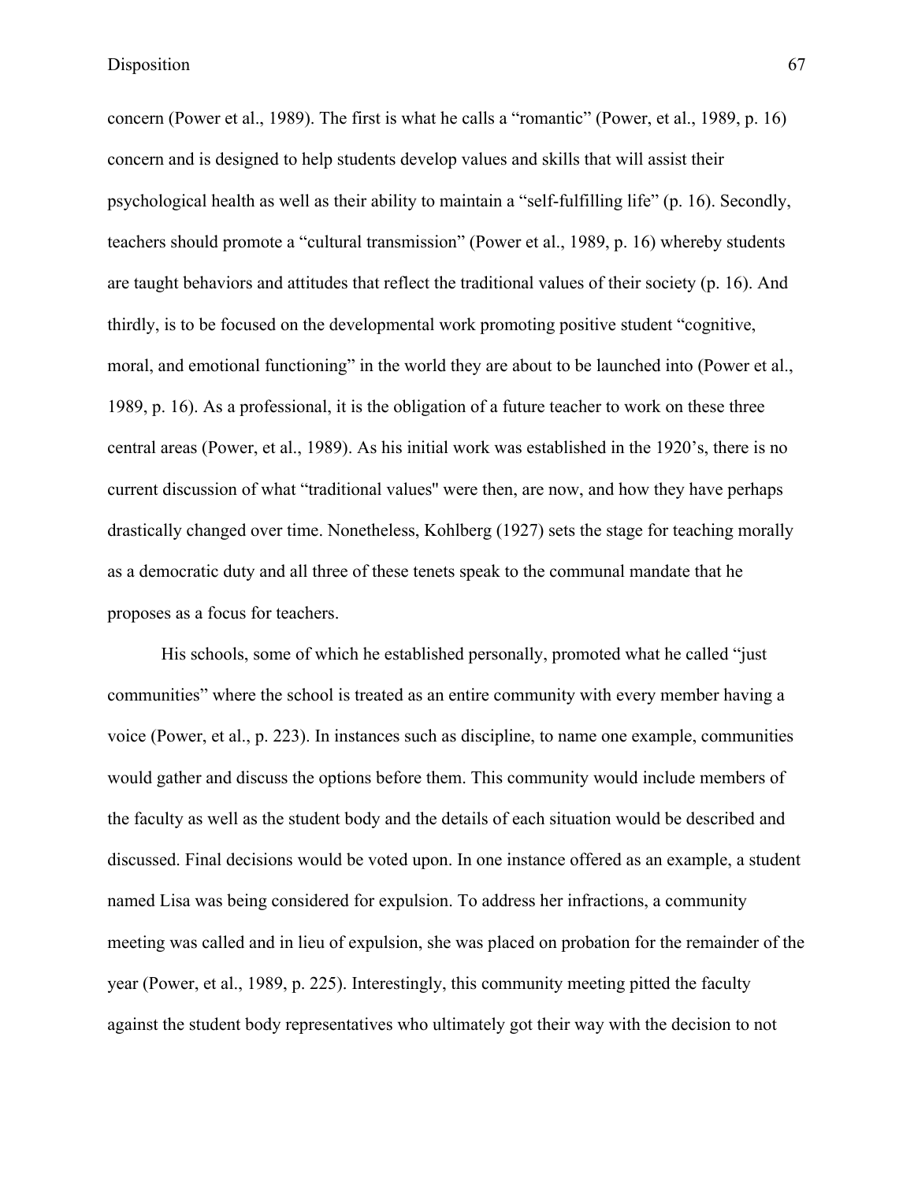concern (Power et al., 1989). The first is what he calls a "romantic" (Power, et al., 1989, p. 16) concern and is designed to help students develop values and skills that will assist their psychological health as well as their ability to maintain a "self-fulfilling life" (p. 16). Secondly, teachers should promote a "cultural transmission" (Power et al., 1989, p. 16) whereby students are taught behaviors and attitudes that reflect the traditional values of their society (p. 16). And thirdly, is to be focused on the developmental work promoting positive student "cognitive, moral, and emotional functioning" in the world they are about to be launched into (Power et al., 1989, p. 16). As a professional, it is the obligation of a future teacher to work on these three central areas (Power, et al., 1989). As his initial work was established in the 1920's, there is no current discussion of what "traditional values" were then, are now, and how they have perhaps drastically changed over time. Nonetheless, Kohlberg (1927) sets the stage for teaching morally as a democratic duty and all three of these tenets speak to the communal mandate that he proposes as a focus for teachers.

His schools, some of which he established personally, promoted what he called "just communities" where the school is treated as an entire community with every member having a voice (Power, et al., p. 223). In instances such as discipline, to name one example, communities would gather and discuss the options before them. This community would include members of the faculty as well as the student body and the details of each situation would be described and discussed. Final decisions would be voted upon. In one instance offered as an example, a student named Lisa was being considered for expulsion. To address her infractions, a community meeting was called and in lieu of expulsion, she was placed on probation for the remainder of the year (Power, et al., 1989, p. 225). Interestingly, this community meeting pitted the faculty against the student body representatives who ultimately got their way with the decision to not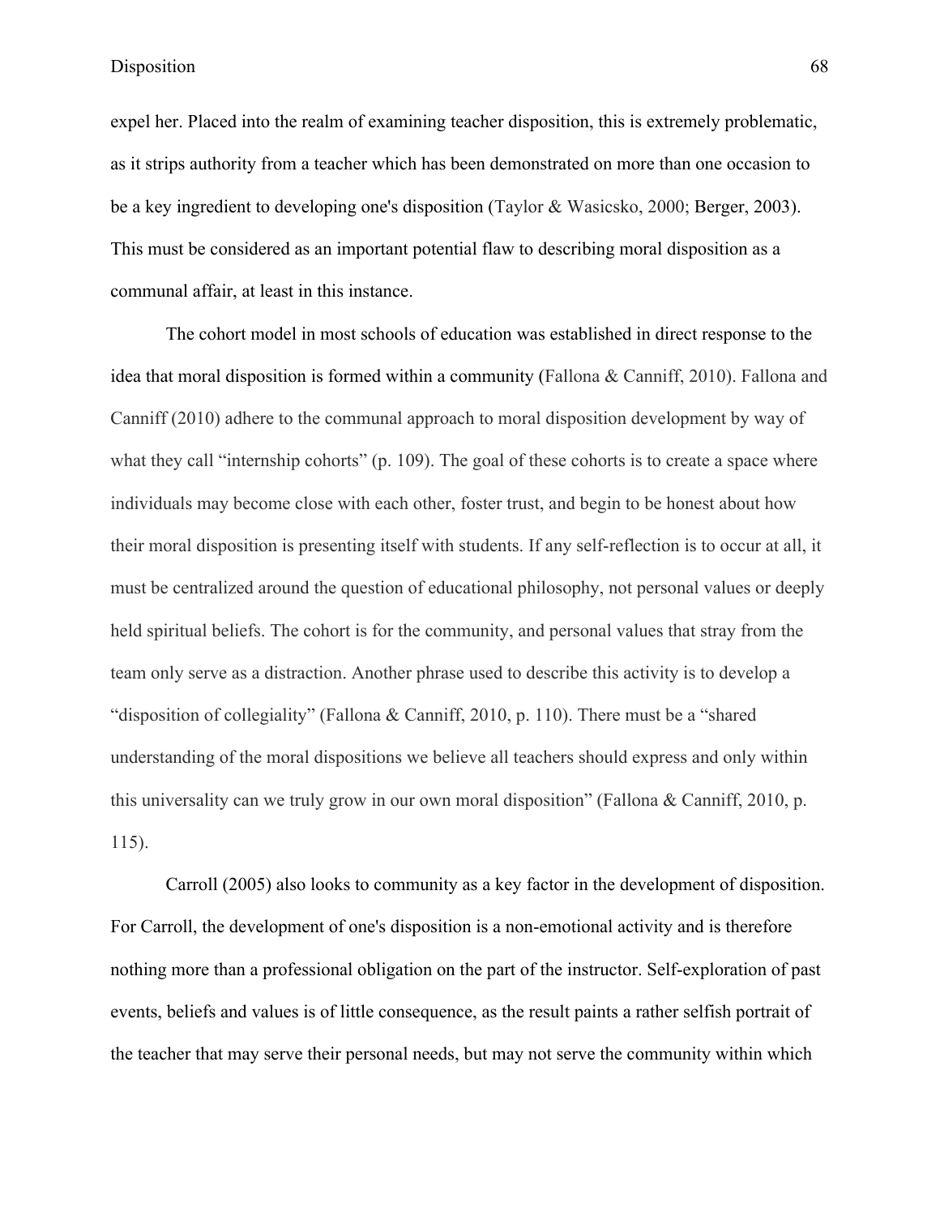expel her. Placed into the realm of examining teacher disposition, this is extremely problematic, as it strips authority from a teacher which has been demonstrated on more than one occasion to be a key ingredient to developing one's disposition (Taylor & Wasicsko, 2000; Berger, 2003). This must be considered as an important potential flaw to describing moral disposition as a communal affair, at least in this instance.

The cohort model in most schools of education was established in direct response to the idea that moral disposition is formed within a community (Fallona & Canniff, 2010). Fallona and Canniff (2010) adhere to the communal approach to moral disposition development by way of what they call "internship cohorts" (p. 109). The goal of these cohorts is to create a space where individuals may become close with each other, foster trust, and begin to be honest about how their moral disposition is presenting itself with students. If any self-reflection is to occur at all, it must be centralized around the question of educational philosophy, not personal values or deeply held spiritual beliefs. The cohort is for the community, and personal values that stray from the team only serve as a distraction. Another phrase used to describe this activity is to develop a "disposition of collegiality" (Fallona & Canniff, 2010, p. 110). There must be a "shared understanding of the moral dispositions we believe all teachers should express and only within this universality can we truly grow in our own moral disposition" (Fallona & Canniff, 2010, p. 115).

Carroll (2005) also looks to community as a key factor in the development of disposition. For Carroll, the development of one's disposition is a non-emotional activity and is therefore nothing more than a professional obligation on the part of the instructor. Self-exploration of past events, beliefs and values is of little consequence, as the result paints a rather selfish portrait of the teacher that may serve their personal needs, but may not serve the community within which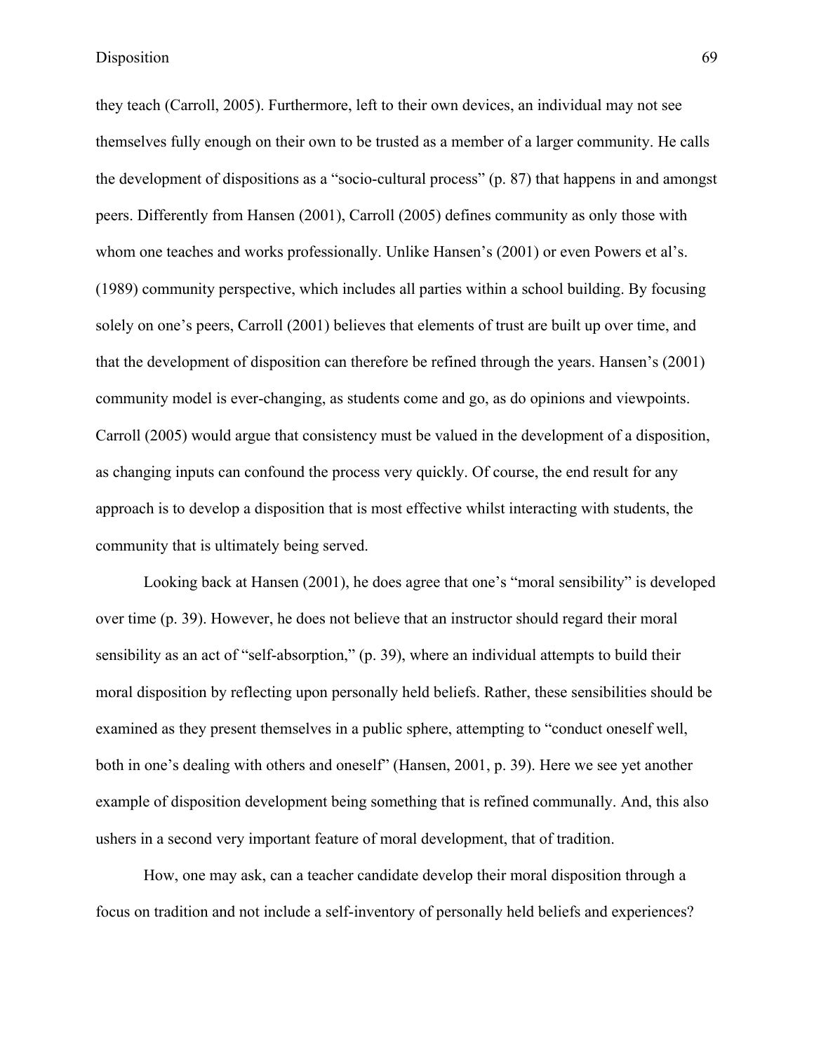they teach (Carroll, 2005). Furthermore, left to their own devices, an individual may not see themselves fully enough on their own to be trusted as a member of a larger community. He calls the development of dispositions as a "socio-cultural process" (p. 87) that happens in and amongst peers. Differently from Hansen (2001), Carroll (2005) defines community as only those with whom one teaches and works professionally. Unlike Hansen's (2001) or even Powers et al's. (1989) community perspective, which includes all parties within a school building. By focusing solely on one's peers, Carroll (2001) believes that elements of trust are built up over time, and that the development of disposition can therefore be refined through the years. Hansen's (2001) community model is ever-changing, as students come and go, as do opinions and viewpoints. Carroll (2005) would argue that consistency must be valued in the development of a disposition, as changing inputs can confound the process very quickly. Of course, the end result for any approach is to develop a disposition that is most effective whilst interacting with students, the community that is ultimately being served.

Looking back at Hansen (2001), he does agree that one's "moral sensibility" is developed over time (p. 39). However, he does not believe that an instructor should regard their moral sensibility as an act of "self-absorption," (p. 39), where an individual attempts to build their moral disposition by reflecting upon personally held beliefs. Rather, these sensibilities should be examined as they present themselves in a public sphere, attempting to "conduct oneself well, both in one's dealing with others and oneself" (Hansen, 2001, p. 39). Here we see yet another example of disposition development being something that is refined communally. And, this also ushers in a second very important feature of moral development, that of tradition.

How, one may ask, can a teacher candidate develop their moral disposition through a focus on tradition and not include a self-inventory of personally held beliefs and experiences?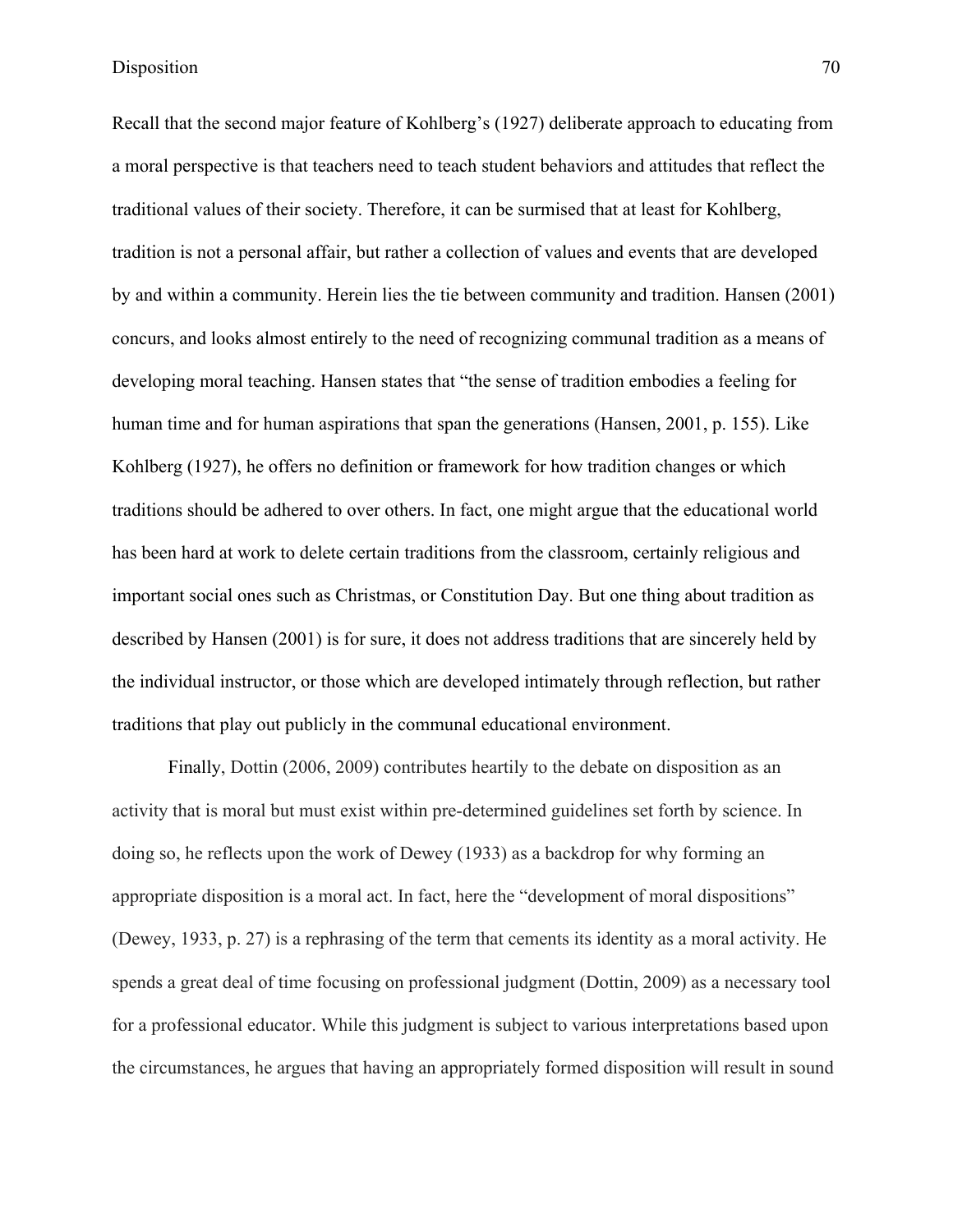Recall that the second major feature of Kohlberg's (1927) deliberate approach to educating from a moral perspective is that teachers need to teach student behaviors and attitudes that reflect the traditional values of their society. Therefore, it can be surmised that at least for Kohlberg, tradition is not a personal affair, but rather a collection of values and events that are developed by and within a community. Herein lies the tie between community and tradition. Hansen (2001) concurs, and looks almost entirely to the need of recognizing communal tradition as a means of developing moral teaching. Hansen states that "the sense of tradition embodies a feeling for human time and for human aspirations that span the generations (Hansen, 2001, p. 155). Like Kohlberg (1927), he offers no definition or framework for how tradition changes or which traditions should be adhered to over others. In fact, one might argue that the educational world has been hard at work to delete certain traditions from the classroom, certainly religious and important social ones such as Christmas, or Constitution Day. But one thing about tradition as described by Hansen (2001) is for sure, it does not address traditions that are sincerely held by the individual instructor, or those which are developed intimately through reflection, but rather traditions that play out publicly in the communal educational environment.

Finally, Dottin (2006, 2009) contributes heartily to the debate on disposition as an activity that is moral but must exist within pre-determined guidelines set forth by science. In doing so, he reflects upon the work of Dewey (1933) as a backdrop for why forming an appropriate disposition is a moral act. In fact, here the "development of moral dispositions" (Dewey, 1933, p. 27) is a rephrasing of the term that cements its identity as a moral activity. He spends a great deal of time focusing on professional judgment (Dottin, 2009) as a necessary tool for a professional educator. While this judgment is subject to various interpretations based upon the circumstances, he argues that having an appropriately formed disposition will result in sound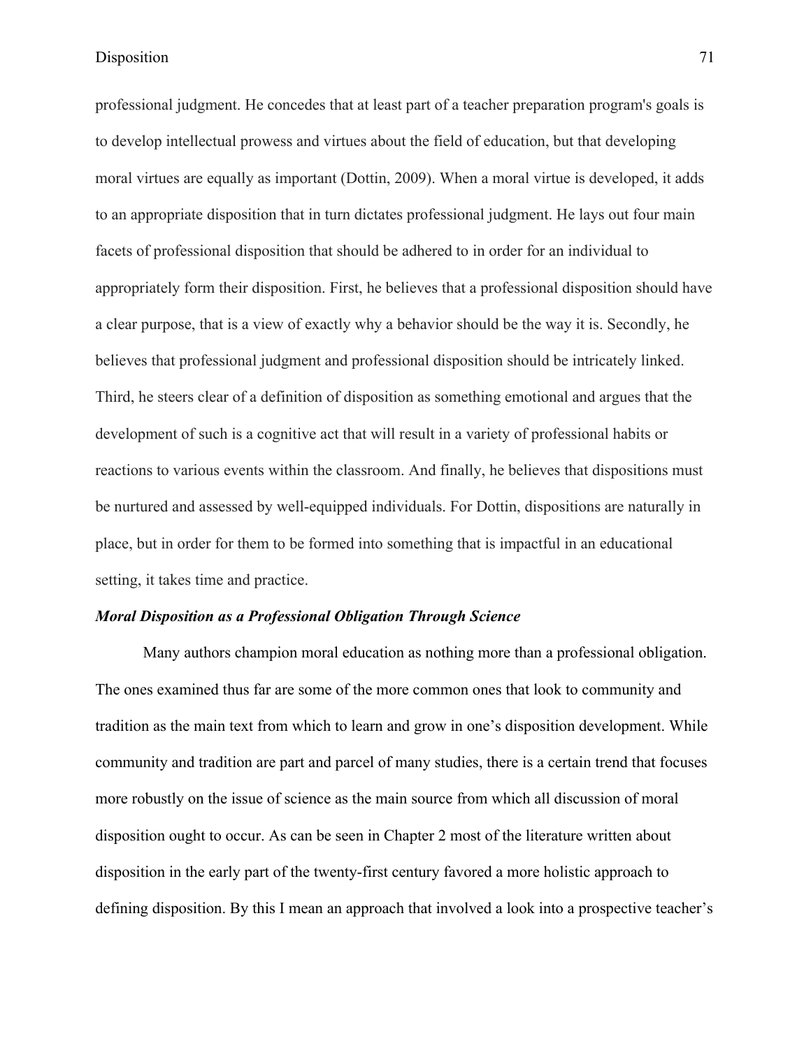professional judgment. He concedes that at least part of a teacher preparation program's goals is to develop intellectual prowess and virtues about the field of education, but that developing moral virtues are equally as important (Dottin, 2009). When a moral virtue is developed, it adds to an appropriate disposition that in turn dictates professional judgment. He lays out four main facets of professional disposition that should be adhered to in order for an individual to appropriately form their disposition. First, he believes that a professional disposition should have a clear purpose, that is a view of exactly why a behavior should be the way it is. Secondly, he believes that professional judgment and professional disposition should be intricately linked. Third, he steers clear of a definition of disposition as something emotional and argues that the development of such is a cognitive act that will result in a variety of professional habits or reactions to various events within the classroom. And finally, he believes that dispositions must be nurtured and assessed by well-equipped individuals. For Dottin, dispositions are naturally in place, but in order for them to be formed into something that is impactful in an educational setting, it takes time and practice.

***Moral Disposition as a Professional Obligation Through Science***

Many authors champion moral education as nothing more than a professional obligation. The ones examined thus far are some of the more common ones that look to community and tradition as the main text from which to learn and grow in one's disposition development. While community and tradition are part and parcel of many studies, there is a certain trend that focuses more robustly on the issue of science as the main source from which all discussion of moral disposition ought to occur. As can be seen in Chapter 2 most of the literature written about disposition in the early part of the twenty-first century favored a more holistic approach to defining disposition. By this I mean an approach that involved a look into a prospective teacher's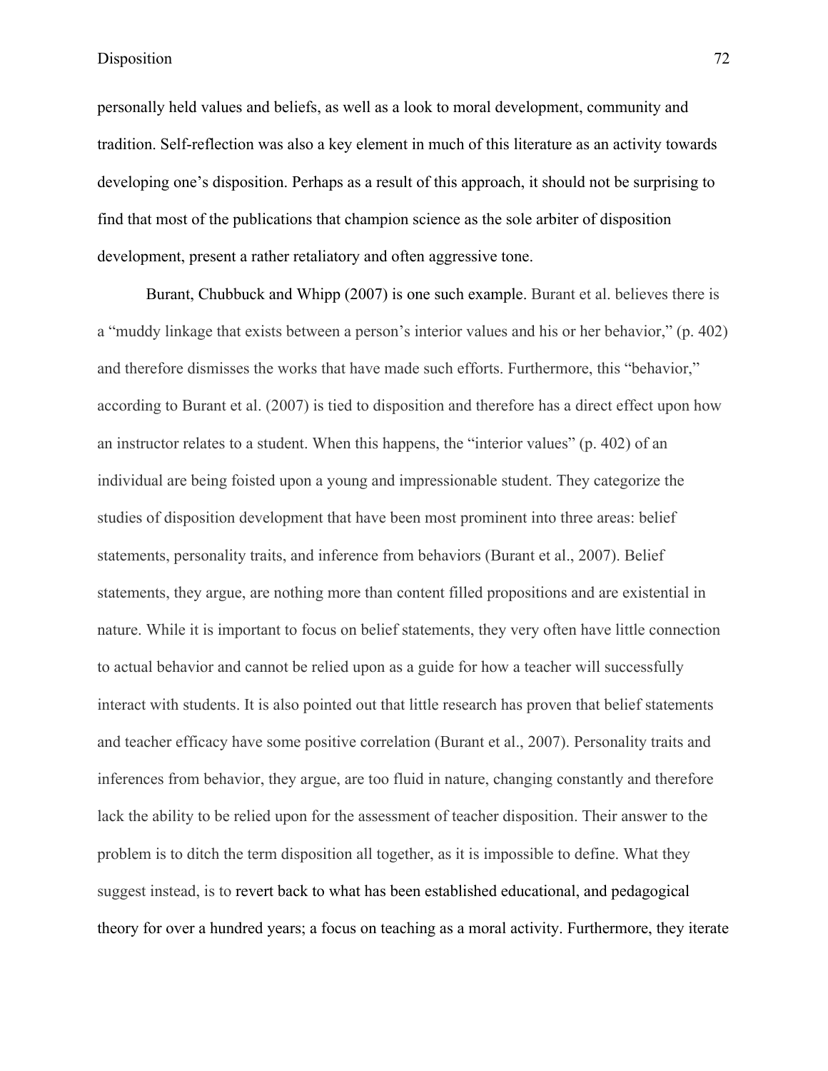personally held values and beliefs, as well as a look to moral development, community and tradition. Self-reflection was also a key element in much of this literature as an activity towards developing one's disposition. Perhaps as a result of this approach, it should not be surprising to find that most of the publications that champion science as the sole arbiter of disposition development, present a rather retaliatory and often aggressive tone.

Burant, Chubbuck and Whipp (2007) is one such example. Burant et al. believes there is a "muddy linkage that exists between a person's interior values and his or her behavior," (p. 402) and therefore dismisses the works that have made such efforts. Furthermore, this "behavior," according to Burant et al. (2007) is tied to disposition and therefore has a direct effect upon how an instructor relates to a student. When this happens, the "interior values" (p. 402) of an individual are being foisted upon a young and impressionable student. They categorize the studies of disposition development that have been most prominent into three areas: belief statements, personality traits, and inference from behaviors (Burant et al., 2007). Belief statements, they argue, are nothing more than content filled propositions and are existential in nature. While it is important to focus on belief statements, they very often have little connection to actual behavior and cannot be relied upon as a guide for how a teacher will successfully interact with students. It is also pointed out that little research has proven that belief statements and teacher efficacy have some positive correlation (Burant et al., 2007). Personality traits and inferences from behavior, they argue, are too fluid in nature, changing constantly and therefore lack the ability to be relied upon for the assessment of teacher disposition. Their answer to the problem is to ditch the term disposition all together, as it is impossible to define. What they suggest instead, is to revert back to what has been established educational, and pedagogical theory for over a hundred years; a focus on teaching as a moral activity. Furthermore, they iterate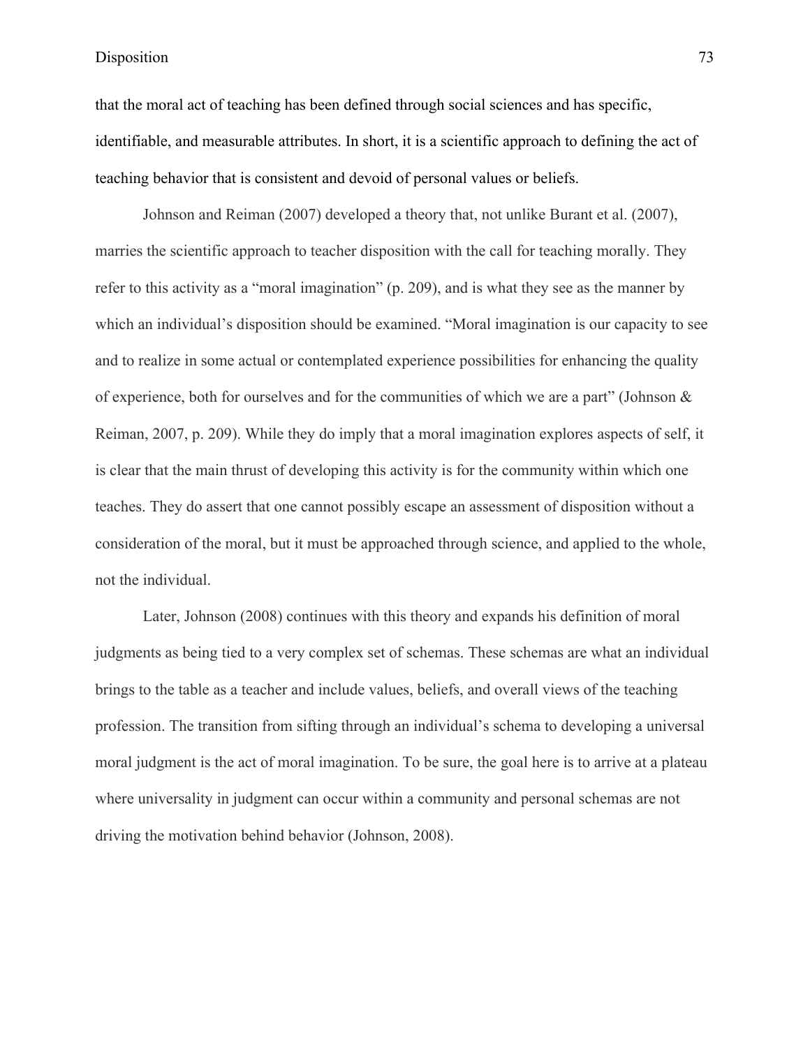that the moral act of teaching has been defined through social sciences and has specific, identifiable, and measurable attributes. In short, it is a scientific approach to defining the act of teaching behavior that is consistent and devoid of personal values or beliefs.

Johnson and Reiman (2007) developed a theory that, not unlike Burant et al. (2007), marries the scientific approach to teacher disposition with the call for teaching morally. They refer to this activity as a "moral imagination" (p. 209), and is what they see as the manner by which an individual's disposition should be examined. "Moral imagination is our capacity to see and to realize in some actual or contemplated experience possibilities for enhancing the quality of experience, both for ourselves and for the communities of which we are a part" (Johnson & Reiman, 2007, p. 209). While they do imply that a moral imagination explores aspects of self, it is clear that the main thrust of developing this activity is for the community within which one teaches. They do assert that one cannot possibly escape an assessment of disposition without a consideration of the moral, but it must be approached through science, and applied to the whole, not the individual.

Later, Johnson (2008) continues with this theory and expands his definition of moral judgments as being tied to a very complex set of schemas. These schemas are what an individual brings to the table as a teacher and include values, beliefs, and overall views of the teaching profession. The transition from sifting through an individual's schema to developing a universal moral judgment is the act of moral imagination. To be sure, the goal here is to arrive at a plateau where universality in judgment can occur within a community and personal schemas are not driving the motivation behind behavior (Johnson, 2008).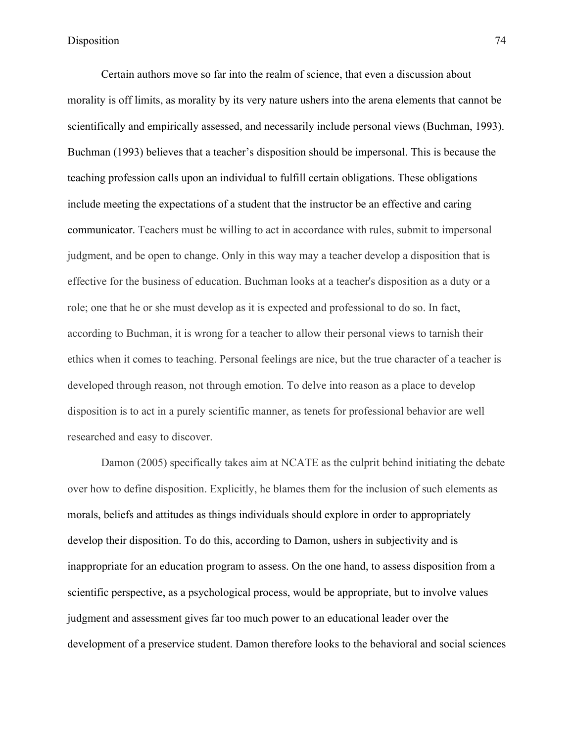Certain authors move so far into the realm of science, that even a discussion about morality is off limits, as morality by its very nature ushers into the arena elements that cannot be scientifically and empirically assessed, and necessarily include personal views (Buchman, 1993). Buchman (1993) believes that a teacher's disposition should be impersonal. This is because the teaching profession calls upon an individual to fulfill certain obligations. These obligations include meeting the expectations of a student that the instructor be an effective and caring communicator. Teachers must be willing to act in accordance with rules, submit to impersonal judgment, and be open to change. Only in this way may a teacher develop a disposition that is effective for the business of education. Buchman looks at a teacher's disposition as a duty or a role; one that he or she must develop as it is expected and professional to do so. In fact, according to Buchman, it is wrong for a teacher to allow their personal views to tarnish their ethics when it comes to teaching. Personal feelings are nice, but the true character of a teacher is developed through reason, not through emotion. To delve into reason as a place to develop disposition is to act in a purely scientific manner, as tenets for professional behavior are well researched and easy to discover.

Damon (2005) specifically takes aim at NCATE as the culprit behind initiating the debate over how to define disposition. Explicitly, he blames them for the inclusion of such elements as morals, beliefs and attitudes as things individuals should explore in order to appropriately develop their disposition. To do this, according to Damon, ushers in subjectivity and is inappropriate for an education program to assess. On the one hand, to assess disposition from a scientific perspective, as a psychological process, would be appropriate, but to involve values judgment and assessment gives far too much power to an educational leader over the development of a preservice student. Damon therefore looks to the behavioral and social sciences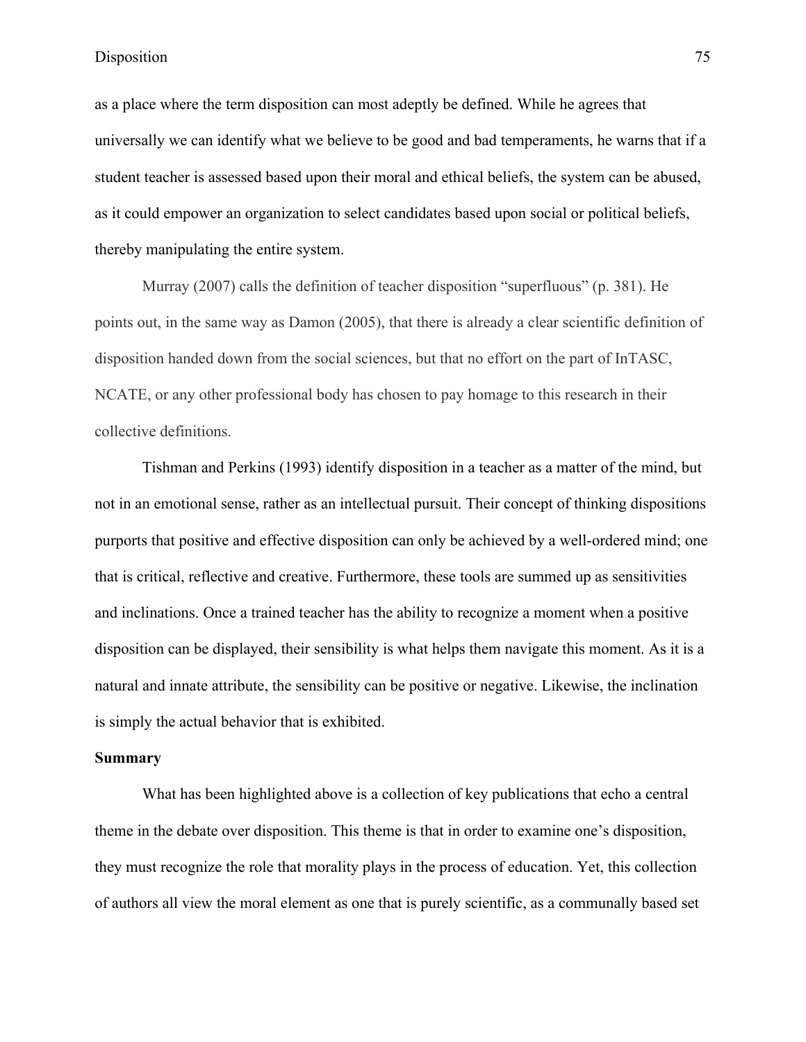as a place where the term disposition can most adeptly be defined. While he agrees that universally we can identify what we believe to be good and bad temperaments, he warns that if a student teacher is assessed based upon their moral and ethical beliefs, the system can be abused, as it could empower an organization to select candidates based upon social or political beliefs, thereby manipulating the entire system.

Murray (2007) calls the definition of teacher disposition "superfluous" (p. 381). He points out, in the same way as Damon (2005), that there is already a clear scientific definition of disposition handed down from the social sciences, but that no effort on the part of InTASC, NCATE, or any other professional body has chosen to pay homage to this research in their collective definitions.

Tishman and Perkins (1993) identify disposition in a teacher as a matter of the mind, but not in an emotional sense, rather as an intellectual pursuit. Their concept of thinking dispositions purports that positive and effective disposition can only be achieved by a well-ordered mind; one that is critical, reflective and creative. Furthermore, these tools are summed up as sensitivities and inclinations. Once a trained teacher has the ability to recognize a moment when a positive disposition can be displayed, their sensibility is what helps them navigate this moment. As it is a natural and innate attribute, the sensibility can be positive or negative. Likewise, the inclination is simply the actual behavior that is exhibited.

**Summary**

What has been highlighted above is a collection of key publications that echo a central theme in the debate over disposition. This theme is that in order to examine one's disposition, they must recognize the role that morality plays in the process of education. Yet, this collection of authors all view the moral element as one that is purely scientific, as a communally based set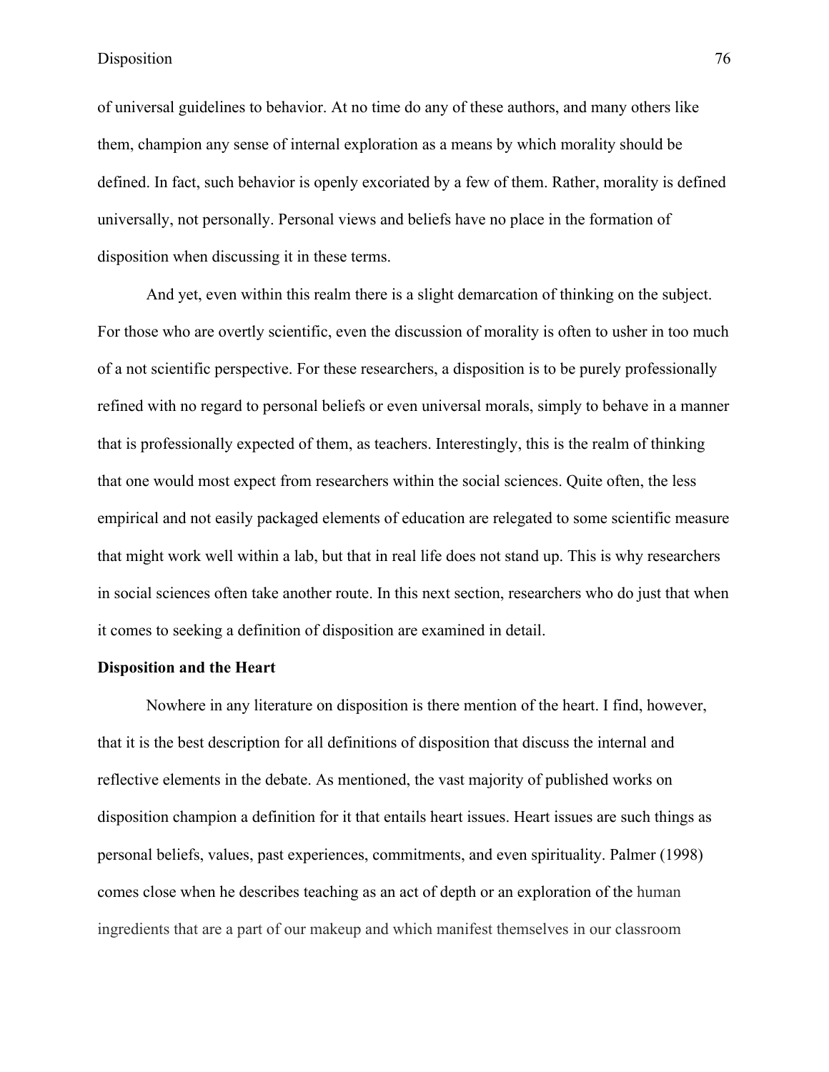of universal guidelines to behavior. At no time do any of these authors, and many others like them, champion any sense of internal exploration as a means by which morality should be defined. In fact, such behavior is openly excoriated by a few of them. Rather, morality is defined universally, not personally. Personal views and beliefs have no place in the formation of disposition when discussing it in these terms.

And yet, even within this realm there is a slight demarcation of thinking on the subject. For those who are overtly scientific, even the discussion of morality is often to usher in too much of a not scientific perspective. For these researchers, a disposition is to be purely professionally refined with no regard to personal beliefs or even universal morals, simply to behave in a manner that is professionally expected of them, as teachers. Interestingly, this is the realm of thinking that one would most expect from researchers within the social sciences. Quite often, the less empirical and not easily packaged elements of education are relegated to some scientific measure that might work well within a lab, but that in real life does not stand up. This is why researchers in social sciences often take another route. In this next section, researchers who do just that when it comes to seeking a definition of disposition are examined in detail.

**Disposition and the Heart**

Nowhere in any literature on disposition is there mention of the heart. I find, however, that it is the best description for all definitions of disposition that discuss the internal and reflective elements in the debate. As mentioned, the vast majority of published works on disposition champion a definition for it that entails heart issues. Heart issues are such things as personal beliefs, values, past experiences, commitments, and even spirituality. Palmer (1998) comes close when he describes teaching as an act of depth or an exploration of the human ingredients that are a part of our makeup and which manifest themselves in our classroom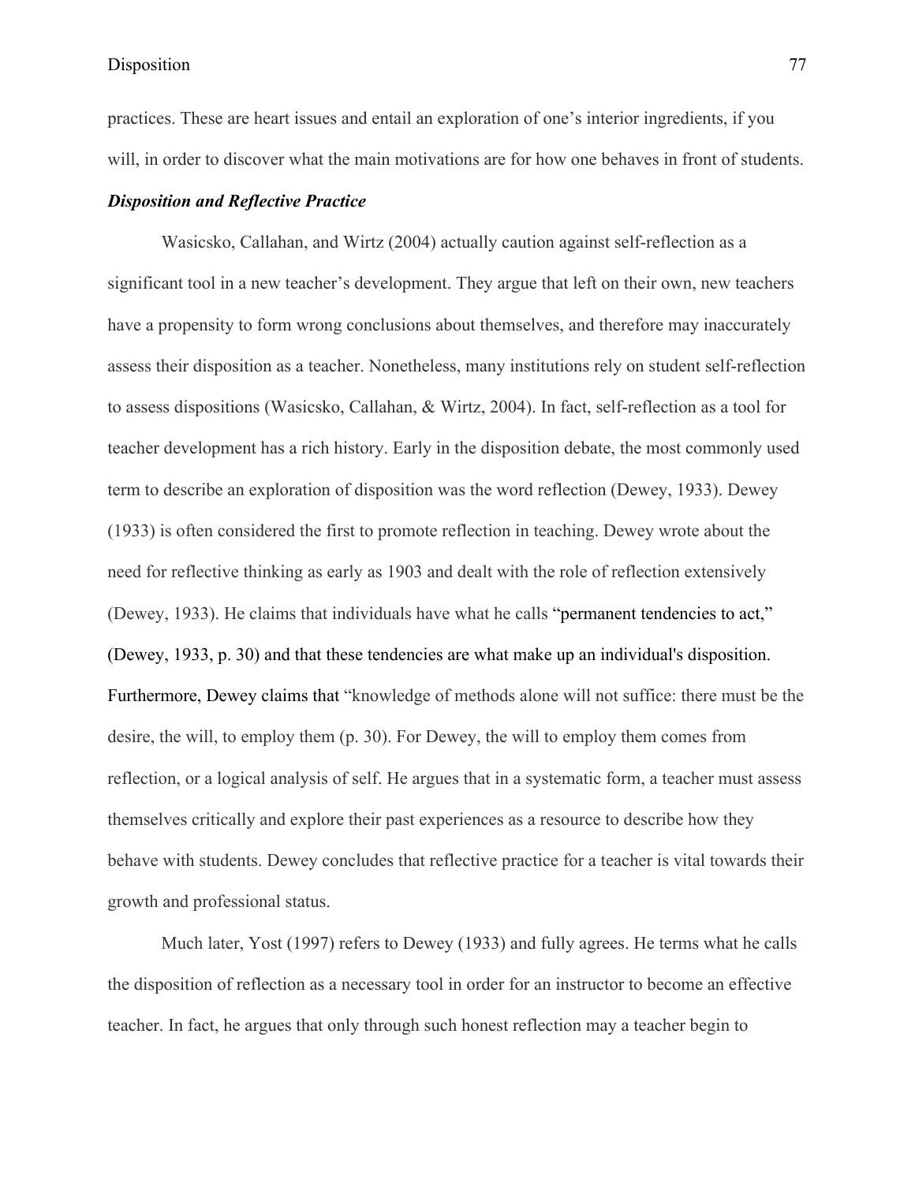practices. These are heart issues and entail an exploration of one's interior ingredients, if you will, in order to discover what the main motivations are for how one behaves in front of students.

### ***Disposition and Reflective Practice***

Wasicsko, Callahan, and Wirtz (2004) actually caution against self-reflection as a significant tool in a new teacher's development. They argue that left on their own, new teachers have a propensity to form wrong conclusions about themselves, and therefore may inaccurately assess their disposition as a teacher. Nonetheless, many institutions rely on student self-reflection to assess dispositions (Wasicsko, Callahan, & Wirtz, 2004). In fact, self-reflection as a tool for teacher development has a rich history. Early in the disposition debate, the most commonly used term to describe an exploration of disposition was the word reflection (Dewey, 1933). Dewey (1933) is often considered the first to promote reflection in teaching. Dewey wrote about the need for reflective thinking as early as 1903 and dealt with the role of reflection extensively (Dewey, 1933). He claims that individuals have what he calls "permanent tendencies to act," (Dewey, 1933, p. 30) and that these tendencies are what make up an individual's disposition. Furthermore, Dewey claims that "knowledge of methods alone will not suffice: there must be the desire, the will, to employ them (p. 30). For Dewey, the will to employ them comes from reflection, or a logical analysis of self. He argues that in a systematic form, a teacher must assess themselves critically and explore their past experiences as a resource to describe how they behave with students. Dewey concludes that reflective practice for a teacher is vital towards their growth and professional status.

Much later, Yost (1997) refers to Dewey (1933) and fully agrees. He terms what he calls the disposition of reflection as a necessary tool in order for an instructor to become an effective teacher. In fact, he argues that only through such honest reflection may a teacher begin to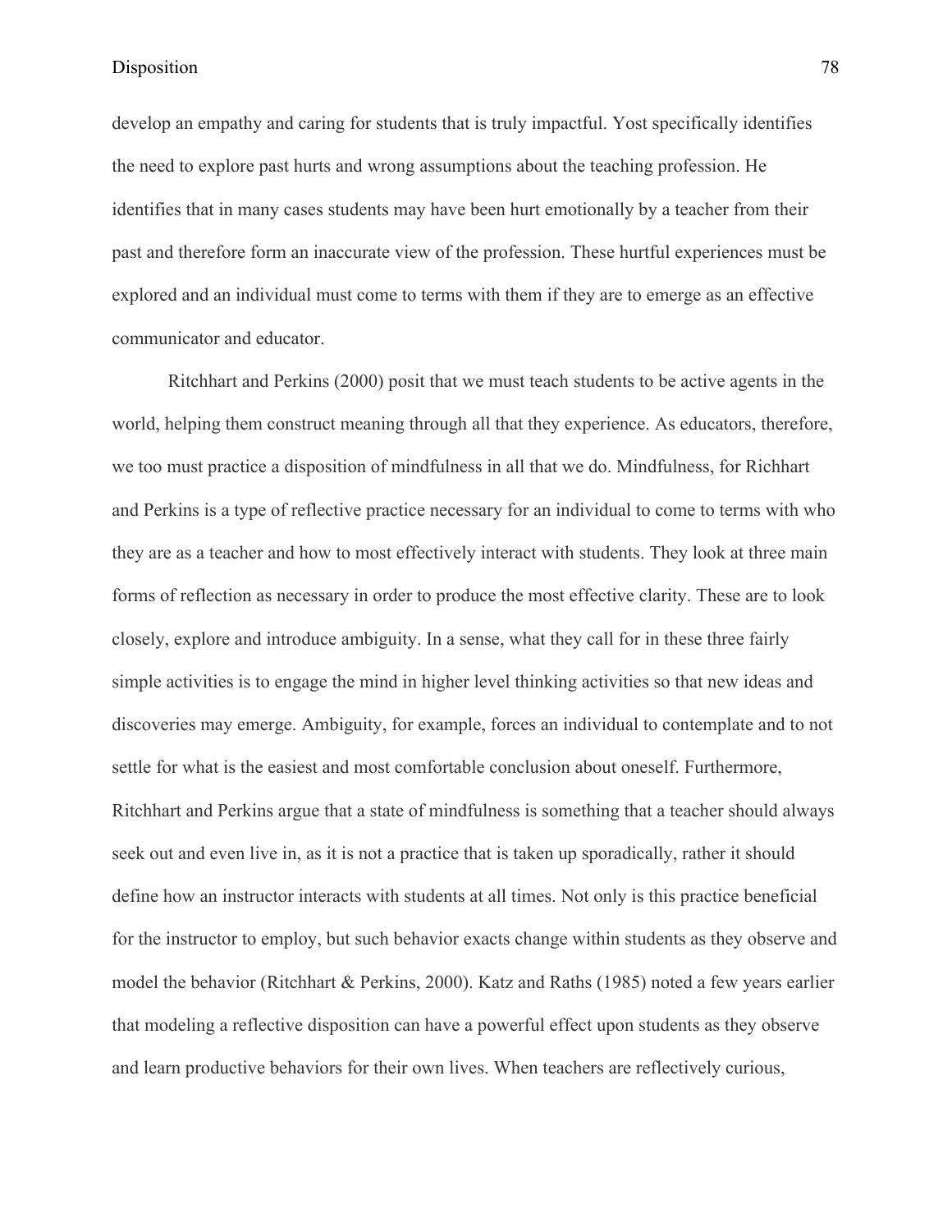develop an empathy and caring for students that is truly impactful. Yost specifically identifies the need to explore past hurts and wrong assumptions about the teaching profession. He identifies that in many cases students may have been hurt emotionally by a teacher from their past and therefore form an inaccurate view of the profession. These hurtful experiences must be explored and an individual must come to terms with them if they are to emerge as an effective communicator and educator.

Ritchhart and Perkins (2000) posit that we must teach students to be active agents in the world, helping them construct meaning through all that they experience. As educators, therefore, we too must practice a disposition of mindfulness in all that we do. Mindfulness, for Richhart and Perkins is a type of reflective practice necessary for an individual to come to terms with who they are as a teacher and how to most effectively interact with students. They look at three main forms of reflection as necessary in order to produce the most effective clarity. These are to look closely, explore and introduce ambiguity. In a sense, what they call for in these three fairly simple activities is to engage the mind in higher level thinking activities so that new ideas and discoveries may emerge. Ambiguity, for example, forces an individual to contemplate and to not settle for what is the easiest and most comfortable conclusion about oneself. Furthermore, Ritchhart and Perkins argue that a state of mindfulness is something that a teacher should always seek out and even live in, as it is not a practice that is taken up sporadically, rather it should define how an instructor interacts with students at all times. Not only is this practice beneficial for the instructor to employ, but such behavior exacts change within students as they observe and model the behavior (Ritchhart & Perkins, 2000). Katz and Raths (1985) noted a few years earlier that modeling a reflective disposition can have a powerful effect upon students as they observe and learn productive behaviors for their own lives. When teachers are reflectively curious,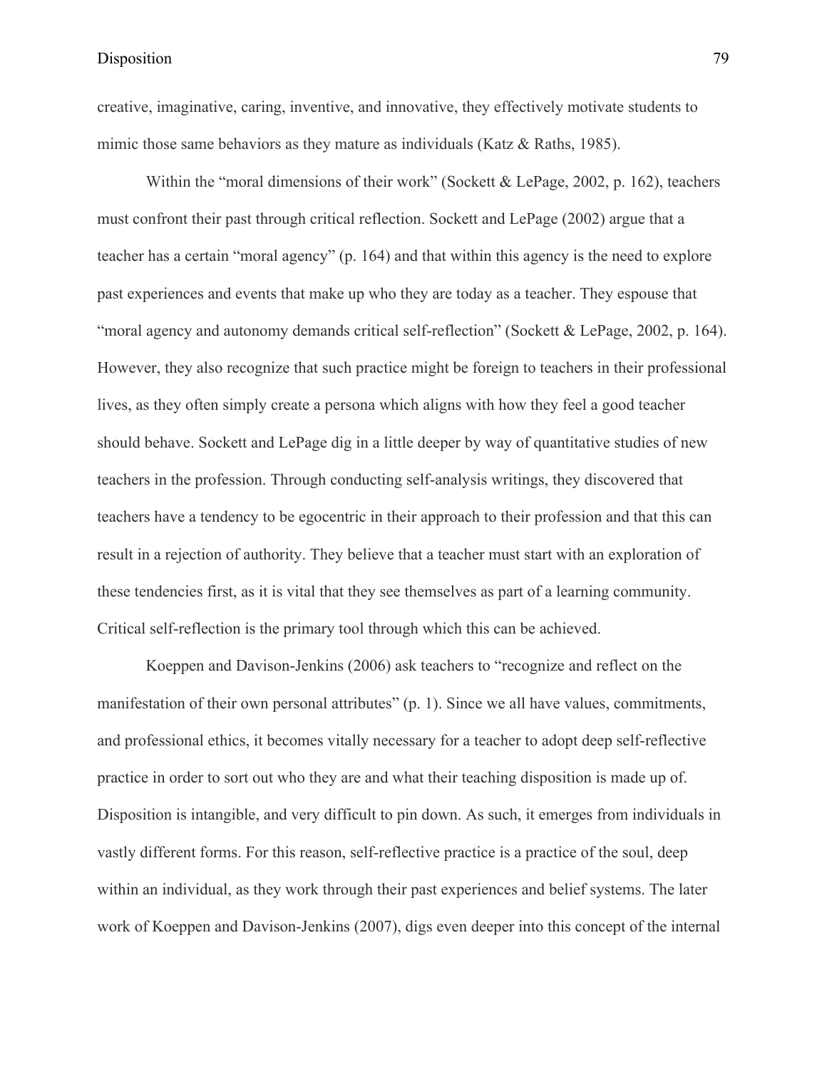creative, imaginative, caring, inventive, and innovative, they effectively motivate students to mimic those same behaviors as they mature as individuals (Katz & Raths, 1985).

Within the "moral dimensions of their work" (Sockett & LePage, 2002, p. 162), teachers must confront their past through critical reflection. Sockett and LePage (2002) argue that a teacher has a certain "moral agency" (p. 164) and that within this agency is the need to explore past experiences and events that make up who they are today as a teacher. They espouse that "moral agency and autonomy demands critical self-reflection" (Sockett & LePage, 2002, p. 164). However, they also recognize that such practice might be foreign to teachers in their professional lives, as they often simply create a persona which aligns with how they feel a good teacher should behave. Sockett and LePage dig in a little deeper by way of quantitative studies of new teachers in the profession. Through conducting self-analysis writings, they discovered that teachers have a tendency to be egocentric in their approach to their profession and that this can result in a rejection of authority. They believe that a teacher must start with an exploration of these tendencies first, as it is vital that they see themselves as part of a learning community. Critical self-reflection is the primary tool through which this can be achieved.

Koeppen and Davison-Jenkins (2006) ask teachers to "recognize and reflect on the manifestation of their own personal attributes" (p. 1). Since we all have values, commitments, and professional ethics, it becomes vitally necessary for a teacher to adopt deep self-reflective practice in order to sort out who they are and what their teaching disposition is made up of. Disposition is intangible, and very difficult to pin down. As such, it emerges from individuals in vastly different forms. For this reason, self-reflective practice is a practice of the soul, deep within an individual, as they work through their past experiences and belief systems. The later work of Koeppen and Davison-Jenkins (2007), digs even deeper into this concept of the internal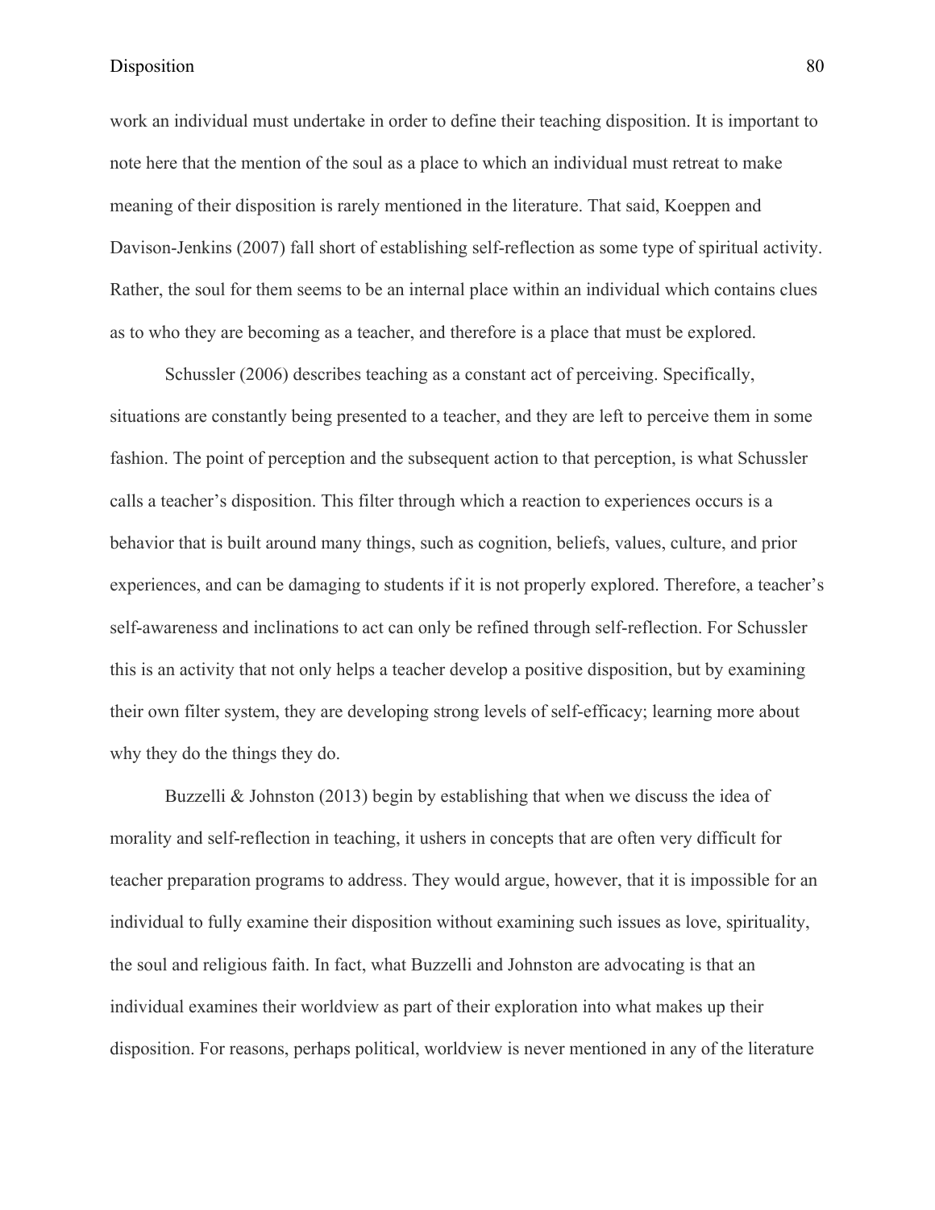work an individual must undertake in order to define their teaching disposition. It is important to note here that the mention of the soul as a place to which an individual must retreat to make meaning of their disposition is rarely mentioned in the literature. That said, Koeppen and Davison-Jenkins (2007) fall short of establishing self-reflection as some type of spiritual activity. Rather, the soul for them seems to be an internal place within an individual which contains clues as to who they are becoming as a teacher, and therefore is a place that must be explored.

Schussler (2006) describes teaching as a constant act of perceiving. Specifically, situations are constantly being presented to a teacher, and they are left to perceive them in some fashion. The point of perception and the subsequent action to that perception, is what Schussler calls a teacher's disposition. This filter through which a reaction to experiences occurs is a behavior that is built around many things, such as cognition, beliefs, values, culture, and prior experiences, and can be damaging to students if it is not properly explored. Therefore, a teacher's self-awareness and inclinations to act can only be refined through self-reflection. For Schussler this is an activity that not only helps a teacher develop a positive disposition, but by examining their own filter system, they are developing strong levels of self-efficacy; learning more about why they do the things they do.

Buzzelli & Johnston (2013) begin by establishing that when we discuss the idea of morality and self-reflection in teaching, it ushers in concepts that are often very difficult for teacher preparation programs to address. They would argue, however, that it is impossible for an individual to fully examine their disposition without examining such issues as love, spirituality, the soul and religious faith. In fact, what Buzzelli and Johnston are advocating is that an individual examines their worldview as part of their exploration into what makes up their disposition. For reasons, perhaps political, worldview is never mentioned in any of the literature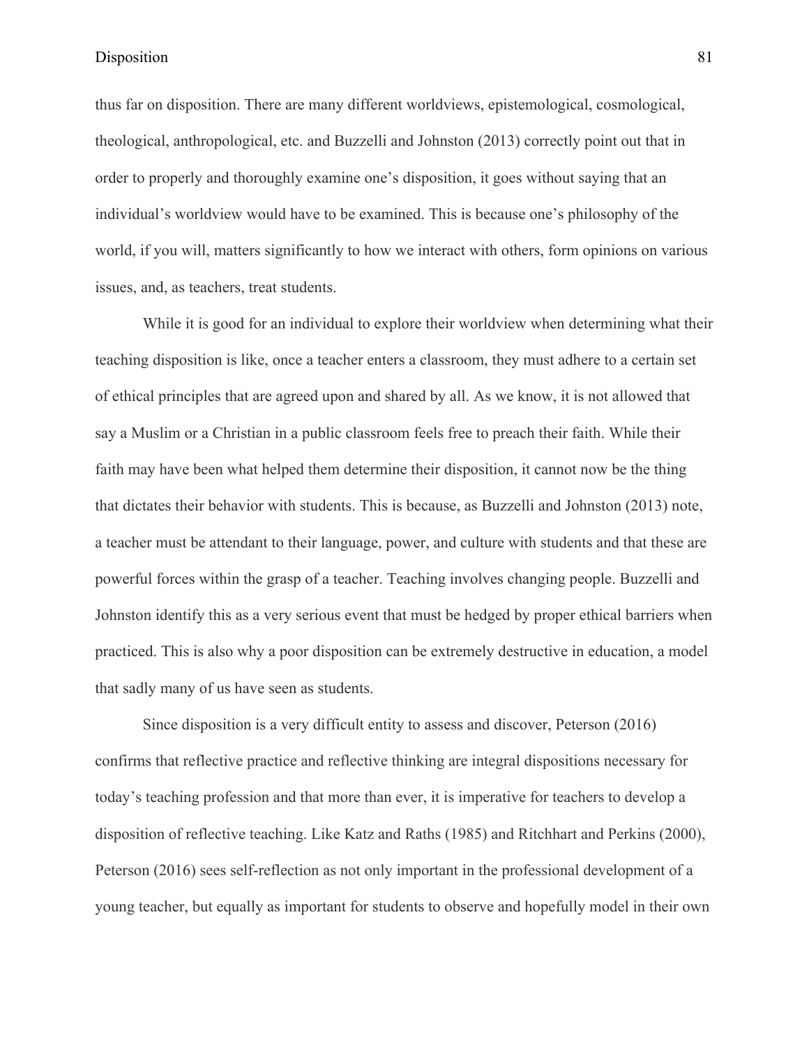thus far on disposition. There are many different worldviews, epistemological, cosmological, theological, anthropological, etc. and Buzzelli and Johnston (2013) correctly point out that in order to properly and thoroughly examine one's disposition, it goes without saying that an individual's worldview would have to be examined. This is because one's philosophy of the world, if you will, matters significantly to how we interact with others, form opinions on various issues, and, as teachers, treat students.

While it is good for an individual to explore their worldview when determining what their teaching disposition is like, once a teacher enters a classroom, they must adhere to a certain set of ethical principles that are agreed upon and shared by all. As we know, it is not allowed that say a Muslim or a Christian in a public classroom feels free to preach their faith. While their faith may have been what helped them determine their disposition, it cannot now be the thing that dictates their behavior with students. This is because, as Buzzelli and Johnston (2013) note, a teacher must be attendant to their language, power, and culture with students and that these are powerful forces within the grasp of a teacher. Teaching involves changing people. Buzzelli and Johnston identify this as a very serious event that must be hedged by proper ethical barriers when practiced. This is also why a poor disposition can be extremely destructive in education, a model that sadly many of us have seen as students.

Since disposition is a very difficult entity to assess and discover, Peterson (2016) confirms that reflective practice and reflective thinking are integral dispositions necessary for today's teaching profession and that more than ever, it is imperative for teachers to develop a disposition of reflective teaching. Like Katz and Raths (1985) and Ritchhart and Perkins (2000), Peterson (2016) sees self-reflection as not only important in the professional development of a young teacher, but equally as important for students to observe and hopefully model in their own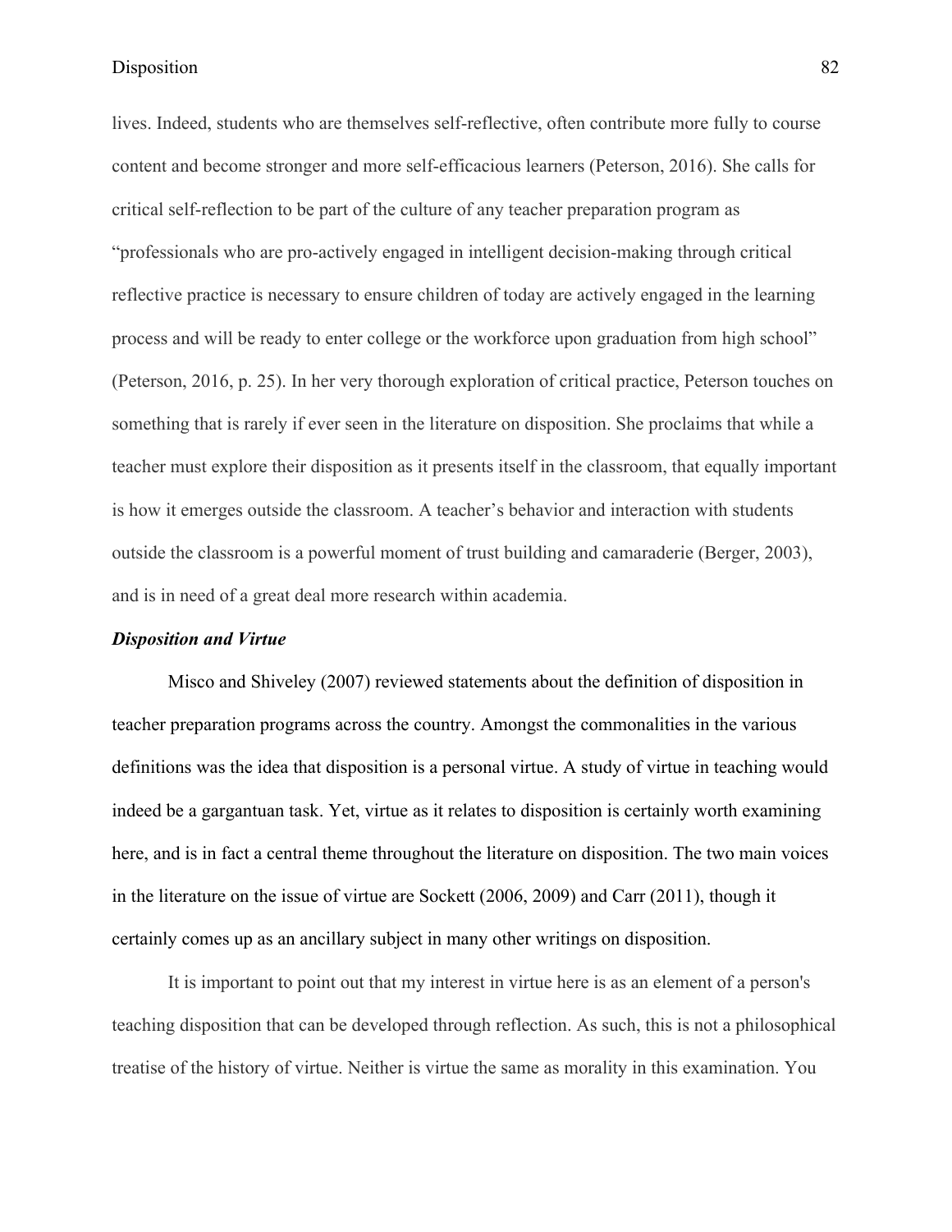lives. Indeed, students who are themselves self-reflective, often contribute more fully to course content and become stronger and more self-efficacious learners (Peterson, 2016). She calls for critical self-reflection to be part of the culture of any teacher preparation program as "professionals who are pro-actively engaged in intelligent decision-making through critical reflective practice is necessary to ensure children of today are actively engaged in the learning process and will be ready to enter college or the workforce upon graduation from high school" (Peterson, 2016, p. 25). In her very thorough exploration of critical practice, Peterson touches on something that is rarely if ever seen in the literature on disposition. She proclaims that while a teacher must explore their disposition as it presents itself in the classroom, that equally important is how it emerges outside the classroom. A teacher's behavior and interaction with students outside the classroom is a powerful moment of trust building and camaraderie (Berger, 2003), and is in need of a great deal more research within academia.

### ***Disposition and Virtue***

Misco and Shiveley (2007) reviewed statements about the definition of disposition in teacher preparation programs across the country. Amongst the commonalities in the various definitions was the idea that disposition is a personal virtue. A study of virtue in teaching would indeed be a gargantuan task. Yet, virtue as it relates to disposition is certainly worth examining here, and is in fact a central theme throughout the literature on disposition. The two main voices in the literature on the issue of virtue are Sockett (2006, 2009) and Carr (2011), though it certainly comes up as an ancillary subject in many other writings on disposition.

It is important to point out that my interest in virtue here is as an element of a person's teaching disposition that can be developed through reflection. As such, this is not a philosophical treatise of the history of virtue. Neither is virtue the same as morality in this examination. You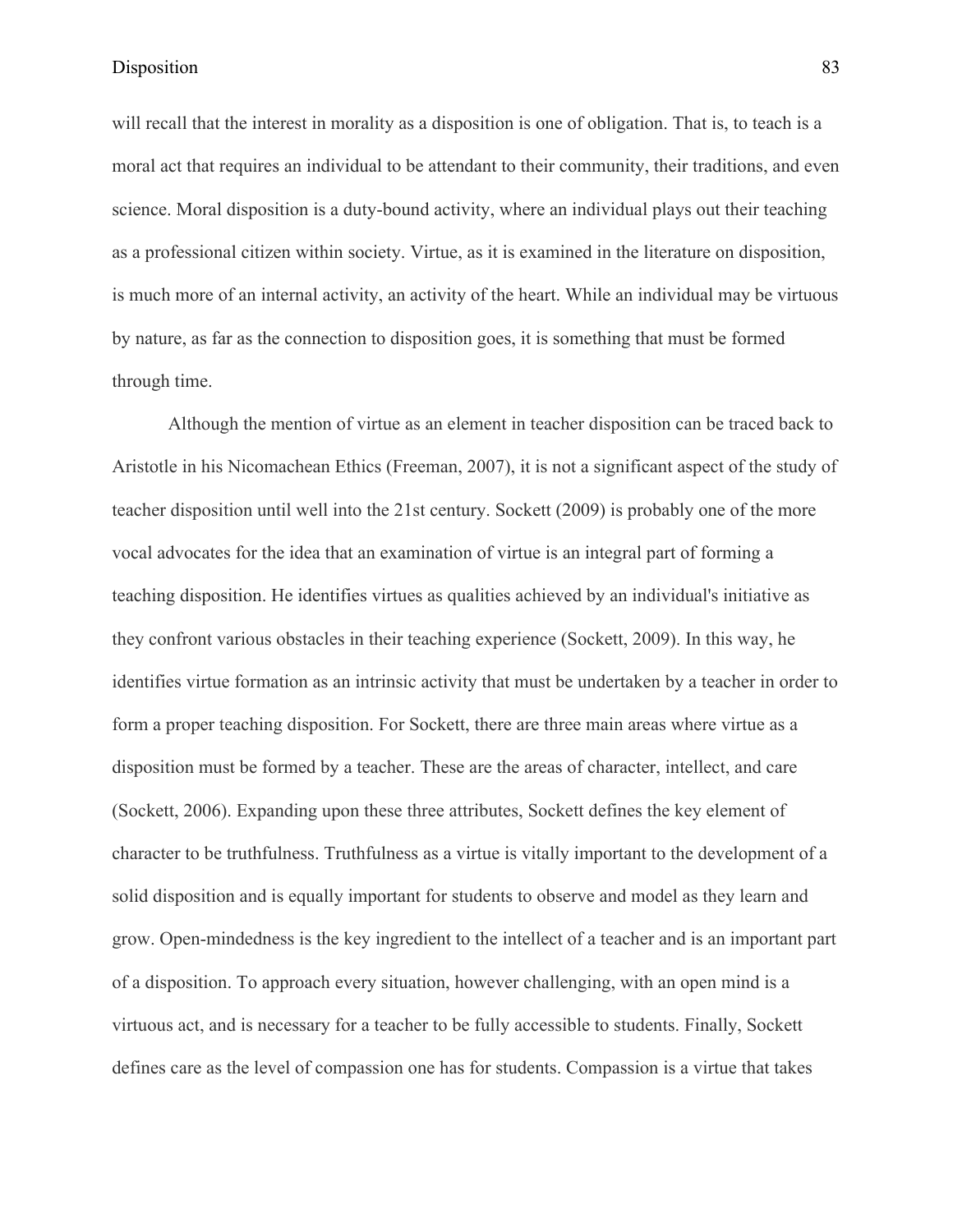will recall that the interest in morality as a disposition is one of obligation. That is, to teach is a moral act that requires an individual to be attendant to their community, their traditions, and even science. Moral disposition is a duty-bound activity, where an individual plays out their teaching as a professional citizen within society. Virtue, as it is examined in the literature on disposition, is much more of an internal activity, an activity of the heart. While an individual may be virtuous by nature, as far as the connection to disposition goes, it is something that must be formed through time.

Although the mention of virtue as an element in teacher disposition can be traced back to Aristotle in his Nicomachean Ethics (Freeman, 2007), it is not a significant aspect of the study of teacher disposition until well into the 21st century. Sockett (2009) is probably one of the more vocal advocates for the idea that an examination of virtue is an integral part of forming a teaching disposition. He identifies virtues as qualities achieved by an individual's initiative as they confront various obstacles in their teaching experience (Sockett, 2009). In this way, he identifies virtue formation as an intrinsic activity that must be undertaken by a teacher in order to form a proper teaching disposition. For Sockett, there are three main areas where virtue as a disposition must be formed by a teacher. These are the areas of character, intellect, and care (Sockett, 2006). Expanding upon these three attributes, Sockett defines the key element of character to be truthfulness. Truthfulness as a virtue is vitally important to the development of a solid disposition and is equally important for students to observe and model as they learn and grow. Open-mindedness is the key ingredient to the intellect of a teacher and is an important part of a disposition. To approach every situation, however challenging, with an open mind is a virtuous act, and is necessary for a teacher to be fully accessible to students. Finally, Sockett defines care as the level of compassion one has for students. Compassion is a virtue that takes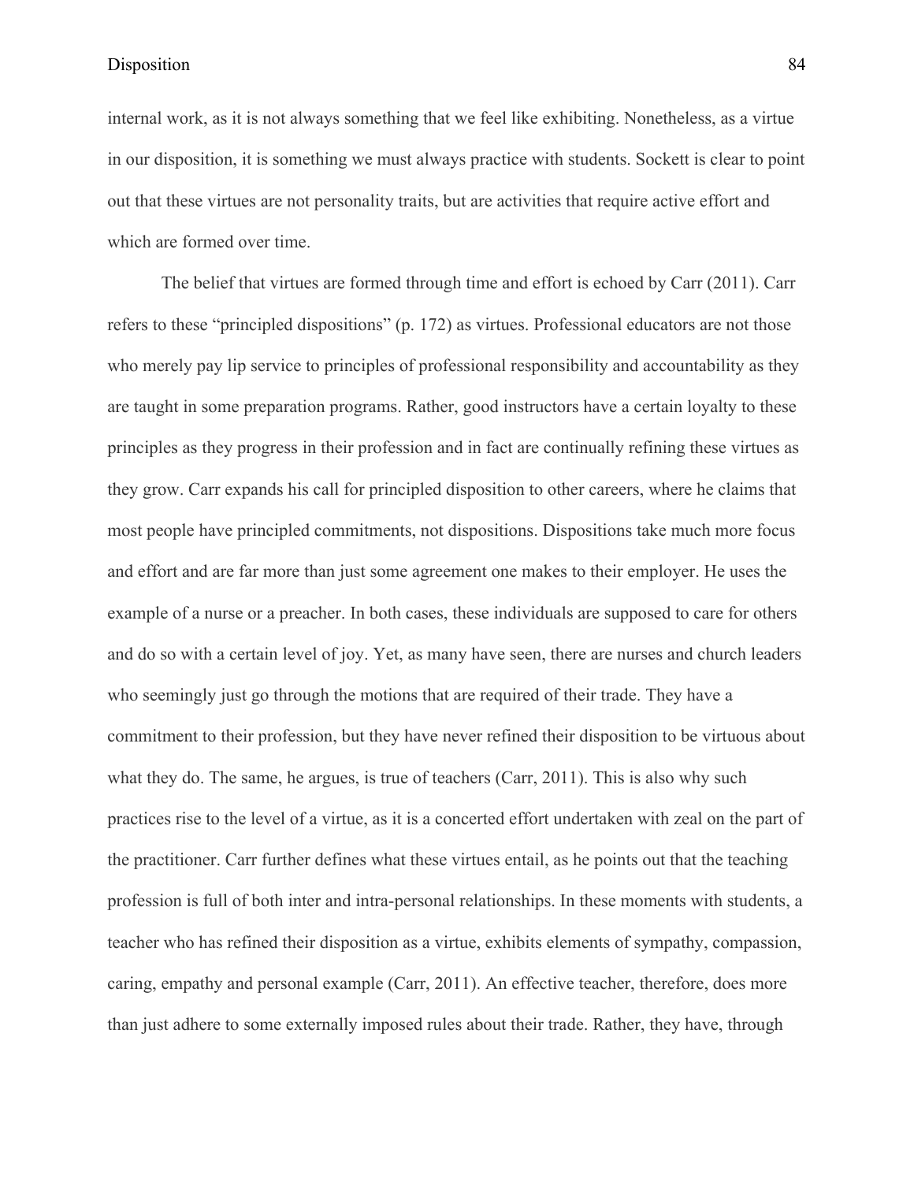internal work, as it is not always something that we feel like exhibiting. Nonetheless, as a virtue in our disposition, it is something we must always practice with students. Sockett is clear to point out that these virtues are not personality traits, but are activities that require active effort and which are formed over time.

The belief that virtues are formed through time and effort is echoed by Carr (2011). Carr refers to these "principled dispositions" (p. 172) as virtues. Professional educators are not those who merely pay lip service to principles of professional responsibility and accountability as they are taught in some preparation programs. Rather, good instructors have a certain loyalty to these principles as they progress in their profession and in fact are continually refining these virtues as they grow. Carr expands his call for principled disposition to other careers, where he claims that most people have principled commitments, not dispositions. Dispositions take much more focus and effort and are far more than just some agreement one makes to their employer. He uses the example of a nurse or a preacher. In both cases, these individuals are supposed to care for others and do so with a certain level of joy. Yet, as many have seen, there are nurses and church leaders who seemingly just go through the motions that are required of their trade. They have a commitment to their profession, but they have never refined their disposition to be virtuous about what they do. The same, he argues, is true of teachers (Carr, 2011). This is also why such practices rise to the level of a virtue, as it is a concerted effort undertaken with zeal on the part of the practitioner. Carr further defines what these virtues entail, as he points out that the teaching profession is full of both inter and intra-personal relationships. In these moments with students, a teacher who has refined their disposition as a virtue, exhibits elements of sympathy, compassion, caring, empathy and personal example (Carr, 2011). An effective teacher, therefore, does more than just adhere to some externally imposed rules about their trade. Rather, they have, through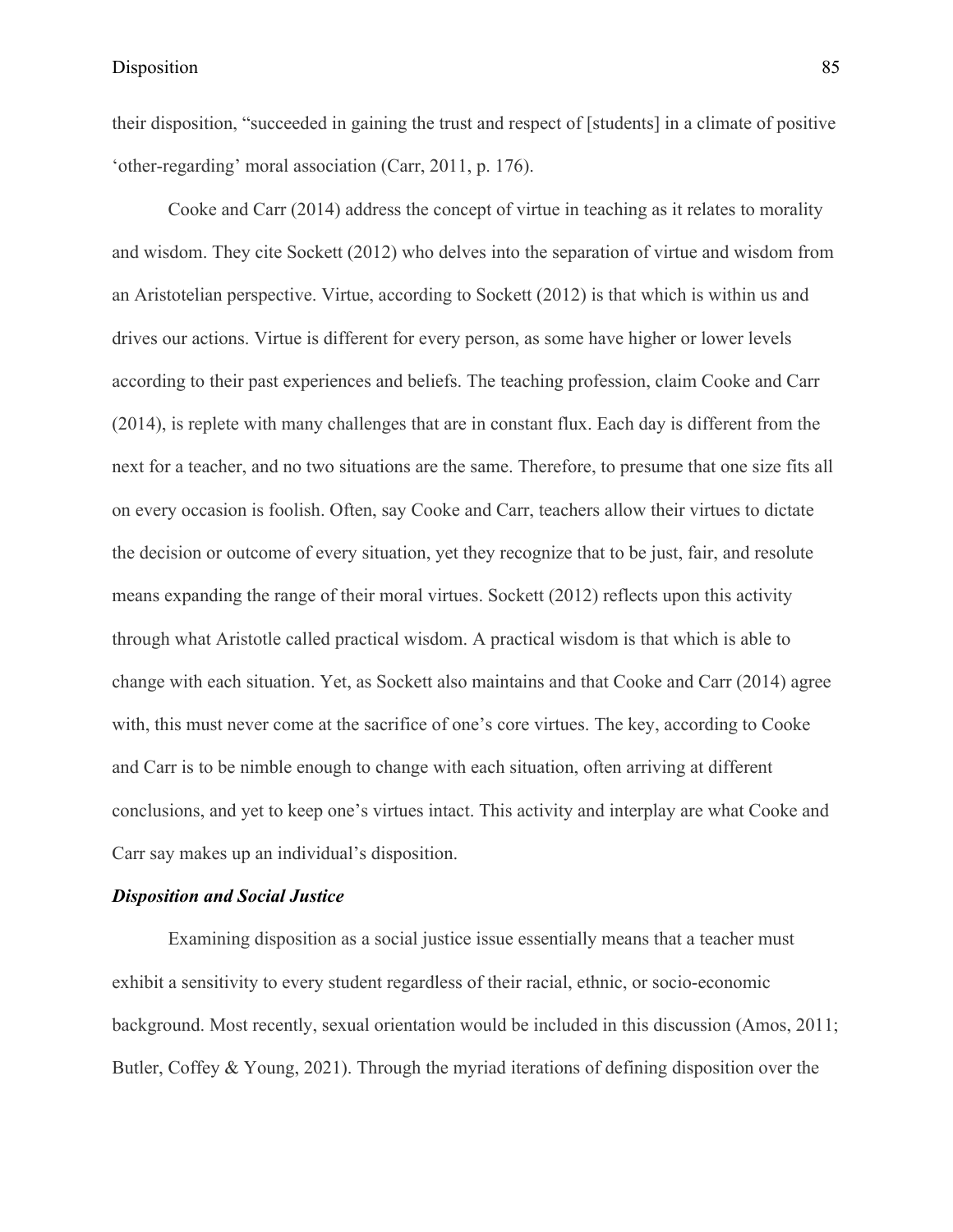their disposition, "succeeded in gaining the trust and respect of [students] in a climate of positive 'other-regarding' moral association (Carr, 2011, p. 176).

Cooke and Carr (2014) address the concept of virtue in teaching as it relates to morality and wisdom. They cite Sockett (2012) who delves into the separation of virtue and wisdom from an Aristotelian perspective. Virtue, according to Sockett (2012) is that which is within us and drives our actions. Virtue is different for every person, as some have higher or lower levels according to their past experiences and beliefs. The teaching profession, claim Cooke and Carr (2014), is replete with many challenges that are in constant flux. Each day is different from the next for a teacher, and no two situations are the same. Therefore, to presume that one size fits all on every occasion is foolish. Often, say Cooke and Carr, teachers allow their virtues to dictate the decision or outcome of every situation, yet they recognize that to be just, fair, and resolute means expanding the range of their moral virtues. Sockett (2012) reflects upon this activity through what Aristotle called practical wisdom. A practical wisdom is that which is able to change with each situation. Yet, as Sockett also maintains and that Cooke and Carr (2014) agree with, this must never come at the sacrifice of one's core virtues. The key, according to Cooke and Carr is to be nimble enough to change with each situation, often arriving at different conclusions, and yet to keep one's virtues intact. This activity and interplay are what Cooke and Carr say makes up an individual's disposition.

### *Disposition and Social Justice*

Examining disposition as a social justice issue essentially means that a teacher must exhibit a sensitivity to every student regardless of their racial, ethnic, or socio-economic background. Most recently, sexual orientation would be included in this discussion (Amos, 2011; Butler, Coffey & Young, 2021). Through the myriad iterations of defining disposition over the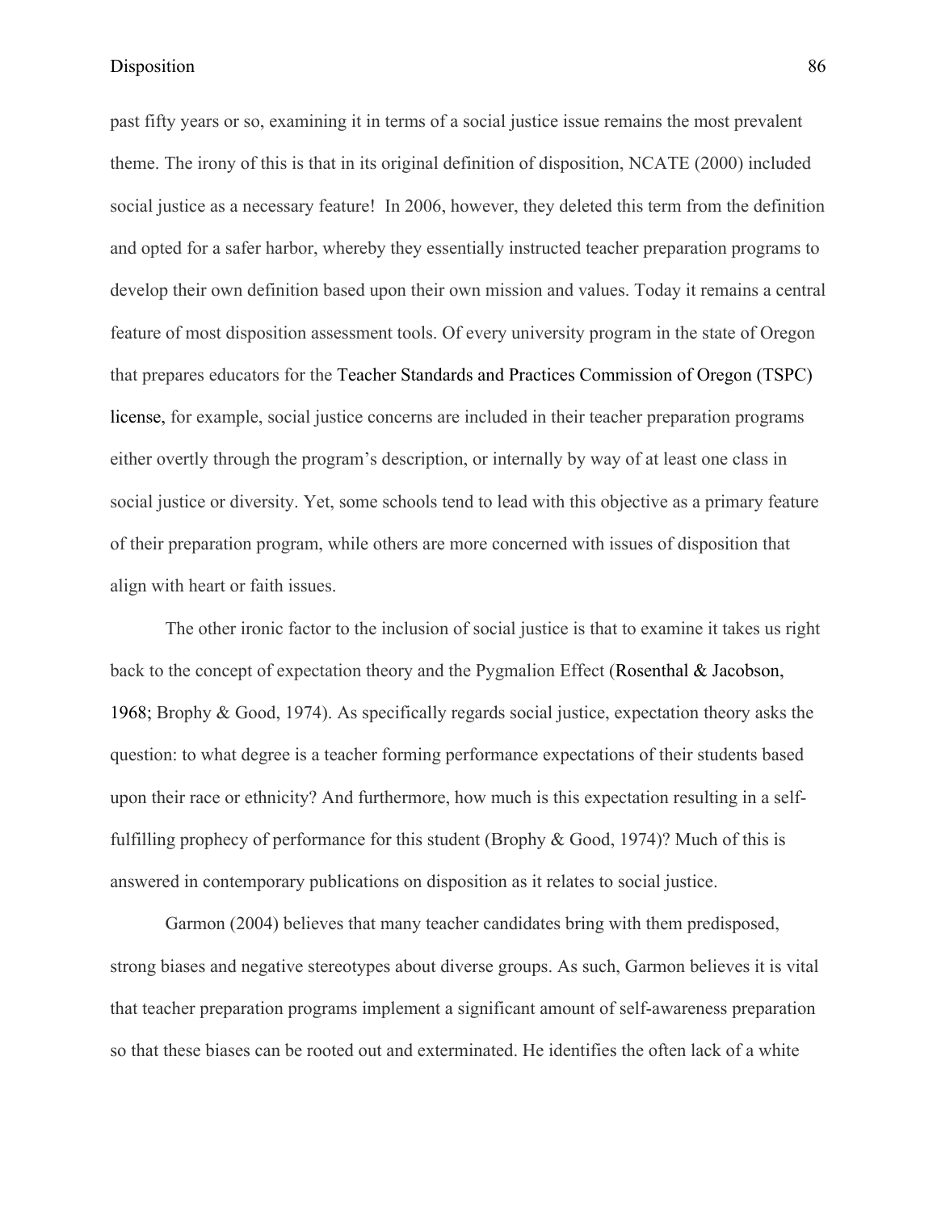past fifty years or so, examining it in terms of a social justice issue remains the most prevalent theme. The irony of this is that in its original definition of disposition, NCATE (2000) included social justice as a necessary feature! In 2006, however, they deleted this term from the definition and opted for a safer harbor, whereby they essentially instructed teacher preparation programs to develop their own definition based upon their own mission and values. Today it remains a central feature of most disposition assessment tools. Of every university program in the state of Oregon that prepares educators for the Teacher Standards and Practices Commission of Oregon (TSPC) license, for example, social justice concerns are included in their teacher preparation programs either overtly through the program's description, or internally by way of at least one class in social justice or diversity. Yet, some schools tend to lead with this objective as a primary feature of their preparation program, while others are more concerned with issues of disposition that align with heart or faith issues.

The other ironic factor to the inclusion of social justice is that to examine it takes us right back to the concept of expectation theory and the Pygmalion Effect (Rosenthal & Jacobson, 1968; Brophy & Good, 1974). As specifically regards social justice, expectation theory asks the question: to what degree is a teacher forming performance expectations of their students based upon their race or ethnicity? And furthermore, how much is this expectation resulting in a self-fulfilling prophecy of performance for this student (Brophy & Good, 1974)? Much of this is answered in contemporary publications on disposition as it relates to social justice.

Garmon (2004) believes that many teacher candidates bring with them predisposed, strong biases and negative stereotypes about diverse groups. As such, Garmon believes it is vital that teacher preparation programs implement a significant amount of self-awareness preparation so that these biases can be rooted out and exterminated. He identifies the often lack of a white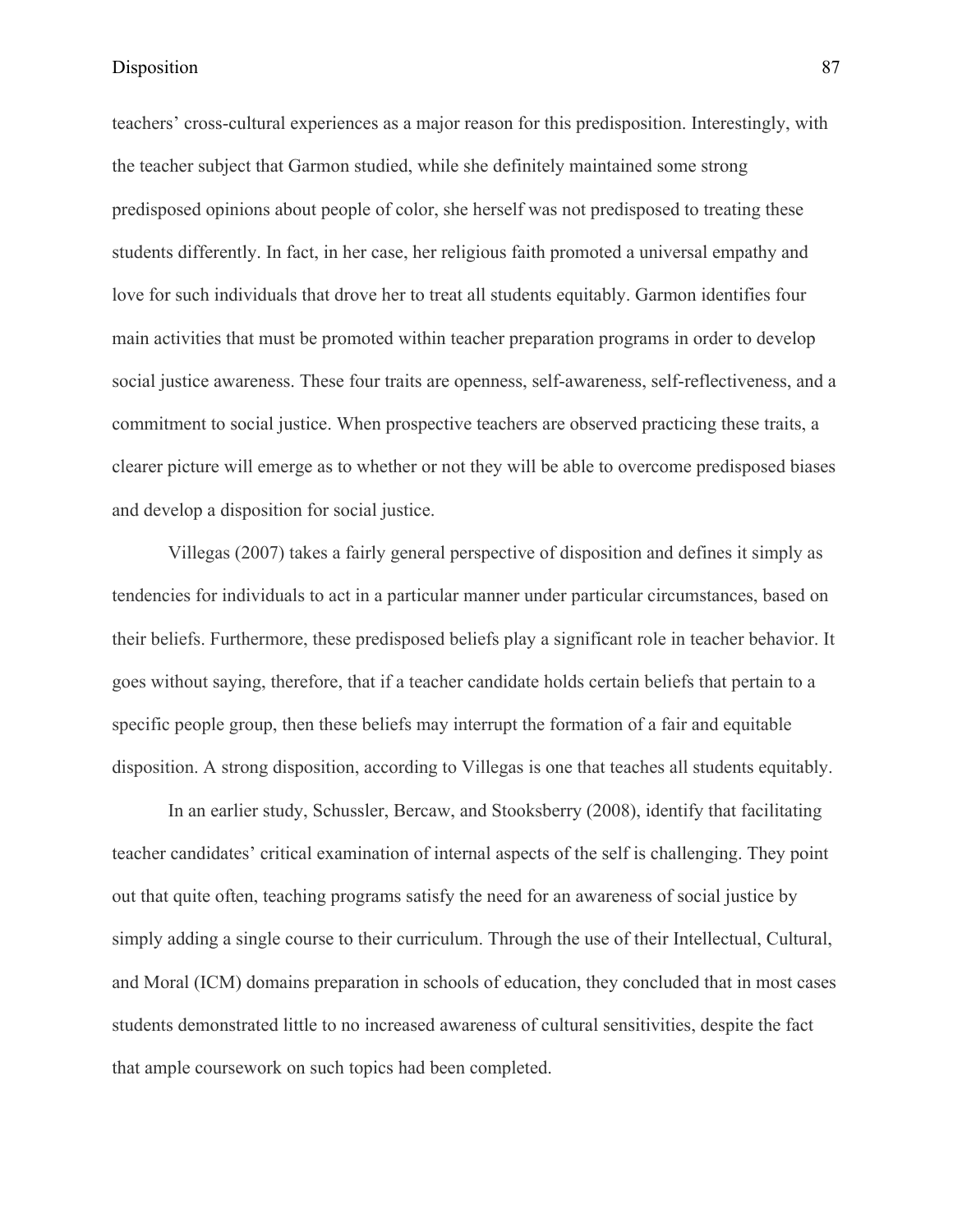teachers' cross-cultural experiences as a major reason for this predisposition. Interestingly, with the teacher subject that Garmon studied, while she definitely maintained some strong predisposed opinions about people of color, she herself was not predisposed to treating these students differently. In fact, in her case, her religious faith promoted a universal empathy and love for such individuals that drove her to treat all students equitably. Garmon identifies four main activities that must be promoted within teacher preparation programs in order to develop social justice awareness. These four traits are openness, self-awareness, self-reflectiveness, and a commitment to social justice. When prospective teachers are observed practicing these traits, a clearer picture will emerge as to whether or not they will be able to overcome predisposed biases and develop a disposition for social justice.

Villegas (2007) takes a fairly general perspective of disposition and defines it simply as tendencies for individuals to act in a particular manner under particular circumstances, based on their beliefs. Furthermore, these predisposed beliefs play a significant role in teacher behavior. It goes without saying, therefore, that if a teacher candidate holds certain beliefs that pertain to a specific people group, then these beliefs may interrupt the formation of a fair and equitable disposition. A strong disposition, according to Villegas is one that teaches all students equitably.

In an earlier study, Schussler, Bercaw, and Stooksberry (2008), identify that facilitating teacher candidates' critical examination of internal aspects of the self is challenging. They point out that quite often, teaching programs satisfy the need for an awareness of social justice by simply adding a single course to their curriculum. Through the use of their Intellectual, Cultural, and Moral (ICM) domains preparation in schools of education, they concluded that in most cases students demonstrated little to no increased awareness of cultural sensitivities, despite the fact that ample coursework on such topics had been completed.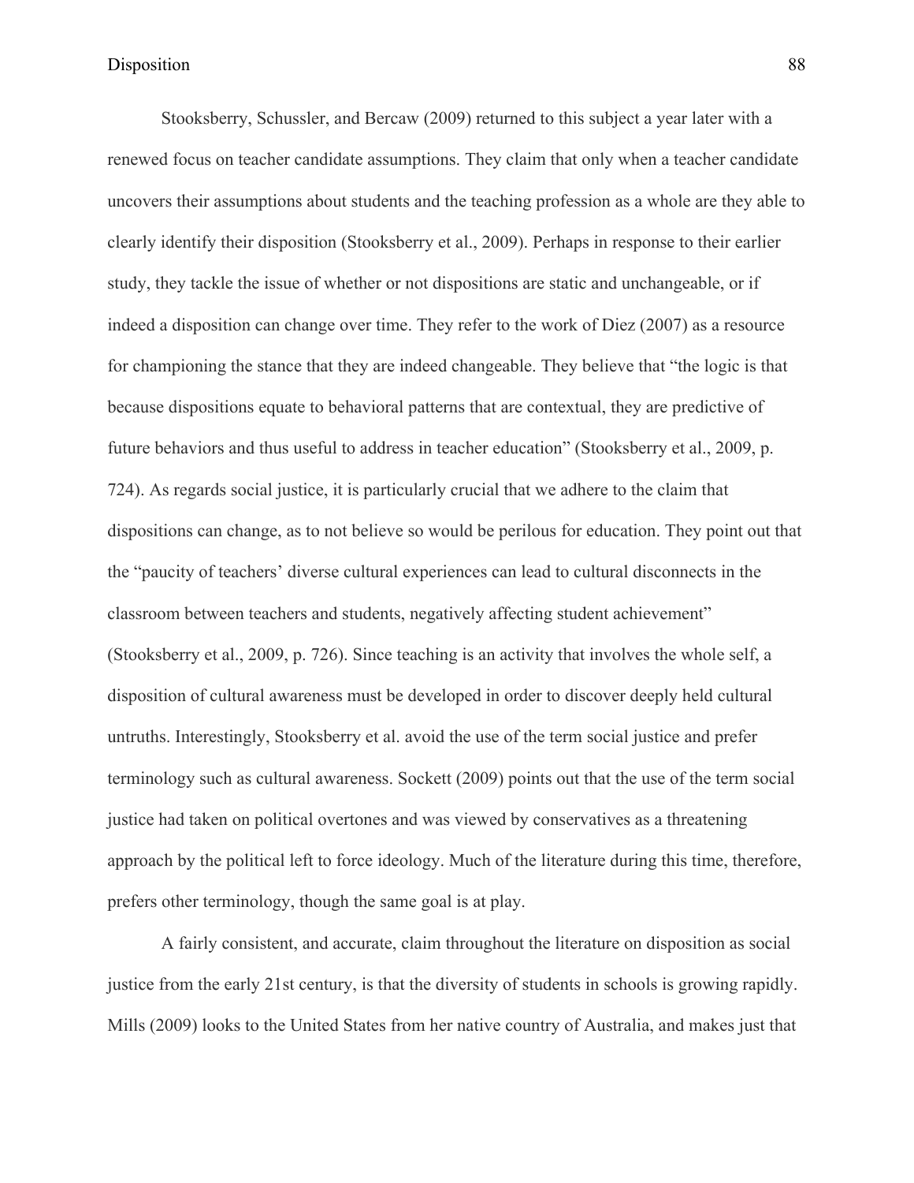Stooksberry, Schussler, and Bercaw (2009) returned to this subject a year later with a renewed focus on teacher candidate assumptions. They claim that only when a teacher candidate uncovers their assumptions about students and the teaching profession as a whole are they able to clearly identify their disposition (Stooksberry et al., 2009). Perhaps in response to their earlier study, they tackle the issue of whether or not dispositions are static and unchangeable, or if indeed a disposition can change over time. They refer to the work of Diez (2007) as a resource for championing the stance that they are indeed changeable. They believe that "the logic is that because dispositions equate to behavioral patterns that are contextual, they are predictive of future behaviors and thus useful to address in teacher education" (Stooksberry et al., 2009, p. 724). As regards social justice, it is particularly crucial that we adhere to the claim that dispositions can change, as to not believe so would be perilous for education. They point out that the "paucity of teachers' diverse cultural experiences can lead to cultural disconnects in the classroom between teachers and students, negatively affecting student achievement" (Stooksberry et al., 2009, p. 726). Since teaching is an activity that involves the whole self, a disposition of cultural awareness must be developed in order to discover deeply held cultural untruths. Interestingly, Stooksberry et al. avoid the use of the term social justice and prefer terminology such as cultural awareness. Sockett (2009) points out that the use of the term social justice had taken on political overtones and was viewed by conservatives as a threatening approach by the political left to force ideology. Much of the literature during this time, therefore, prefers other terminology, though the same goal is at play.

A fairly consistent, and accurate, claim throughout the literature on disposition as social justice from the early 21st century, is that the diversity of students in schools is growing rapidly. Mills (2009) looks to the United States from her native country of Australia, and makes just that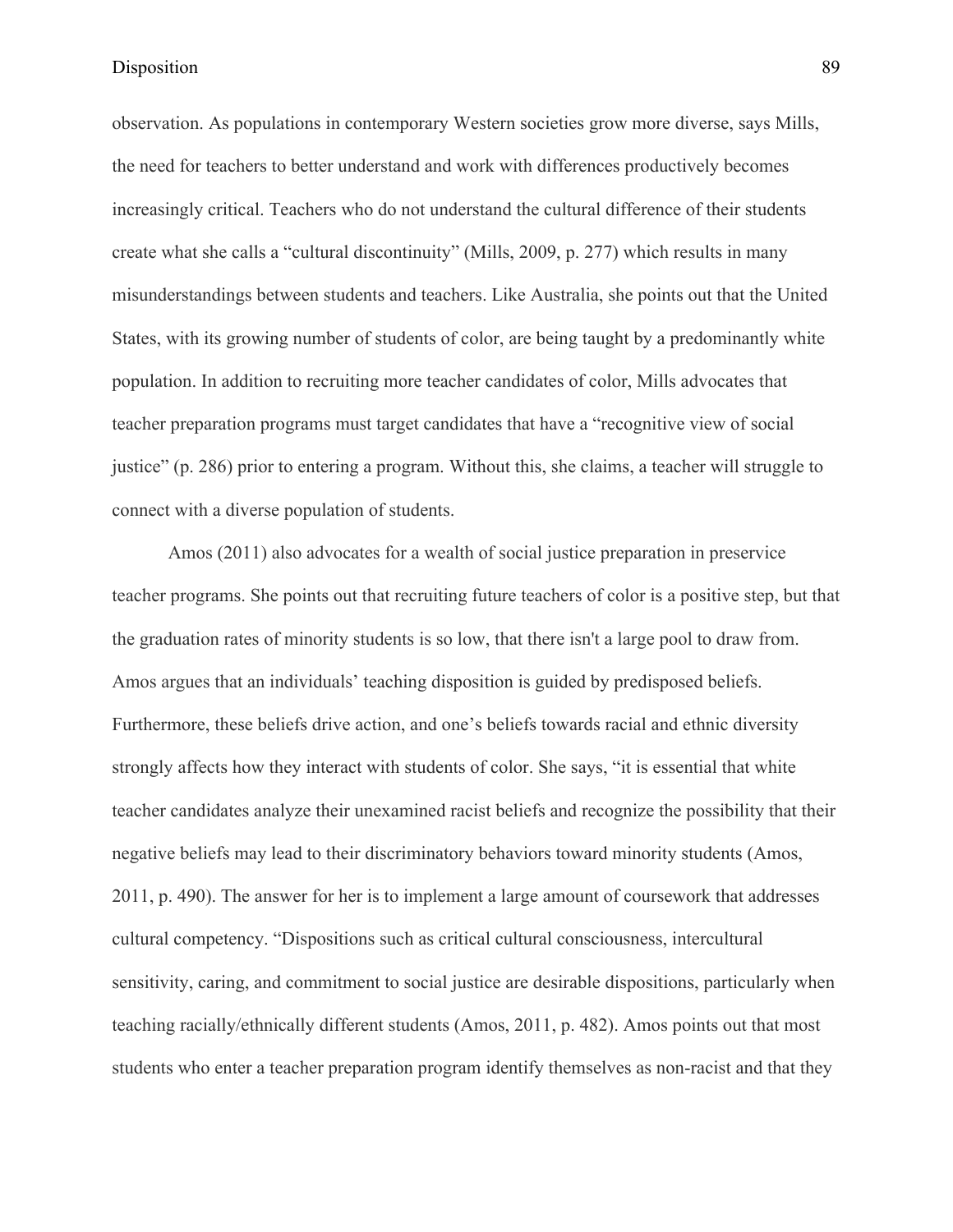observation. As populations in contemporary Western societies grow more diverse, says Mills, the need for teachers to better understand and work with differences productively becomes increasingly critical. Teachers who do not understand the cultural difference of their students create what she calls a "cultural discontinuity" (Mills, 2009, p. 277) which results in many misunderstandings between students and teachers. Like Australia, she points out that the United States, with its growing number of students of color, are being taught by a predominantly white population. In addition to recruiting more teacher candidates of color, Mills advocates that teacher preparation programs must target candidates that have a "recognitive view of social justice" (p. 286) prior to entering a program. Without this, she claims, a teacher will struggle to connect with a diverse population of students.

Amos (2011) also advocates for a wealth of social justice preparation in preservice teacher programs. She points out that recruiting future teachers of color is a positive step, but that the graduation rates of minority students is so low, that there isn't a large pool to draw from. Amos argues that an individuals' teaching disposition is guided by predisposed beliefs. Furthermore, these beliefs drive action, and one's beliefs towards racial and ethnic diversity strongly affects how they interact with students of color. She says, "it is essential that white teacher candidates analyze their unexamined racist beliefs and recognize the possibility that their negative beliefs may lead to their discriminatory behaviors toward minority students (Amos, 2011, p. 490). The answer for her is to implement a large amount of coursework that addresses cultural competency. "Dispositions such as critical cultural consciousness, intercultural sensitivity, caring, and commitment to social justice are desirable dispositions, particularly when teaching racially/ethnically different students (Amos, 2011, p. 482). Amos points out that most students who enter a teacher preparation program identify themselves as non-racist and that they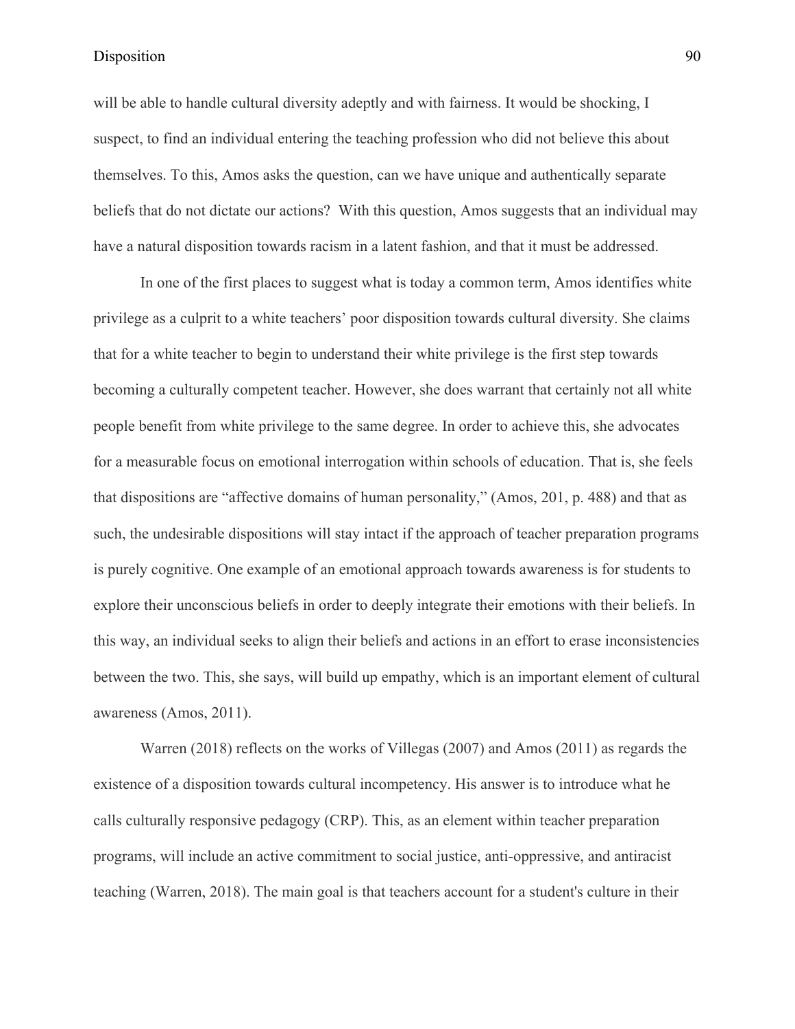will be able to handle cultural diversity adeptly and with fairness. It would be shocking, I suspect, to find an individual entering the teaching profession who did not believe this about themselves. To this, Amos asks the question, can we have unique and authentically separate beliefs that do not dictate our actions? With this question, Amos suggests that an individual may have a natural disposition towards racism in a latent fashion, and that it must be addressed.

In one of the first places to suggest what is today a common term, Amos identifies white privilege as a culprit to a white teachers' poor disposition towards cultural diversity. She claims that for a white teacher to begin to understand their white privilege is the first step towards becoming a culturally competent teacher. However, she does warrant that certainly not all white people benefit from white privilege to the same degree. In order to achieve this, she advocates for a measurable focus on emotional interrogation within schools of education. That is, she feels that dispositions are "affective domains of human personality," (Amos, 201, p. 488) and that as such, the undesirable dispositions will stay intact if the approach of teacher preparation programs is purely cognitive. One example of an emotional approach towards awareness is for students to explore their unconscious beliefs in order to deeply integrate their emotions with their beliefs. In this way, an individual seeks to align their beliefs and actions in an effort to erase inconsistencies between the two. This, she says, will build up empathy, which is an important element of cultural awareness (Amos, 2011).

Warren (2018) reflects on the works of Villegas (2007) and Amos (2011) as regards the existence of a disposition towards cultural incompetency. His answer is to introduce what he calls culturally responsive pedagogy (CRP). This, as an element within teacher preparation programs, will include an active commitment to social justice, anti-oppressive, and antiracist teaching (Warren, 2018). The main goal is that teachers account for a student's culture in their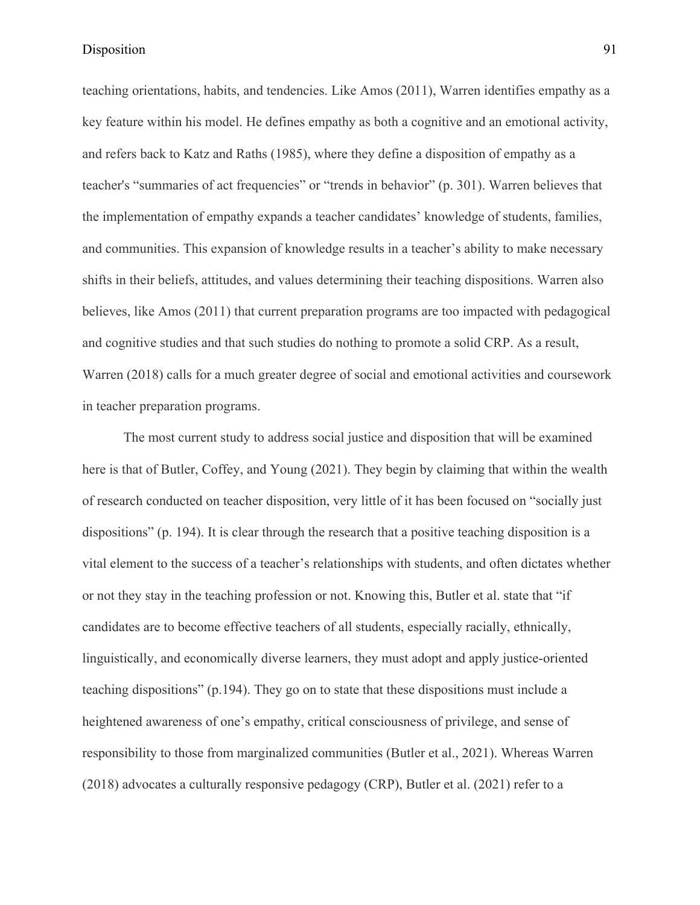teaching orientations, habits, and tendencies. Like Amos (2011), Warren identifies empathy as a key feature within his model. He defines empathy as both a cognitive and an emotional activity, and refers back to Katz and Raths (1985), where they define a disposition of empathy as a teacher's "summaries of act frequencies" or "trends in behavior" (p. 301). Warren believes that the implementation of empathy expands a teacher candidates' knowledge of students, families, and communities. This expansion of knowledge results in a teacher's ability to make necessary shifts in their beliefs, attitudes, and values determining their teaching dispositions. Warren also believes, like Amos (2011) that current preparation programs are too impacted with pedagogical and cognitive studies and that such studies do nothing to promote a solid CRP. As a result, Warren (2018) calls for a much greater degree of social and emotional activities and coursework in teacher preparation programs.

The most current study to address social justice and disposition that will be examined here is that of Butler, Coffey, and Young (2021). They begin by claiming that within the wealth of research conducted on teacher disposition, very little of it has been focused on "socially just dispositions" (p. 194). It is clear through the research that a positive teaching disposition is a vital element to the success of a teacher's relationships with students, and often dictates whether or not they stay in the teaching profession or not. Knowing this, Butler et al. state that "if candidates are to become effective teachers of all students, especially racially, ethnically, linguistically, and economically diverse learners, they must adopt and apply justice-oriented teaching dispositions" (p.194). They go on to state that these dispositions must include a heightened awareness of one's empathy, critical consciousness of privilege, and sense of responsibility to those from marginalized communities (Butler et al., 2021). Whereas Warren (2018) advocates a culturally responsive pedagogy (CRP), Butler et al. (2021) refer to a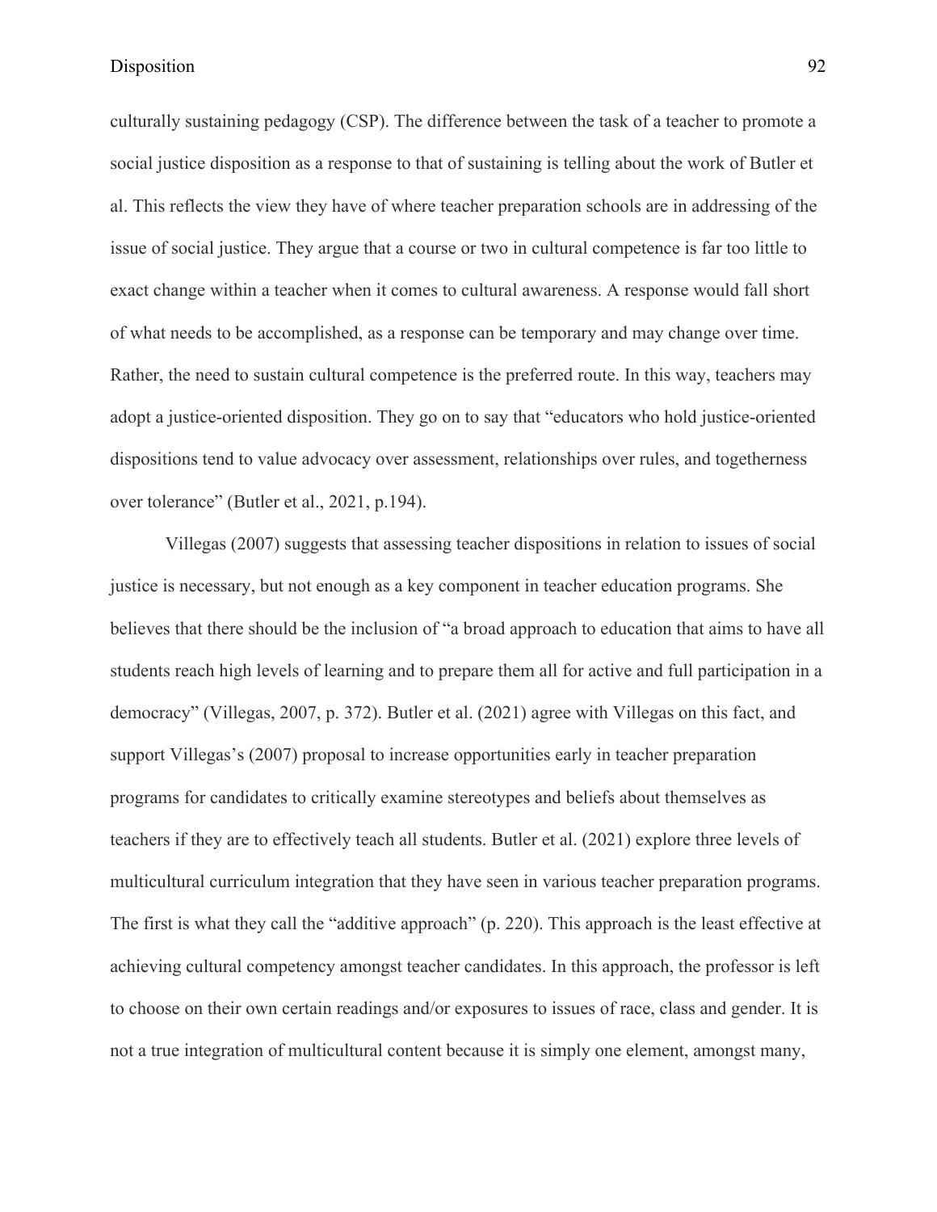culturally sustaining pedagogy (CSP). The difference between the task of a teacher to promote a social justice disposition as a response to that of sustaining is telling about the work of Butler et al. This reflects the view they have of where teacher preparation schools are in addressing of the issue of social justice. They argue that a course or two in cultural competence is far too little to exact change within a teacher when it comes to cultural awareness. A response would fall short of what needs to be accomplished, as a response can be temporary and may change over time. Rather, the need to sustain cultural competence is the preferred route. In this way, teachers may adopt a justice-oriented disposition. They go on to say that "educators who hold justice-oriented dispositions tend to value advocacy over assessment, relationships over rules, and togetherness over tolerance" (Butler et al., 2021, p.194).

Villegas (2007) suggests that assessing teacher dispositions in relation to issues of social justice is necessary, but not enough as a key component in teacher education programs. She believes that there should be the inclusion of "a broad approach to education that aims to have all students reach high levels of learning and to prepare them all for active and full participation in a democracy" (Villegas, 2007, p. 372). Butler et al. (2021) agree with Villegas on this fact, and support Villegas's (2007) proposal to increase opportunities early in teacher preparation programs for candidates to critically examine stereotypes and beliefs about themselves as teachers if they are to effectively teach all students. Butler et al. (2021) explore three levels of multicultural curriculum integration that they have seen in various teacher preparation programs. The first is what they call the "additive approach" (p. 220). This approach is the least effective at achieving cultural competency amongst teacher candidates. In this approach, the professor is left to choose on their own certain readings and/or exposures to issues of race, class and gender. It is not a true integration of multicultural content because it is simply one element, amongst many,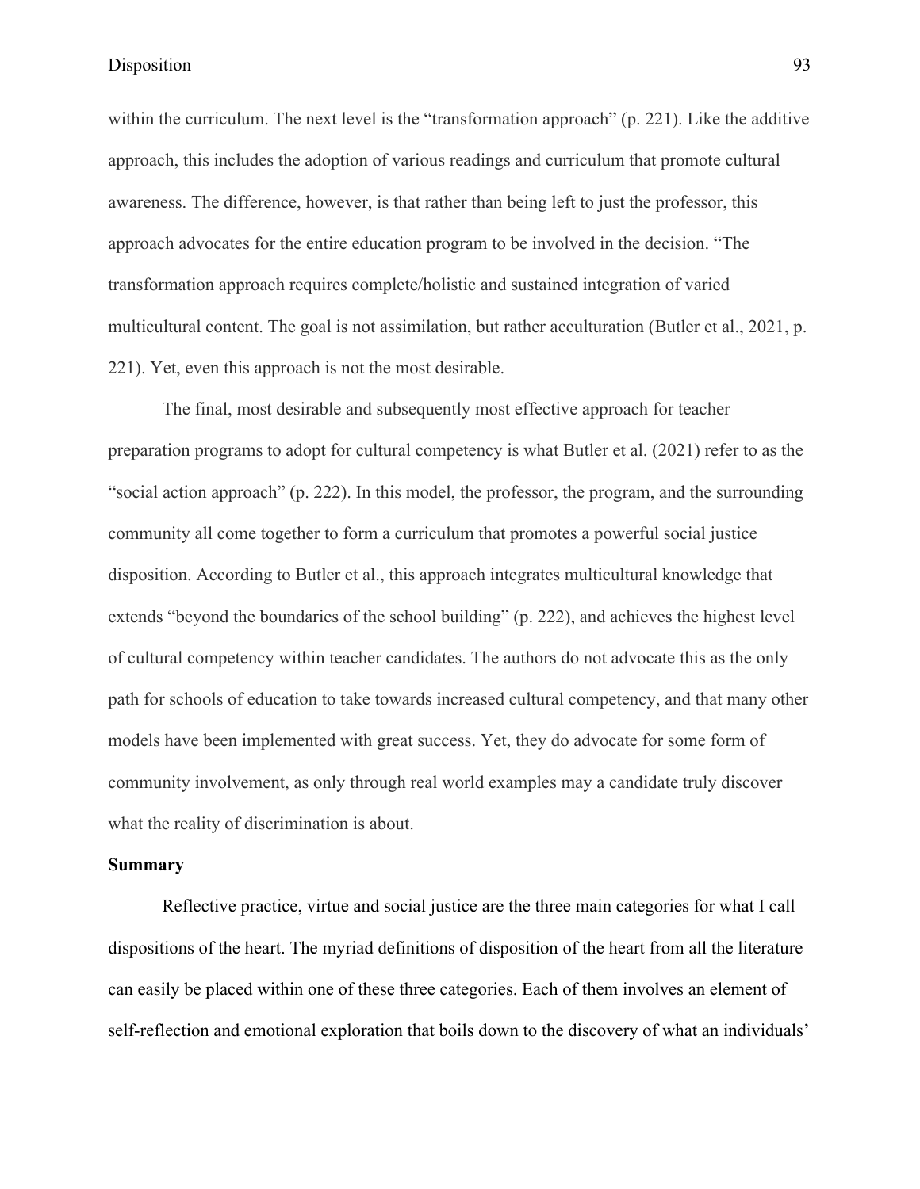within the curriculum. The next level is the "transformation approach" (p. 221). Like the additive approach, this includes the adoption of various readings and curriculum that promote cultural awareness. The difference, however, is that rather than being left to just the professor, this approach advocates for the entire education program to be involved in the decision. "The transformation approach requires complete/holistic and sustained integration of varied multicultural content. The goal is not assimilation, but rather acculturation (Butler et al., 2021, p. 221). Yet, even this approach is not the most desirable.

The final, most desirable and subsequently most effective approach for teacher preparation programs to adopt for cultural competency is what Butler et al. (2021) refer to as the "social action approach" (p. 222). In this model, the professor, the program, and the surrounding community all come together to form a curriculum that promotes a powerful social justice disposition. According to Butler et al., this approach integrates multicultural knowledge that extends "beyond the boundaries of the school building" (p. 222), and achieves the highest level of cultural competency within teacher candidates. The authors do not advocate this as the only path for schools of education to take towards increased cultural competency, and that many other models have been implemented with great success. Yet, they do advocate for some form of community involvement, as only through real world examples may a candidate truly discover what the reality of discrimination is about.

**Summary**

Reflective practice, virtue and social justice are the three main categories for what I call dispositions of the heart. The myriad definitions of disposition of the heart from all the literature can easily be placed within one of these three categories. Each of them involves an element of self-reflection and emotional exploration that boils down to the discovery of what an individuals'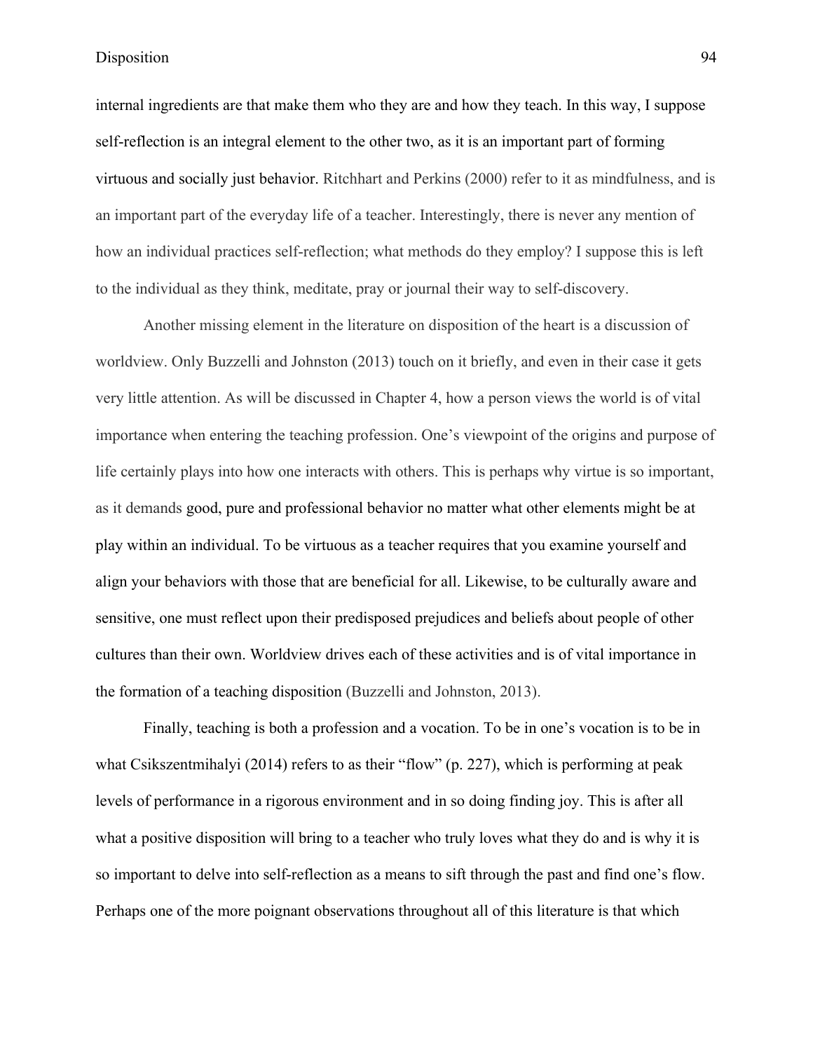internal ingredients are that make them who they are and how they teach. In this way, I suppose self-reflection is an integral element to the other two, as it is an important part of forming virtuous and socially just behavior. Ritchhart and Perkins (2000) refer to it as mindfulness, and is an important part of the everyday life of a teacher. Interestingly, there is never any mention of how an individual practices self-reflection; what methods do they employ? I suppose this is left to the individual as they think, meditate, pray or journal their way to self-discovery.

Another missing element in the literature on disposition of the heart is a discussion of worldview. Only Buzzelli and Johnston (2013) touch on it briefly, and even in their case it gets very little attention. As will be discussed in Chapter 4, how a person views the world is of vital importance when entering the teaching profession. One's viewpoint of the origins and purpose of life certainly plays into how one interacts with others. This is perhaps why virtue is so important, as it demands good, pure and professional behavior no matter what other elements might be at play within an individual. To be virtuous as a teacher requires that you examine yourself and align your behaviors with those that are beneficial for all. Likewise, to be culturally aware and sensitive, one must reflect upon their predisposed prejudices and beliefs about people of other cultures than their own. Worldview drives each of these activities and is of vital importance in the formation of a teaching disposition (Buzzelli and Johnston, 2013).

Finally, teaching is both a profession and a vocation. To be in one's vocation is to be in what Csikszentmihalyi (2014) refers to as their "flow" (p. 227), which is performing at peak levels of performance in a rigorous environment and in so doing finding joy. This is after all what a positive disposition will bring to a teacher who truly loves what they do and is why it is so important to delve into self-reflection as a means to sift through the past and find one's flow. Perhaps one of the more poignant observations throughout all of this literature is that which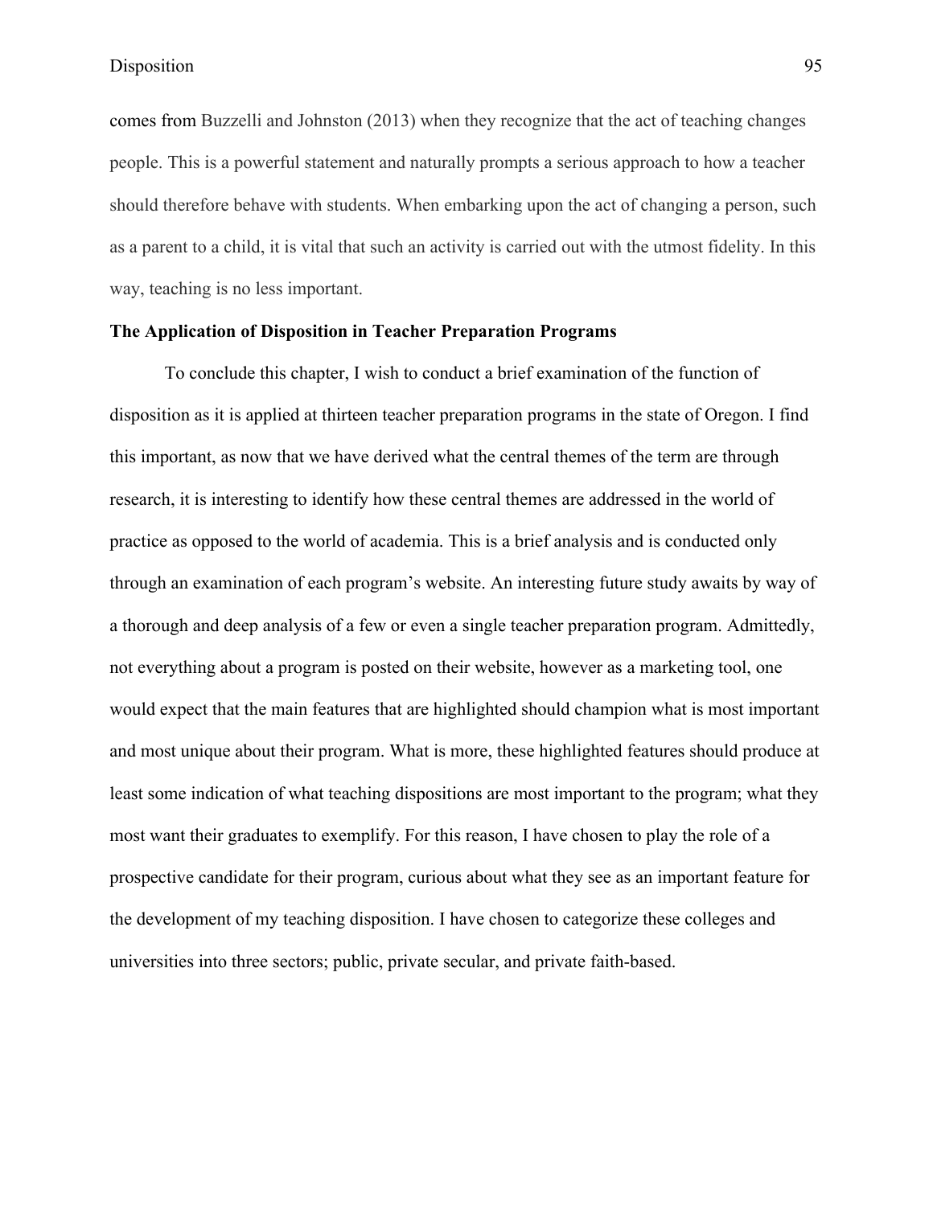comes from Buzzelli and Johnston (2013) when they recognize that the act of teaching changes people. This is a powerful statement and naturally prompts a serious approach to how a teacher should therefore behave with students. When embarking upon the act of changing a person, such as a parent to a child, it is vital that such an activity is carried out with the utmost fidelity. In this way, teaching is no less important.

## The Application of Disposition in Teacher Preparation Programs

To conclude this chapter, I wish to conduct a brief examination of the function of disposition as it is applied at thirteen teacher preparation programs in the state of Oregon. I find this important, as now that we have derived what the central themes of the term are through research, it is interesting to identify how these central themes are addressed in the world of practice as opposed to the world of academia. This is a brief analysis and is conducted only through an examination of each program's website. An interesting future study awaits by way of a thorough and deep analysis of a few or even a single teacher preparation program. Admittedly, not everything about a program is posted on their website, however as a marketing tool, one would expect that the main features that are highlighted should champion what is most important and most unique about their program. What is more, these highlighted features should produce at least some indication of what teaching dispositions are most important to the program; what they most want their graduates to exemplify. For this reason, I have chosen to play the role of a prospective candidate for their program, curious about what they see as an important feature for the development of my teaching disposition. I have chosen to categorize these colleges and universities into three sectors; public, private secular, and private faith-based.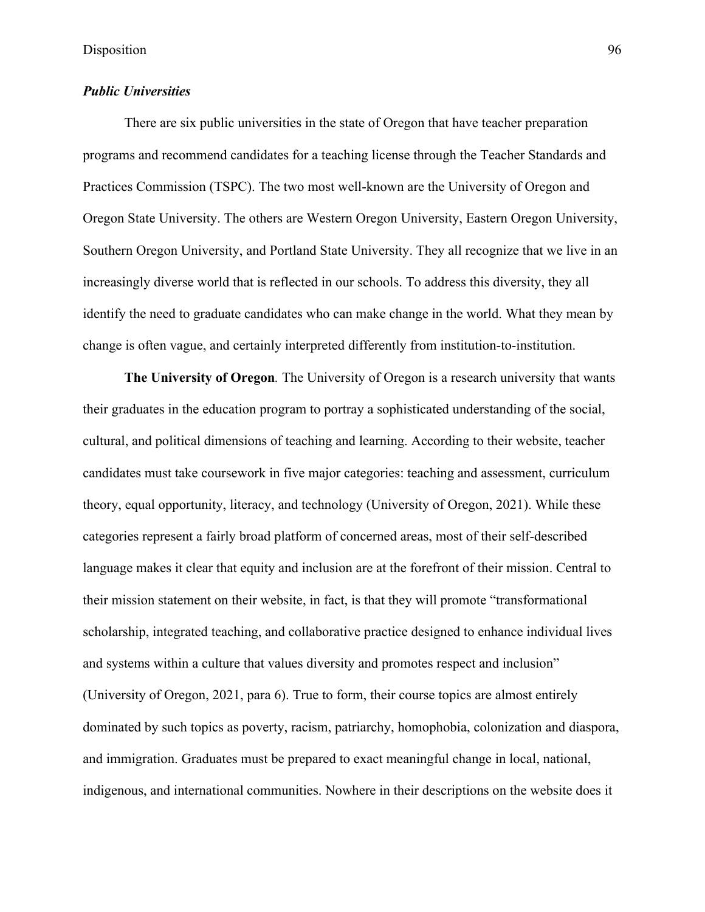### *Public Universities*

There are six public universities in the state of Oregon that have teacher preparation programs and recommend candidates for a teaching license through the Teacher Standards and Practices Commission (TSPC). The two most well-known are the University of Oregon and Oregon State University. The others are Western Oregon University, Eastern Oregon University, Southern Oregon University, and Portland State University. They all recognize that we live in an increasingly diverse world that is reflected in our schools. To address this diversity, they all identify the need to graduate candidates who can make change in the world. What they mean by change is often vague, and certainly interpreted differently from institution-to-institution.

**The University of Oregon***.* The University of Oregon is a research university that wants their graduates in the education program to portray a sophisticated understanding of the social, cultural, and political dimensions of teaching and learning. According to their website, teacher candidates must take coursework in five major categories: teaching and assessment, curriculum theory, equal opportunity, literacy, and technology (University of Oregon, 2021). While these categories represent a fairly broad platform of concerned areas, most of their self-described language makes it clear that equity and inclusion are at the forefront of their mission. Central to their mission statement on their website, in fact, is that they will promote "transformational scholarship, integrated teaching, and collaborative practice designed to enhance individual lives and systems within a culture that values diversity and promotes respect and inclusion" (University of Oregon, 2021, para 6). True to form, their course topics are almost entirely dominated by such topics as poverty, racism, patriarchy, homophobia, colonization and diaspora, and immigration. Graduates must be prepared to exact meaningful change in local, national, indigenous, and international communities. Nowhere in their descriptions on the website does it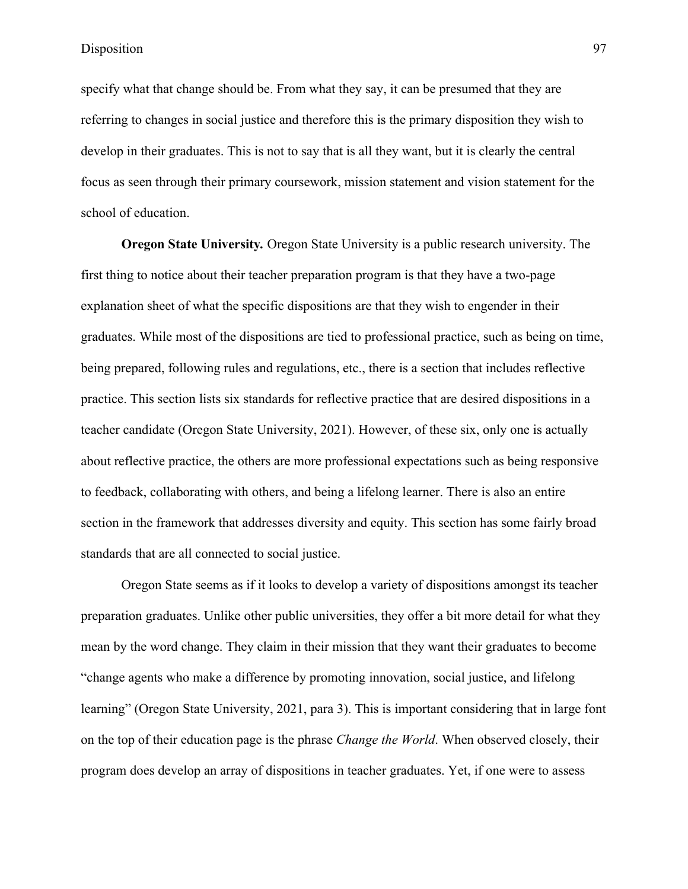specify what that change should be. From what they say, it can be presumed that they are referring to changes in social justice and therefore this is the primary disposition they wish to develop in their graduates. This is not to say that is all they want, but it is clearly the central focus as seen through their primary coursework, mission statement and vision statement for the school of education.

**Oregon State University.** Oregon State University is a public research university. The first thing to notice about their teacher preparation program is that they have a two-page explanation sheet of what the specific dispositions are that they wish to engender in their graduates. While most of the dispositions are tied to professional practice, such as being on time, being prepared, following rules and regulations, etc., there is a section that includes reflective practice. This section lists six standards for reflective practice that are desired dispositions in a teacher candidate (Oregon State University, 2021). However, of these six, only one is actually about reflective practice, the others are more professional expectations such as being responsive to feedback, collaborating with others, and being a lifelong learner. There is also an entire section in the framework that addresses diversity and equity. This section has some fairly broad standards that are all connected to social justice.

Oregon State seems as if it looks to develop a variety of dispositions amongst its teacher preparation graduates. Unlike other public universities, they offer a bit more detail for what they mean by the word change. They claim in their mission that they want their graduates to become "change agents who make a difference by promoting innovation, social justice, and lifelong learning" (Oregon State University, 2021, para 3). This is important considering that in large font on the top of their education page is the phrase *Change the World*. When observed closely, their program does develop an array of dispositions in teacher graduates. Yet, if one were to assess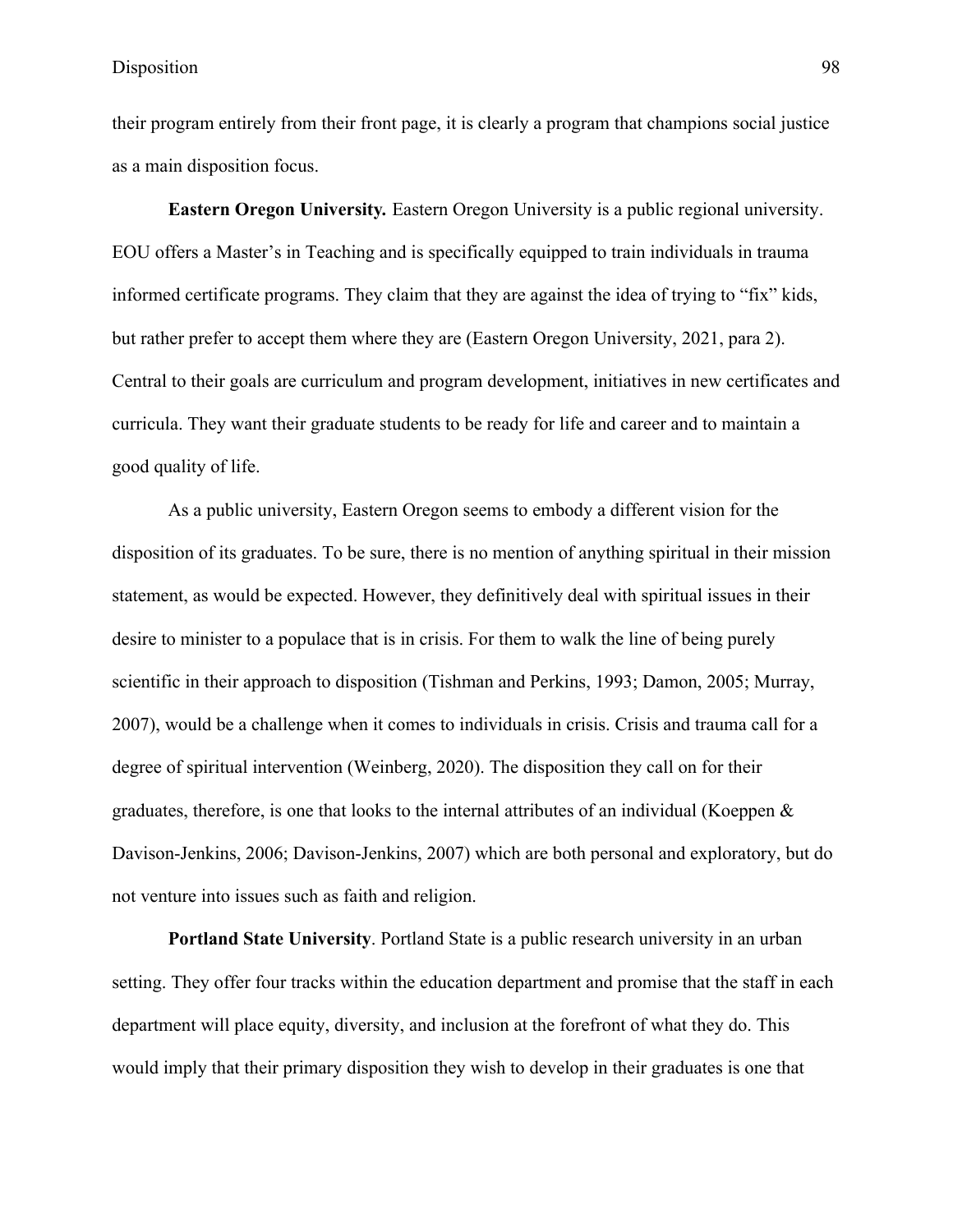their program entirely from their front page, it is clearly a program that champions social justice as a main disposition focus.

**Eastern Oregon University.** Eastern Oregon University is a public regional university. EOU offers a Master's in Teaching and is specifically equipped to train individuals in trauma informed certificate programs. They claim that they are against the idea of trying to "fix" kids, but rather prefer to accept them where they are (Eastern Oregon University, 2021, para 2). Central to their goals are curriculum and program development, initiatives in new certificates and curricula. They want their graduate students to be ready for life and career and to maintain a good quality of life.

As a public university, Eastern Oregon seems to embody a different vision for the disposition of its graduates. To be sure, there is no mention of anything spiritual in their mission statement, as would be expected. However, they definitively deal with spiritual issues in their desire to minister to a populace that is in crisis. For them to walk the line of being purely scientific in their approach to disposition (Tishman and Perkins, 1993; Damon, 2005; Murray, 2007), would be a challenge when it comes to individuals in crisis. Crisis and trauma call for a degree of spiritual intervention (Weinberg, 2020). The disposition they call on for their graduates, therefore, is one that looks to the internal attributes of an individual (Koeppen & Davison-Jenkins, 2006; Davison-Jenkins, 2007) which are both personal and exploratory, but do not venture into issues such as faith and religion.

**Portland State University**. Portland State is a public research university in an urban setting. They offer four tracks within the education department and promise that the staff in each department will place equity, diversity, and inclusion at the forefront of what they do. This would imply that their primary disposition they wish to develop in their graduates is one that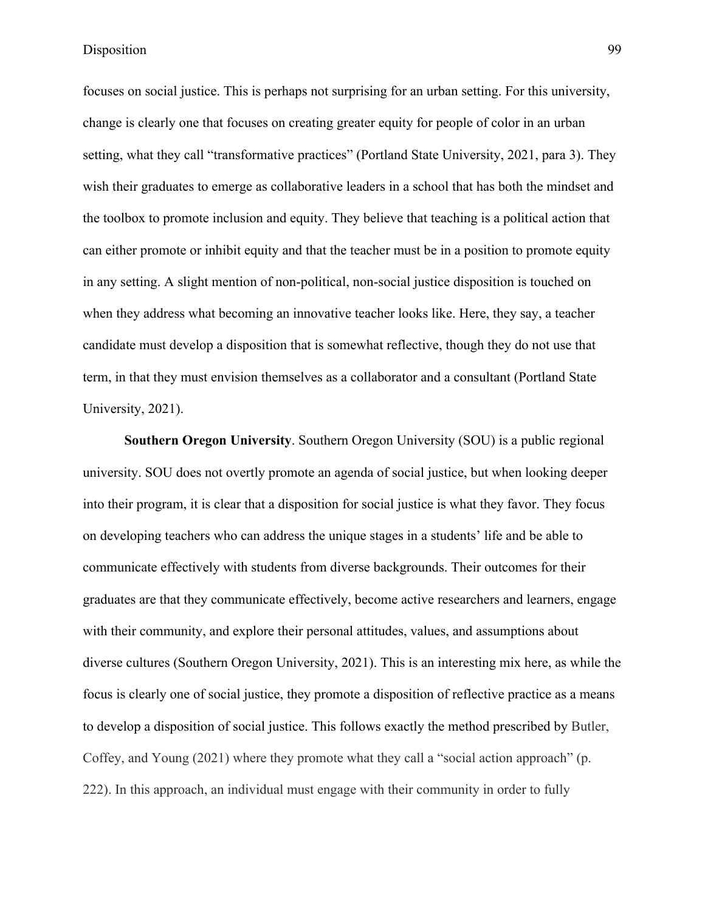focuses on social justice. This is perhaps not surprising for an urban setting. For this university, change is clearly one that focuses on creating greater equity for people of color in an urban setting, what they call "transformative practices" (Portland State University, 2021, para 3). They wish their graduates to emerge as collaborative leaders in a school that has both the mindset and the toolbox to promote inclusion and equity. They believe that teaching is a political action that can either promote or inhibit equity and that the teacher must be in a position to promote equity in any setting. A slight mention of non-political, non-social justice disposition is touched on when they address what becoming an innovative teacher looks like. Here, they say, a teacher candidate must develop a disposition that is somewhat reflective, though they do not use that term, in that they must envision themselves as a collaborator and a consultant (Portland State University, 2021).

**Southern Oregon University**. Southern Oregon University (SOU) is a public regional university. SOU does not overtly promote an agenda of social justice, but when looking deeper into their program, it is clear that a disposition for social justice is what they favor. They focus on developing teachers who can address the unique stages in a students' life and be able to communicate effectively with students from diverse backgrounds. Their outcomes for their graduates are that they communicate effectively, become active researchers and learners, engage with their community, and explore their personal attitudes, values, and assumptions about diverse cultures (Southern Oregon University, 2021). This is an interesting mix here, as while the focus is clearly one of social justice, they promote a disposition of reflective practice as a means to develop a disposition of social justice. This follows exactly the method prescribed by Butler, Coffey, and Young (2021) where they promote what they call a "social action approach" (p. 222). In this approach, an individual must engage with their community in order to fully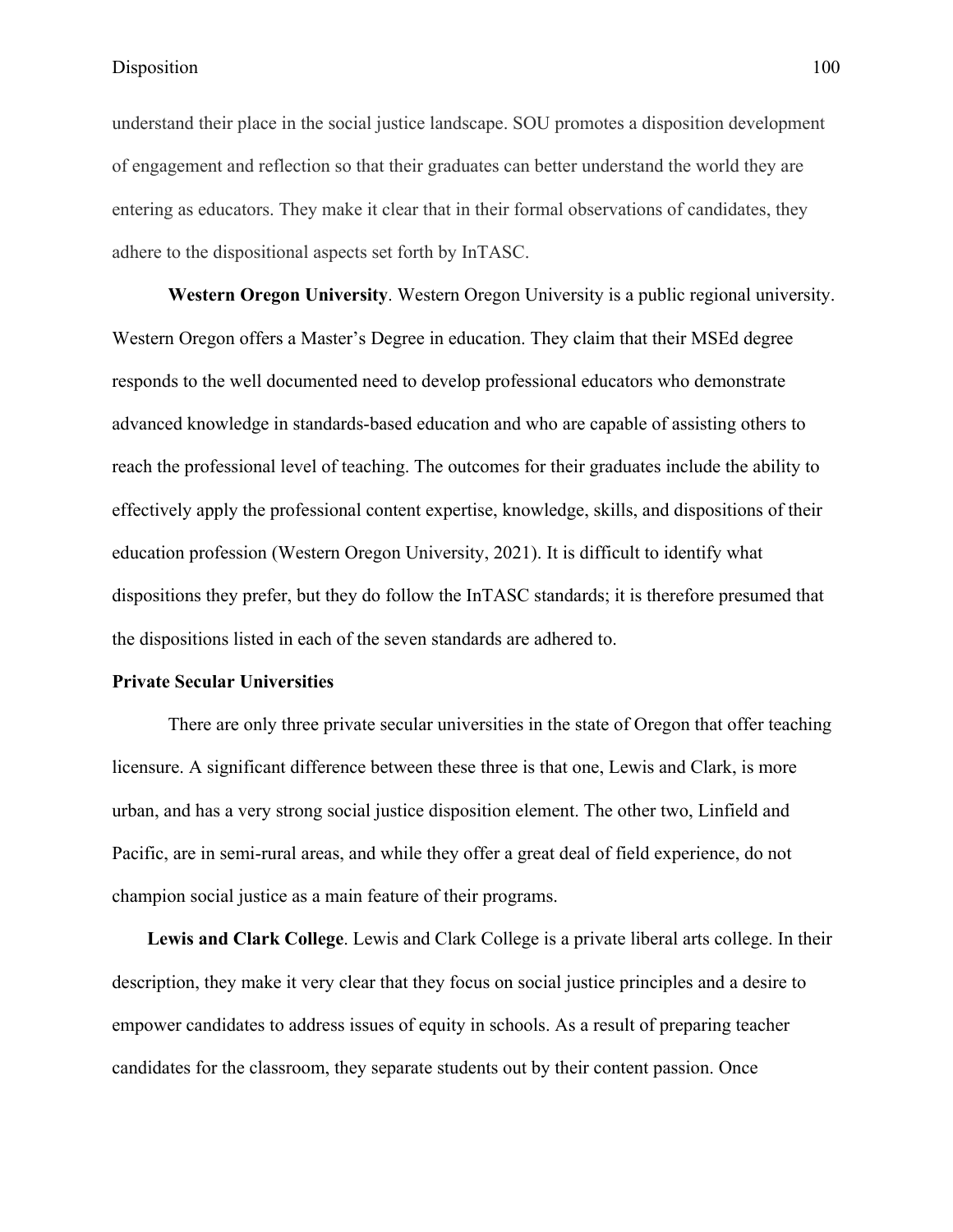understand their place in the social justice landscape. SOU promotes a disposition development of engagement and reflection so that their graduates can better understand the world they are entering as educators. They make it clear that in their formal observations of candidates, they adhere to the dispositional aspects set forth by InTASC.

**Western Oregon University**. Western Oregon University is a public regional university. Western Oregon offers a Master's Degree in education. They claim that their MSEd degree responds to the well documented need to develop professional educators who demonstrate advanced knowledge in standards-based education and who are capable of assisting others to reach the professional level of teaching. The outcomes for their graduates include the ability to effectively apply the professional content expertise, knowledge, skills, and dispositions of their education profession (Western Oregon University, 2021). It is difficult to identify what dispositions they prefer, but they do follow the InTASC standards; it is therefore presumed that the dispositions listed in each of the seven standards are adhered to.

### Private Secular Universities

There are only three private secular universities in the state of Oregon that offer teaching licensure. A significant difference between these three is that one, Lewis and Clark, is more urban, and has a very strong social justice disposition element. The other two, Linfield and Pacific, are in semi-rural areas, and while they offer a great deal of field experience, do not champion social justice as a main feature of their programs.

**Lewis and Clark College**. Lewis and Clark College is a private liberal arts college. In their description, they make it very clear that they focus on social justice principles and a desire to empower candidates to address issues of equity in schools. As a result of preparing teacher candidates for the classroom, they separate students out by their content passion. Once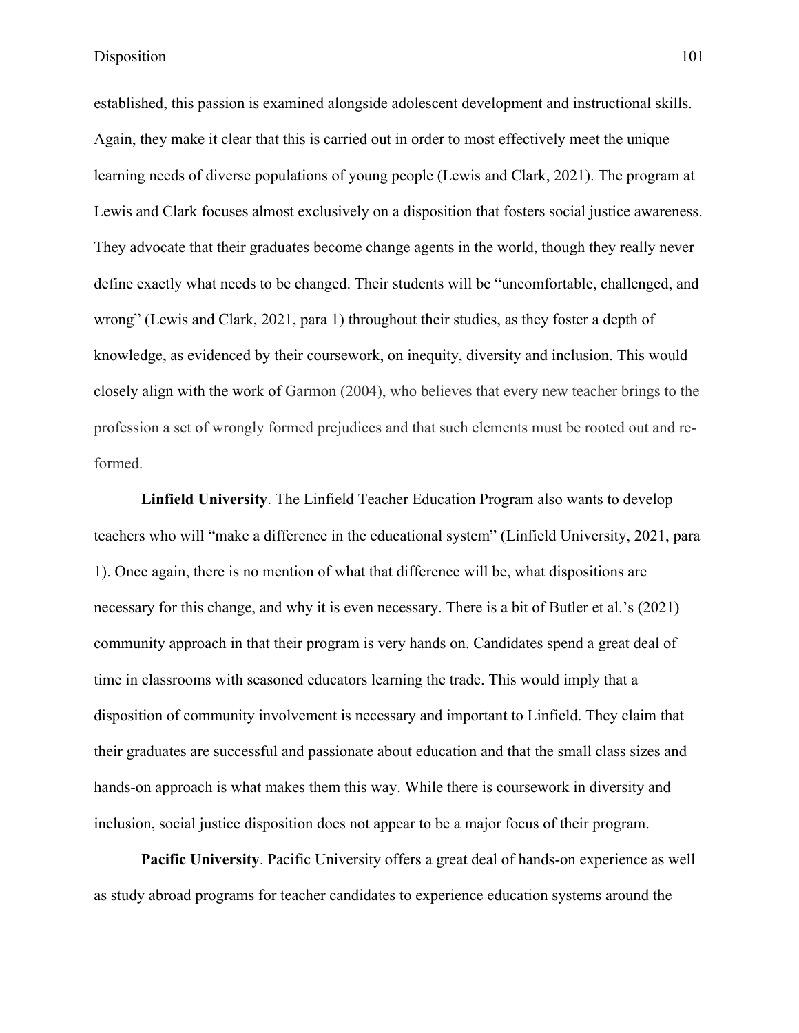established, this passion is examined alongside adolescent development and instructional skills. Again, they make it clear that this is carried out in order to most effectively meet the unique learning needs of diverse populations of young people (Lewis and Clark, 2021). The program at Lewis and Clark focuses almost exclusively on a disposition that fosters social justice awareness. They advocate that their graduates become change agents in the world, though they really never define exactly what needs to be changed. Their students will be "uncomfortable, challenged, and wrong" (Lewis and Clark, 2021, para 1) throughout their studies, as they foster a depth of knowledge, as evidenced by their coursework, on inequity, diversity and inclusion. This would closely align with the work of Garmon (2004), who believes that every new teacher brings to the profession a set of wrongly formed prejudices and that such elements must be rooted out and re-formed.

**Linfield University**. The Linfield Teacher Education Program also wants to develop teachers who will "make a difference in the educational system" (Linfield University, 2021, para 1). Once again, there is no mention of what that difference will be, what dispositions are necessary for this change, and why it is even necessary. There is a bit of Butler et al.'s (2021) community approach in that their program is very hands on. Candidates spend a great deal of time in classrooms with seasoned educators learning the trade. This would imply that a disposition of community involvement is necessary and important to Linfield. They claim that their graduates are successful and passionate about education and that the small class sizes and hands-on approach is what makes them this way. While there is coursework in diversity and inclusion, social justice disposition does not appear to be a major focus of their program.

**Pacific University**. Pacific University offers a great deal of hands-on experience as well as study abroad programs for teacher candidates to experience education systems around the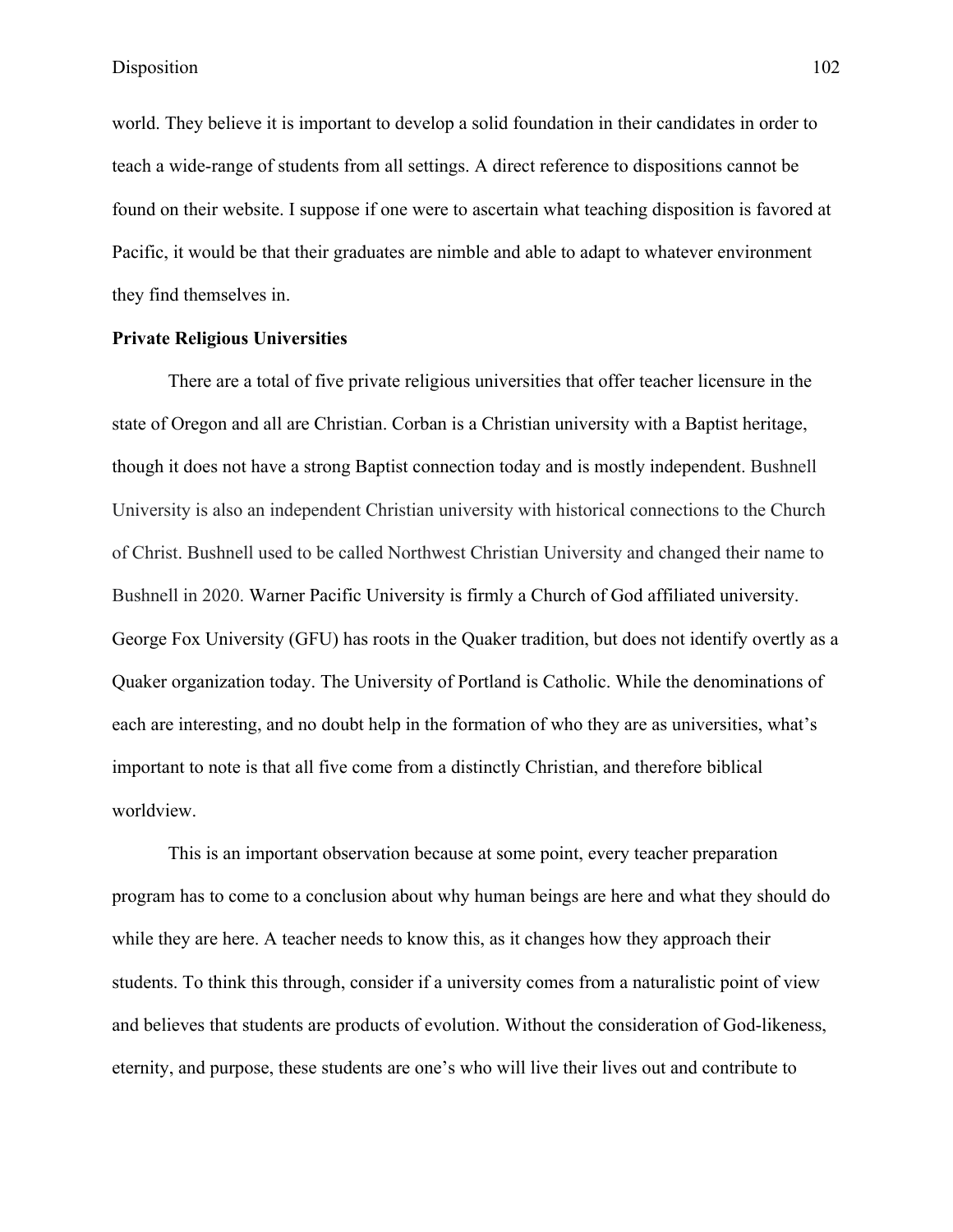world. They believe it is important to develop a solid foundation in their candidates in order to teach a wide-range of students from all settings. A direct reference to dispositions cannot be found on their website. I suppose if one were to ascertain what teaching disposition is favored at Pacific, it would be that their graduates are nimble and able to adapt to whatever environment they find themselves in.

**Private Religious Universities**

There are a total of five private religious universities that offer teacher licensure in the state of Oregon and all are Christian. Corban is a Christian university with a Baptist heritage, though it does not have a strong Baptist connection today and is mostly independent. Bushnell University is also an independent Christian university with historical connections to the Church of Christ. Bushnell used to be called Northwest Christian University and changed their name to Bushnell in 2020. Warner Pacific University is firmly a Church of God affiliated university. George Fox University (GFU) has roots in the Quaker tradition, but does not identify overtly as a Quaker organization today. The University of Portland is Catholic. While the denominations of each are interesting, and no doubt help in the formation of who they are as universities, what's important to note is that all five come from a distinctly Christian, and therefore biblical worldview.

This is an important observation because at some point, every teacher preparation program has to come to a conclusion about why human beings are here and what they should do while they are here. A teacher needs to know this, as it changes how they approach their students. To think this through, consider if a university comes from a naturalistic point of view and believes that students are products of evolution. Without the consideration of God-likeness, eternity, and purpose, these students are one's who will live their lives out and contribute to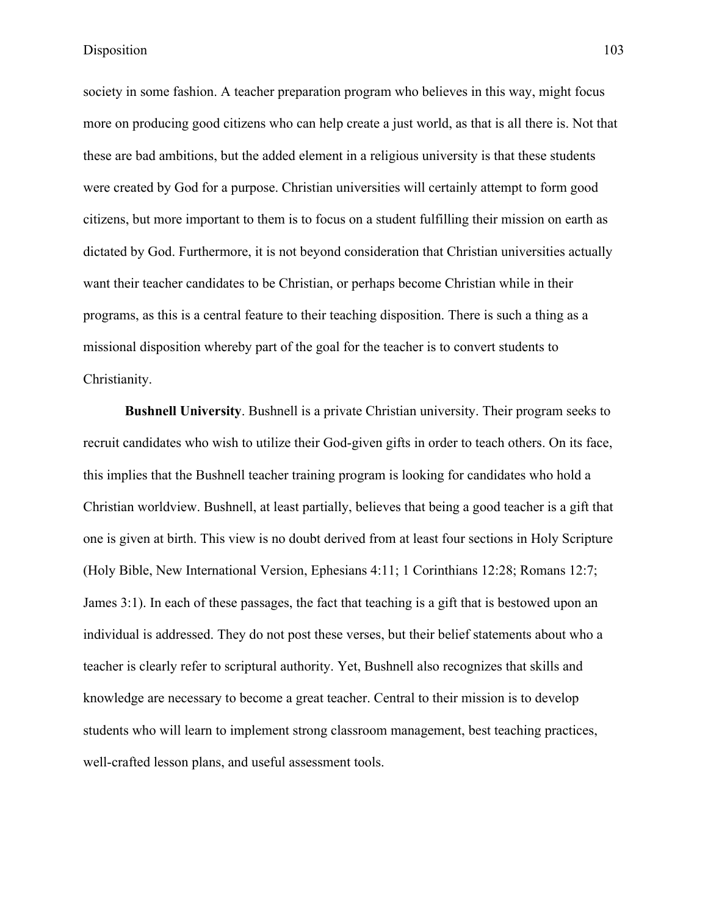society in some fashion. A teacher preparation program who believes in this way, might focus more on producing good citizens who can help create a just world, as that is all there is. Not that these are bad ambitions, but the added element in a religious university is that these students were created by God for a purpose. Christian universities will certainly attempt to form good citizens, but more important to them is to focus on a student fulfilling their mission on earth as dictated by God. Furthermore, it is not beyond consideration that Christian universities actually want their teacher candidates to be Christian, or perhaps become Christian while in their programs, as this is a central feature to their teaching disposition. There is such a thing as a missional disposition whereby part of the goal for the teacher is to convert students to Christianity.

**Bushnell University**. Bushnell is a private Christian university. Their program seeks to recruit candidates who wish to utilize their God-given gifts in order to teach others. On its face, this implies that the Bushnell teacher training program is looking for candidates who hold a Christian worldview. Bushnell, at least partially, believes that being a good teacher is a gift that one is given at birth. This view is no doubt derived from at least four sections in Holy Scripture (Holy Bible, New International Version, Ephesians 4:11; 1 Corinthians 12:28; Romans 12:7; James 3:1). In each of these passages, the fact that teaching is a gift that is bestowed upon an individual is addressed. They do not post these verses, but their belief statements about who a teacher is clearly refer to scriptural authority. Yet, Bushnell also recognizes that skills and knowledge are necessary to become a great teacher. Central to their mission is to develop students who will learn to implement strong classroom management, best teaching practices, well-crafted lesson plans, and useful assessment tools.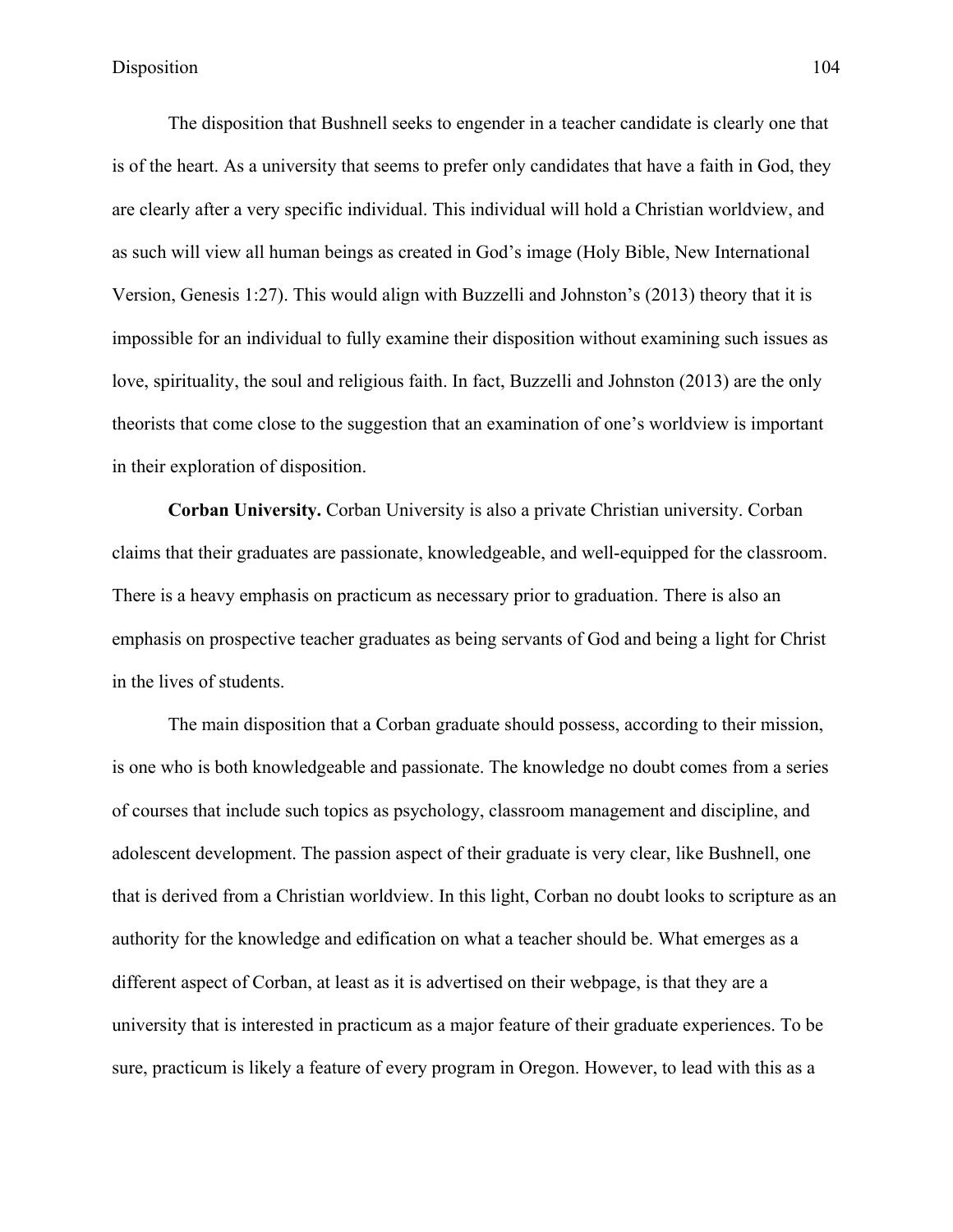The disposition that Bushnell seeks to engender in a teacher candidate is clearly one that is of the heart. As a university that seems to prefer only candidates that have a faith in God, they are clearly after a very specific individual. This individual will hold a Christian worldview, and as such will view all human beings as created in God's image (Holy Bible, New International Version, Genesis 1:27). This would align with Buzzelli and Johnston's (2013) theory that it is impossible for an individual to fully examine their disposition without examining such issues as love, spirituality, the soul and religious faith. In fact, Buzzelli and Johnston (2013) are the only theorists that come close to the suggestion that an examination of one's worldview is important in their exploration of disposition.

**Corban University.** Corban University is also a private Christian university. Corban claims that their graduates are passionate, knowledgeable, and well-equipped for the classroom. There is a heavy emphasis on practicum as necessary prior to graduation. There is also an emphasis on prospective teacher graduates as being servants of God and being a light for Christ in the lives of students.

The main disposition that a Corban graduate should possess, according to their mission, is one who is both knowledgeable and passionate. The knowledge no doubt comes from a series of courses that include such topics as psychology, classroom management and discipline, and adolescent development. The passion aspect of their graduate is very clear, like Bushnell, one that is derived from a Christian worldview. In this light, Corban no doubt looks to scripture as an authority for the knowledge and edification on what a teacher should be. What emerges as a different aspect of Corban, at least as it is advertised on their webpage, is that they are a university that is interested in practicum as a major feature of their graduate experiences. To be sure, practicum is likely a feature of every program in Oregon. However, to lead with this as a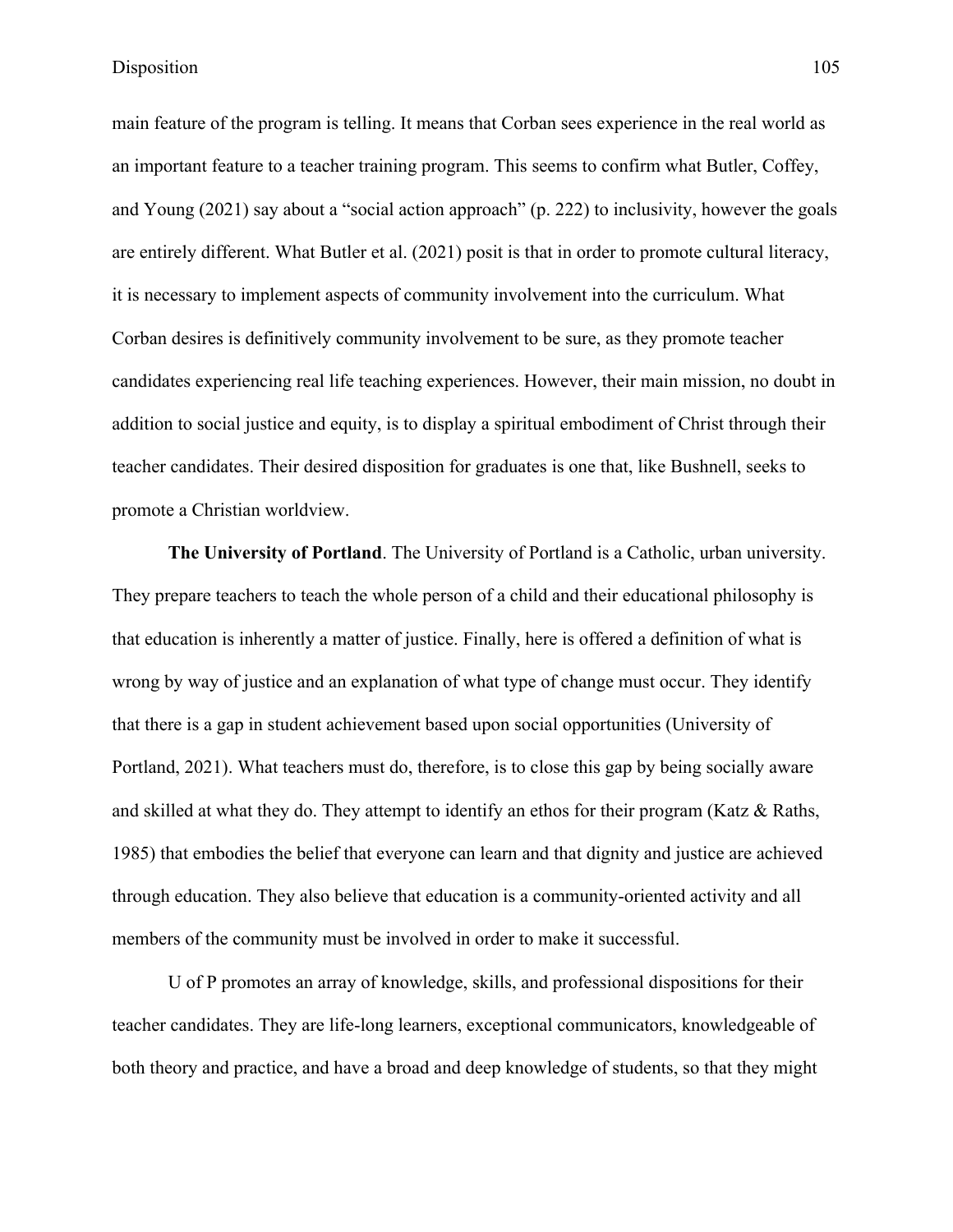main feature of the program is telling. It means that Corban sees experience in the real world as an important feature to a teacher training program. This seems to confirm what Butler, Coffey, and Young (2021) say about a "social action approach" (p. 222) to inclusivity, however the goals are entirely different. What Butler et al. (2021) posit is that in order to promote cultural literacy, it is necessary to implement aspects of community involvement into the curriculum. What Corban desires is definitively community involvement to be sure, as they promote teacher candidates experiencing real life teaching experiences. However, their main mission, no doubt in addition to social justice and equity, is to display a spiritual embodiment of Christ through their teacher candidates. Their desired disposition for graduates is one that, like Bushnell, seeks to promote a Christian worldview.

**The University of Portland**. The University of Portland is a Catholic, urban university. They prepare teachers to teach the whole person of a child and their educational philosophy is that education is inherently a matter of justice. Finally, here is offered a definition of what is wrong by way of justice and an explanation of what type of change must occur. They identify that there is a gap in student achievement based upon social opportunities (University of Portland, 2021). What teachers must do, therefore, is to close this gap by being socially aware and skilled at what they do. They attempt to identify an ethos for their program (Katz & Raths, 1985) that embodies the belief that everyone can learn and that dignity and justice are achieved through education. They also believe that education is a community-oriented activity and all members of the community must be involved in order to make it successful.

U of P promotes an array of knowledge, skills, and professional dispositions for their teacher candidates. They are life-long learners, exceptional communicators, knowledgeable of both theory and practice, and have a broad and deep knowledge of students, so that they might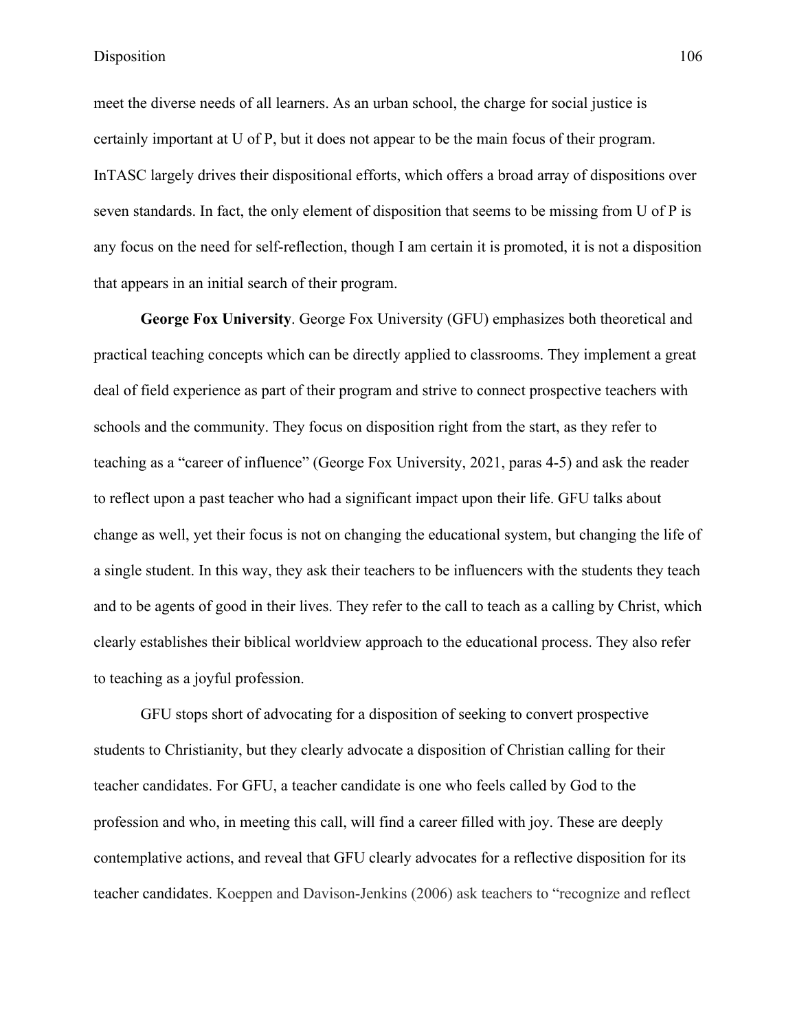meet the diverse needs of all learners. As an urban school, the charge for social justice is certainly important at U of P, but it does not appear to be the main focus of their program. InTASC largely drives their dispositional efforts, which offers a broad array of dispositions over seven standards. In fact, the only element of disposition that seems to be missing from U of P is any focus on the need for self-reflection, though I am certain it is promoted, it is not a disposition that appears in an initial search of their program.

**George Fox University**. George Fox University (GFU) emphasizes both theoretical and practical teaching concepts which can be directly applied to classrooms. They implement a great deal of field experience as part of their program and strive to connect prospective teachers with schools and the community. They focus on disposition right from the start, as they refer to teaching as a "career of influence" (George Fox University, 2021, paras 4-5) and ask the reader to reflect upon a past teacher who had a significant impact upon their life. GFU talks about change as well, yet their focus is not on changing the educational system, but changing the life of a single student. In this way, they ask their teachers to be influencers with the students they teach and to be agents of good in their lives. They refer to the call to teach as a calling by Christ, which clearly establishes their biblical worldview approach to the educational process. They also refer to teaching as a joyful profession.

GFU stops short of advocating for a disposition of seeking to convert prospective students to Christianity, but they clearly advocate a disposition of Christian calling for their teacher candidates. For GFU, a teacher candidate is one who feels called by God to the profession and who, in meeting this call, will find a career filled with joy. These are deeply contemplative actions, and reveal that GFU clearly advocates for a reflective disposition for its teacher candidates. Koeppen and Davison-Jenkins (2006) ask teachers to "recognize and reflect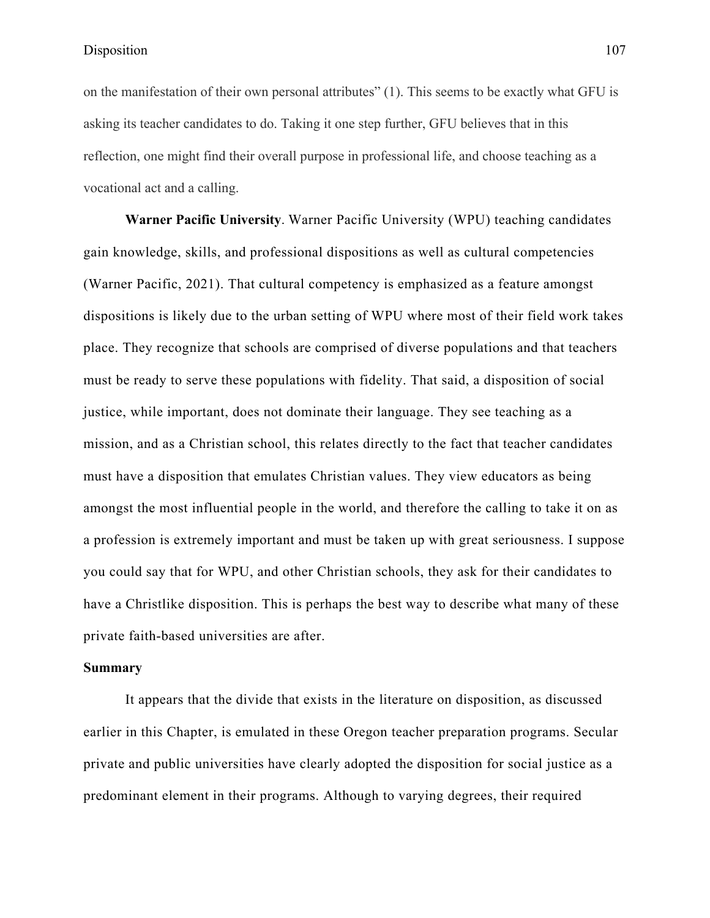on the manifestation of their own personal attributes" (1). This seems to be exactly what GFU is asking its teacher candidates to do. Taking it one step further, GFU believes that in this reflection, one might find their overall purpose in professional life, and choose teaching as a vocational act and a calling.

**Warner Pacific University**. Warner Pacific University (WPU) teaching candidates gain knowledge, skills, and professional dispositions as well as cultural competencies (Warner Pacific, 2021). That cultural competency is emphasized as a feature amongst dispositions is likely due to the urban setting of WPU where most of their field work takes place. They recognize that schools are comprised of diverse populations and that teachers must be ready to serve these populations with fidelity. That said, a disposition of social justice, while important, does not dominate their language. They see teaching as a mission, and as a Christian school, this relates directly to the fact that teacher candidates must have a disposition that emulates Christian values. They view educators as being amongst the most influential people in the world, and therefore the calling to take it on as a profession is extremely important and must be taken up with great seriousness. I suppose you could say that for WPU, and other Christian schools, they ask for their candidates to have a Christlike disposition. This is perhaps the best way to describe what many of these private faith-based universities are after.

**Summary**

It appears that the divide that exists in the literature on disposition, as discussed earlier in this Chapter, is emulated in these Oregon teacher preparation programs. Secular private and public universities have clearly adopted the disposition for social justice as a predominant element in their programs. Although to varying degrees, their required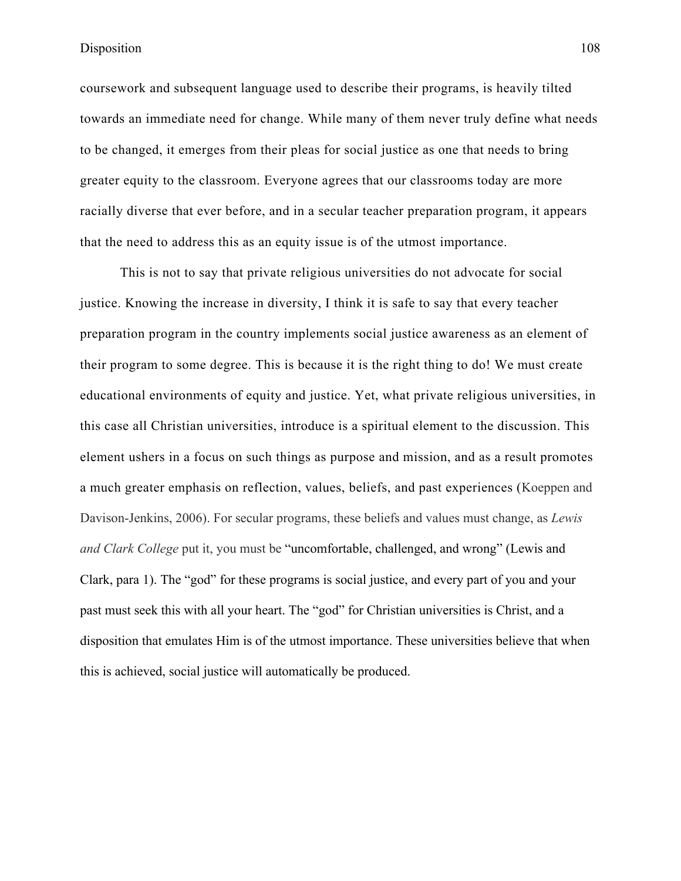coursework and subsequent language used to describe their programs, is heavily tilted towards an immediate need for change. While many of them never truly define what needs to be changed, it emerges from their pleas for social justice as one that needs to bring greater equity to the classroom. Everyone agrees that our classrooms today are more racially diverse that ever before, and in a secular teacher preparation program, it appears that the need to address this as an equity issue is of the utmost importance.

This is not to say that private religious universities do not advocate for social justice. Knowing the increase in diversity, I think it is safe to say that every teacher preparation program in the country implements social justice awareness as an element of their program to some degree. This is because it is the right thing to do! We must create educational environments of equity and justice. Yet, what private religious universities, in this case all Christian universities, introduce is a spiritual element to the discussion. This element ushers in a focus on such things as purpose and mission, and as a result promotes a much greater emphasis on reflection, values, beliefs, and past experiences (Koeppen and Davison-Jenkins, 2006). For secular programs, these beliefs and values must change, as *Lewis and Clark College* put it, you must be "uncomfortable, challenged, and wrong" (Lewis and Clark, para 1). The "god" for these programs is social justice, and every part of you and your past must seek this with all your heart. The "god" for Christian universities is Christ, and a disposition that emulates Him is of the utmost importance. These universities believe that when this is achieved, social justice will automatically be produced.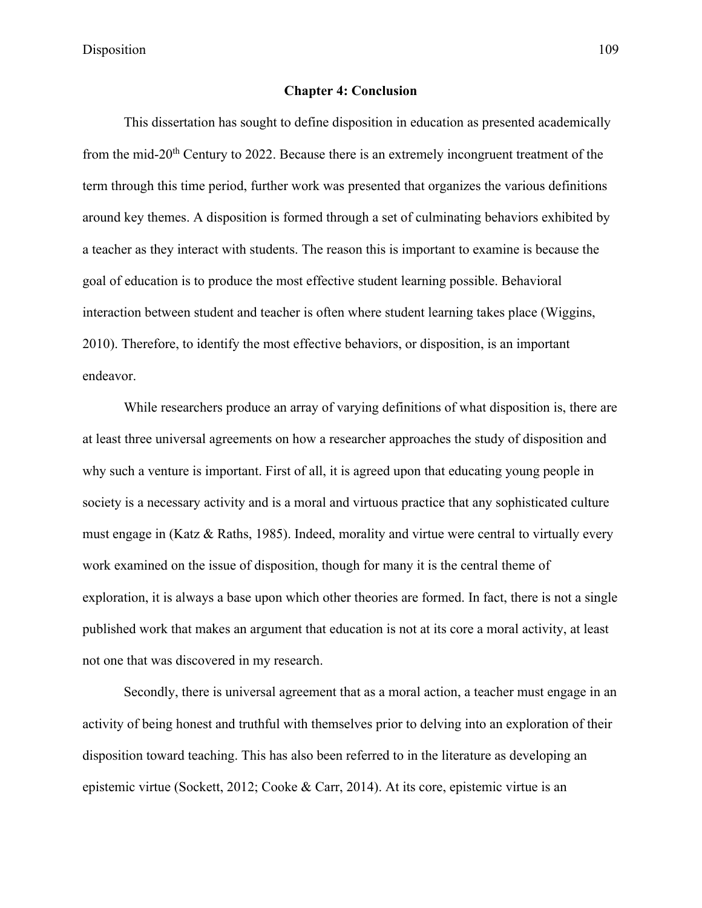## Chapter 4: Conclusion

This dissertation has sought to define disposition in education as presented academically from the mid-20th Century to 2022. Because there is an extremely incongruent treatment of the term through this time period, further work was presented that organizes the various definitions around key themes. A disposition is formed through a set of culminating behaviors exhibited by a teacher as they interact with students. The reason this is important to examine is because the goal of education is to produce the most effective student learning possible. Behavioral interaction between student and teacher is often where student learning takes place (Wiggins, 2010). Therefore, to identify the most effective behaviors, or disposition, is an important endeavor.

While researchers produce an array of varying definitions of what disposition is, there are at least three universal agreements on how a researcher approaches the study of disposition and why such a venture is important. First of all, it is agreed upon that educating young people in society is a necessary activity and is a moral and virtuous practice that any sophisticated culture must engage in (Katz & Raths, 1985). Indeed, morality and virtue were central to virtually every work examined on the issue of disposition, though for many it is the central theme of exploration, it is always a base upon which other theories are formed. In fact, there is not a single published work that makes an argument that education is not at its core a moral activity, at least not one that was discovered in my research.

Secondly, there is universal agreement that as a moral action, a teacher must engage in an activity of being honest and truthful with themselves prior to delving into an exploration of their disposition toward teaching. This has also been referred to in the literature as developing an epistemic virtue (Sockett, 2012; Cooke & Carr, 2014). At its core, epistemic virtue is an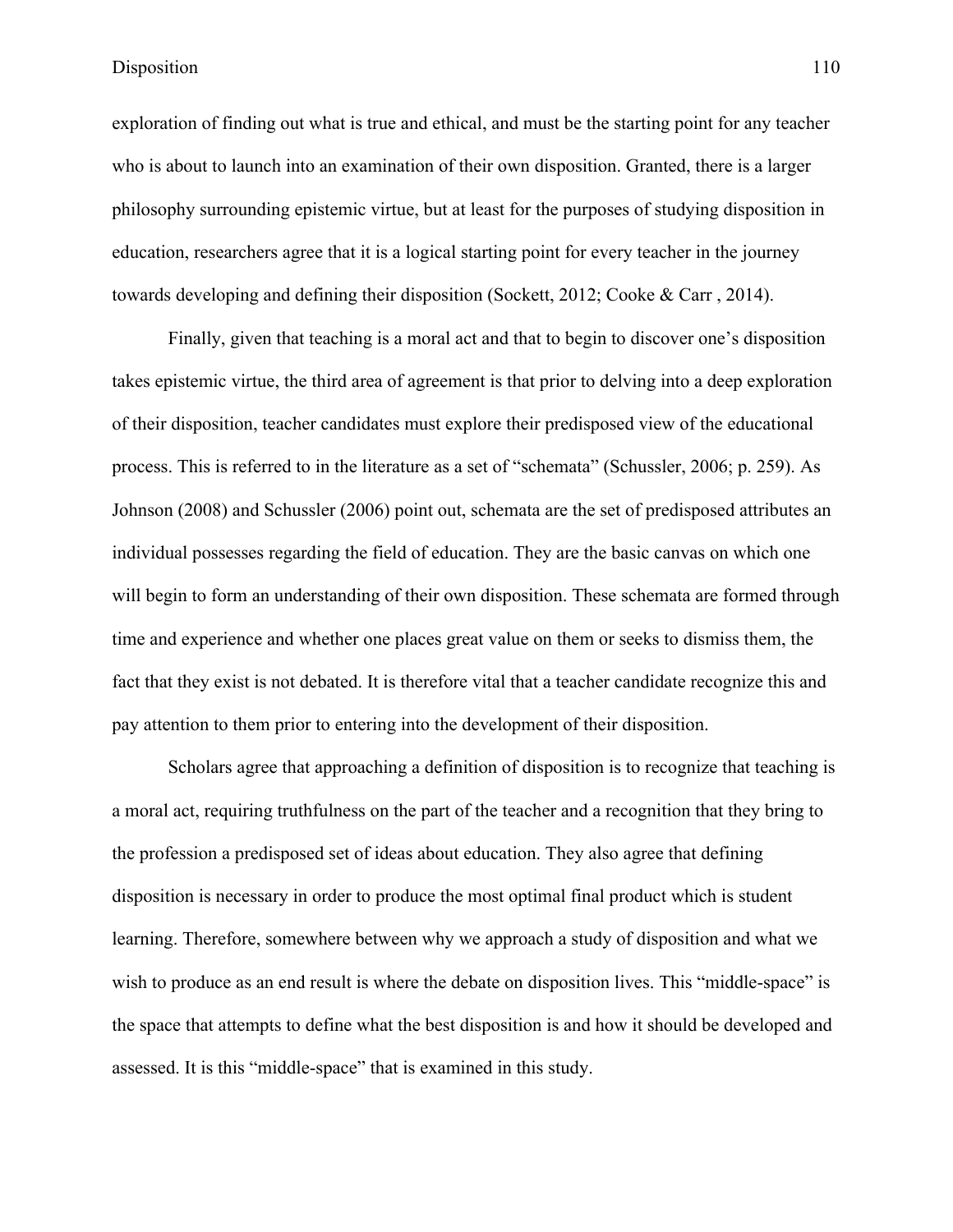exploration of finding out what is true and ethical, and must be the starting point for any teacher who is about to launch into an examination of their own disposition. Granted, there is a larger philosophy surrounding epistemic virtue, but at least for the purposes of studying disposition in education, researchers agree that it is a logical starting point for every teacher in the journey towards developing and defining their disposition (Sockett, 2012; Cooke & Carr , 2014).

Finally, given that teaching is a moral act and that to begin to discover one's disposition takes epistemic virtue, the third area of agreement is that prior to delving into a deep exploration of their disposition, teacher candidates must explore their predisposed view of the educational process. This is referred to in the literature as a set of "schemata" (Schussler, 2006; p. 259). As Johnson (2008) and Schussler (2006) point out, schemata are the set of predisposed attributes an individual possesses regarding the field of education. They are the basic canvas on which one will begin to form an understanding of their own disposition. These schemata are formed through time and experience and whether one places great value on them or seeks to dismiss them, the fact that they exist is not debated. It is therefore vital that a teacher candidate recognize this and pay attention to them prior to entering into the development of their disposition.

Scholars agree that approaching a definition of disposition is to recognize that teaching is a moral act, requiring truthfulness on the part of the teacher and a recognition that they bring to the profession a predisposed set of ideas about education. They also agree that defining disposition is necessary in order to produce the most optimal final product which is student learning. Therefore, somewhere between why we approach a study of disposition and what we wish to produce as an end result is where the debate on disposition lives. This "middle-space" is the space that attempts to define what the best disposition is and how it should be developed and assessed. It is this "middle-space" that is examined in this study.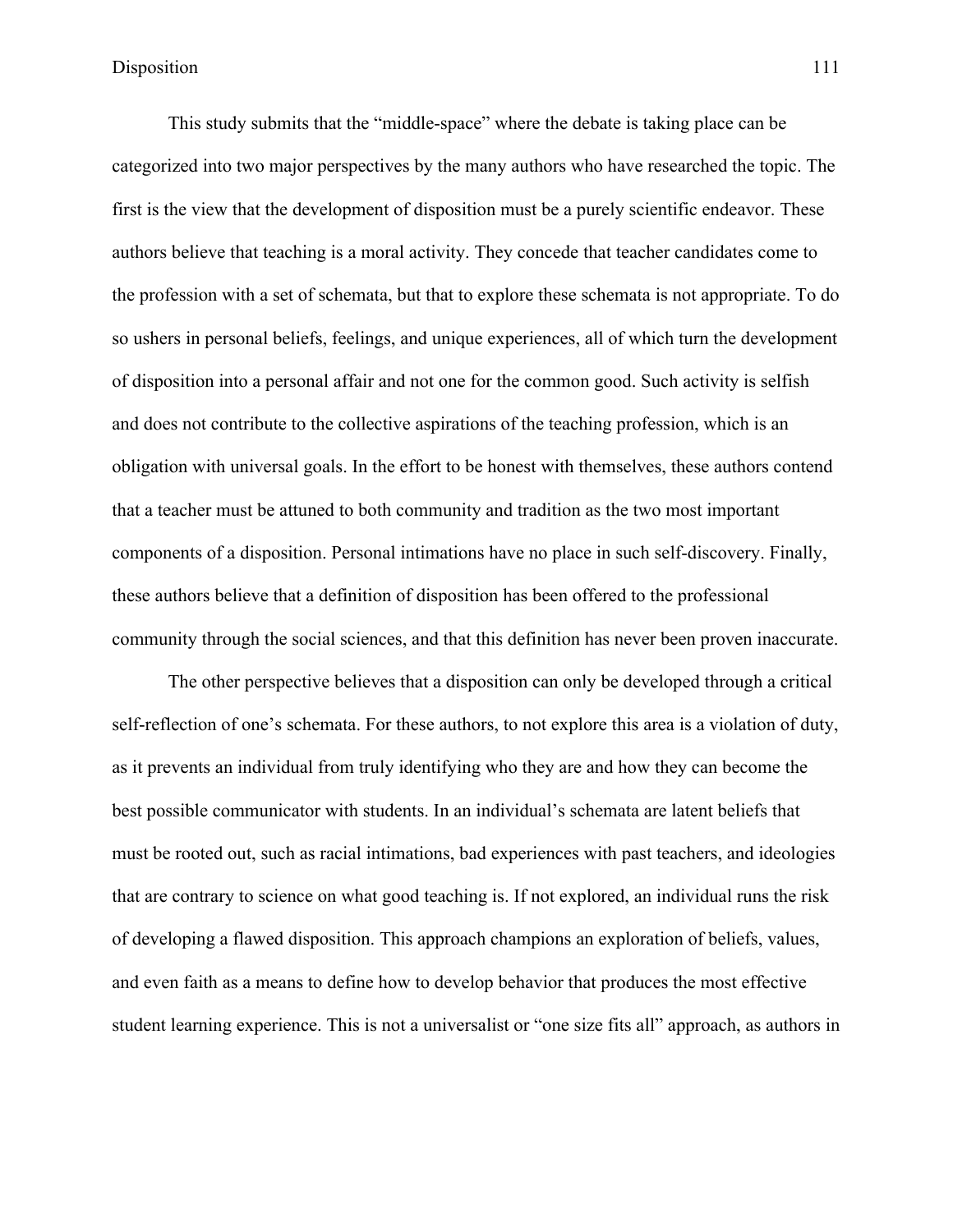This study submits that the "middle-space" where the debate is taking place can be categorized into two major perspectives by the many authors who have researched the topic. The first is the view that the development of disposition must be a purely scientific endeavor. These authors believe that teaching is a moral activity. They concede that teacher candidates come to the profession with a set of schemata, but that to explore these schemata is not appropriate. To do so ushers in personal beliefs, feelings, and unique experiences, all of which turn the development of disposition into a personal affair and not one for the common good. Such activity is selfish and does not contribute to the collective aspirations of the teaching profession, which is an obligation with universal goals. In the effort to be honest with themselves, these authors contend that a teacher must be attuned to both community and tradition as the two most important components of a disposition. Personal intimations have no place in such self-discovery. Finally, these authors believe that a definition of disposition has been offered to the professional community through the social sciences, and that this definition has never been proven inaccurate.

The other perspective believes that a disposition can only be developed through a critical self-reflection of one's schemata. For these authors, to not explore this area is a violation of duty, as it prevents an individual from truly identifying who they are and how they can become the best possible communicator with students. In an individual's schemata are latent beliefs that must be rooted out, such as racial intimations, bad experiences with past teachers, and ideologies that are contrary to science on what good teaching is. If not explored, an individual runs the risk of developing a flawed disposition. This approach champions an exploration of beliefs, values, and even faith as a means to define how to develop behavior that produces the most effective student learning experience. This is not a universalist or "one size fits all" approach, as authors in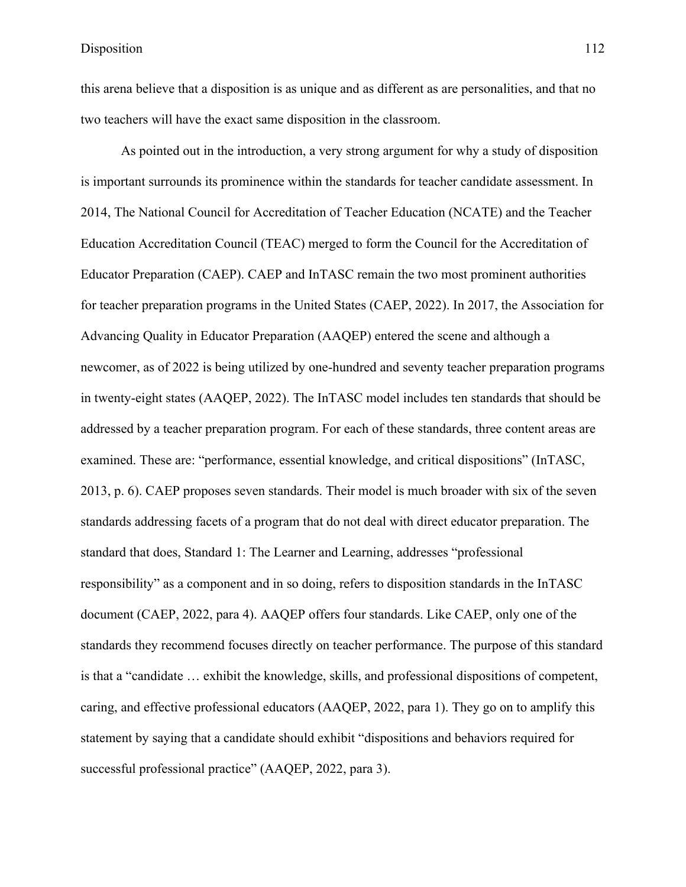this arena believe that a disposition is as unique and as different as are personalities, and that no two teachers will have the exact same disposition in the classroom.

As pointed out in the introduction, a very strong argument for why a study of disposition is important surrounds its prominence within the standards for teacher candidate assessment. In 2014, The National Council for Accreditation of Teacher Education (NCATE) and the Teacher Education Accreditation Council (TEAC) merged to form the Council for the Accreditation of Educator Preparation (CAEP). CAEP and InTASC remain the two most prominent authorities for teacher preparation programs in the United States (CAEP, 2022). In 2017, the Association for Advancing Quality in Educator Preparation (AAQEP) entered the scene and although a newcomer, as of 2022 is being utilized by one-hundred and seventy teacher preparation programs in twenty-eight states (AAQEP, 2022). The InTASC model includes ten standards that should be addressed by a teacher preparation program. For each of these standards, three content areas are examined. These are: "performance, essential knowledge, and critical dispositions" (InTASC, 2013, p. 6). CAEP proposes seven standards. Their model is much broader with six of the seven standards addressing facets of a program that do not deal with direct educator preparation. The standard that does, Standard 1: The Learner and Learning, addresses "professional responsibility" as a component and in so doing, refers to disposition standards in the InTASC document (CAEP, 2022, para 4). AAQEP offers four standards. Like CAEP, only one of the standards they recommend focuses directly on teacher performance. The purpose of this standard is that a "candidate … exhibit the knowledge, skills, and professional dispositions of competent, caring, and effective professional educators (AAQEP, 2022, para 1). They go on to amplify this statement by saying that a candidate should exhibit "dispositions and behaviors required for successful professional practice" (AAQEP, 2022, para 3).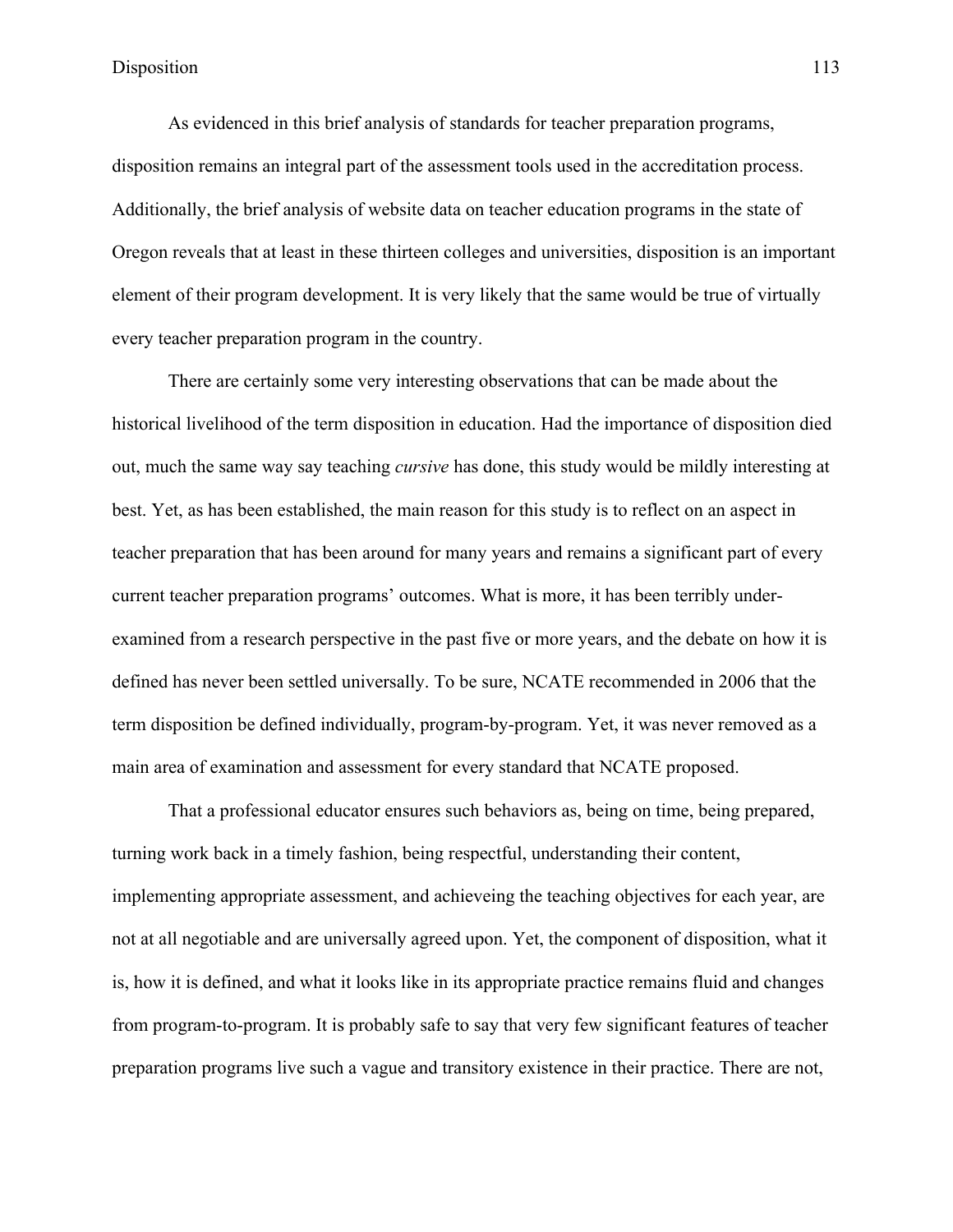As evidenced in this brief analysis of standards for teacher preparation programs, disposition remains an integral part of the assessment tools used in the accreditation process. Additionally, the brief analysis of website data on teacher education programs in the state of Oregon reveals that at least in these thirteen colleges and universities, disposition is an important element of their program development. It is very likely that the same would be true of virtually every teacher preparation program in the country.

There are certainly some very interesting observations that can be made about the historical livelihood of the term disposition in education. Had the importance of disposition died out, much the same way say teaching *cursive* has done, this study would be mildly interesting at best. Yet, as has been established, the main reason for this study is to reflect on an aspect in teacher preparation that has been around for many years and remains a significant part of every current teacher preparation programs' outcomes. What is more, it has been terribly under-examined from a research perspective in the past five or more years, and the debate on how it is defined has never been settled universally. To be sure, NCATE recommended in 2006 that the term disposition be defined individually, program-by-program. Yet, it was never removed as a main area of examination and assessment for every standard that NCATE proposed.

That a professional educator ensures such behaviors as, being on time, being prepared, turning work back in a timely fashion, being respectful, understanding their content, implementing appropriate assessment, and achieveing the teaching objectives for each year, are not at all negotiable and are universally agreed upon. Yet, the component of disposition, what it is, how it is defined, and what it looks like in its appropriate practice remains fluid and changes from program-to-program. It is probably safe to say that very few significant features of teacher preparation programs live such a vague and transitory existence in their practice. There are not,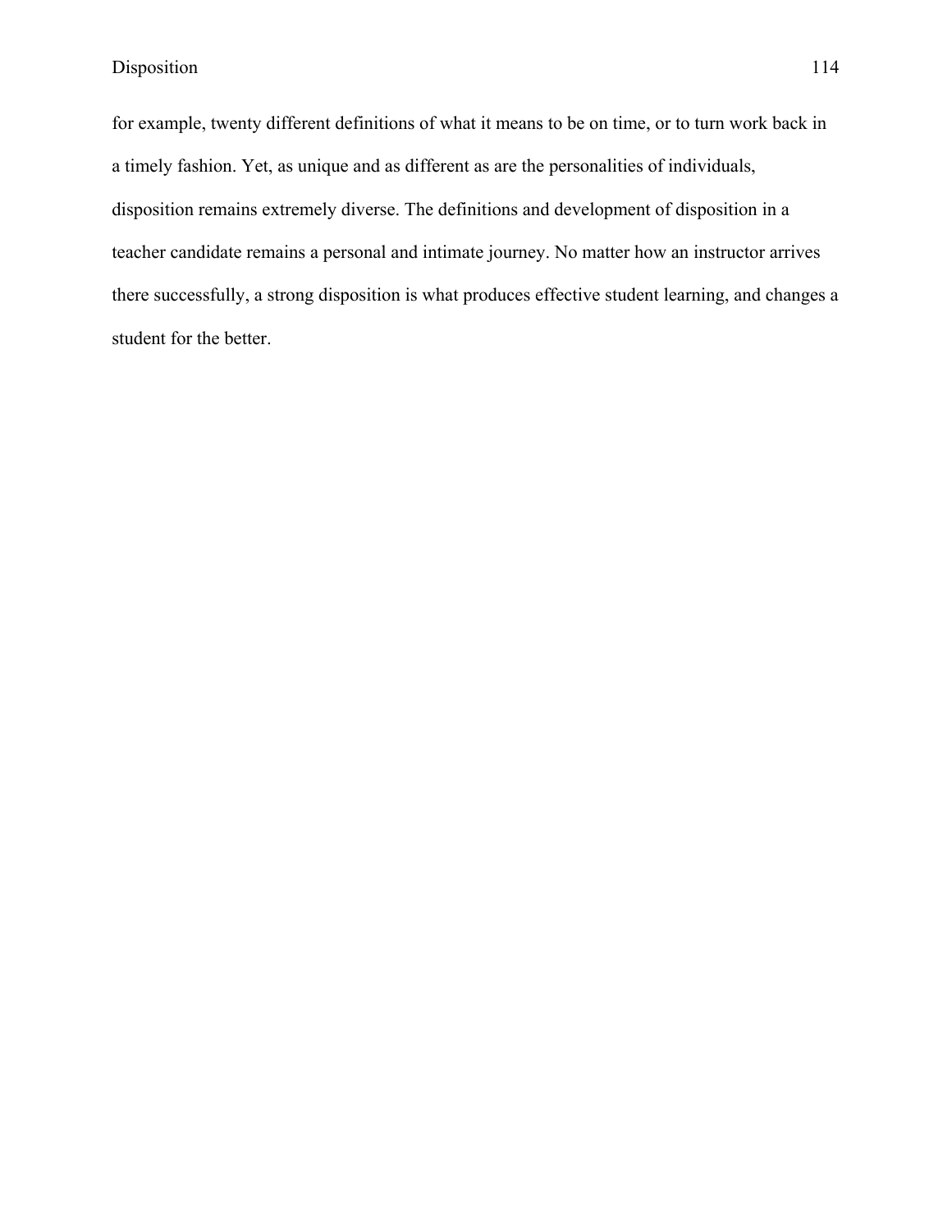for example, twenty different definitions of what it means to be on time, or to turn work back in a timely fashion. Yet, as unique and as different as are the personalities of individuals, disposition remains extremely diverse. The definitions and development of disposition in a teacher candidate remains a personal and intimate journey. No matter how an instructor arrives there successfully, a strong disposition is what produces effective student learning, and changes a student for the better.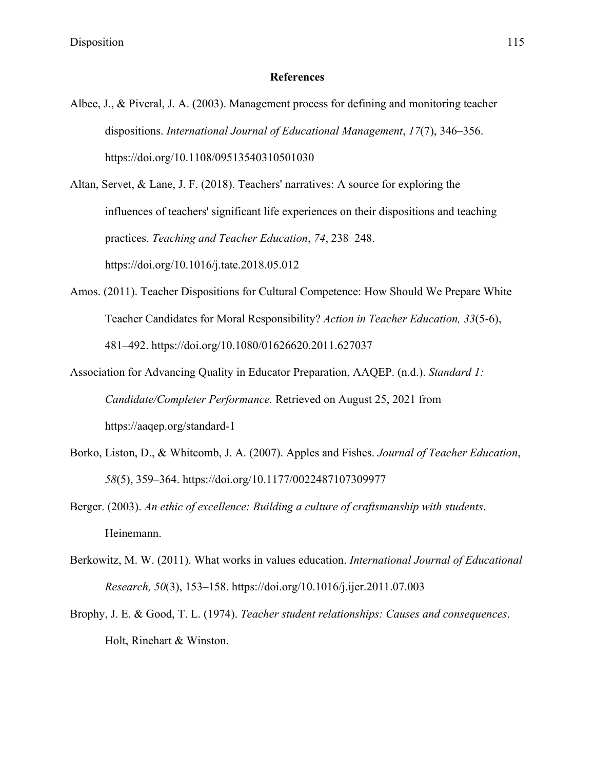## References

Albee, J., & Piveral, J. A. (2003). Management process for defining and monitoring teacher dispositions. *International Journal of Educational Management*, *17*(7), 346–356. https://doi.org/10.1108/09513540310501030

Altan, Servet, & Lane, J. F. (2018). Teachers' narratives: A source for exploring the influences of teachers' significant life experiences on their dispositions and teaching practices. *Teaching and Teacher Education*, *74*, 238–248. https://doi.org/10.1016/j.tate.2018.05.012

Amos. (2011). Teacher Dispositions for Cultural Competence: How Should We Prepare White Teacher Candidates for Moral Responsibility? *Action in Teacher Education, 33*(5-6), 481–492. https://doi.org/10.1080/01626620.2011.627037

Association for Advancing Quality in Educator Preparation, AAQEP. (n.d.). *Standard 1: Candidate/Completer Performance.* Retrieved on August 25, 2021 from https://aaqep.org/standard-1

Borko, Liston, D., & Whitcomb, J. A. (2007). Apples and Fishes. *Journal of Teacher Education*, *58*(5), 359–364. https://doi.org/10.1177/0022487107309977

Berger. (2003). *An ethic of excellence: Building a culture of craftsmanship with students*. Heinemann.

Berkowitz, M. W. (2011). What works in values education. *International Journal of Educational Research, 50*(3), 153–158. https://doi.org/10.1016/j.ijer.2011.07.003

Brophy, J. E. & Good, T. L. (1974). *Teacher student relationships: Causes and consequences*. Holt, Rinehart & Winston.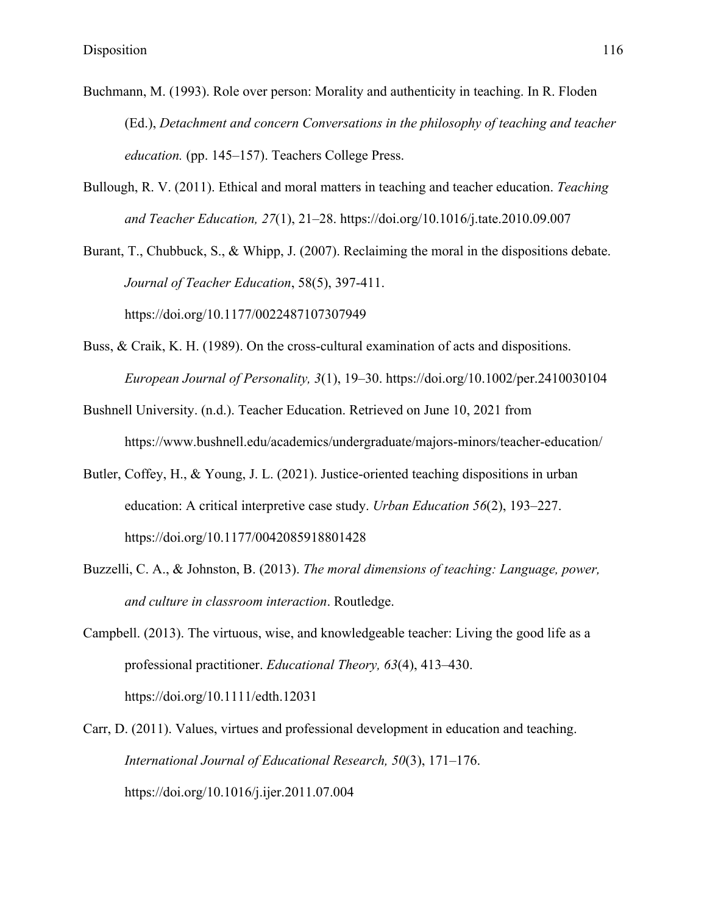Buchmann, M. (1993). Role over person: Morality and authenticity in teaching. In R. Floden (Ed.), *Detachment and concern Conversations in the philosophy of teaching and teacher education.* (pp. 145–157). Teachers College Press.

Bullough, R. V. (2011). Ethical and moral matters in teaching and teacher education. *Teaching and Teacher Education, 27*(1), 21–28. https://doi.org/10.1016/j.tate.2010.09.007

Burant, T., Chubbuck, S., & Whipp, J. (2007). Reclaiming the moral in the dispositions debate. *Journal of Teacher Education*, 58(5), 397-411. https://doi.org/10.1177/0022487107307949

Buss, & Craik, K. H. (1989). On the cross-cultural examination of acts and dispositions. *European Journal of Personality, 3*(1), 19–30. https://doi.org/10.1002/per.2410030104

Bushnell University. (n.d.). Teacher Education. Retrieved on June 10, 2021 from https://www.bushnell.edu/academics/undergraduate/majors-minors/teacher-education/

Butler, Coffey, H., & Young, J. L. (2021). Justice-oriented teaching dispositions in urban education: A critical interpretive case study. *Urban Education 56*(2), 193–227. https://doi.org/10.1177/0042085918801428

Buzzelli, C. A., & Johnston, B. (2013). *The moral dimensions of teaching: Language, power, and culture in classroom interaction*. Routledge.

Campbell. (2013). The virtuous, wise, and knowledgeable teacher: Living the good life as a professional practitioner. *Educational Theory, 63*(4), 413–430. https://doi.org/10.1111/edth.12031

Carr, D. (2011). Values, virtues and professional development in education and teaching. *International Journal of Educational Research, 50*(3), 171–176. https://doi.org/10.1016/j.ijer.2011.07.004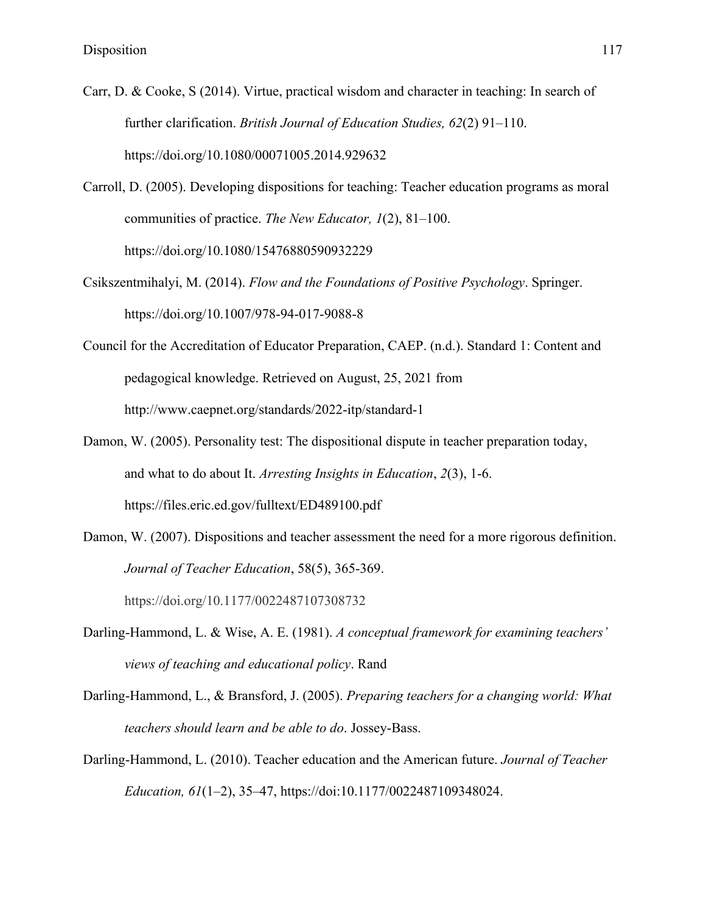Carr, D. & Cooke, S (2014). Virtue, practical wisdom and character in teaching: In search of further clarification. *British Journal of Education Studies, 62*(2) 91–110. https://doi.org/10.1080/00071005.2014.929632

Carroll, D. (2005). Developing dispositions for teaching: Teacher education programs as moral communities of practice. *The New Educator, 1*(2), 81–100. https://doi.org/10.1080/15476880590932229

Csikszentmihalyi, M. (2014). *Flow and the Foundations of Positive Psychology*. Springer. https://doi.org/10.1007/978-94-017-9088-8

Council for the Accreditation of Educator Preparation, CAEP. (n.d.). Standard 1: Content and pedagogical knowledge. Retrieved on August, 25, 2021 from http://www.caepnet.org/standards/2022-itp/standard-1

Damon, W. (2005). Personality test: The dispositional dispute in teacher preparation today, and what to do about It. *Arresting Insights in Education*, *2*(3), 1-6. https://files.eric.ed.gov/fulltext/ED489100.pdf

Damon, W. (2007). Dispositions and teacher assessment the need for a more rigorous definition. *Journal of Teacher Education*, 58(5), 365-369. https://doi.org/10.1177/0022487107308732

Darling-Hammond, L. & Wise, A. E. (1981). *A conceptual framework for examining teachers' views of teaching and educational policy*. Rand

Darling-Hammond, L., & Bransford, J. (2005). *Preparing teachers for a changing world: What teachers should learn and be able to do*. Jossey-Bass.

Darling-Hammond, L. (2010). Teacher education and the American future. *Journal of Teacher Education, 61*(1–2), 35–47, https://doi:10.1177/0022487109348024.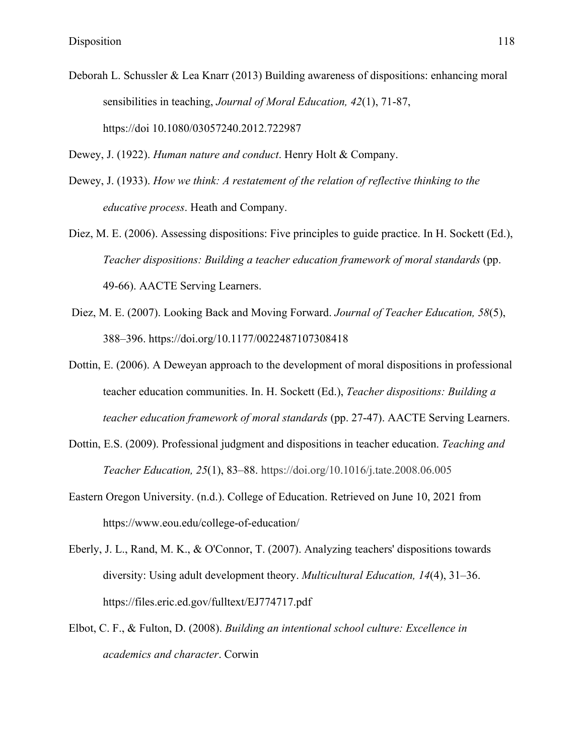Deborah L. Schussler & Lea Knarr (2013) Building awareness of dispositions: enhancing moral sensibilities in teaching, *Journal of Moral Education, 42*(1), 71-87, https://doi 10.1080/03057240.2012.722987

Dewey, J. (1922). *Human nature and conduct*. Henry Holt & Company.

Dewey, J. (1933). *How we think: A restatement of the relation of reflective thinking to the educative process*. Heath and Company.

Diez, M. E. (2006). Assessing dispositions: Five principles to guide practice. In H. Sockett (Ed.), *Teacher dispositions: Building a teacher education framework of moral standards* (pp. 49-66). AACTE Serving Learners.

Diez, M. E. (2007). Looking Back and Moving Forward. *Journal of Teacher Education, 58*(5), 388–396. https://doi.org/10.1177/0022487107308418

Dottin, E. (2006). A Deweyan approach to the development of moral dispositions in professional teacher education communities. In. H. Sockett (Ed.), *Teacher dispositions: Building a teacher education framework of moral standards* (pp. 27-47). AACTE Serving Learners.

Dottin, E.S. (2009). Professional judgment and dispositions in teacher education. *Teaching and Teacher Education, 25*(1), 83–88. https://doi.org/10.1016/j.tate.2008.06.005

Eastern Oregon University. (n.d.). College of Education. Retrieved on June 10, 2021 from https://www.eou.edu/college-of-education/

Eberly, J. L., Rand, M. K., & O'Connor, T. (2007). Analyzing teachers' dispositions towards diversity: Using adult development theory. *Multicultural Education, 14*(4), 31–36. https://files.eric.ed.gov/fulltext/EJ774717.pdf

Elbot, C. F., & Fulton, D. (2008). *Building an intentional school culture: Excellence in academics and character*. Corwin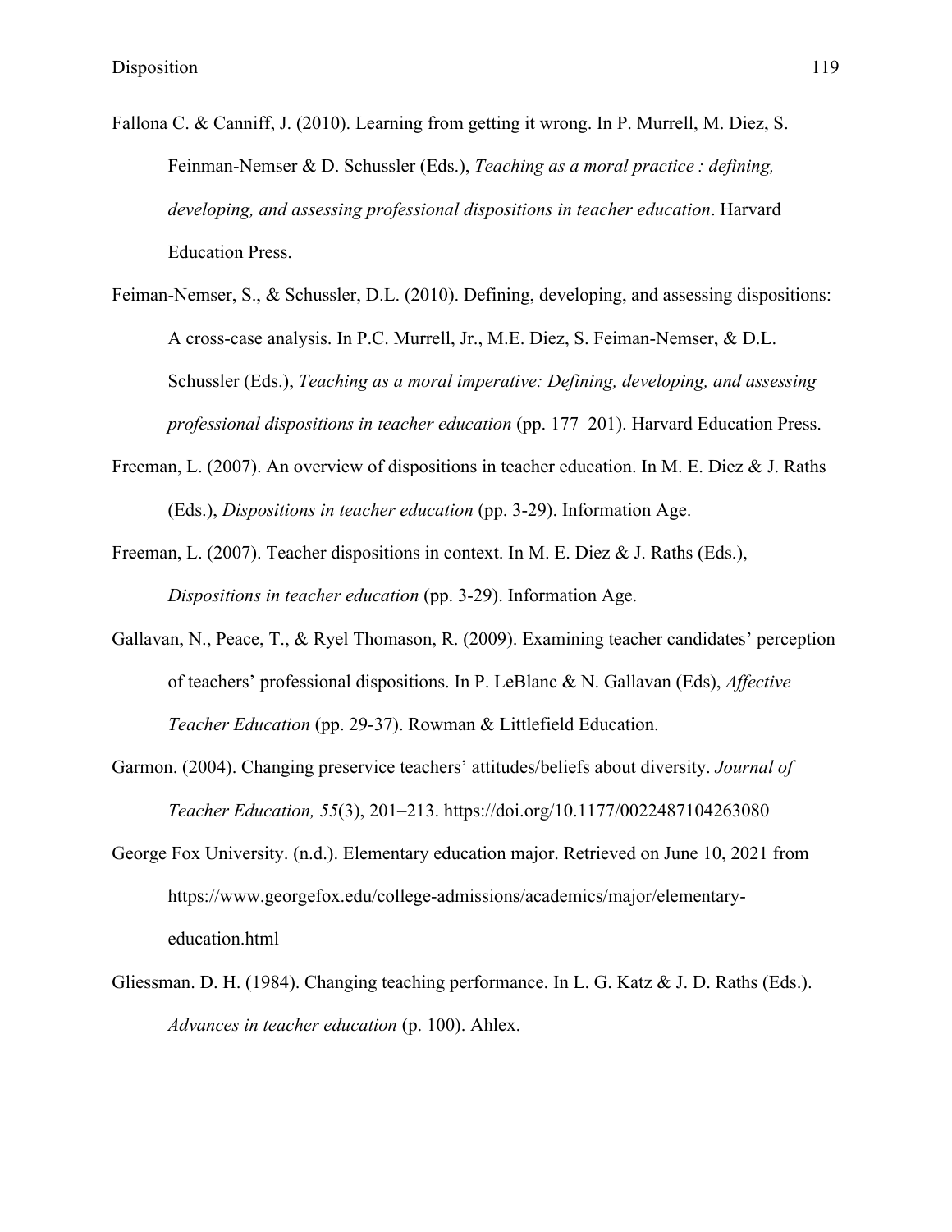Fallona C. & Canniff, J. (2010). Learning from getting it wrong. In P. Murrell, M. Diez, S. Feinman-Nemser & D. Schussler (Eds.), *Teaching as a moral practice : defining, developing, and assessing professional dispositions in teacher education*. Harvard Education Press.

Feiman-Nemser, S., & Schussler, D.L. (2010). Defining, developing, and assessing dispositions: A cross-case analysis. In P.C. Murrell, Jr., M.E. Diez, S. Feiman-Nemser, & D.L. Schussler (Eds.), *Teaching as a moral imperative: Defining, developing, and assessing professional dispositions in teacher education* (pp. 177–201). Harvard Education Press.

Freeman, L. (2007). An overview of dispositions in teacher education. In M. E. Diez & J. Raths (Eds.), *Dispositions in teacher education* (pp. 3-29). Information Age.

Freeman, L. (2007). Teacher dispositions in context. In M. E. Diez & J. Raths (Eds.), *Dispositions in teacher education* (pp. 3-29). Information Age.

Gallavan, N., Peace, T., & Ryel Thomason, R. (2009). Examining teacher candidates' perception of teachers' professional dispositions. In P. LeBlanc & N. Gallavan (Eds), *Affective Teacher Education* (pp. 29-37). Rowman & Littlefield Education.

Garmon. (2004). Changing preservice teachers' attitudes/beliefs about diversity. *Journal of Teacher Education, 55*(3), 201–213. https://doi.org/10.1177/0022487104263080

George Fox University. (n.d.). Elementary education major. Retrieved on June 10, 2021 from https://www.georgefox.edu/college-admissions/academics/major/elementary-education.html

Gliessman. D. H. (1984). Changing teaching performance. In L. G. Katz & J. D. Raths (Eds.). *Advances in teacher education* (p. 100). Ahlex.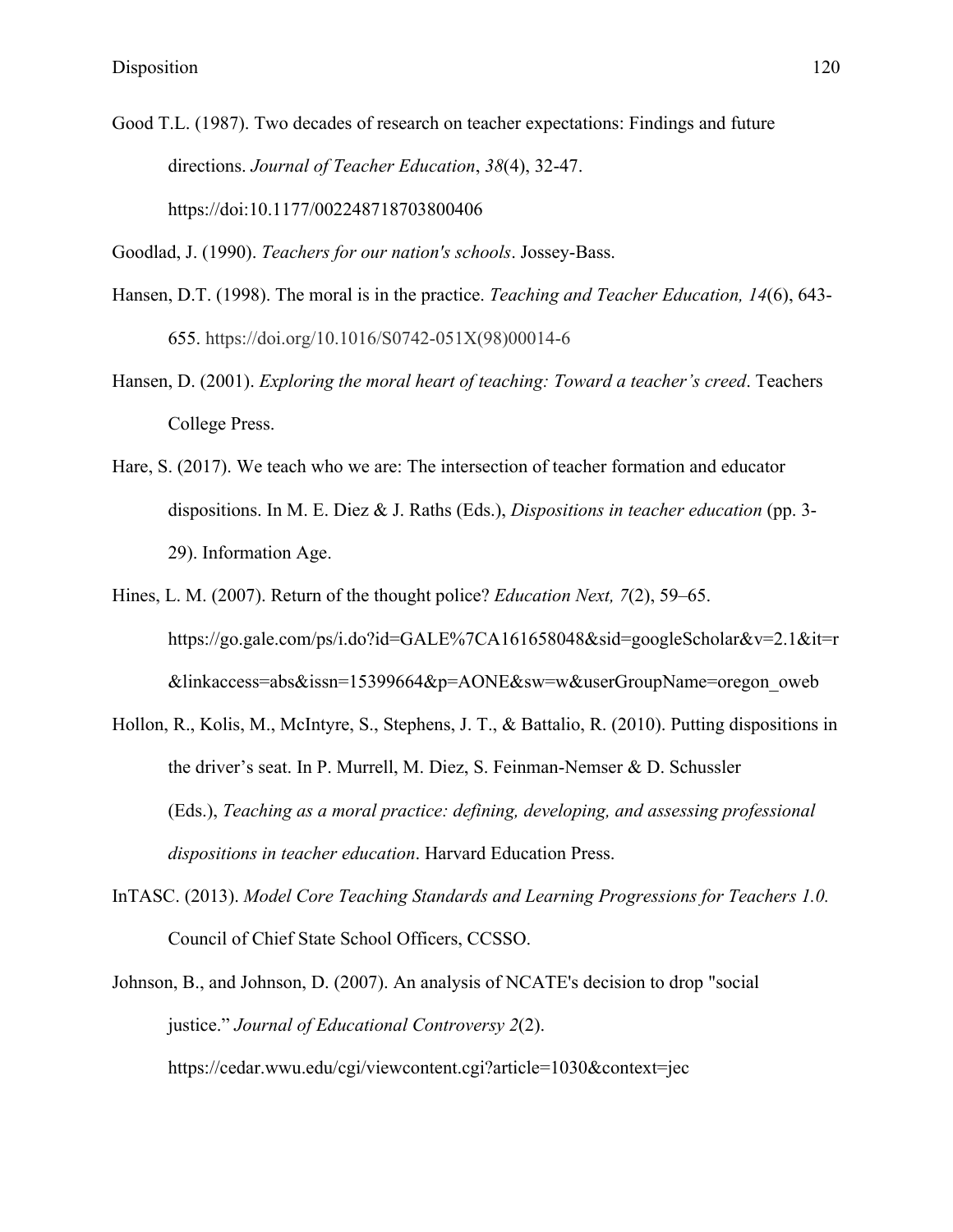Good T.L. (1987). Two decades of research on teacher expectations: Findings and future directions. *Journal of Teacher Education*, *38*(4), 32-47. https://doi:10.1177/002248718703800406

Goodlad, J. (1990). *Teachers for our nation's schools*. Jossey-Bass.

Hansen, D.T. (1998). The moral is in the practice. *Teaching and Teacher Education, 14*(6), 643-655. https://doi.org/10.1016/S0742-051X(98)00014-6

Hansen, D. (2001). *Exploring the moral heart of teaching: Toward a teacher's creed*. Teachers College Press.

Hare, S. (2017). We teach who we are: The intersection of teacher formation and educator dispositions. In M. E. Diez & J. Raths (Eds.), *Dispositions in teacher education* (pp. 3-29). Information Age.

Hines, L. M. (2007). Return of the thought police? *Education Next, 7*(2), 59–65. https://go.gale.com/ps/i.do?id=GALE%7CA161658048&sid=googleScholar&v=2.1&it=r&linkaccess=abs&issn=15399664&p=AONE&sw=w&userGroupName=oregon_oweb

Hollon, R., Kolis, M., McIntyre, S., Stephens, J. T., & Battalio, R. (2010). Putting dispositions in the driver's seat. In P. Murrell, M. Diez, S. Feinman-Nemser & D. Schussler (Eds.), *Teaching as a moral practice: defining, developing, and assessing professional dispositions in teacher education*. Harvard Education Press.

InTASC. (2013). *Model Core Teaching Standards and Learning Progressions for Teachers 1.0.* Council of Chief State School Officers, CCSSO.

Johnson, B., and Johnson, D. (2007). An analysis of NCATE's decision to drop "social justice." *Journal of Educational Controversy 2*(2). https://cedar.wwu.edu/cgi/viewcontent.cgi?article=1030&context=jec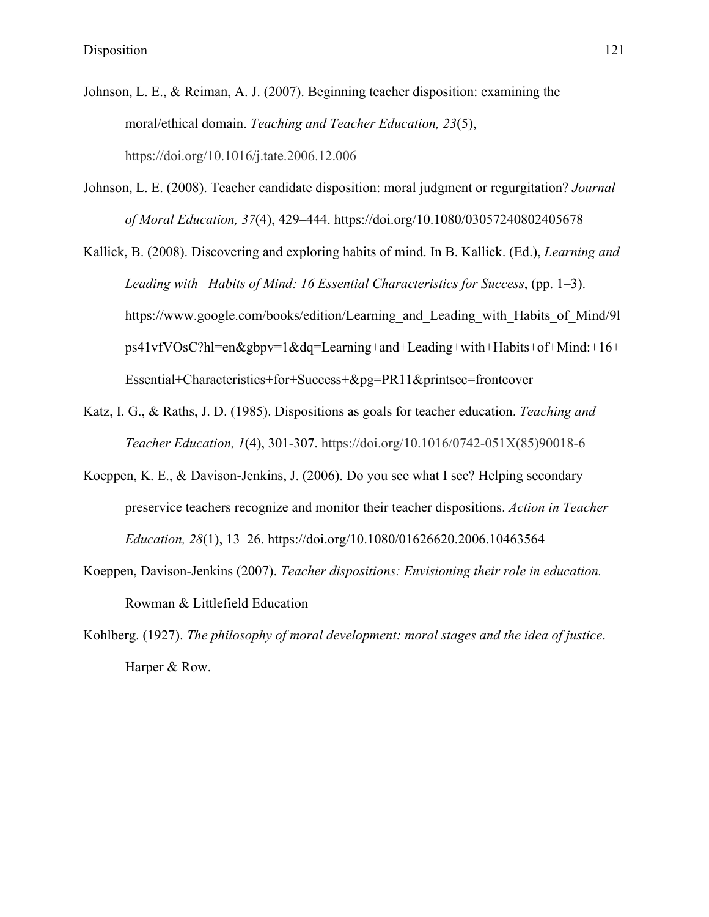Johnson, L. E., & Reiman, A. J. (2007). Beginning teacher disposition: examining the moral/ethical domain. *Teaching and Teacher Education, 23*(5), https://doi.org/10.1016/j.tate.2006.12.006

Johnson, L. E. (2008). Teacher candidate disposition: moral judgment or regurgitation? *Journal of Moral Education, 37*(4), 429–444. https://doi.org/10.1080/03057240802405678

Kallick, B. (2008). Discovering and exploring habits of mind. In B. Kallick. (Ed.), *Learning and Leading with  Habits of Mind: 16 Essential Characteristics for Success*, (pp. 1–3). https://www.google.com/books/edition/Learning_and_Leading_with_Habits_of_Mind/9lps41vfVOsC?hl=en&gbpv=1&dq=Learning+and+Leading+with+Habits+of+Mind:+16+Essential+Characteristics+for+Success+&pg=PR11&printsec=frontcover

Katz, I. G., & Raths, J. D. (1985). Dispositions as goals for teacher education. *Teaching and Teacher Education, 1*(4), 301-307. https://doi.org/10.1016/0742-051X(85)90018-6

Koeppen, K. E., & Davison-Jenkins, J. (2006). Do you see what I see? Helping secondary preservice teachers recognize and monitor their teacher dispositions. *Action in Teacher Education, 28*(1), 13–26. https://doi.org/10.1080/01626620.2006.10463564

Koeppen, Davison-Jenkins (2007). *Teacher dispositions: Envisioning their role in education.* Rowman & Littlefield Education

Kohlberg. (1927). *The philosophy of moral development: moral stages and the idea of justice*. Harper & Row.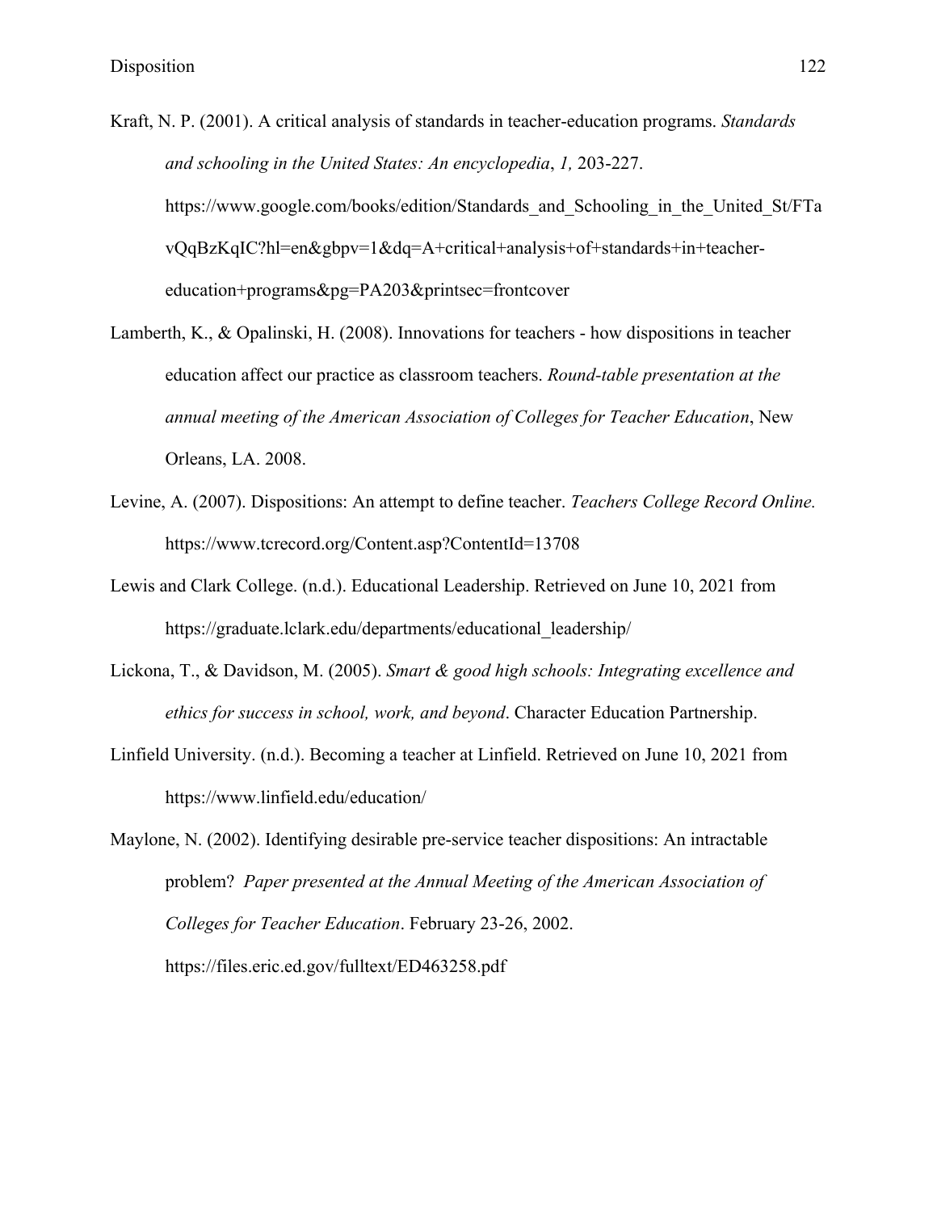Kraft, N. P. (2001). A critical analysis of standards in teacher-education programs. *Standards and schooling in the United States: An encyclopedia*, *1,* 203-227. https://www.google.com/books/edition/Standards_and_Schooling_in_the_United_St/FTavQqBzKqIC?hl=en&gbpv=1&dq=A+critical+analysis+of+standards+in+teacher-education+programs&pg=PA203&printsec=frontcover

Lamberth, K., & Opalinski, H. (2008). Innovations for teachers - how dispositions in teacher education affect our practice as classroom teachers. *Round-table presentation at the annual meeting of the American Association of Colleges for Teacher Education*, New Orleans, LA. 2008.

Levine, A. (2007). Dispositions: An attempt to define teacher. *Teachers College Record Online.* https://www.tcrecord.org/Content.asp?ContentId=13708

Lewis and Clark College. (n.d.). Educational Leadership. Retrieved on June 10, 2021 from https://graduate.lclark.edu/departments/educational_leadership/

Lickona, T., & Davidson, M. (2005). *Smart & good high schools: Integrating excellence and ethics for success in school, work, and beyond*. Character Education Partnership.

Linfield University. (n.d.). Becoming a teacher at Linfield. Retrieved on June 10, 2021 from https://www.linfield.edu/education/

Maylone, N. (2002). Identifying desirable pre-service teacher dispositions: An intractable problem? *Paper presented at the Annual Meeting of the American Association of Colleges for Teacher Education*. February 23-26, 2002. https://files.eric.ed.gov/fulltext/ED463258.pdf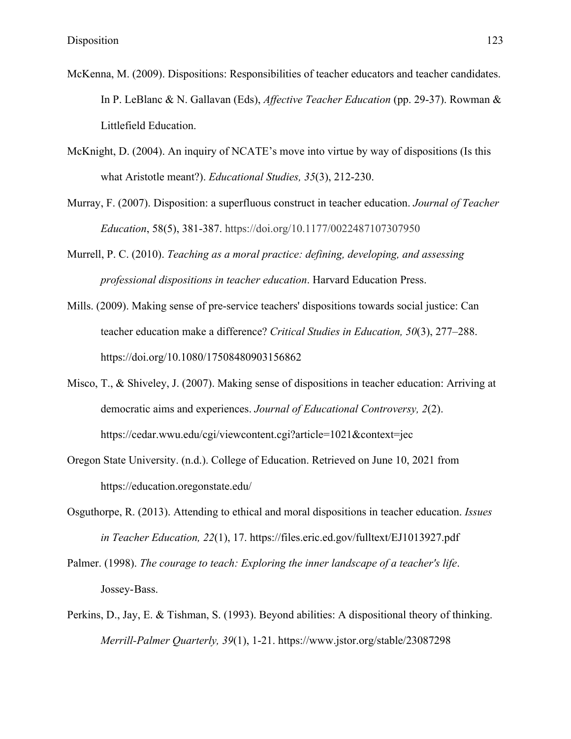McKenna, M. (2009). Dispositions: Responsibilities of teacher educators and teacher candidates. In P. LeBlanc & N. Gallavan (Eds), *Affective Teacher Education* (pp. 29-37). Rowman & Littlefield Education.

McKnight, D. (2004). An inquiry of NCATE's move into virtue by way of dispositions (Is this what Aristotle meant?). *Educational Studies, 35*(3), 212-230.

Murray, F. (2007). Disposition: a superfluous construct in teacher education. *Journal of Teacher Education*, 58(5), 381-387. https://doi.org/10.1177/0022487107307950

Murrell, P. C. (2010). *Teaching as a moral practice: defining, developing, and assessing professional dispositions in teacher education*. Harvard Education Press.

Mills. (2009). Making sense of pre-service teachers' dispositions towards social justice: Can teacher education make a difference? *Critical Studies in Education, 50*(3), 277–288. https://doi.org/10.1080/17508480903156862

Misco, T., & Shiveley, J. (2007). Making sense of dispositions in teacher education: Arriving at democratic aims and experiences. *Journal of Educational Controversy, 2*(2). https://cedar.wwu.edu/cgi/viewcontent.cgi?article=1021&context=jec

Oregon State University. (n.d.). College of Education. Retrieved on June 10, 2021 from https://education.oregonstate.edu/

Osguthorpe, R. (2013). Attending to ethical and moral dispositions in teacher education. *Issues in Teacher Education, 22*(1), 17. https://files.eric.ed.gov/fulltext/EJ1013927.pdf

Palmer. (1998). *The courage to teach: Exploring the inner landscape of a teacher's life*. Jossey-Bass.

Perkins, D., Jay, E. & Tishman, S. (1993). Beyond abilities: A dispositional theory of thinking. *Merrill-Palmer Quarterly, 39*(1), 1-21. https://www.jstor.org/stable/23087298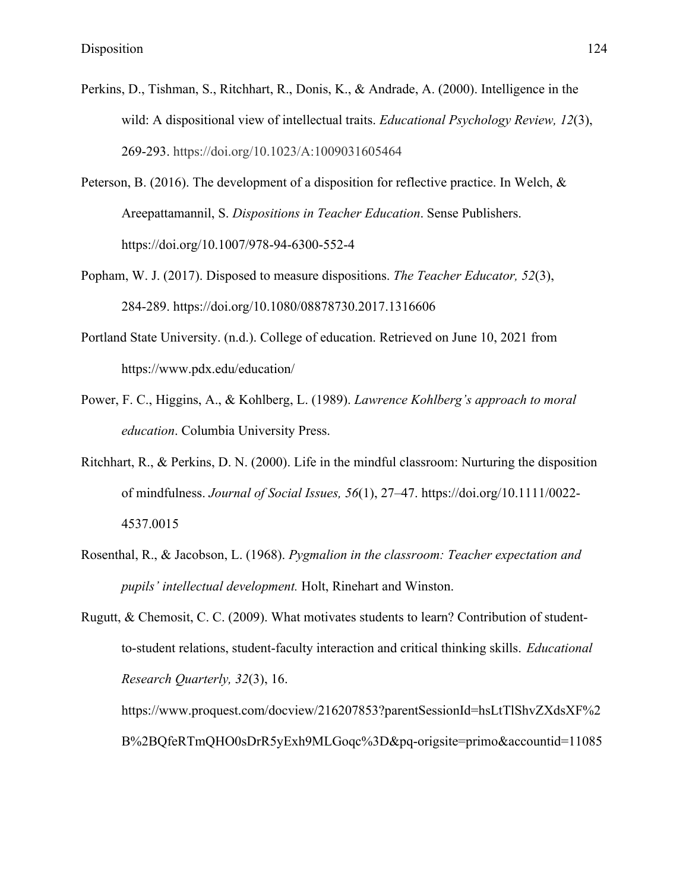Perkins, D., Tishman, S., Ritchhart, R., Donis, K., & Andrade, A. (2000). Intelligence in the wild: A dispositional view of intellectual traits. *Educational Psychology Review, 12*(3), 269-293. https://doi.org/10.1023/A:1009031605464

Peterson, B. (2016). The development of a disposition for reflective practice. In Welch, & Areepattamannil, S. *Dispositions in Teacher Education*. Sense Publishers. https://doi.org/10.1007/978-94-6300-552-4

Popham, W. J. (2017). Disposed to measure dispositions. *The Teacher Educator, 52*(3), 284-289. https://doi.org/10.1080/08878730.2017.1316606

Portland State University. (n.d.). College of education. Retrieved on June 10, 2021 from https://www.pdx.edu/education/

Power, F. C., Higgins, A., & Kohlberg, L. (1989). *Lawrence Kohlberg's approach to moral education*. Columbia University Press.

Ritchhart, R., & Perkins, D. N. (2000). Life in the mindful classroom: Nurturing the disposition of mindfulness. *Journal of Social Issues, 56*(1), 27–47. https://doi.org/10.1111/0022-4537.0015

Rosenthal, R., & Jacobson, L. (1968). *Pygmalion in the classroom: Teacher expectation and pupils' intellectual development.* Holt, Rinehart and Winston.

Rugutt, & Chemosit, C. C. (2009). What motivates students to learn? Contribution of student-to-student relations, student-faculty interaction and critical thinking skills. *Educational Research Quarterly, 32*(3), 16. https://www.proquest.com/docview/216207853?parentSessionId=hsLtTlShvZXdsXF%2B%2BQfeRTmQHO0sDrR5yExh9MLGoqc%3D&pq-origsite=primo&accountid=11085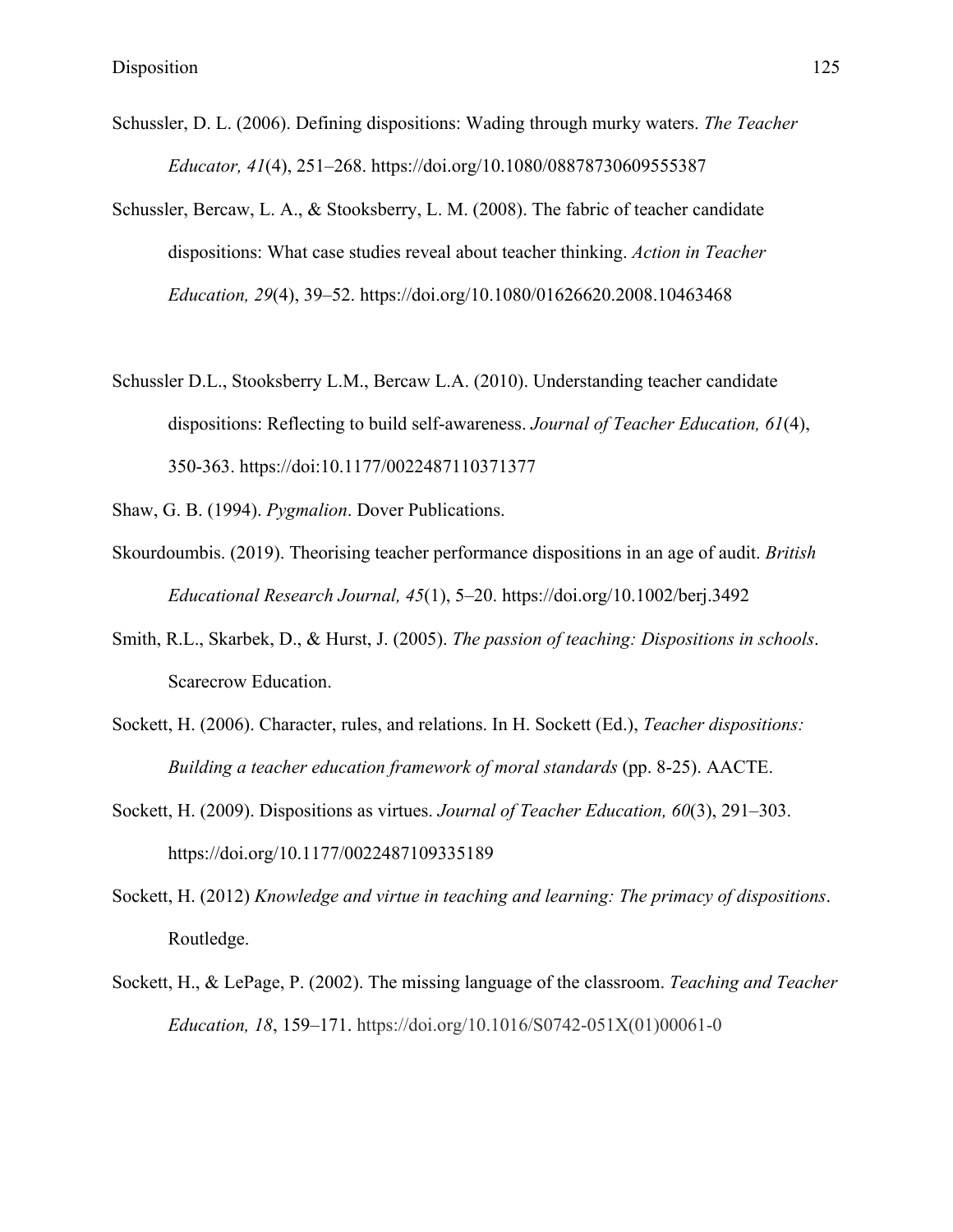Schussler, D. L. (2006). Defining dispositions: Wading through murky waters. *The Teacher Educator, 41*(4), 251–268. https://doi.org/10.1080/08878730609555387

Schussler, Bercaw, L. A., & Stooksberry, L. M. (2008). The fabric of teacher candidate dispositions: What case studies reveal about teacher thinking. *Action in Teacher Education, 29*(4), 39–52. https://doi.org/10.1080/01626620.2008.10463468

Schussler D.L., Stooksberry L.M., Bercaw L.A. (2010). Understanding teacher candidate dispositions: Reflecting to build self-awareness. *Journal of Teacher Education, 61*(4), 350-363. https://doi:10.1177/0022487110371377

Shaw, G. B. (1994). *Pygmalion*. Dover Publications.

Skourdoumbis. (2019). Theorising teacher performance dispositions in an age of audit. *British Educational Research Journal, 45*(1), 5–20. https://doi.org/10.1002/berj.3492

Smith, R.L., Skarbek, D., & Hurst, J. (2005). *The passion of teaching: Dispositions in schools*. Scarecrow Education.

Sockett, H. (2006). Character, rules, and relations. In H. Sockett (Ed.), *Teacher dispositions: Building a teacher education framework of moral standards* (pp. 8-25). AACTE.

Sockett, H. (2009). Dispositions as virtues. *Journal of Teacher Education, 60*(3), 291–303. https://doi.org/10.1177/0022487109335189

Sockett, H. (2012) *Knowledge and virtue in teaching and learning: The primacy of dispositions*. Routledge.

Sockett, H., & LePage, P. (2002). The missing language of the classroom. *Teaching and Teacher Education, 18*, 159–171. https://doi.org/10.1016/S0742-051X(01)00061-0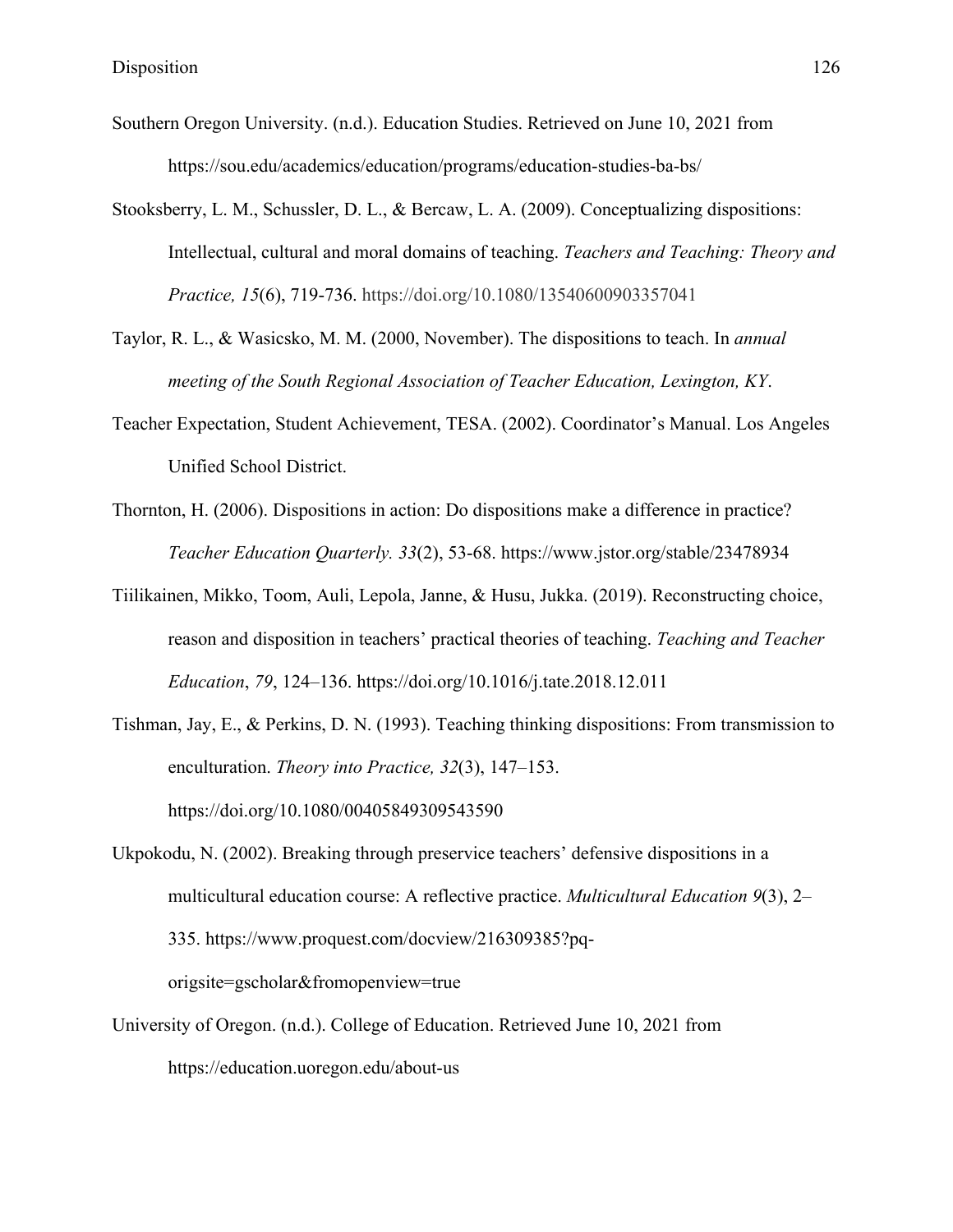Southern Oregon University. (n.d.). Education Studies. Retrieved on June 10, 2021 from https://sou.edu/academics/education/programs/education-studies-ba-bs/

Stooksberry, L. M., Schussler, D. L., & Bercaw, L. A. (2009). Conceptualizing dispositions: Intellectual, cultural and moral domains of teaching. *Teachers and Teaching: Theory and Practice, 15*(6), 719-736. https://doi.org/10.1080/13540600903357041

Taylor, R. L., & Wasicsko, M. M. (2000, November). The dispositions to teach. In *annual meeting of the South Regional Association of Teacher Education, Lexington, KY*.

Teacher Expectation, Student Achievement, TESA. (2002). Coordinator's Manual. Los Angeles Unified School District.

Thornton, H. (2006). Dispositions in action: Do dispositions make a difference in practice? *Teacher Education Quarterly. 33*(2), 53-68. https://www.jstor.org/stable/23478934

Tiilikainen, Mikko, Toom, Auli, Lepola, Janne, & Husu, Jukka. (2019). Reconstructing choice, reason and disposition in teachers' practical theories of teaching. *Teaching and Teacher Education*, *79*, 124–136. https://doi.org/10.1016/j.tate.2018.12.011

Tishman, Jay, E., & Perkins, D. N. (1993). Teaching thinking dispositions: From transmission to enculturation. *Theory into Practice, 32*(3), 147–153. https://doi.org/10.1080/00405849309543590

Ukpokodu, N. (2002). Breaking through preservice teachers' defensive dispositions in a multicultural education course: A reflective practice. *Multicultural Education 9*(3), 2–335. https://www.proquest.com/docview/216309385?pq-origsite=gscholar&fromopenview=true

University of Oregon. (n.d.). College of Education. Retrieved June 10, 2021 from https://education.uoregon.edu/about-us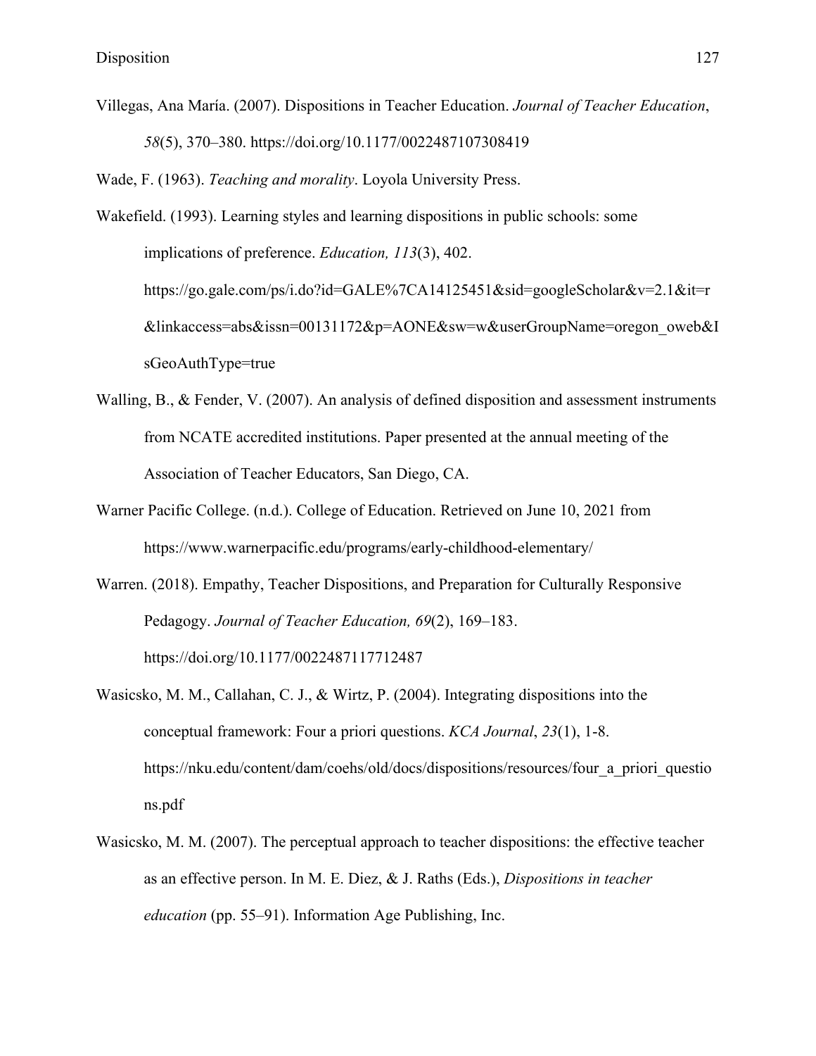Villegas, Ana María. (2007). Dispositions in Teacher Education. *Journal of Teacher Education*, *58*(5), 370–380. https://doi.org/10.1177/0022487107308419

Wade, F. (1963). *Teaching and morality*. Loyola University Press.

Wakefield. (1993). Learning styles and learning dispositions in public schools: some implications of preference. *Education, 113*(3), 402. https://go.gale.com/ps/i.do?id=GALE%7CA14125451&sid=googleScholar&v=2.1&it=r&linkaccess=abs&issn=00131172&p=AONE&sw=w&userGroupName=oregon_oweb&IsGeoAuthType=true

Walling, B., & Fender, V. (2007). An analysis of defined disposition and assessment instruments from NCATE accredited institutions. Paper presented at the annual meeting of the Association of Teacher Educators, San Diego, CA.

Warner Pacific College. (n.d.). College of Education. Retrieved on June 10, 2021 from https://www.warnerpacific.edu/programs/early-childhood-elementary/

Warren. (2018). Empathy, Teacher Dispositions, and Preparation for Culturally Responsive Pedagogy. *Journal of Teacher Education, 69*(2), 169–183. https://doi.org/10.1177/0022487117712487

Wasicsko, M. M., Callahan, C. J., & Wirtz, P. (2004). Integrating dispositions into the conceptual framework: Four a priori questions. *KCA Journal*, *23*(1), 1-8. https://nku.edu/content/dam/coehs/old/docs/dispositions/resources/four_a_priori_questions.pdf

Wasicsko, M. M. (2007). The perceptual approach to teacher dispositions: the effective teacher as an effective person. In M. E. Diez, & J. Raths (Eds.), *Dispositions in teacher education* (pp. 55–91). Information Age Publishing, Inc.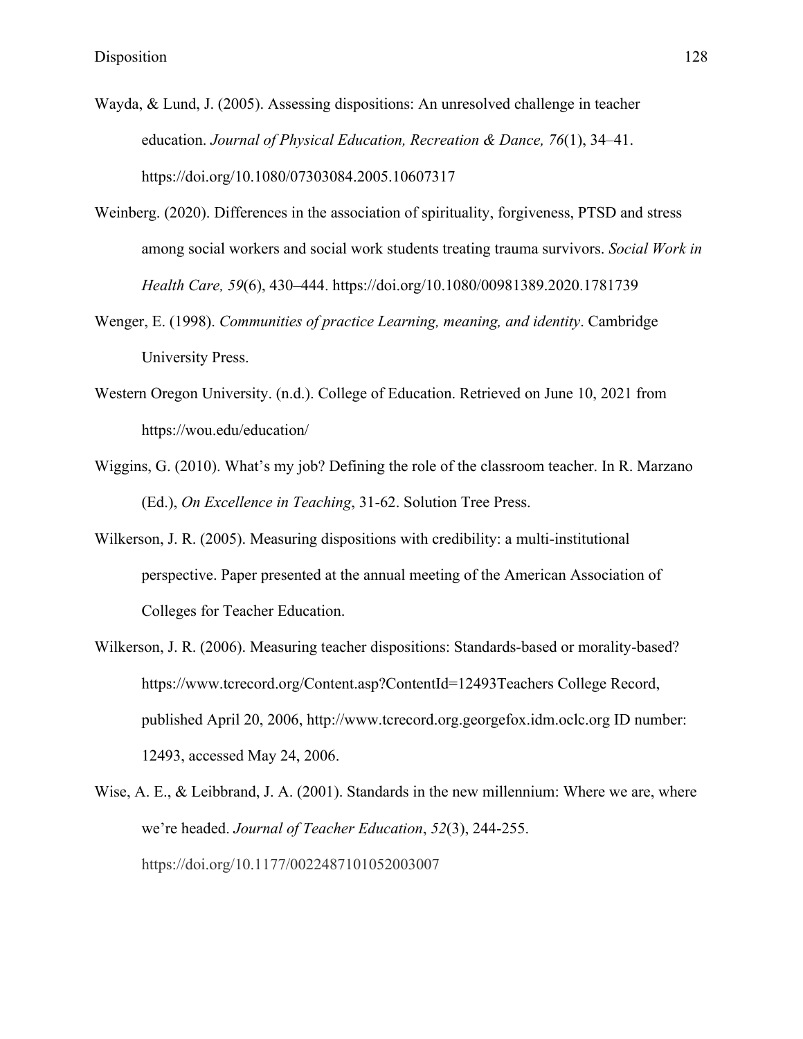Wayda, & Lund, J. (2005). Assessing dispositions: An unresolved challenge in teacher education. *Journal of Physical Education, Recreation & Dance, 76*(1), 34–41. https://doi.org/10.1080/07303084.2005.10607317

Weinberg. (2020). Differences in the association of spirituality, forgiveness, PTSD and stress among social workers and social work students treating trauma survivors. *Social Work in Health Care, 59*(6), 430–444. https://doi.org/10.1080/00981389.2020.1781739

Wenger, E. (1998). *Communities of practice Learning, meaning, and identity*. Cambridge University Press.

Western Oregon University. (n.d.). College of Education. Retrieved on June 10, 2021 from https://wou.edu/education/

Wiggins, G. (2010). What's my job? Defining the role of the classroom teacher. In R. Marzano (Ed.), *On Excellence in Teaching*, 31-62. Solution Tree Press.

Wilkerson, J. R. (2005). Measuring dispositions with credibility: a multi-institutional perspective. Paper presented at the annual meeting of the American Association of Colleges for Teacher Education.

Wilkerson, J. R. (2006). Measuring teacher dispositions: Standards-based or morality-based? https://www.tcrecord.org/Content.asp?ContentId=12493Teachers College Record, published April 20, 2006, http://www.tcrecord.org.georgefox.idm.oclc.org ID number: 12493, accessed May 24, 2006.

Wise, A. E., & Leibbrand, J. A. (2001). Standards in the new millennium: Where we are, where we're headed. *Journal of Teacher Education*, *52*(3), 244-255. https://doi.org/10.1177/0022487101052003007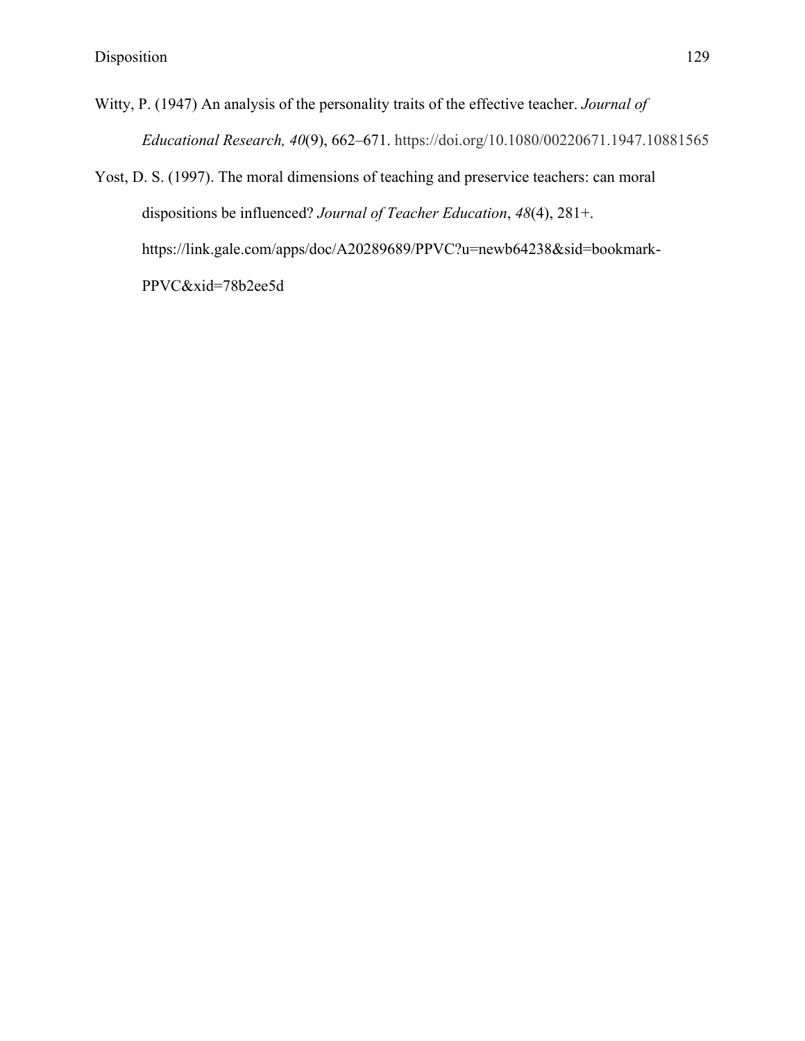Witty, P. (1947) An analysis of the personality traits of the effective teacher. *Journal of Educational Research, 40*(9), 662–671. https://doi.org/10.1080/00220671.1947.10881565

Yost, D. S. (1997). The moral dimensions of teaching and preservice teachers: can moral dispositions be influenced? *Journal of Teacher Education*, *48*(4), 281+. https://link.gale.com/apps/doc/A20289689/PPVC?u=newb64238&sid=bookmark-PPVC&xid=78b2ee5d